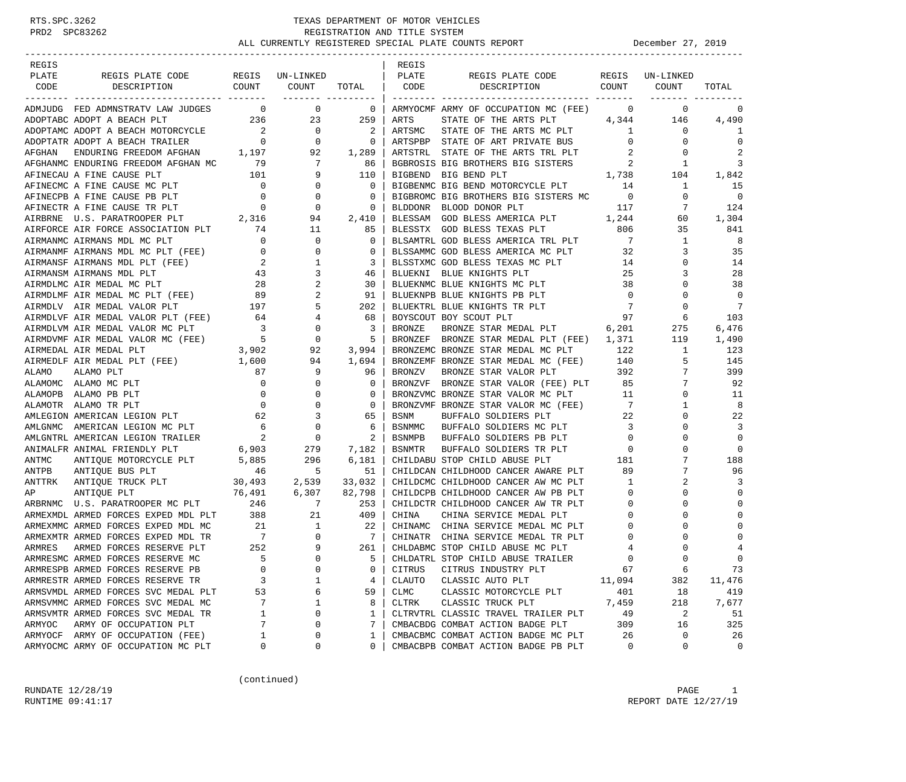TEXAS DEPARTMENT OF MOTOR VEHICLES
REGISTRATION AND TITLE SYSTEM
ALL CURRENTLY REGISTERED SPECIAL PLATE COUNTS REPORT

December 27, 2019

RTS.SPC.3262
PRD2 SPC83262

| REGIS PLATE CODE | REGIS PLATE CODE DESCRIPTION | REGIS COUNT | UN-LINKED COUNT | TOTAL |
|---|---|---|---|---|
| ADMJUDG | FED ADMNSTRATV LAW JUDGES | 0 | 0 | 0 |
| ADOPTABC | ADOPT A BEACH PLT | 236 | 23 | 259 |
| ADOPTAMC | ADOPT A BEACH MOTORCYCLE | 2 | 0 | 2 |
| ADOPTATR | ADOPT A BEACH TRAILER | 0 | 0 | 0 |
| AFGHAN | ENDURING FREEDOM AFGHAN | 1,197 | 92 | 1,289 |
| AFGHANMC | ENDURING FREEDOM AFGHAN MC | 79 | 7 | 86 |
| AFINECAU | A FINE CAUSE PLT | 101 | 9 | 110 |
| AFINECMC | A FINE CAUSE MC PLT | 0 | 0 | 0 |
| AFINECPB | A FINE CAUSE PB PLT | 0 | 0 | 0 |
| AFINECTR | A FINE CAUSE TR PLT | 0 | 0 | 0 |
| AIRBRNE | U.S. PARATROOPER PLT | 2,316 | 94 | 2,410 |
| AIRFORCE | AIR FORCE ASSOCIATION PLT | 74 | 11 | 85 |
| AIRMANMC | AIRMANS MDL MC PLT | 0 | 0 | 0 |
| AIRMANMF | AIRMANS MDL MC PLT (FEE) | 0 | 0 | 0 |
| AIRMANSF | AIRMANS MDL PLT (FEE) | 2 | 1 | 3 |
| AIRMANSM | AIRMANS MDL PLT | 43 | 3 | 46 |
| AIRMDLMC | AIR MEDAL MC PLT | 28 | 2 | 30 |
| AIRMDLMF | AIR MEDAL MC PLT (FEE) | 89 | 2 | 91 |
| AIRMDLV | AIR MEDAL VALOR PLT | 197 | 5 | 202 |
| AIRMDLVF | AIR MEDAL VALOR PLT (FEE) | 64 | 4 | 68 |
| AIRMDLVM | AIR MEDAL VALOR MC PLT | 3 | 0 | 3 |
| AIRMDVMF | AIR MEDAL VALOR MC (FEE) | 5 | 0 | 5 |
| AIRMEDAL | AIR MEDAL PLT | 3,902 | 92 | 3,994 |
| AIRMEDLF | AIR MEDAL PLT (FEE) | 1,600 | 94 | 1,694 |
| ALAMO | ALAMO PLT | 87 | 9 | 96 |
| ALAMOMC | ALAMO MC PLT | 0 | 0 | 0 |
| ALAMOPB | ALAMO PB PLT | 0 | 0 | 0 |
| ALAMOTR | ALAMO TR PLT | 0 | 0 | 0 |
| AMLEGION | AMERICAN LEGION PLT | 62 | 3 | 65 |
| AMLGNMC | AMERICAN LEGION MC PLT | 6 | 0 | 6 |
| AMLGNTRL | AMERICAN LEGION TRAILER | 2 | 0 | 2 |
| ANIMALFR | ANIMAL FRIENDLY PLT | 6,903 | 279 | 7,182 |
| ANTMC | ANTIQUE MOTORCYCLE PLT | 5,885 | 296 | 6,181 |
| ANTPB | ANTIQUE BUS PLT | 46 | 5 | 51 |
| ANTTRK | ANTIQUE TRUCK PLT | 30,493 | 2,539 | 33,032 |
| AP | ANTIQUE PLT | 76,491 | 6,307 | 82,798 |
| ARBRNMC | U.S. PARATROOPER MC PLT | 246 | 7 | 253 |
| ARMEXMDL | ARMED FORCES EXPED MDL PLT | 388 | 21 | 409 |
| ARMEXMMC | ARMED FORCES EXPED MDL MC | 21 | 1 | 22 |
| ARMEXMTR | ARMED FORCES EXPED MDL TR | 7 | 0 | 7 |
| ARMRES | ARMED FORCES RESERVE PLT | 252 | 9 | 261 |
| ARMRESMC | ARMED FORCES RESERVE MC | 5 | 0 | 5 |
| ARMRESPB | ARMED FORCES RESERVE PB | 0 | 0 | 0 |
| ARMRESTR | ARMED FORCES RESERVE TR | 3 | 1 | 4 |
| ARMSVMDL | ARMED FORCES SVC MEDAL PLT | 53 | 6 | 59 |
| ARMSVMMC | ARMED FORCES SVC MEDAL MC | 7 | 1 | 8 |
| ARMSVMTR | ARMED FORCES SVC MEDAL TR | 1 | 0 | 1 |
| ARMYOC | ARMY OF OCCUPATION PLT | 7 | 0 | 7 |
| ARMYOCF | ARMY OF OCCUPATION (FEE) | 1 | 0 | 1 |
| ARMYOCMC | ARMY OF OCCUPATION MC PLT | 0 | 0 | 0 |
| ARMYOCMF | ARMY OF OCCUPATION MC (FEE) | 0 | 0 | 0 |
| ARTS | STATE OF THE ARTS PLT | 4,344 | 146 | 4,490 |
| ARTSMC | STATE OF THE ARTS MC PLT | 1 | 0 | 1 |
| ARTSPBP | STATE OF ART PRIVATE BUS | 0 | 0 | 0 |
| ARTSTRL | STATE OF THE ARTS TRL PLT | 2 | 0 | 2 |
| BGBROSIS | BIG BROTHERS BIG SISTERS | 2 | 1 | 3 |
| BIGBEND | BIG BEND PLT | 1,738 | 104 | 1,842 |
| BIGBENMC | BIG BEND MOTORCYCLE PLT | 14 | 1 | 15 |
| BIGBROMC | BIG BROTHERS BIG SISTERS MC | 0 | 0 | 0 |
| BLDDONR | BLOOD DONOR PLT | 117 | 7 | 124 |
| BLESSAM | GOD BLESS AMERICA PLT | 1,244 | 60 | 1,304 |
| BLESSTX | GOD BLESS TEXAS PLT | 806 | 35 | 841 |
| BLSAMTRL | GOD BLESS AMERICA TRL PLT | 7 | 1 | 8 |
| BLSSAMMC | GOD BLESS AMERICA MC PLT | 32 | 3 | 35 |
| BLSSTXMC | GOD BLESS TEXAS MC PLT | 14 | 0 | 14 |
| BLUEKNI | BLUE KNIGHTS PLT | 25 | 3 | 28 |
| BLUEKNMC | BLUE KNIGHTS MC PLT | 38 | 0 | 38 |
| BLUEKNPB | BLUE KNIGHTS PB PLT | 0 | 0 | 0 |
| BLUEKTRL | BLUE KNIGHTS TR PLT | 7 | 0 | 7 |
| BOYSCOUT | BOY SCOUT PLT | 97 | 6 | 103 |
| BRONZE | BRONZE STAR MEDAL PLT | 6,201 | 275 | 6,476 |
| BRONZEF | BRONZE STAR MEDAL PLT (FEE) | 1,371 | 119 | 1,490 |
| BRONZEMC | BRONZE STAR MEDAL MC PLT | 122 | 1 | 123 |
| BRONZEMF | BRONZE STAR MEDAL MC (FEE) | 140 | 5 | 145 |
| BRONZV | BRONZE STAR VALOR PLT | 392 | 7 | 399 |
| BRONZVF | BRONZE STAR VALOR (FEE) PLT | 85 | 7 | 92 |
| BRONZVMC | BRONZE STAR VALOR MC PLT | 11 | 0 | 11 |
| BRONZVMF | BRONZE STAR VALOR MC (FEE) | 7 | 1 | 8 |
| BSNM | BUFFALO SOLDIERS PLT | 22 | 0 | 22 |
| BSNMMC | BUFFALO SOLDIERS MC PLT | 3 | 0 | 3 |
| BSNMPB | BUFFALO SOLDIERS PB PLT | 0 | 0 | 0 |
| BSNMTR | BUFFALO SOLDIERS TR PLT | 0 | 0 | 0 |
| CHILDABU | STOP CHILD ABUSE PLT | 181 | 7 | 188 |
| CHILDCAN | CHILDHOOD CANCER AWARE PLT | 89 | 7 | 96 |
| CHILDCMC | CHILDHOOD CANCER AW MC PLT | 1 | 2 | 3 |
| CHILDCPB | CHILDHOOD CANCER AW PB PLT | 0 | 0 | 0 |
| CHILDCTR | CHILDHOOD CANCER AW TR PLT | 0 | 0 | 0 |
| CHINA | CHINA SERVICE MEDAL PLT | 0 | 0 | 0 |
| CHINAMC | CHINA SERVICE MEDAL MC PLT | 0 | 0 | 0 |
| CHINATR | CHINA SERVICE MEDAL TR PLT | 0 | 0 | 0 |
| CHLDABMC | STOP CHILD ABUSE MC PLT | 4 | 0 | 4 |
| CHLDATRL | STOP CHILD ABUSE TRAILER | 0 | 0 | 0 |
| CITRUS | CITRUS INDUSTRY PLT | 67 | 6 | 73 |
| CLAUTO | CLASSIC AUTO PLT | 11,094 | 382 | 11,476 |
| CLMC | CLASSIC MOTORCYCLE PLT | 401 | 18 | 419 |
| CLTRK | CLASSIC TRUCK PLT | 7,459 | 218 | 7,677 |
| CLTRVTRL | CLASSIC TRAVEL TRAILER PLT | 49 | 2 | 51 |
| CMBACBDG | COMBAT ACTION BADGE PLT | 309 | 16 | 325 |
| CMBACBMC | COMBAT ACTION BADGE MC PLT | 26 | 0 | 26 |
| CMBACBPB | COMBAT ACTION BADGE PB PLT | 0 | 0 | 0 |

(continued)

RUNDATE 12/28/19
RUNTIME 09:41:17
REPORT DATE 12/27/19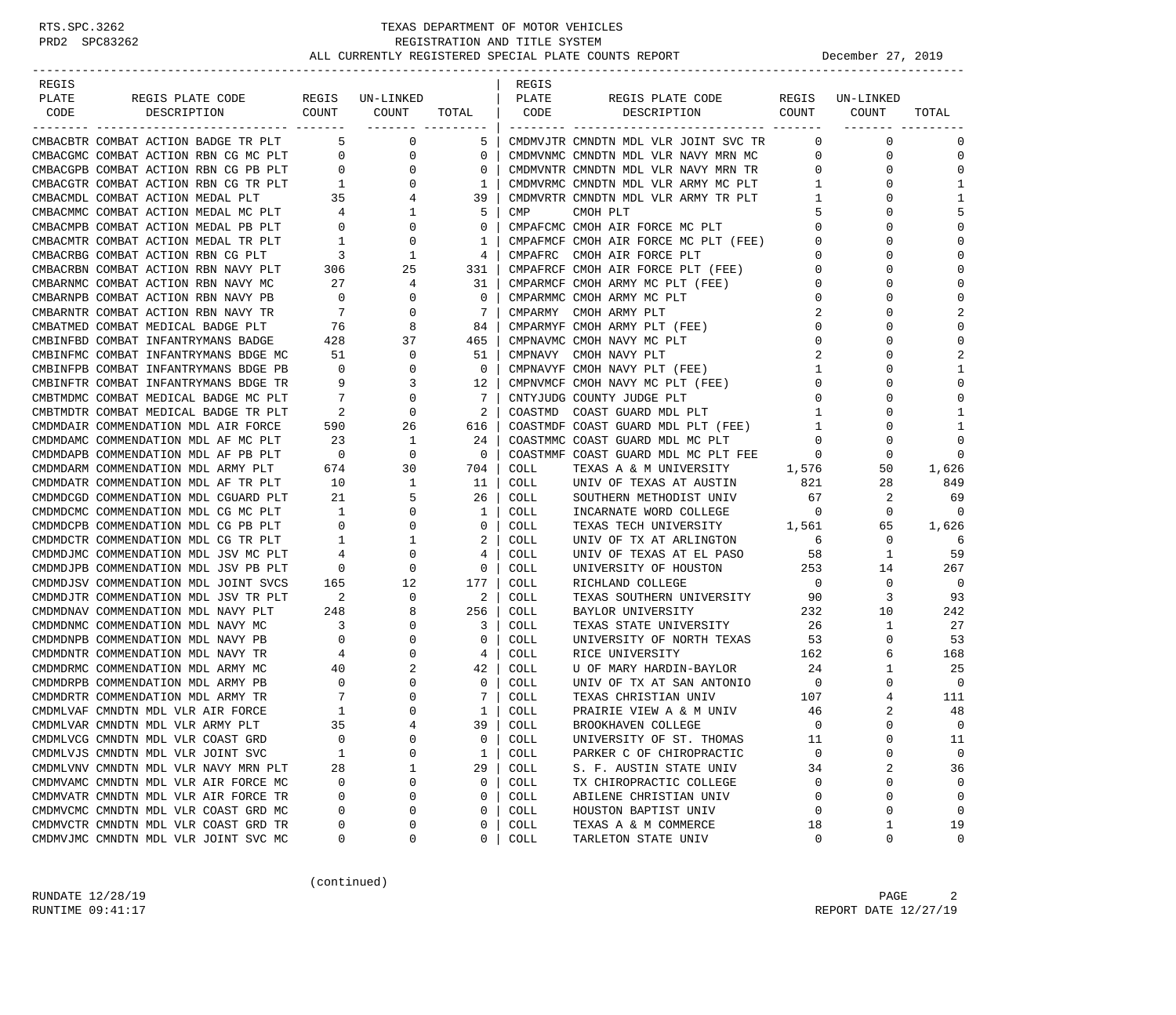| REGIS PLATE CODE | REGIS PLATE CODE DESCRIPTION | REGIS COUNT | UN-LINKED COUNT | TOTAL |
|---|---|---|---|---|
| CMBACBTR | COMBAT ACTION BADGE TR PLT | 5 | 0 | 5 |
| CMBACGMC | COMBAT ACTION RBN CG MC PLT | 0 | 0 | 0 |
| CMBACGPB | COMBAT ACTION RBN CG PB PLT | 0 | 0 | 0 |
| CMBACGTR | COMBAT ACTION RBN CG TR PLT | 1 | 0 | 1 |
| CMBACMDL | COMBAT ACTION MEDAL PLT | 35 | 4 | 39 |
| CMBACMMC | COMBAT ACTION MEDAL MC PLT | 4 | 1 | 5 |
| CMBACMPB | COMBAT ACTION MEDAL PB PLT | 0 | 0 | 0 |
| CMBACMTR | COMBAT ACTION MEDAL TR PLT | 1 | 0 | 1 |
| CMBACRBG | COMBAT ACTION RBN CG PLT | 3 | 1 | 4 |
| CMBACRBN | COMBAT ACTION RBN NAVY PLT | 306 | 25 | 331 |
| CMBARNMC | COMBAT ACTION RBN NAVY MC | 27 | 4 | 31 |
| CMBARNPB | COMBAT ACTION RBN NAVY PB | 0 | 0 | 0 |
| CMBARNTR | COMBAT ACTION RBN NAVY TR | 7 | 0 | 7 |
| CMBATMED | COMBAT MEDICAL BADGE PLT | 76 | 8 | 84 |
| CMBINFBD | COMBAT INFANTRYMANS BADGE | 428 | 37 | 465 |
| CMBINFMC | COMBAT INFANTRYMANS BDGE MC | 51 | 0 | 51 |
| CMBINFPB | COMBAT INFANTRYMANS BDGE PB | 0 | 0 | 0 |
| CMBINFTR | COMBAT INFANTRYMANS BDGE TR | 9 | 3 | 12 |
| CMBTMDMC | COMBAT MEDICAL BADGE MC PLT | 7 | 0 | 7 |
| CMBTMDTR | COMBAT MEDICAL BADGE TR PLT | 2 | 0 | 2 |
| CMDMDAIR | COMMENDATION MDL AIR FORCE | 590 | 26 | 616 |
| CMDMDAMC | COMMENDATION MDL AF MC PLT | 23 | 1 | 24 |
| CMDMDAPB | COMMENDATION MDL AF PB PLT | 0 | 0 | 0 |
| CMDMDARM | COMMENDATION MDL ARMY PLT | 674 | 30 | 704 |
| CMDMDATR | COMMENDATION MDL AF TR PLT | 10 | 1 | 11 |
| CMDMDCGD | COMMENDATION MDL CGUARD PLT | 21 | 5 | 26 |
| CMDMDCMC | COMMENDATION MDL CG MC PLT | 1 | 0 | 1 |
| CMDMDCPB | COMMENDATION MDL CG PB PLT | 0 | 0 | 0 |
| CMDMDCTR | COMMENDATION MDL CG TR PLT | 1 | 1 | 2 |
| CMDMDJMC | COMMENDATION MDL JSV MC PLT | 4 | 0 | 4 |
| CMDMDJPB | COMMENDATION MDL JSV PB PLT | 0 | 0 | 0 |
| CMDMDJSV | COMMENDATION MDL JOINT SVCS | 165 | 12 | 177 |
| CMDMDJTR | COMMENDATION MDL JSV TR PLT | 2 | 0 | 2 |
| CMDMDNAV | COMMENDATION MDL NAVY PLT | 248 | 8 | 256 |
| CMDMDNMC | COMMENDATION MDL NAVY MC | 3 | 0 | 3 |
| CMDMDNPB | COMMENDATION MDL NAVY PB | 0 | 0 | 0 |
| CMDMDNTR | COMMENDATION MDL NAVY TR | 4 | 0 | 4 |
| CMDMDRMC | COMMENDATION MDL ARMY MC | 40 | 2 | 42 |
| CMDMDRPB | COMMENDATION MDL ARMY PB | 0 | 0 | 0 |
| CMDMDRTR | COMMENDATION MDL ARMY TR | 7 | 0 | 7 |
| CMDMLVAF | CMNDTN MDL VLR AIR FORCE | 1 | 0 | 1 |
| CMDMLVAR | CMNDTN MDL VLR ARMY PLT | 35 | 4 | 39 |
| CMDMLVCG | CMNDTN MDL VLR COAST GRD | 0 | 0 | 0 |
| CMDMLVJS | CMNDTN MDL VLR JOINT SVC | 1 | 0 | 1 |
| CMDMLVNV | CMNDTN MDL VLR NAVY MRN PLT | 28 | 1 | 29 |
| CMDMVAMC | CMNDTN MDL VLR AIR FORCE MC | 0 | 0 | 0 |
| CMDMVATR | CMNDTN MDL VLR AIR FORCE TR | 0 | 0 | 0 |
| CMDMVCMC | CMNDTN MDL VLR COAST GRD MC | 0 | 0 | 0 |
| CMDMVCTR | CMNDTN MDL VLR COAST GRD TR | 0 | 0 | 0 |
| CMDMVJMC | CMNDTN MDL VLR JOINT SVC MC | 0 | 0 | 0 |
| CMDMVJTR | CMNDTN MDL VLR JOINT SVC TR | 0 | 0 | 0 |
| CMDMVNMC | CMNDTN MDL VLR NAVY MRN MC | 0 | 0 | 0 |
| CMDMVNTR | CMNDTN MDL VLR NAVY MRN TR | 0 | 0 | 0 |
| CMDMVRMC | CMNDTN MDL VLR ARMY MC PLT | 1 | 0 | 1 |
| CMDMVRTR | CMNDTN MDL VLR ARMY TR PLT | 1 | 0 | 1 |
| CMP | CMOH PLT | 5 | 0 | 5 |
| CMPAFCMC | CMOH AIR FORCE MC PLT | 0 | 0 | 0 |
| CMPAFMCF | CMOH AIR FORCE MC PLT (FEE) | 0 | 0 | 0 |
| CMPAFRC | CMOH AIR FORCE PLT | 0 | 0 | 0 |
| CMPAFRCF | CMOH AIR FORCE PLT (FEE) | 0 | 0 | 0 |
| CMPARMCF | CMOH ARMY MC PLT (FEE) | 0 | 0 | 0 |
| CMPARMMC | CMOH ARMY MC PLT | 0 | 0 | 0 |
| CMPARMY | CMOH ARMY PLT | 2 | 0 | 2 |
| CMPARMYF | CMOH ARMY PLT (FEE) | 0 | 0 | 0 |
| CMPNAVMC | CMOH NAVY MC PLT | 0 | 0 | 0 |
| CMPNAVY | CMOH NAVY PLT | 2 | 0 | 2 |
| CMPNAVYF | CMOH NAVY PLT (FEE) | 1 | 0 | 1 |
| CMPNVMCF | CMOH NAVY MC PLT (FEE) | 0 | 0 | 0 |
| CNTYJUDG | COUNTY JUDGE PLT | 0 | 0 | 0 |
| COASTMD | COAST GUARD MDL PLT | 1 | 0 | 1 |
| COASTMDF | COAST GUARD MDL PLT (FEE) | 1 | 0 | 1 |
| COASTMMC | COAST GUARD MDL MC PLT | 0 | 0 | 0 |
| COASTMMF | COAST GUARD MDL MC PLT FEE | 0 | 0 | 0 |
| COLL | TEXAS A & M UNIVERSITY | 1,576 | 50 | 1,626 |
| COLL | UNIV OF TEXAS AT AUSTIN | 821 | 28 | 849 |
| COLL | SOUTHERN METHODIST UNIV | 67 | 2 | 69 |
| COLL | INCARNATE WORD COLLEGE | 0 | 0 | 0 |
| COLL | TEXAS TECH UNIVERSITY | 1,561 | 65 | 1,626 |
| COLL | UNIV OF TX AT ARLINGTON | 6 | 0 | 6 |
| COLL | UNIV OF TEXAS AT EL PASO | 58 | 1 | 59 |
| COLL | UNIVERSITY OF HOUSTON | 253 | 14 | 267 |
| COLL | RICHLAND COLLEGE | 0 | 0 | 0 |
| COLL | TEXAS SOUTHERN UNIVERSITY | 90 | 3 | 93 |
| COLL | BAYLOR UNIVERSITY | 232 | 10 | 242 |
| COLL | TEXAS STATE UNIVERSITY | 26 | 1 | 27 |
| COLL | UNIVERSITY OF NORTH TEXAS | 53 | 0 | 53 |
| COLL | RICE UNIVERSITY | 162 | 6 | 168 |
| COLL | U OF MARY HARDIN-BAYLOR | 24 | 1 | 25 |
| COLL | UNIV OF TX AT SAN ANTONIO | 0 | 0 | 0 |
| COLL | TEXAS CHRISTIAN UNIV | 107 | 4 | 111 |
| COLL | PRAIRIE VIEW A & M UNIV | 46 | 2 | 48 |
| COLL | BROOKHAVEN COLLEGE | 0 | 0 | 0 |
| COLL | UNIVERSITY OF ST. THOMAS | 11 | 0 | 11 |
| COLL | PARKER C OF CHIROPRACTIC | 0 | 0 | 0 |
| COLL | S. F. AUSTIN STATE UNIV | 34 | 2 | 36 |
| COLL | TX CHIROPRACTIC COLLEGE | 0 | 0 | 0 |
| COLL | ABILENE CHRISTIAN UNIV | 0 | 0 | 0 |
| COLL | HOUSTON BAPTIST UNIV | 0 | 0 | 0 |
| COLL | TEXAS A & M COMMERCE | 18 | 1 | 19 |
| COLL | TARLETON STATE UNIV | 0 | 0 | 0 |

(continued)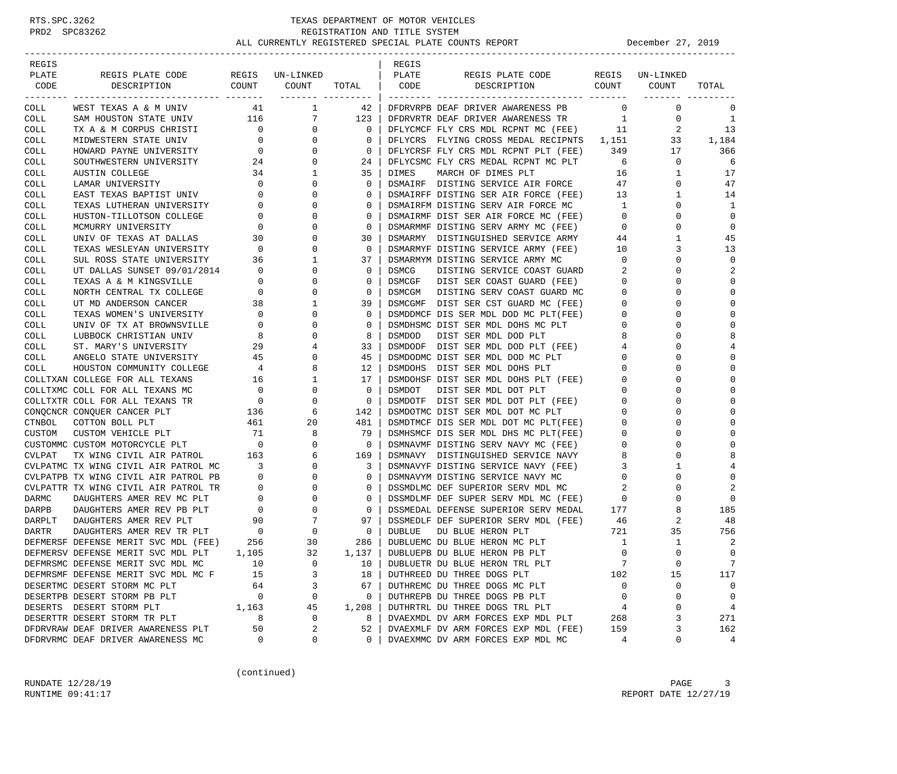TEXAS DEPARTMENT OF MOTOR VEHICLES
REGISTRATION AND TITLE SYSTEM
ALL CURRENTLY REGISTERED SPECIAL PLATE COUNTS REPORT — December 27, 2019

| REGIS PLATE CODE | REGIS PLATE CODE DESCRIPTION | REGIS COUNT | UN-LINKED COUNT | TOTAL |
|---|---|---|---|---|
| COLL | WEST TEXAS A & M UNIV | 41 | 1 | 42 |
| COLL | SAM HOUSTON STATE UNIV | 116 | 7 | 123 |
| COLL | TX A & M CORPUS CHRISTI | 0 | 0 | 0 |
| COLL | MIDWESTERN STATE UNIV | 0 | 0 | 0 |
| COLL | HOWARD PAYNE UNIVERSITY | 0 | 0 | 0 |
| COLL | SOUTHWESTERN UNIVERSITY | 24 | 0 | 24 |
| COLL | AUSTIN COLLEGE | 34 | 1 | 35 |
| COLL | LAMAR UNIVERSITY | 0 | 0 | 0 |
| COLL | EAST TEXAS BAPTIST UNIV | 0 | 0 | 0 |
| COLL | TEXAS LUTHERAN UNIVERSITY | 0 | 0 | 0 |
| COLL | HUSTON-TILLOTSON COLLEGE | 0 | 0 | 0 |
| COLL | MCMURRY UNIVERSITY | 0 | 0 | 0 |
| COLL | UNIV OF TEXAS AT DALLAS | 30 | 0 | 30 |
| COLL | TEXAS WESLEYAN UNIVERSITY | 0 | 0 | 0 |
| COLL | SUL ROSS STATE UNIVERSITY | 36 | 1 | 37 |
| COLL | UT DALLAS SUNSET 09/01/2014 | 0 | 0 | 0 |
| COLL | TEXAS A & M KINGSVILLE | 0 | 0 | 0 |
| COLL | NORTH CENTRAL TX COLLEGE | 0 | 0 | 0 |
| COLL | UT MD ANDERSON CANCER | 38 | 1 | 39 |
| COLL | TEXAS WOMEN'S UNIVERSITY | 0 | 0 | 0 |
| COLL | UNIV OF TX AT BROWNSVILLE | 0 | 0 | 0 |
| COLL | LUBBOCK CHRISTIAN UNIV | 8 | 0 | 8 |
| COLL | ST. MARY'S UNIVERSITY | 29 | 4 | 33 |
| COLL | ANGELO STATE UNIVERSITY | 45 | 0 | 45 |
| COLL | HOUSTON COMMUNITY COLLEGE | 4 | 8 | 12 |
| COLLTXAN | COLLEGE FOR ALL TEXANS | 16 | 1 | 17 |
| COLLTXMC | COLL FOR ALL TEXANS MC | 0 | 0 | 0 |
| COLLTXTR | COLL FOR ALL TEXANS TR | 0 | 0 | 0 |
| CONQCNCR | CONQUER CANCER PLT | 136 | 6 | 142 |
| CTNBOL | COTTON BOLL PLT | 461 | 20 | 481 |
| CUSTOM | CUSTOM VEHICLE PLT | 71 | 8 | 79 |
| CUSTOMMC | CUSTOM MOTORCYCLE PLT | 0 | 0 | 0 |
| CVLPAT | TX WING CIVIL AIR PATROL | 163 | 6 | 169 |
| CVLPATMC | TX WING CIVIL AIR PATROL MC | 3 | 0 | 3 |
| CVLPATPB | TX WING CIVIL AIR PATROL PB | 0 | 0 | 0 |
| CVLPATTR | TX WING CIVIL AIR PATROL TR | 0 | 0 | 0 |
| DARMC | DAUGHTERS AMER REV MC PLT | 0 | 0 | 0 |
| DARPB | DAUGHTERS AMER REV PB PLT | 0 | 0 | 0 |
| DARPLT | DAUGHTERS AMER REV PLT | 90 | 7 | 97 |
| DARTR | DAUGHTERS AMER REV TR PLT | 0 | 0 | 0 |
| DEFMERSF | DEFENSE MERIT SVC MDL (FEE) | 256 | 30 | 286 |
| DEFMERSV | DEFENSE MERIT SVC MDL PLT | 1,105 | 32 | 1,137 |
| DEFMRSMC | DEFENSE MERIT SVC MDL MC | 10 | 0 | 10 |
| DEFMRSMF | DEFENSE MERIT SVC MDL MC F | 15 | 3 | 18 |
| DESERTMC | DESERT STORM MC PLT | 64 | 3 | 67 |
| DESERTPB | DESERT STORM PB PLT | 0 | 0 | 0 |
| DESERTS | DESERT STORM PLT | 1,163 | 45 | 1,208 |
| DESERTTR | DESERT STORM TR PLT | 8 | 0 | 8 |
| DFDRVRAW | DEAF DRIVER AWARENESS PLT | 50 | 2 | 52 |
| DFDRVRMC | DEAF DRIVER AWARENESS MC | 0 | 0 | 0 |
| DFDRVRPB | DEAF DRIVER AWARENESS PB | 0 | 0 | 0 |
| DFDRVRTR | DEAF DRIVER AWARENESS TR | 1 | 0 | 1 |
| DFLYCMCF | FLY CRS MDL RCPNT MC (FEE) | 11 | 2 | 13 |
| DFLYCRS | FLYING CROSS MEDAL RECIPNTS | 1,151 | 33 | 1,184 |
| DFLYCRSF | FLY CRS MDL RCPNT PLT (FEE) | 349 | 17 | 366 |
| DFLYCSMC | FLY CRS MEDAL RCPNT MC PLT | 6 | 0 | 6 |
| DIMES | MARCH OF DIMES PLT | 16 | 1 | 17 |
| DSMAIRF | DISTING SERVICE AIR FORCE | 47 | 0 | 47 |
| DSMAIRFF | DISTING SER AIR FORCE (FEE) | 13 | 1 | 14 |
| DSMAIRFM | DISTING SERV AIR FORCE MC | 1 | 0 | 1 |
| DSMAIRMF | DIST SER AIR FORCE MC (FEE) | 0 | 0 | 0 |
| DSMARMMF | DISTING SERV ARMY MC (FEE) | 0 | 0 | 0 |
| DSMARMY | DISTINGUISHED SERVICE ARMY | 44 | 1 | 45 |
| DSMARMYF | DISTING SERVICE ARMY (FEE) | 10 | 3 | 13 |
| DSMARMYM | DISTING SERVICE ARMY MC | 0 | 0 | 0 |
| DSMCG | DISTING SERVICE COAST GUARD | 2 | 0 | 2 |
| DSMCGF | DIST SER COAST GUARD (FEE) | 0 | 0 | 0 |
| DSMCGM | DISTING SERV COAST GUARD MC | 0 | 0 | 0 |
| DSMCGMF | DIST SER CST GUARD MC (FEE) | 0 | 0 | 0 |
| DSMDDMCF | DIS SER MDL DOD MC PLT(FEE) | 0 | 0 | 0 |
| DSMDHSMC | DIST SER MDL DOHS MC PLT | 0 | 0 | 0 |
| DSMDOD | DIST SER MDL DOD PLT | 8 | 0 | 8 |
| DSMDODF | DIST SER MDL DOD PLT (FEE) | 4 | 0 | 4 |
| DSMDODMC | DIST SER MDL DOD MC PLT | 0 | 0 | 0 |
| DSMDOHS | DIST SER MDL DOHS PLT | 0 | 0 | 0 |
| DSMDOHSF | DIST SER MDL DOHS PLT (FEE) | 0 | 0 | 0 |
| DSMDOT | DIST SER MDL DOT PLT | 0 | 0 | 0 |
| DSMDOTF | DIST SER MDL DOT PLT (FEE) | 0 | 0 | 0 |
| DSMDOTMC | DIST SER MDL DOT MC PLT | 0 | 0 | 0 |
| DSMDTMCF | DIS SER MDL DOT MC PLT(FEE) | 0 | 0 | 0 |
| DSMHSMCF | DIS SER MDL DHS MC PLT(FEE) | 0 | 0 | 0 |
| DSMNAVMF | DISTING SERV NAVY MC (FEE) | 0 | 0 | 0 |
| DSMNAVY | DISTINGUISHED SERVICE NAVY | 8 | 0 | 8 |
| DSMNAVYF | DISTING SERVICE NAVY (FEE) | 3 | 1 | 4 |
| DSMNAVYM | DISTING SERVICE NAVY MC | 0 | 0 | 0 |
| DSSMDLMC | DEF SUPERIOR SERV MDL MC | 2 | 0 | 2 |
| DSSMDLMF | DEF SUPER SERV MDL MC (FEE) | 0 | 0 | 0 |
| DSSMEDAL | DEFENSE SUPERIOR SERV MEDAL | 177 | 8 | 185 |
| DSSMEDLF | DEF SUPERIOR SERV MDL (FEE) | 46 | 2 | 48 |
| DUBLUE | DU BLUE HERON PLT | 721 | 35 | 756 |
| DUBLUEMC | DU BLUE HERON MC PLT | 1 | 1 | 2 |
| DUBLUEPB | DU BLUE HERON PB PLT | 0 | 0 | 0 |
| DUBLUETR | DU BLUE HERON TRL PLT | 7 | 0 | 7 |
| DUTHREED | DU THREE DOGS PLT | 102 | 15 | 117 |
| DUTHREMC | DU THREE DOGS MC PLT | 0 | 0 | 0 |
| DUTHREPB | DU THREE DOGS PB PLT | 0 | 0 | 0 |
| DUTHRTRL | DU THREE DOGS TRL PLT | 4 | 0 | 4 |
| DVAEXMDL | DV ARM FORCES EXP MDL PLT | 268 | 3 | 271 |
| DVAEXMLF | DV ARM FORCES EXP MDL (FEE) | 159 | 3 | 162 |
| DVAEXMMC | DV ARM FORCES EXP MDL MC | 4 | 0 | 4 |

(continued)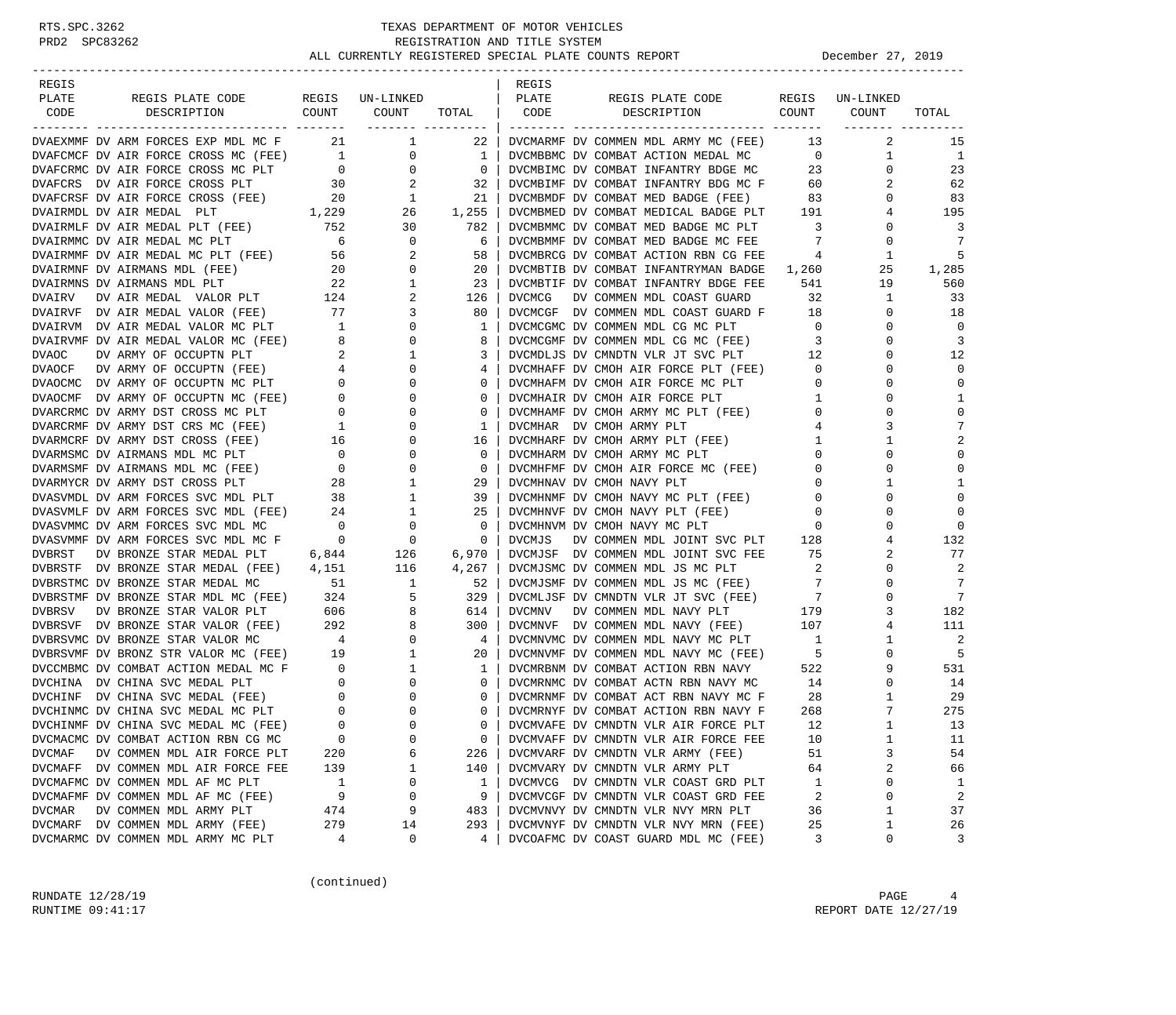# TEXAS DEPARTMENT OF MOTOR VEHICLES

## REGISTRATION AND TITLE SYSTEM

### ALL CURRENTLY REGISTERED SPECIAL PLATE COUNTS REPORT

December 27, 2019

| REGIS PLATE CODE | REGIS PLATE CODE DESCRIPTION | REGIS COUNT | UN-LINKED COUNT | TOTAL |
|---|---|---|---|---|
| DVAEXMMF | DV ARM FORCES EXP MDL MC F | 21 | 1 | 22 |
| DVAFCMCF | DV AIR FORCE CROSS MC (FEE) | 1 | 0 | 1 |
| DVAFCRMC | DV AIR FORCE CROSS MC PLT | 0 | 0 | 0 |
| DVAFCRS | DV AIR FORCE CROSS PLT | 30 | 2 | 32 |
| DVAFCRSF | DV AIR FORCE CROSS (FEE) | 20 | 1 | 21 |
| DVAIRMDL | DV AIR MEDAL PLT | 1,229 | 26 | 1,255 |
| DVAIRMLF | DV AIR MEDAL PLT (FEE) | 752 | 30 | 782 |
| DVAIRMMC | DV AIR MEDAL MC PLT | 6 | 0 | 6 |
| DVAIRMMF | DV AIR MEDAL MC PLT (FEE) | 56 | 2 | 58 |
| DVAIRMNF | DV AIRMANS MDL (FEE) | 20 | 0 | 20 |
| DVAIRMNS | DV AIRMANS MDL PLT | 22 | 1 | 23 |
| DVAIRV | DV AIR MEDAL VALOR PLT | 124 | 2 | 126 |
| DVAIRVF | DV AIR MEDAL VALOR (FEE) | 77 | 3 | 80 |
| DVAIRVM | DV AIR MEDAL VALOR MC PLT | 1 | 0 | 1 |
| DVAIRVMF | DV AIR MEDAL VALOR MC (FEE) | 8 | 0 | 8 |
| DVAOC | DV ARMY OF OCCUPTN PLT | 2 | 1 | 3 |
| DVAOCF | DV ARMY OF OCCUPTN (FEE) | 4 | 0 | 4 |
| DVAOCMC | DV ARMY OF OCCUPTN MC PLT | 0 | 0 | 0 |
| DVAOCMF | DV ARMY OF OCCUPTN MC (FEE) | 0 | 0 | 0 |
| DVARCRMC | DV ARMY DST CROSS MC PLT | 0 | 0 | 0 |
| DVARCRMF | DV ARMY DST CRS MC (FEE) | 1 | 0 | 1 |
| DVARMCRF | DV ARMY DST CROSS (FEE) | 16 | 0 | 16 |
| DVARMSMC | DV AIRMANS MDL MC PLT | 0 | 0 | 0 |
| DVARMSMF | DV AIRMANS MDL MC (FEE) | 0 | 0 | 0 |
| DVARMYCR | DV ARMY DST CROSS PLT | 28 | 1 | 29 |
| DVASVMDL | DV ARM FORCES SVC MDL PLT | 38 | 1 | 39 |
| DVASVMLF | DV ARM FORCES SVC MDL (FEE) | 24 | 1 | 25 |
| DVASVMMC | DV ARM FORCES SVC MDL MC | 0 | 0 | 0 |
| DVASVMMF | DV ARM FORCES SVC MDL MC F | 0 | 0 | 0 |
| DVBRST | DV BRONZE STAR MEDAL PLT | 6,844 | 126 | 6,970 |
| DVBRSTF | DV BRONZE STAR MEDAL (FEE) | 4,151 | 116 | 4,267 |
| DVBRSTMC | DV BRONZE STAR MEDAL MC | 51 | 1 | 52 |
| DVBRSTMF | DV BRONZE STAR MDL MC (FEE) | 324 | 5 | 329 |
| DVBRSV | DV BRONZE STAR VALOR PLT | 606 | 8 | 614 |
| DVBRSVF | DV BRONZE STAR VALOR (FEE) | 292 | 8 | 300 |
| DVBRSVMC | DV BRONZE STAR VALOR MC | 4 | 0 | 4 |
| DVBRSVMF | DV BRONZ STR VALOR MC (FEE) | 19 | 1 | 20 |
| DVCCMBMC | DV COMBAT ACTION MEDAL MC F | 0 | 1 | 1 |
| DVCHINA | DV CHINA SVC MEDAL PLT | 0 | 0 | 0 |
| DVCHINF | DV CHINA SVC MEDAL (FEE) | 0 | 0 | 0 |
| DVCHINMC | DV CHINA SVC MEDAL MC PLT | 0 | 0 | 0 |
| DVCHINMF | DV CHINA SVC MEDAL MC (FEE) | 0 | 0 | 0 |
| DVCMACMC | DV COMBAT ACTION RBN CG MC | 0 | 0 | 0 |
| DVCMAF | DV COMMEN MDL AIR FORCE PLT | 220 | 6 | 226 |
| DVCMAFF | DV COMMEN MDL AIR FORCE FEE | 139 | 1 | 140 |
| DVCMAFMC | DV COMMEN MDL AF MC PLT | 1 | 0 | 1 |
| DVCMAFMF | DV COMMEN MDL AF MC (FEE) | 9 | 0 | 9 |
| DVCMAR | DV COMMEN MDL ARMY PLT | 474 | 9 | 483 |
| DVCMARF | DV COMMEN MDL ARMY (FEE) | 279 | 14 | 293 |
| DVCMARMC | DV COMMEN MDL ARMY MC PLT | 4 | 0 | 4 |
| DVCMARMF | DV COMMEN MDL ARMY MC (FEE) | 13 | 2 | 15 |
| DVCMBBMC | DV COMBAT ACTION MEDAL MC | 0 | 1 | 1 |
| DVCMBIMC | DV COMBAT INFANTRY BDGE MC | 23 | 0 | 23 |
| DVCMBIMF | DV COMBAT INFANTRY BDG MC F | 60 | 2 | 62 |
| DVCMBMDF | DV COMBAT MED BADGE (FEE) | 83 | 0 | 83 |
| DVCMBMED | DV COMBAT MEDICAL BADGE PLT | 191 | 4 | 195 |
| DVCMBMMC | DV COMBAT MED BADGE MC PLT | 3 | 0 | 3 |
| DVCMBMMF | DV COMBAT MED BADGE MC FEE | 7 | 0 | 7 |
| DVCMBRCG | DV COMBAT ACTION RBN CG FEE | 4 | 1 | 5 |
| DVCMBTIB | DV COMBAT INFANTRYMAN BADGE | 1,260 | 25 | 1,285 |
| DVCMBTIF | DV COMBAT INFANTRY BDGE FEE | 541 | 19 | 560 |
| DVCMCG | DV COMMEN MDL COAST GUARD | 32 | 1 | 33 |
| DVCMCGF | DV COMMEN MDL COAST GUARD F | 18 | 0 | 18 |
| DVCMCGMC | DV COMMEN MDL CG MC PLT | 0 | 0 | 0 |
| DVCMCGMF | DV COMMEN MDL CG MC (FEE) | 3 | 0 | 3 |
| DVCMDLJS | DV CMNDTN VLR JT SVC PLT | 12 | 0 | 12 |
| DVCMHAFF | DV CMOH AIR FORCE PLT (FEE) | 0 | 0 | 0 |
| DVCMHAFM | DV CMOH AIR FORCE MC PLT | 0 | 0 | 0 |
| DVCMHAIR | DV CMOH AIR FORCE PLT | 1 | 0 | 1 |
| DVCMHAMF | DV CMOH ARMY MC PLT (FEE) | 0 | 0 | 0 |
| DVCMHAR | DV CMOH ARMY PLT | 4 | 3 | 7 |
| DVCMHARF | DV CMOH ARMY PLT (FEE) | 1 | 1 | 2 |
| DVCMHARM | DV CMOH ARMY MC PLT | 0 | 0 | 0 |
| DVCMHFMF | DV CMOH AIR FORCE MC (FEE) | 0 | 0 | 0 |
| DVCMHNAV | DV CMOH NAVY PLT | 0 | 1 | 1 |
| DVCMHNMF | DV CMOH NAVY MC PLT (FEE) | 0 | 0 | 0 |
| DVCMHNVF | DV CMOH NAVY PLT (FEE) | 0 | 0 | 0 |
| DVCMHNVM | DV CMOH NAVY MC PLT | 0 | 0 | 0 |
| DVCMJS | DV COMMEN MDL JOINT SVC PLT | 128 | 4 | 132 |
| DVCMJSF | DV COMMEN MDL JOINT SVC FEE | 75 | 2 | 77 |
| DVCMJSMC | DV COMMEN MDL JS MC PLT | 2 | 0 | 2 |
| DVCMJSMF | DV COMMEN MDL JS MC (FEE) | 7 | 0 | 7 |
| DVCMLJSF | DV CMNDTN VLR JT SVC (FEE) | 7 | 0 | 7 |
| DVCMNV | DV COMMEN MDL NAVY PLT | 179 | 3 | 182 |
| DVCMNVF | DV COMMEN MDL NAVY (FEE) | 107 | 4 | 111 |
| DVCMNVMC | DV COMMEN MDL NAVY MC PLT | 1 | 1 | 2 |
| DVCMNVMF | DV COMMEN MDL NAVY MC (FEE) | 5 | 0 | 5 |
| DVCMRBNM | DV COMBAT ACTION RBN NAVY | 522 | 9 | 531 |
| DVCMRNMC | DV COMBAT ACTN RBN NAVY MC | 14 | 0 | 14 |
| DVCMRNMF | DV COMBAT ACT RBN NAVY MC F | 28 | 1 | 29 |
| DVCMRNYF | DV COMBAT ACTION RBN NAVY F | 268 | 7 | 275 |
| DVCMVAFE | DV CMNDTN VLR AIR FORCE PLT | 12 | 1 | 13 |
| DVCMVAFF | DV CMNDTN VLR AIR FORCE FEE | 10 | 1 | 11 |
| DVCMVARF | DV CMNDTN VLR ARMY (FEE) | 51 | 3 | 54 |
| DVCMVARY | DV CMNDTN VLR ARMY PLT | 64 | 2 | 66 |
| DVCMVCG | DV CMNDTN VLR COAST GRD PLT | 1 | 0 | 1 |
| DVCMVCGF | DV CMNDTN VLR COAST GRD FEE | 2 | 0 | 2 |
| DVCMVNVY | DV CMNDTN VLR NVY MRN PLT | 36 | 1 | 37 |
| DVCMVNYF | DV CMNDTN VLR NVY MRN (FEE) | 25 | 1 | 26 |
| DVCOAFMC | DV COAST GUARD MDL MC (FEE) | 3 | 0 | 3 |

(continued)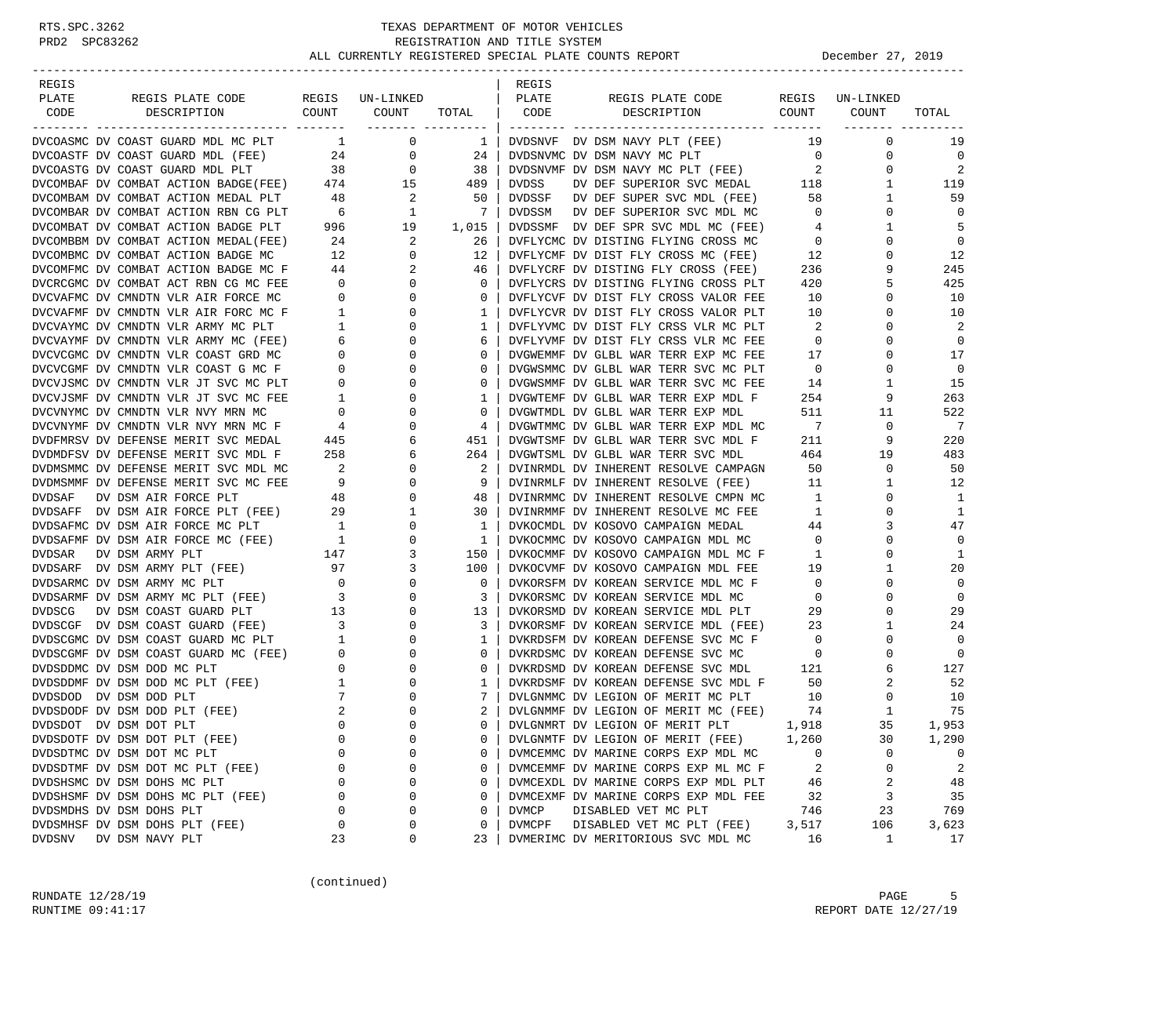RTS.SPC.3262
PRD2 SPC83262

# TEXAS DEPARTMENT OF MOTOR VEHICLES
## REGISTRATION AND TITLE SYSTEM
### ALL CURRENTLY REGISTERED SPECIAL PLATE COUNTS REPORT

December 27, 2019

| REGIS PLATE CODE | REGIS PLATE CODE DESCRIPTION | REGIS COUNT | UN-LINKED COUNT | TOTAL |
|---|---|---|---|---|
| DVCOASMC | DV COAST GUARD MDL MC PLT | 1 | 0 | 1 |
| DVCOASTF | DV COAST GUARD MDL (FEE) | 24 | 0 | 24 |
| DVCOASTG | DV COAST GUARD MDL PLT | 38 | 0 | 38 |
| DVCOMBAF | DV COMBAT ACTION BADGE(FEE) | 474 | 15 | 489 |
| DVCOMBAM | DV COMBAT ACTION MEDAL PLT | 48 | 2 | 50 |
| DVCOMBAR | DV COMBAT ACTION RBN CG PLT | 6 | 1 | 7 |
| DVCOMBAT | DV COMBAT ACTION BADGE PLT | 996 | 19 | 1,015 |
| DVCOMBBM | DV COMBAT ACTION MEDAL(FEE) | 24 | 2 | 26 |
| DVCOMBMC | DV COMBAT ACTION BADGE MC | 12 | 0 | 12 |
| DVCOMFMC | DV COMBAT ACTION BADGE MC F | 44 | 2 | 46 |
| DVCRCGMC | DV COMBAT ACT RBN CG MC FEE | 0 | 0 | 0 |
| DVCVAFMC | DV CMNDTN VLR AIR FORCE MC | 0 | 0 | 0 |
| DVCVAFMF | DV CMNDTN VLR AIR FORC MC F | 1 | 0 | 1 |
| DVCVAYMC | DV CMNDTN VLR ARMY MC PLT | 1 | 0 | 1 |
| DVCVAYMF | DV CMNDTN VLR ARMY MC (FEE) | 6 | 0 | 6 |
| DVCVCGMC | DV CMNDTN VLR COAST GRD MC | 0 | 0 | 0 |
| DVCVCGMF | DV CMNDTN VLR COAST G MC F | 0 | 0 | 0 |
| DVCVJSMC | DV CMNDTN VLR JT SVC MC PLT | 0 | 0 | 0 |
| DVCVJSMF | DV CMNDTN VLR JT SVC MC FEE | 1 | 0 | 1 |
| DVCVNYMC | DV CMNDTN VLR NVY MRN MC | 0 | 0 | 0 |
| DVCVNYMF | DV CMNDTN VLR NVY MRN MC F | 4 | 0 | 4 |
| DVDFMRSV | DV DEFENSE MERIT SVC MEDAL | 445 | 6 | 451 |
| DVDMDFSV | DV DEFENSE MERIT SVC MDL F | 258 | 6 | 264 |
| DVDMSMMC | DV DEFENSE MERIT SVC MDL MC | 2 | 0 | 2 |
| DVDMSMMF | DV DEFENSE MERIT SVC MC FEE | 9 | 0 | 9 |
| DVDSAF | DV DSM AIR FORCE PLT | 48 | 0 | 48 |
| DVDSAFF | DV DSM AIR FORCE PLT (FEE) | 29 | 1 | 30 |
| DVDSAFMC | DV DSM AIR FORCE MC PLT | 1 | 0 | 1 |
| DVDSAFMF | DV DSM AIR FORCE MC (FEE) | 1 | 0 | 1 |
| DVDSAR | DV DSM ARMY PLT | 147 | 3 | 150 |
| DVDSARF | DV DSM ARMY PLT (FEE) | 97 | 3 | 100 |
| DVDSARMC | DV DSM ARMY MC PLT | 0 | 0 | 0 |
| DVDSARMF | DV DSM ARMY MC PLT (FEE) | 3 | 0 | 3 |
| DVDSCG | DV DSM COAST GUARD PLT | 13 | 0 | 13 |
| DVDSCGF | DV DSM COAST GUARD (FEE) | 3 | 0 | 3 |
| DVDSCGMC | DV DSM COAST GUARD MC PLT | 1 | 0 | 1 |
| DVDSCGMF | DV DSM COAST GUARD MC (FEE) | 0 | 0 | 0 |
| DVDSDDMC | DV DSM DOD MC PLT | 0 | 0 | 0 |
| DVDSDDMF | DV DSM DOD MC PLT (FEE) | 1 | 0 | 1 |
| DVDSDOD | DV DSM DOD PLT | 7 | 0 | 7 |
| DVDSDODF | DV DSM DOD PLT (FEE) | 2 | 0 | 2 |
| DVDSDOT | DV DSM DOT PLT | 0 | 0 | 0 |
| DVDSDOTF | DV DSM DOT PLT (FEE) | 0 | 0 | 0 |
| DVDSDTMC | DV DSM DOT MC PLT | 0 | 0 | 0 |
| DVDSDTMF | DV DSM DOT MC PLT (FEE) | 0 | 0 | 0 |
| DVDSHSMC | DV DSM DOHS MC PLT | 0 | 0 | 0 |
| DVDSHSMF | DV DSM DOHS MC PLT (FEE) | 0 | 0 | 0 |
| DVDSMDHS | DV DSM DOHS PLT | 0 | 0 | 0 |
| DVDSMHSF | DV DSM DOHS PLT (FEE) | 0 | 0 | 0 |
| DVDSNV | DV DSM NAVY PLT | 23 | 0 | 23 |
| DVDSNVF | DV DSM NAVY PLT (FEE) | 19 | 0 | 19 |
| DVDSNVMC | DV DSM NAVY MC PLT | 0 | 0 | 0 |
| DVDSNVMF | DV DSM NAVY MC PLT (FEE) | 2 | 0 | 2 |
| DVDSS | DV DEF SUPERIOR SVC MEDAL | 118 | 1 | 119 |
| DVDSSF | DV DEF SUPER SVC MDL (FEE) | 58 | 1 | 59 |
| DVDSSM | DV DEF SUPERIOR SVC MDL MC | 0 | 0 | 0 |
| DVDSSMF | DV DEF SPR SVC MDL MC (FEE) | 4 | 1 | 5 |
| DVFLYCMC | DV DISTING FLYING CROSS MC | 0 | 0 | 0 |
| DVFLYCMF | DV DIST FLY CROSS MC (FEE) | 12 | 0 | 12 |
| DVFLYCRF | DV DISTING FLYING CROSS (FEE) | 236 | 9 | 245 |
| DVFLYCRS | DV DISTING FLYING CROSS PLT | 420 | 5 | 425 |
| DVFLYCVF | DV DIST FLY CROSS VALOR FEE | 10 | 0 | 10 |
| DVFLYCVR | DV DIST FLY CROSS VALOR PLT | 10 | 0 | 10 |
| DVFLYVMC | DV DIST FLY CRSS VLR MC PLT | 2 | 0 | 2 |
| DVFLYVMF | DV DIST FLY CRSS VLR MC FEE | 0 | 0 | 0 |
| DVGWEMMF | DV GLBL WAR TERR EXP MC FEE | 17 | 0 | 17 |
| DVGWSMMC | DV GLBL WAR TERR SVC MC PLT | 0 | 0 | 0 |
| DVGWSMMF | DV GLBL WAR TERR SVC MC FEE | 14 | 1 | 15 |
| DVGWTEMF | DV GLBL WAR TERR EXP MDL F | 254 | 9 | 263 |
| DVGWTMDL | DV GLBL WAR TERR EXP MDL | 511 | 11 | 522 |
| DVGWTMMC | DV GLBL WAR TERR EXP MDL MC | 7 | 0 | 7 |
| DVGWTSMF | DV GLBL WAR TERR SVC MDL F | 211 | 9 | 220 |
| DVGWTSML | DV GLBL WAR TERR SVC MDL | 464 | 19 | 483 |
| DVINRMDL | DV INHERENT RESOLVE CAMPAGN | 50 | 0 | 50 |
| DVINRMLF | DV INHERENT RESOLVE (FEE) | 11 | 1 | 12 |
| DVINRMMC | DV INHERENT RESOLVE CMPN MC | 1 | 0 | 1 |
| DVINRMMF | DV INHERENT RESOLVE MC FEE | 1 | 0 | 1 |
| DVKOCMDL | DV KOSOVO CAMPAIGN MEDAL | 44 | 3 | 47 |
| DVKOCMMC | DV KOSOVO CAMPAIGN MDL MC | 0 | 0 | 0 |
| DVKOCMMF | DV KOSOVO CAMPAIGN MDL MC F | 1 | 0 | 1 |
| DVKOCVMF | DV KOSOVO CAMPAIGN MDL FEE | 19 | 1 | 20 |
| DVKORSFM | DV KOREAN SERVICE MDL MC F | 0 | 0 | 0 |
| DVKORSMC | DV KOREAN SERVICE MDL MC | 0 | 0 | 0 |
| DVKORSMD | DV KOREAN SERVICE MDL PLT | 29 | 0 | 29 |
| DVKORSMF | DV KOREAN SERVICE MDL (FEE) | 23 | 1 | 24 |
| DVKRDSFM | DV KOREAN DEFENSE SVC MC F | 0 | 0 | 0 |
| DVKRDSMC | DV KOREAN DEFENSE SVC MC | 0 | 0 | 0 |
| DVKRDSMD | DV KOREAN DEFENSE SVC MDL | 121 | 6 | 127 |
| DVKRDSMF | DV KOREAN DEFENSE SVC MDL F | 50 | 2 | 52 |
| DVLGNMMC | DV LEGION OF MERIT MC PLT | 10 | 0 | 10 |
| DVLGNMMF | DV LEGION OF MERIT MC (FEE) | 74 | 1 | 75 |
| DVLGNMRT | DV LEGION OF MERIT PLT | 1,918 | 35 | 1,953 |
| DVLGNMTF | DV LEGION OF MERIT (FEE) | 1,260 | 30 | 1,290 |
| DVMCEMMC | DV MARINE CORPS EXP MDL MC | 0 | 0 | 0 |
| DVMCEMMF | DV MARINE CORPS EXP ML MC F | 2 | 0 | 2 |
| DVMCEXDL | DV MARINE CORPS EXP MDL PLT | 46 | 2 | 48 |
| DVMCEXMF | DV MARINE CORPS EXP MDL FEE | 32 | 3 | 35 |
| DVMCP | DISABLED VET MC PLT | 746 | 23 | 769 |
| DVMCPF | DISABLED VET MC PLT (FEE) | 3,517 | 106 | 3,623 |
| DVMERIMC | DV MERITORIOUS SVC MDL MC | 16 | 1 | 17 |

(continued)

RUNDATE 12/28/19
RUNTIME 09:41:17

REPORT DATE 12/27/19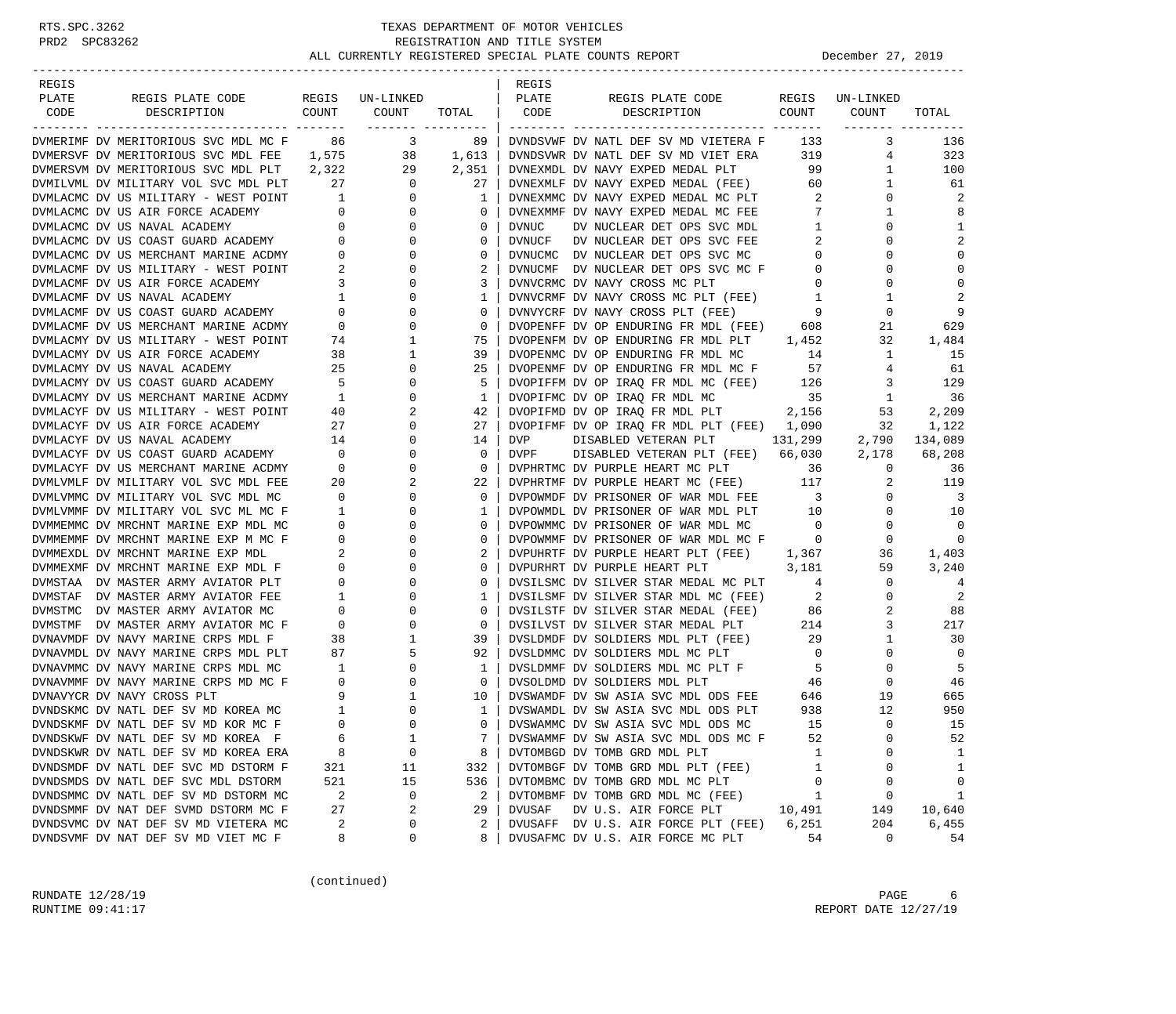# TEXAS DEPARTMENT OF MOTOR VEHICLES
## REGISTRATION AND TITLE SYSTEM
### ALL CURRENTLY REGISTERED SPECIAL PLATE COUNTS REPORT — December 27, 2019

RTS.SPC.3262
PRD2 SPC83262

| REGIS PLATE CODE | REGIS PLATE CODE DESCRIPTION | REGIS COUNT | UN-LINKED COUNT | TOTAL |
|---|---|---|---|---|
| DVMERIMF | DV MERITORIOUS SVC MDL MC F | 86 | 3 | 89 |
| DVMERSVF | DV MERITORIOUS SVC MDL FEE | 1,575 | 38 | 1,613 |
| DVMERSVM | DV MERITORIOUS SVC MDL PLT | 2,322 | 29 | 2,351 |
| DVMILVML | DV MILITARY VOL SVC MDL PLT | 27 | 0 | 27 |
| DVMLACMC | DV US MILITARY - WEST POINT | 1 | 0 | 1 |
| DVMLACMC | DV US AIR FORCE ACADEMY | 0 | 0 | 0 |
| DVMLACMC | DV US NAVAL ACADEMY | 0 | 0 | 0 |
| DVMLACMC | DV US COAST GUARD ACADEMY | 0 | 0 | 0 |
| DVMLACMC | DV US MERCHANT MARINE ACDMY | 0 | 0 | 0 |
| DVMLACMF | DV US MILITARY - WEST POINT | 2 | 0 | 2 |
| DVMLACMF | DV US AIR FORCE ACADEMY | 3 | 0 | 3 |
| DVMLACMF | DV US NAVAL ACADEMY | 1 | 0 | 1 |
| DVMLACMF | DV US COAST GUARD ACADEMY | 0 | 0 | 0 |
| DVMLACMF | DV US MERCHANT MARINE ACDMY | 0 | 0 | 0 |
| DVMLACMY | DV US MILITARY - WEST POINT | 74 | 1 | 75 |
| DVMLACMY | DV US AIR FORCE ACADEMY | 38 | 1 | 39 |
| DVMLACMY | DV US NAVAL ACADEMY | 25 | 0 | 25 |
| DVMLACMY | DV US COAST GUARD ACADEMY | 5 | 0 | 5 |
| DVMLACMY | DV US MERCHANT MARINE ACDMY | 1 | 0 | 1 |
| DVMLACYF | DV US MILITARY - WEST POINT | 40 | 2 | 42 |
| DVMLACYF | DV US AIR FORCE ACADEMY | 27 | 0 | 27 |
| DVMLACYF | DV US NAVAL ACADEMY | 14 | 0 | 14 |
| DVMLACYF | DV US COAST GUARD ACADEMY | 0 | 0 | 0 |
| DVMLACYF | DV US MERCHANT MARINE ACDMY | 0 | 0 | 0 |
| DVMLVMLF | DV MILITARY VOL SVC MDL FEE | 20 | 2 | 22 |
| DVMLVMMC | DV MILITARY VOL SVC MDL MC | 0 | 0 | 0 |
| DVMLVMMF | DV MILITARY VOL SVC ML MC F | 1 | 0 | 1 |
| DVMMEMMC | DV MRCHNT MARINE EXP MDL MC | 0 | 0 | 0 |
| DVMMEMMF | DV MRCHNT MARINE EXP M MC F | 0 | 0 | 0 |
| DVMMEXDL | DV MRCHNT MARINE EXP MDL | 2 | 0 | 2 |
| DVMMEXMF | DV MRCHNT MARINE EXP MDL F | 0 | 0 | 0 |
| DVMSTAA | DV MASTER ARMY AVIATOR PLT | 0 | 0 | 0 |
| DVMSTAF | DV MASTER ARMY AVIATOR FEE | 1 | 0 | 1 |
| DVMSTMC | DV MASTER ARMY AVIATOR MC | 0 | 0 | 0 |
| DVMSTMF | DV MASTER ARMY AVIATOR MC F | 0 | 0 | 0 |
| DVNAVMDF | DV NAVY MARINE CRPS MDL F | 38 | 1 | 39 |
| DVNAVMDL | DV NAVY MARINE CRPS MDL PLT | 87 | 5 | 92 |
| DVNAVMMC | DV NAVY MARINE CRPS MDL MC | 1 | 0 | 1 |
| DVNAVMMF | DV NAVY MARINE CRPS MD MC F | 0 | 0 | 0 |
| DVNAVYCR | DV NAVY CROSS PLT | 9 | 1 | 10 |
| DVNDSKMC | DV NATL DEF SV MD KOREA MC | 1 | 0 | 1 |
| DVNDSKMF | DV NATL DEF SV MD KOR MC F | 0 | 0 | 0 |
| DVNDSKWF | DV NATL DEF SV MD KOREA F | 6 | 1 | 7 |
| DVNDSKWR | DV NATL DEF SV MD KOREA ERA | 8 | 0 | 8 |
| DVNDSMDF | DV NATL DEF SVC MD DSTORM F | 321 | 11 | 332 |
| DVNDSMDS | DV NATL DEF SVC MDL DSTORM | 521 | 15 | 536 |
| DVNDSMMC | DV NATL DEF SV MD DSTORM MC | 2 | 0 | 2 |
| DVNDSMMF | DV NAT DEF SVMD DSTORM MC F | 27 | 2 | 29 |
| DVNDSVMC | DV NAT DEF SV MD VIETERA MC | 2 | 0 | 2 |
| DVNDSVMF | DV NAT DEF SV MD VIET MC F | 8 | 0 | 8 |
| DVNDSVWF | DV NATL DEF SV MD VIETERA F | 133 | 3 | 136 |
| DVNDSVWR | DV NATL DEF SV MD VIET ERA | 319 | 4 | 323 |
| DVNEXMDL | DV NAVY EXPED MEDAL PLT | 99 | 1 | 100 |
| DVNEXMLF | DV NAVY EXPED MEDAL (FEE) | 60 | 1 | 61 |
| DVNEXMMC | DV NAVY EXPED MEDAL MC PLT | 2 | 0 | 2 |
| DVNEXMMF | DV NAVY EXPED MEDAL MC FEE | 7 | 1 | 8 |
| DVNUC | DV NUCLEAR DET OPS SVC MDL | 1 | 0 | 1 |
| DVNUCF | DV NUCLEAR DET OPS SVC FEE | 2 | 0 | 2 |
| DVNUCMC | DV NUCLEAR DET OPS SVC MC | 0 | 0 | 0 |
| DVNUCMF | DV NUCLEAR DET OPS SVC MC F | 0 | 0 | 0 |
| DVNVCRMC | DV NAVY CROSS MC PLT | 0 | 0 | 0 |
| DVNVCRMF | DV NAVY CROSS MC PLT (FEE) | 1 | 1 | 2 |
| DVNVYCRF | DV NAVY CROSS PLT (FEE) | 9 | 0 | 9 |
| DVOPENFF | DV OP ENDURING FR MDL (FEE) | 608 | 21 | 629 |
| DVOPENFM | DV OP ENDURING FR MDL PLT | 1,452 | 32 | 1,484 |
| DVOPENMC | DV OP ENDURING FR MDL MC | 14 | 1 | 15 |
| DVOPENMF | DV OP ENDURING FR MDL MC F | 57 | 4 | 61 |
| DVOPIFFM | DV OP IRAQ FR MDL MC (FEE) | 126 | 3 | 129 |
| DVOPIFMC | DV OP IRAQ FR MDL MC | 35 | 1 | 36 |
| DVOPIFMD | DV OP IRAQ FR MDL PLT | 2,156 | 53 | 2,209 |
| DVOPIFMF | DV OP IRAQ FR MDL PLT (FEE) | 1,090 | 32 | 1,122 |
| DVP | DISABLED VETERAN PLT | 131,299 | 2,790 | 134,089 |
| DVPF | DISABLED VETERAN PLT (FEE) | 66,030 | 2,178 | 68,208 |
| DVPHRTMC | DV PURPLE HEART MC PLT | 36 | 0 | 36 |
| DVPHRTMF | DV PURPLE HEART MC (FEE) | 117 | 2 | 119 |
| DVPOWMDF | DV PRISONER OF WAR MDL FEE | 3 | 0 | 3 |
| DVPOWMDL | DV PRISONER OF WAR MDL PLT | 10 | 0 | 10 |
| DVPOWMMC | DV PRISONER OF WAR MDL MC | 0 | 0 | 0 |
| DVPOWMMF | DV PRISONER OF WAR MDL MC F | 0 | 0 | 0 |
| DVPUHRTF | DV PURPLE HEART PLT (FEE) | 1,367 | 36 | 1,403 |
| DVPURHRT | DV PURPLE HEART PLT | 3,181 | 59 | 3,240 |
| DVSILSMC | DV SILVER STAR MEDAL MC PLT | 4 | 0 | 4 |
| DVSILSMF | DV SILVER STAR MDL MC (FEE) | 2 | 0 | 2 |
| DVSILSTF | DV SILVER STAR MEDAL (FEE) | 86 | 2 | 88 |
| DVSILVST | DV SILVER STAR MEDAL PLT | 214 | 3 | 217 |
| DVSLDMDF | DV SOLDIERS MDL PLT (FEE) | 29 | 1 | 30 |
| DVSLDMMC | DV SOLDIERS MDL MC PLT | 0 | 0 | 0 |
| DVSLDMMF | DV SOLDIERS MDL MC PLT F | 5 | 0 | 5 |
| DVSOLDMD | DV SOLDIERS MDL PLT | 46 | 0 | 46 |
| DVSWAMDF | DV SW ASIA SVC MDL ODS FEE | 646 | 19 | 665 |
| DVSWAMDL | DV SW ASIA SVC MDL ODS PLT | 938 | 12 | 950 |
| DVSWAMMC | DV SW ASIA SVC MDL ODS MC | 15 | 0 | 15 |
| DVSWAMMF | DV SW ASIA SVC MDL ODS MC F | 52 | 0 | 52 |
| DVTOMBGD | DV TOMB GRD MDL PLT | 1 | 0 | 1 |
| DVTOMBGF | DV TOMB GRD MDL PLT (FEE) | 1 | 0 | 1 |
| DVTOMBMC | DV TOMB GRD MDL MC PLT | 0 | 0 | 0 |
| DVTOMBMF | DV TOMB GRD MDL MC (FEE) | 1 | 0 | 1 |
| DVUSAF | DV U.S. AIR FORCE PLT | 10,491 | 149 | 10,640 |
| DVUSAFF | DV U.S. AIR FORCE PLT (FEE) | 6,251 | 204 | 6,455 |
| DVUSAFMC | DV U.S. AIR FORCE MC PLT | 54 | 0 | 54 |

(continued)

RUNDATE 12/28/19
RUNTIME 09:41:17
REPORT DATE 12/27/19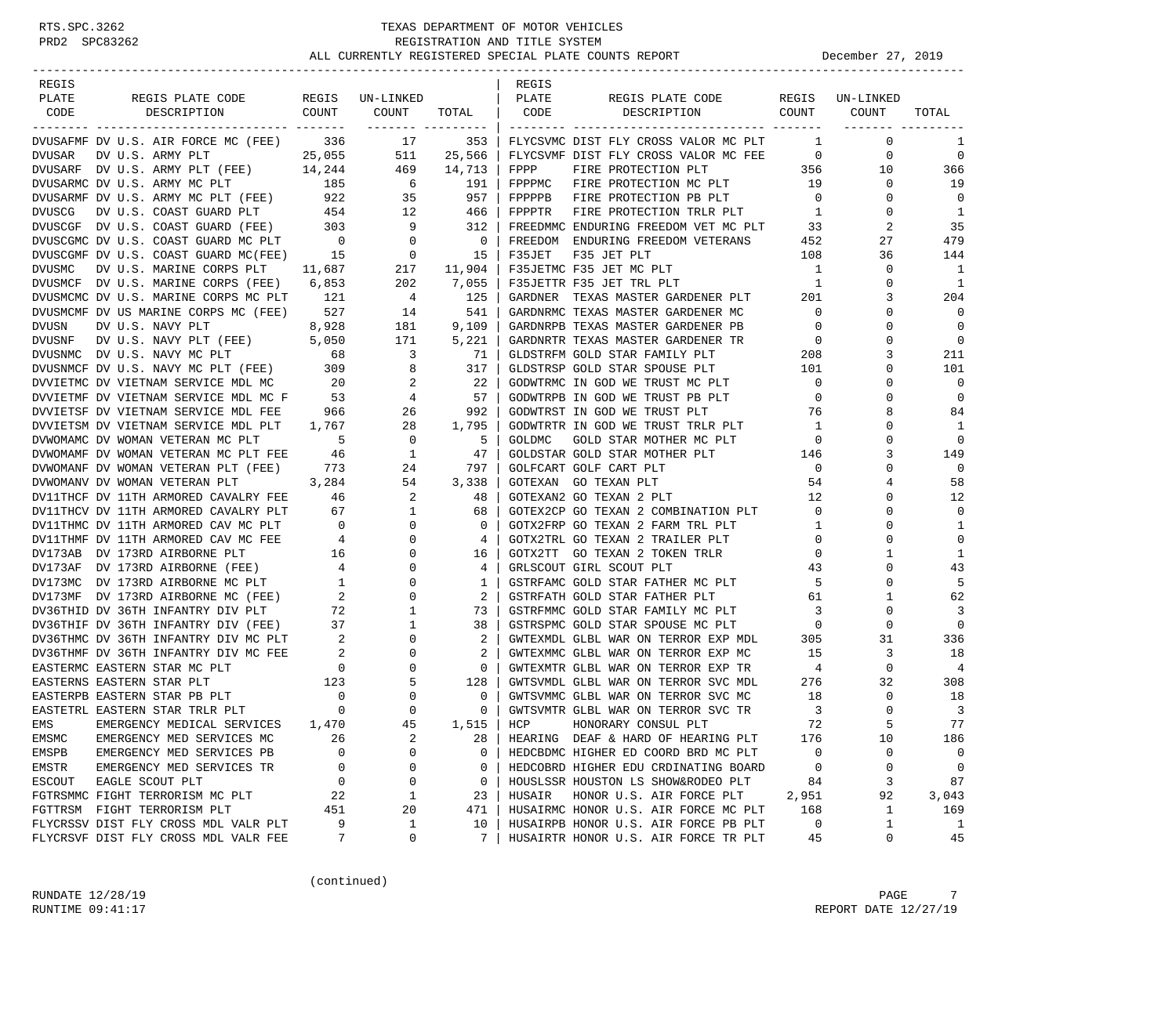RTS.SPC.3262 TEXAS DEPARTMENT OF MOTOR VEHICLES
PRD2 SPC83262 REGISTRATION AND TITLE SYSTEM
ALL CURRENTLY REGISTERED SPECIAL PLATE COUNTS REPORT December 27, 2019

| REGIS PLATE CODE | REGIS PLATE CODE DESCRIPTION | REGIS COUNT | UN-LINKED COUNT | TOTAL |
|---|---|---|---|---|
| DVUSAFMF | DV U.S. AIR FORCE MC (FEE) | 336 | 17 | 353 |
| DVUSAR | DV U.S. ARMY PLT | 25,055 | 511 | 25,566 |
| DVUSARF | DV U.S. ARMY PLT (FEE) | 14,244 | 469 | 14,713 |
| DVUSARMC | DV U.S. ARMY MC PLT | 185 | 6 | 191 |
| DVUSARMF | DV U.S. ARMY MC PLT (FEE) | 922 | 35 | 957 |
| DVUSCG | DV U.S. COAST GUARD PLT | 454 | 12 | 466 |
| DVUSCGF | DV U.S. COAST GUARD (FEE) | 303 | 9 | 312 |
| DVUSCGMC | DV U.S. COAST GUARD MC PLT | 0 | 0 | 0 |
| DVUSCGMF | DV U.S. COAST GUARD MC(FEE) | 15 | 0 | 15 |
| DVUSMC | DV U.S. MARINE CORPS PLT | 11,687 | 217 | 11,904 |
| DVUSMCF | DV U.S. MARINE CORPS (FEE) | 6,853 | 202 | 7,055 |
| DVUSMCMC | DV U.S. MARINE CORPS MC PLT | 121 | 4 | 125 |
| DVUSMCMF | DV US MARINE CORPS MC (FEE) | 527 | 14 | 541 |
| DVUSN | DV U.S. NAVY PLT | 8,928 | 181 | 9,109 |
| DVUSNF | DV U.S. NAVY PLT (FEE) | 5,050 | 171 | 5,221 |
| DVUSNMC | DV U.S. NAVY MC PLT | 68 | 3 | 71 |
| DVUSNMCF | DV U.S. NAVY MC PLT (FEE) | 309 | 8 | 317 |
| DVVIETMC | DV VIETNAM SERVICE MDL MC | 20 | 2 | 22 |
| DVVIETMF | DV VIETNAM SERVICE MDL MC F | 53 | 4 | 57 |
| DVVIETSF | DV VIETNAM SERVICE MDL FEE | 966 | 26 | 992 |
| DVVIETSM | DV VIETNAM SERVICE MDL PLT | 1,767 | 28 | 1,795 |
| DVWOMAMC | DV WOMAN VETERAN MC PLT | 5 | 0 | 5 |
| DVWOMAMF | DV WOMAN VETERAN MC PLT FEE | 46 | 1 | 47 |
| DVWOMANF | DV WOMAN VETERAN PLT (FEE) | 773 | 24 | 797 |
| DVWOMANV | DV WOMAN VETERAN PLT | 3,284 | 54 | 3,338 |
| DV11THCF | DV 11TH ARMORED CAVALRY FEE | 46 | 2 | 48 |
| DV11THCV | DV 11TH ARMORED CAVALRY PLT | 67 | 1 | 68 |
| DV11THMC | DV 11TH ARMORED CAV MC PLT | 0 | 0 | 0 |
| DV11THMF | DV 11TH ARMORED CAV MC FEE | 4 | 0 | 4 |
| DV173AB | DV 173RD AIRBORNE PLT | 16 | 0 | 16 |
| DV173AF | DV 173RD AIRBORNE (FEE) | 4 | 0 | 4 |
| DV173MC | DV 173RD AIRBORNE MC PLT | 1 | 0 | 1 |
| DV173MF | DV 173RD AIRBORNE MC (FEE) | 2 | 0 | 2 |
| DV36THID | DV 36TH INFANTRY DIV PLT | 72 | 1 | 73 |
| DV36THIF | DV 36TH INFANTRY DIV (FEE) | 37 | 1 | 38 |
| DV36THMC | DV 36TH INFANTRY DIV MC PLT | 2 | 0 | 2 |
| DV36THMF | DV 36TH INFANTRY DIV MC FEE | 2 | 0 | 2 |
| EASTERMC | EASTERN STAR MC PLT | 0 | 0 | 0 |
| EASTERNS | EASTERN STAR PLT | 123 | 5 | 128 |
| EASTERPB | EASTERN STAR PB PLT | 0 | 0 | 0 |
| EASTETRL | EASTERN STAR TRLR PLT | 0 | 0 | 0 |
| EMS | EMERGENCY MEDICAL SERVICES | 1,470 | 45 | 1,515 |
| EMSMC | EMERGENCY MED SERVICES MC | 26 | 2 | 28 |
| EMSPB | EMERGENCY MED SERVICES PB | 0 | 0 | 0 |
| EMSTR | EMERGENCY MED SERVICES TR | 0 | 0 | 0 |
| ESCOUT | EAGLE SCOUT PLT | 0 | 0 | 0 |
| FGTRSMMC | FIGHT TERRORISM MC PLT | 22 | 1 | 23 |
| FGTTRSM | FIGHT TERRORISM PLT | 451 | 20 | 471 |
| FLYCRSSV | DIST FLY CROSS MDL VALR PLT | 9 | 1 | 10 |
| FLYCRSVF | DIST FLY CROSS MDL VALR FEE | 7 | 0 | 7 |
| FLYCSVMC | DIST FLY CROSS VALOR MC PLT | 1 | 0 | 1 |
| FLYCSVMF | DIST FLY CROSS VALOR MC FEE | 0 | 0 | 0 |
| FPPP | FIRE PROTECTION PLT | 356 | 10 | 366 |
| FPPPMC | FIRE PROTECTION MC PLT | 19 | 0 | 19 |
| FPPPPB | FIRE PROTECTION PB PLT | 0 | 0 | 0 |
| FPPPTR | FIRE PROTECTION TRLR PLT | 1 | 0 | 1 |
| FREEDMMC | ENDURING FREEDOM VET MC PLT | 33 | 2 | 35 |
| FREEDOM | ENDURING FREEDOM VETERANS | 452 | 27 | 479 |
| F35JET | F35 JET PLT | 108 | 36 | 144 |
| F35JETMC | F35 JET MC PLT | 1 | 0 | 1 |
| F35JETTR | F35 JET TRL PLT | 1 | 0 | 1 |
| GARDNER | TEXAS MASTER GARDENER PLT | 201 | 3 | 204 |
| GARDNRMC | TEXAS MASTER GARDENER MC | 0 | 0 | 0 |
| GARDNRPB | TEXAS MASTER GARDENER PB | 0 | 0 | 0 |
| GARDNRTR | TEXAS MASTER GARDENER TR | 0 | 0 | 0 |
| GLDSTRFM | GOLD STAR FAMILY PLT | 208 | 3 | 211 |
| GLDSTRSP | GOLD STAR SPOUSE PLT | 101 | 0 | 101 |
| GODWTRMC | IN GOD WE TRUST MC PLT | 0 | 0 | 0 |
| GODWTRPB | IN GOD WE TRUST PB PLT | 0 | 0 | 0 |
| GODWTRST | IN GOD WE TRUST PLT | 76 | 8 | 84 |
| GODWTRTR | IN GOD WE TRUST TRLR PLT | 1 | 0 | 1 |
| GOLDMC | GOLD STAR MOTHER MC PLT | 0 | 0 | 0 |
| GOLDSTAR | GOLD STAR MOTHER PLT | 146 | 3 | 149 |
| GOLFCART | GOLF CART PLT | 0 | 0 | 0 |
| GOTEXAN | GO TEXAN PLT | 54 | 4 | 58 |
| GOTEXAN2 | GO TEXAN 2 PLT | 12 | 0 | 12 |
| GOTEX2CP | GO TEXAN 2 COMBINATION PLT | 0 | 0 | 0 |
| GOTX2FRP | GO TEXAN 2 FARM TRL PLT | 1 | 0 | 1 |
| GOTX2TRL | GO TEXAN 2 TRAILER PLT | 0 | 0 | 0 |
| GOTX2TT | GO TEXAN 2 TOKEN TRLR | 0 | 1 | 1 |
| GRLSCOUT | GIRL SCOUT PLT | 43 | 0 | 43 |
| GSTRFAMC | GOLD STAR FATHER MC PLT | 5 | 0 | 5 |
| GSTRFATH | GOLD STAR FATHER PLT | 61 | 1 | 62 |
| GSTRFMMC | GOLD STAR FAMILY MC PLT | 3 | 0 | 3 |
| GSTRSPMC | GOLD STAR SPOUSE MC PLT | 0 | 0 | 0 |
| GWTEXMDL | GLBL WAR ON TERROR EXP MDL | 305 | 31 | 336 |
| GWTEXMMC | GLBL WAR ON TERROR EXP MC | 15 | 3 | 18 |
| GWTEXMTR | GLBL WAR ON TERROR EXP TR | 4 | 0 | 4 |
| GWTSVMDL | GLBL WAR ON TERROR SVC MDL | 276 | 32 | 308 |
| GWTSVMMC | GLBL WAR ON TERROR SVC MC | 18 | 0 | 18 |
| GWTSVMTR | GLBL WAR ON TERROR SVC TR | 3 | 0 | 3 |
| HCP | HONORARY CONSUL PLT | 72 | 5 | 77 |
| HEARING | DEAF & HARD OF HEARING PLT | 176 | 10 | 186 |
| HEDCBDMC | HIGHER ED COORD BRD MC PLT | 0 | 0 | 0 |
| HEDCOBRD | HIGHER EDU CRDINATING BOARD | 0 | 0 | 0 |
| HOUSLSSR | HOUSTON LS SHOW&RODEO PLT | 84 | 3 | 87 |
| HUSAIR | HONOR U.S. AIR FORCE PLT | 2,951 | 92 | 3,043 |
| HUSAIRMC | HONOR U.S. AIR FORCE MC PLT | 168 | 1 | 169 |
| HUSAIRPB | HONOR U.S. AIR FORCE PB PLT | 0 | 1 | 1 |
| HUSAIRTR | HONOR U.S. AIR FORCE TR PLT | 45 | 0 | 45 |

(continued)

RUNDATE 12/28/19
RUNTIME 09:41:17
REPORT DATE 12/27/19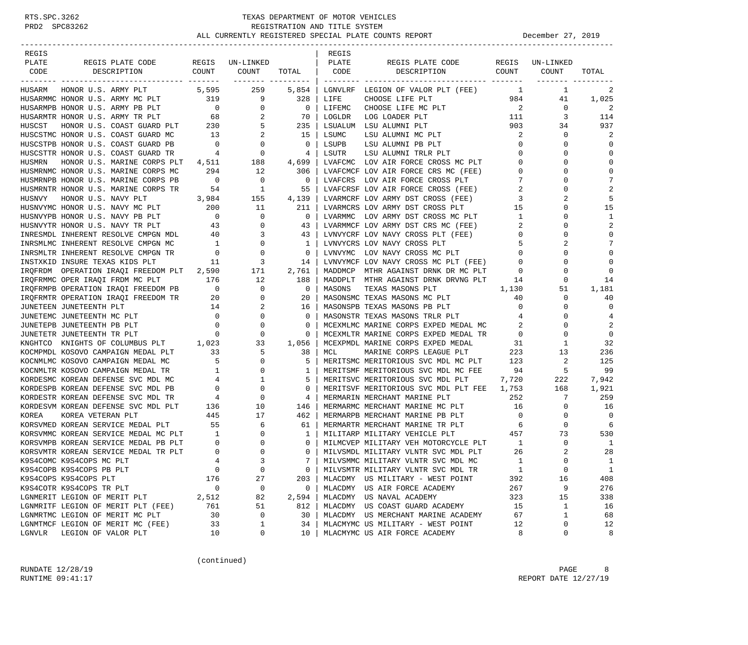RTS.SPC.3262 TEXAS DEPARTMENT OF MOTOR VEHICLES
PRD2 SPC83262 REGISTRATION AND TITLE SYSTEM
ALL CURRENTLY REGISTERED SPECIAL PLATE COUNTS REPORT December 27, 2019

| REGIS PLATE CODE | REGIS PLATE CODE DESCRIPTION | REGIS COUNT | UN-LINKED COUNT | TOTAL |
|---|---|---|---|---|
| HUSARM | HONOR U.S. ARMY PLT | 5,595 | 259 | 5,854 |
| HUSARMMC | HONOR U.S. ARMY MC PLT | 319 | 9 | 328 |
| HUSARMPB | HONOR U.S. ARMY PB PLT | 0 | 0 | 0 |
| HUSARMTR | HONOR U.S. ARMY TR PLT | 68 | 2 | 70 |
| HUSCST | HONOR U.S. COAST GUARD PLT | 230 | 5 | 235 |
| HUSCSTMC | HONOR U.S. COAST GUARD MC | 13 | 2 | 15 |
| HUSCSTPB | HONOR U.S. COAST GUARD PB | 0 | 0 | 0 |
| HUSCSTTR | HONOR U.S. COAST GUARD TR | 4 | 0 | 4 |
| HUSMRN | HONOR U.S. MARINE CORPS PLT | 4,511 | 188 | 4,699 |
| HUSMRNMC | HONOR U.S. MARINE CORPS MC | 294 | 12 | 306 |
| HUSMRNPB | HONOR U.S. MARINE CORPS PB | 0 | 0 | 0 |
| HUSMRNTR | HONOR U.S. MARINE CORPS TR | 54 | 1 | 55 |
| HUSNVY | HONOR U.S. NAVY PLT | 3,984 | 155 | 4,139 |
| HUSNVYMC | HONOR U.S. NAVY MC PLT | 200 | 11 | 211 |
| HUSNVYPB | HONOR U.S. NAVY PB PLT | 0 | 0 | 0 |
| HUSNVYTR | HONOR U.S. NAVY TR PLT | 43 | 0 | 43 |
| INRESMDL | INHERENT RESOLVE CMPGN MDL | 40 | 3 | 43 |
| INRSMLMC | INHERENT RESOLVE CMPGN MC | 1 | 0 | 1 |
| INRSMLTR | INHERENT RESOLVE CMPGN TR | 0 | 0 | 0 |
| INSTXKID | INSURE TEXAS KIDS PLT | 11 | 3 | 14 |
| IRQFRDM | OPERATION IRAQI FREEDOM PLT | 2,590 | 171 | 2,761 |
| IRQFRMMC | OPER IRAQI FRDM MC PLT | 176 | 12 | 188 |
| IRQFRMPB | OPERATION IRAQI FREEDOM PB | 0 | 0 | 0 |
| IRQFRMTR | OPERATION IRAQI FREEDOM TR | 20 | 0 | 20 |
| JUNETEEN | JUNETEENTH PLT | 14 | 2 | 16 |
| JUNETEMC | JUNETEENTH MC PLT | 0 | 0 | 0 |
| JUNETEPB | JUNETEENTH PB PLT | 0 | 0 | 0 |
| JUNETETR | JUNETEENTH TR PLT | 0 | 0 | 0 |
| KNGHTCO | KNIGHTS OF COLUMBUS PLT | 1,023 | 33 | 1,056 |
| KOCMPMDL | KOSOVO CAMPAIGN MEDAL PLT | 33 | 5 | 38 |
| KOCNMLMC | KOSOVO CAMPAIGN MEDAL MC | 5 | 0 | 5 |
| KOCNMLTR | KOSOVO CAMPAIGN MEDAL TR | 1 | 0 | 1 |
| KORDESMC | KOREAN DEFENSE SVC MDL MC | 4 | 1 | 5 |
| KORDESPB | KOREAN DEFENSE SVC MDL PB | 0 | 0 | 0 |
| KORDESTR | KOREAN DEFENSE SVC MDL TR | 4 | 0 | 4 |
| KORDESVM | KOREAN DEFENSE SVC MDL PLT | 136 | 10 | 146 |
| KOREA | KOREA VETERAN PLT | 445 | 17 | 462 |
| KORSVMED | KOREAN SERVICE MEDAL PLT | 55 | 6 | 61 |
| KORSVMMC | KOREAN SERVICE MEDAL MC PLT | 1 | 0 | 1 |
| KORSVMPB | KOREAN SERVICE MEDAL PB PLT | 0 | 0 | 0 |
| KORSVMTR | KOREAN SERVICE MEDAL TR PLT | 0 | 0 | 0 |
| K9S4COMC | K9S4COPS MC PLT | 4 | 3 | 7 |
| K9S4COPB | K9S4COPS PB PLT | 0 | 0 | 0 |
| K9S4COPS | K9S4COPS PLT | 176 | 27 | 203 |
| K9S4COTR | K9S4COPS TR PLT | 0 | 0 | 0 |
| LGNMERIT | LEGION OF MERIT PLT | 2,512 | 82 | 2,594 |
| LGNMRITF | LEGION OF MERIT PLT (FEE) | 761 | 51 | 812 |
| LGNMRTMC | LEGION OF MERIT MC PLT | 30 | 0 | 30 |
| LGNMTMCF | LEGION OF MERIT MC (FEE) | 33 | 1 | 34 |
| LGNVLR | LEGION OF VALOR PLT | 10 | 0 | 10 |
| LGNVLRF | LEGION OF VALOR PLT (FEE) | 1 | 1 | 2 |
| LIFE | CHOOSE LIFE PLT | 984 | 41 | 1,025 |
| LIFEMC | CHOOSE LIFE MC PLT | 2 | 0 | 2 |
| LOGLDR | LOG LOADER PLT | 111 | 3 | 114 |
| LSUALUM | LSU ALUMNI PLT | 903 | 34 | 937 |
| LSUMC | LSU ALUMNI MC PLT | 2 | 0 | 2 |
| LSUPB | LSU ALUMNI PB PLT | 0 | 0 | 0 |
| LSUTR | LSU ALUMNI TRLR PLT | 0 | 0 | 0 |
| LVAFCMC | LOV AIR FORCE CROSS MC PLT | 0 | 0 | 0 |
| LVAFCMCF | LOV AIR FORCE CRS MC (FEE) | 0 | 0 | 0 |
| LVAFCRS | LOV AIR FORCE CROSS PLT | 7 | 0 | 7 |
| LVAFCRSF | LOV AIR FORCE CROSS (FEE) | 2 | 0 | 2 |
| LVARMCRF | LOV ARMY DST CROSS (FEE) | 3 | 2 | 5 |
| LVARMCRS | LOV ARMY DST CROSS PLT | 15 | 0 | 15 |
| LVARMMC | LOV ARMY DST CROSS MC PLT | 1 | 0 | 1 |
| LVARMMCF | LOV ARMY DST CRS MC (FEE) | 2 | 0 | 2 |
| LVNVYCRF | LOV NAVY CROSS PLT (FEE) | 0 | 0 | 0 |
| LVNVYCRS | LOV NAVY CROSS PLT | 5 | 2 | 7 |
| LVNVYMC | LOV NAVY CROSS MC PLT | 0 | 0 | 0 |
| LVNVYMCF | LOV NAVY CROSS MC PLT (FEE) | 0 | 0 | 0 |
| MADDMCP | MTHR AGAINST DRNK DR MC PLT | 0 | 0 | 0 |
| MADDPLT | MTHR AGAINST DRNK DRVNG PLT | 14 | 0 | 14 |
| MASONS | TEXAS MASONS PLT | 1,130 | 51 | 1,181 |
| MASONSMC | TEXAS MASONS MC PLT | 40 | 0 | 40 |
| MASONSPB | TEXAS MASONS PB PLT | 0 | 0 | 0 |
| MASONSTR | TEXAS MASONS TRLR PLT | 4 | 0 | 4 |
| MCEXMLMC | MARINE CORPS EXPED MEDAL MC | 2 | 0 | 2 |
| MCEXMLTR | MARINE CORPS EXPED MEDAL TR | 0 | 0 | 0 |
| MCEXPMDL | MARINE CORPS EXPED MEDAL | 31 | 1 | 32 |
| MCL | MARINE CORPS LEAGUE PLT | 223 | 13 | 236 |
| MERITSMC | MERITORIOUS SVC MDL MC PLT | 123 | 2 | 125 |
| MERITSMF | MERITORIOUS SVC MDL MC FEE | 94 | 5 | 99 |
| MERITSVC | MERITORIOUS SVC MDL PLT | 7,720 | 222 | 7,942 |
| MERITSVF | MERITORIOUS SVC MDL PLT FEE | 1,753 | 168 | 1,921 |
| MERMARIN | MERCHANT MARINE PLT | 252 | 7 | 259 |
| MERMARMC | MERCHANT MARINE MC PLT | 16 | 0 | 16 |
| MERMARPB | MERCHANT MARINE PB PLT | 0 | 0 | 0 |
| MERMARTR | MERCHANT MARINE TR PLT | 6 | 0 | 6 |
| MILITARP | MILITARY VEHICLE PLT | 457 | 73 | 530 |
| MILMCVEP | MILITARY VEH MOTORCYCLE PLT | 1 | 0 | 1 |
| MILVSMDL | MILITARY VLNTR SVC MDL PLT | 26 | 2 | 28 |
| MILVSMMC | MILITARY VLNTR SVC MDL MC | 1 | 0 | 1 |
| MILVSMTR | MILITARY VLNTR SVC MDL TR | 1 | 0 | 1 |
| MLACDMY | US MILITARY - WEST POINT | 392 | 16 | 408 |
| MLACDMY | US AIR FORCE ACADEMY | 267 | 9 | 276 |
| MLACDMY | US NAVAL ACADEMY | 323 | 15 | 338 |
| MLACDMY | US COAST GUARD ACADEMY | 15 | 1 | 16 |
| MLACDMY | US MERCHANT MARINE ACADEMY | 67 | 1 | 68 |
| MLACMYMC | US MILITARY - WEST POINT | 12 | 0 | 12 |
| MLACMYMC | US AIR FORCE ACADEMY | 8 | 0 | 8 |

(continued)

RUNDATE 12/28/19
RUNTIME 09:41:17
REPORT DATE 12/27/19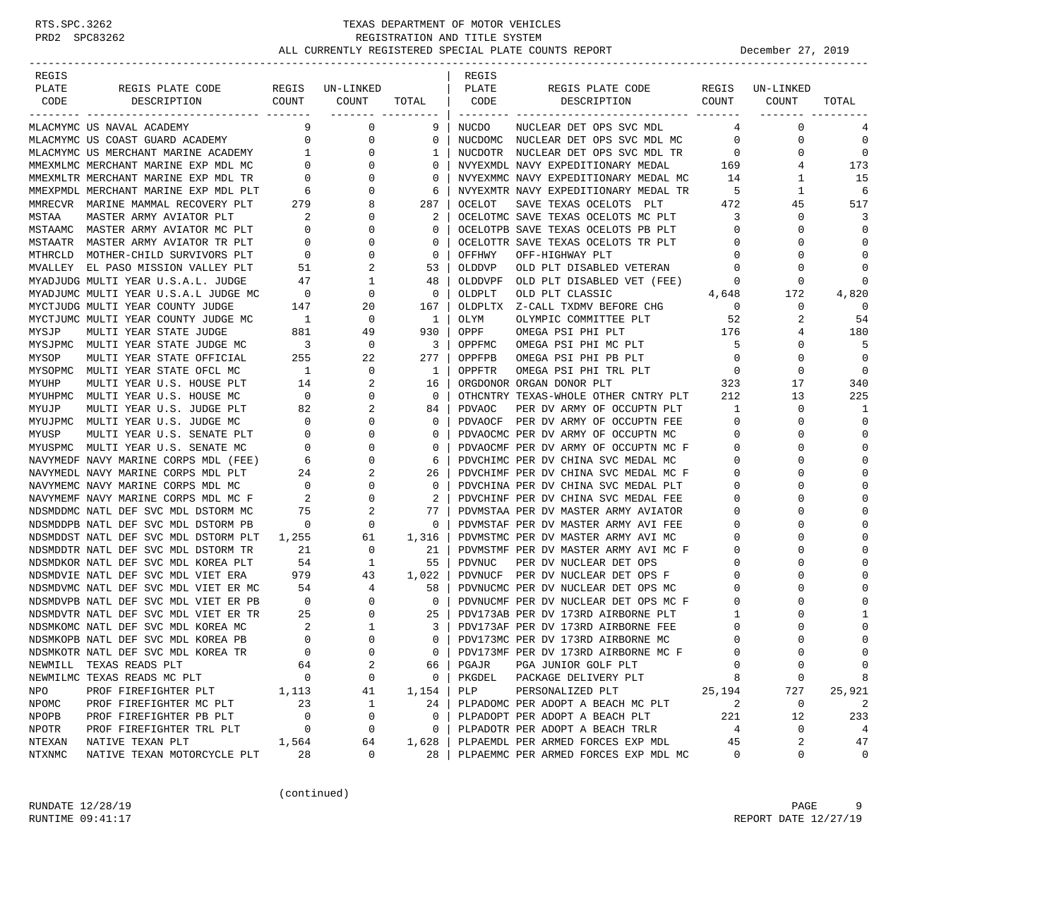TEXAS DEPARTMENT OF MOTOR VEHICLES
REGISTRATION AND TITLE SYSTEM
ALL CURRENTLY REGISTERED SPECIAL PLATE COUNTS REPORT — December 27, 2019

| REGIS PLATE CODE | REGIS PLATE CODE DESCRIPTION | REGIS COUNT | UN-LINKED COUNT | TOTAL |
|---|---|---|---|---|
| MLACMYMC | US NAVAL ACADEMY | 9 | 0 | 9 |
| MLACMYMC | US COAST GUARD ACADEMY | 0 | 0 | 0 |
| MLACMYMC | US MERCHANT MARINE ACADEMY | 1 | 0 | 1 |
| MMEXMLMC | MERCHANT MARINE EXP MDL MC | 0 | 0 | 0 |
| MMEXMLTR | MERCHANT MARINE EXP MDL TR | 0 | 0 | 0 |
| MMEXPMDL | MERCHANT MARINE EXP MDL PLT | 6 | 0 | 6 |
| MMRECVR | MARINE MAMMAL RECOVERY PLT | 279 | 8 | 287 |
| MSTAA | MASTER ARMY AVIATOR PLT | 2 | 0 | 2 |
| MSTAAMC | MASTER ARMY AVIATOR MC PLT | 0 | 0 | 0 |
| MSTAATR | MASTER ARMY AVIATOR TR PLT | 0 | 0 | 0 |
| MTHRCLD | MOTHER-CHILD SURVIVORS PLT | 0 | 0 | 0 |
| MVALLEY | EL PASO MISSION VALLEY PLT | 51 | 2 | 53 |
| MYADJUDG | MULTI YEAR U.S.A.L. JUDGE | 47 | 1 | 48 |
| MYADJUMC | MULTI YEAR U.S.A.L JUDGE MC | 0 | 0 | 0 |
| MYCTJUDG | MULTI YEAR COUNTY JUDGE | 147 | 20 | 167 |
| MYCTJUMC | MULTI YEAR COUNTY JUDGE MC | 1 | 0 | 1 |
| MYSJP | MULTI YEAR STATE JUDGE | 881 | 49 | 930 |
| MYSJPMC | MULTI YEAR STATE JUDGE MC | 3 | 0 | 3 |
| MYSOP | MULTI YEAR STATE OFFICIAL | 255 | 22 | 277 |
| MYSOPMC | MULTI YEAR STATE OFCL MC | 1 | 0 | 1 |
| MYUHP | MULTI YEAR U.S. HOUSE PLT | 14 | 2 | 16 |
| MYUHPMC | MULTI YEAR U.S. HOUSE MC | 0 | 0 | 0 |
| MYUJP | MULTI YEAR U.S. JUDGE PLT | 82 | 2 | 84 |
| MYUJPMC | MULTI YEAR U.S. JUDGE MC | 0 | 0 | 0 |
| MYUSP | MULTI YEAR U.S. SENATE PLT | 0 | 0 | 0 |
| MYUSPMC | MULTI YEAR U.S. SENATE MC | 0 | 0 | 0 |
| NAVYMEDF | NAVY MARINE CORPS MDL (FEE) | 6 | 0 | 6 |
| NAVYMEDL | NAVY MARINE CORPS MDL PLT | 24 | 2 | 26 |
| NAVYMEMC | NAVY MARINE CORPS MDL MC | 0 | 0 | 0 |
| NAVYMEMF | NAVY MARINE CORPS MDL MC F | 2 | 0 | 2 |
| NDSMDDMC | NATL DEF SVC MDL DSTORM MC | 75 | 2 | 77 |
| NDSMDDPB | NATL DEF SVC MDL DSTORM PB | 0 | 0 | 0 |
| NDSMDDST | NATL DEF SVC MDL DSTORM PLT | 1,255 | 61 | 1,316 |
| NDSMDDTR | NATL DEF SVC MDL DSTORM TR | 21 | 0 | 21 |
| NDSMDKOR | NATL DEF SVC MDL KOREA PLT | 54 | 1 | 55 |
| NDSMDVIE | NATL DEF SVC MDL VIET ERA | 979 | 43 | 1,022 |
| NDSMDVMC | NATL DEF SVC MDL VIET ER MC | 54 | 4 | 58 |
| NDSMDVPB | NATL DEF SVC MDL VIET ER PB | 0 | 0 | 0 |
| NDSMDVTR | NATL DEF SVC MDL VIET ER TR | 25 | 0 | 25 |
| NDSMKOMC | NATL DEF SVC MDL KOREA MC | 2 | 1 | 3 |
| NDSMKOPB | NATL DEF SVC MDL KOREA PB | 0 | 0 | 0 |
| NDSMKOTR | NATL DEF SVC MDL KOREA TR | 0 | 0 | 0 |
| NEWMILL | TEXAS READS PLT | 64 | 2 | 66 |
| NEWMILMC | TEXAS READS MC PLT | 0 | 0 | 0 |
| NPO | PROF FIREFIGHTER PLT | 1,113 | 41 | 1,154 |
| NPOMC | PROF FIREFIGHTER MC PLT | 23 | 1 | 24 |
| NPOPB | PROF FIREFIGHTER PB PLT | 0 | 0 | 0 |
| NPOTR | PROF FIREFIGHTER TRL PLT | 0 | 0 | 0 |
| NTEXAN | NATIVE TEXAN PLT | 1,564 | 64 | 1,628 |
| NTXNMC | NATIVE TEXAN MOTORCYCLE PLT | 28 | 0 | 28 |
| NUCDO | NUCLEAR DET OPS SVC MDL | 4 | 0 | 4 |
| NUCDOMC | NUCLEAR DET OPS SVC MDL MC | 0 | 0 | 0 |
| NUCDOTR | NUCLEAR DET OPS SVC MDL TR | 0 | 0 | 0 |
| NVYEXMDL | NAVY EXPEDITIONARY MEDAL | 169 | 4 | 173 |
| NVYEXMMC | NAVY EXPEDITIONARY MEDAL MC | 14 | 1 | 15 |
| NVYEXMTR | NAVY EXPEDITIONARY MEDAL TR | 5 | 1 | 6 |
| OCELOT | SAVE TEXAS OCELOTS PLT | 472 | 45 | 517 |
| OCELOTMC | SAVE TEXAS OCELOTS MC PLT | 3 | 0 | 3 |
| OCELOTPB | SAVE TEXAS OCELOTS PB PLT | 0 | 0 | 0 |
| OCELOTTR | SAVE TEXAS OCELOTS TR PLT | 0 | 0 | 0 |
| OFFHWY | OFF-HIGHWAY PLT | 0 | 0 | 0 |
| OLDDVP | OLD PLT DISABLED VETERAN | 0 | 0 | 0 |
| OLDDVPF | OLD PLT DISABLED VET (FEE) | 0 | 0 | 0 |
| OLDPLT | OLD PLT CLASSIC | 4,648 | 172 | 4,820 |
| OLDPLTX | Z-CALL TXDMV BEFORE CHG | 0 | 0 | 0 |
| OLYM | OLYMPIC COMMITTEE PLT | 52 | 2 | 54 |
| OPPF | OMEGA PSI PHI PLT | 176 | 4 | 180 |
| OPPFMC | OMEGA PSI PHI MC PLT | 5 | 0 | 5 |
| OPPFPB | OMEGA PSI PHI PB PLT | 0 | 0 | 0 |
| OPPFTR | OMEGA PSI PHI TRL PLT | 0 | 0 | 0 |
| ORGDONOR | ORGAN DONOR PLT | 323 | 17 | 340 |
| OTHCNTRY | TEXAS-WHOLE OTHER CNTRY PLT | 212 | 13 | 225 |
| PDVAOC | PER DV ARMY OF OCCUPTN PLT | 1 | 0 | 1 |
| PDVAOCF | PER DV ARMY OF OCCUPTN FEE | 0 | 0 | 0 |
| PDVAOCMC | PER DV ARMY OF OCCUPTN MC | 0 | 0 | 0 |
| PDVAOCMF | PER DV ARMY OF OCCUPTN MC F | 0 | 0 | 0 |
| PDVCHIMC | PER DV CHINA SVC MEDAL MC | 0 | 0 | 0 |
| PDVCHIMF | PER DV CHINA SVC MEDAL MC F | 0 | 0 | 0 |
| PDVCHINA | PER DV CHINA SVC MEDAL PLT | 0 | 0 | 0 |
| PDVCHINF | PER DV CHINA SVC MEDAL FEE | 0 | 0 | 0 |
| PDVMSTAA | PER DV MASTER ARMY AVIATOR | 0 | 0 | 0 |
| PDVMSTAF | PER DV MASTER ARMY AVI FEE | 0 | 0 | 0 |
| PDVMSTMC | PER DV MASTER ARMY AVI MC | 0 | 0 | 0 |
| PDVMSTMF | PER DV MASTER ARMY AVI MC F | 0 | 0 | 0 |
| PDVNUC | PER DV NUCLEAR DET OPS | 0 | 0 | 0 |
| PDVNUCF | PER DV NUCLEAR DET OPS F | 0 | 0 | 0 |
| PDVNUCMC | PER DV NUCLEAR DET OPS MC | 0 | 0 | 0 |
| PDVNUCMF | PER DV NUCLEAR DET OPS MC F | 0 | 0 | 0 |
| PDV173AB | PER DV 173RD AIRBORNE PLT | 1 | 0 | 1 |
| PDV173AF | PER DV 173RD AIRBORNE FEE | 0 | 0 | 0 |
| PDV173MC | PER DV 173RD AIRBORNE MC | 0 | 0 | 0 |
| PDV173MF | PER DV 173RD AIRBORNE MC F | 0 | 0 | 0 |
| PGAJR | PGA JUNIOR GOLF PLT | 0 | 0 | 0 |
| PKGDEL | PACKAGE DELIVERY PLT | 8 | 0 | 8 |
| PLP | PERSONALIZED PLT | 25,194 | 727 | 25,921 |
| PLPADOMC | PER ADOPT A BEACH MC PLT | 2 | 0 | 2 |
| PLPADOPT | PER ADOPT A BEACH PLT | 221 | 12 | 233 |
| PLPADOTR | PER ADOPT A BEACH TRLR | 4 | 0 | 4 |
| PLPAEMDL | PER ARMED FORCES EXP MDL | 45 | 2 | 47 |
| PLPAEMMC | PER ARMED FORCES EXP MDL MC | 0 | 0 | 0 |

(continued)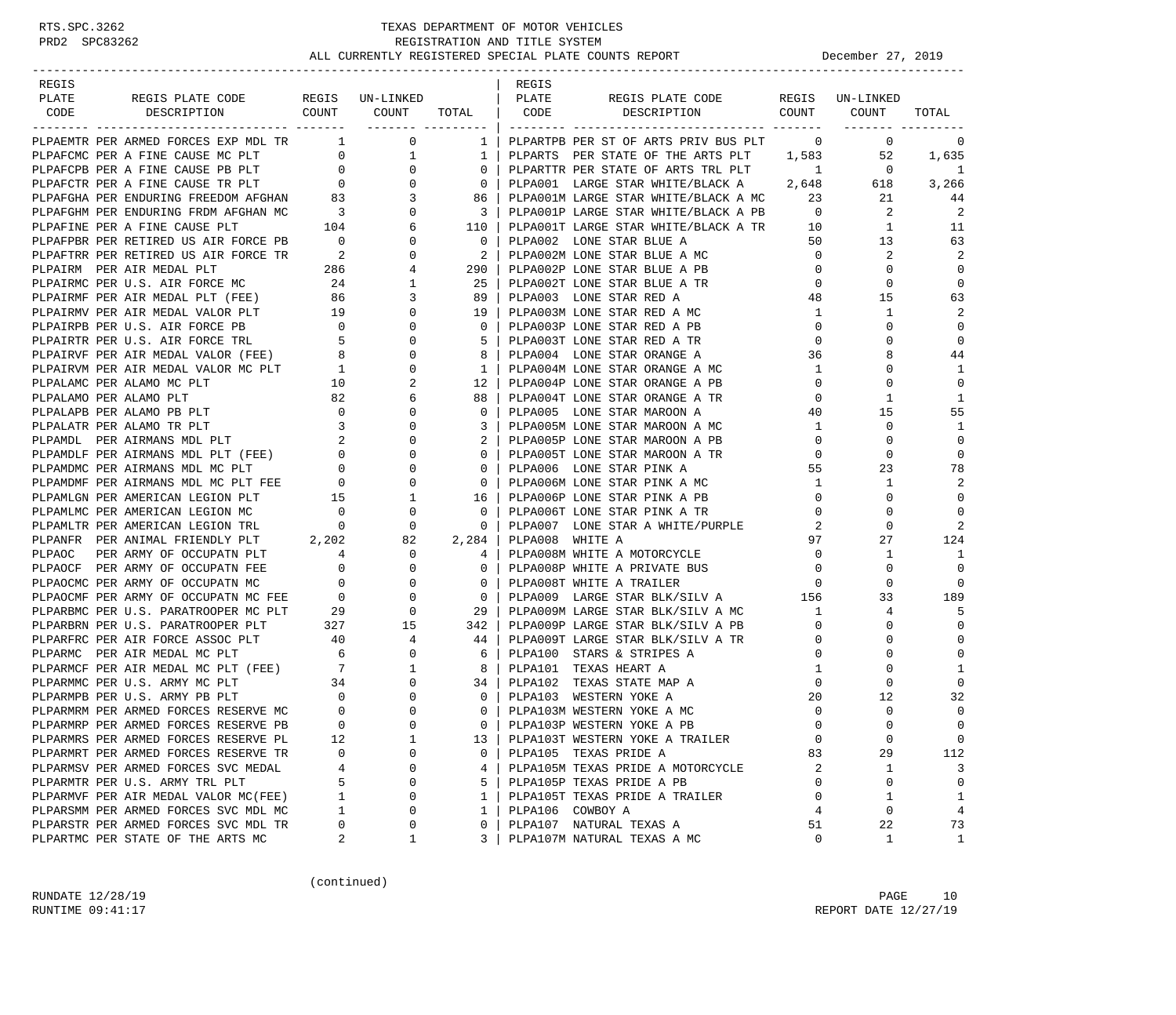# TEXAS DEPARTMENT OF MOTOR VEHICLES
## REGISTRATION AND TITLE SYSTEM
### ALL CURRENTLY REGISTERED SPECIAL PLATE COUNTS REPORT

December 27, 2019

| REGIS PLATE CODE | REGIS PLATE CODE DESCRIPTION | REGIS COUNT | UN-LINKED COUNT | TOTAL |
|---|---|---|---|---|
| PLPAEMTR | PER ARMED FORCES EXP MDL TR | 1 | 0 | 1 |
| PLPAFCMC | PER A FINE CAUSE MC PLT | 0 | 1 | 1 |
| PLPAFCPB | PER A FINE CAUSE PB PLT | 0 | 0 | 0 |
| PLPAFCTR | PER A FINE CAUSE TR PLT | 0 | 0 | 0 |
| PLPAFGHA | PER ENDURING FREEDOM AFGHAN | 83 | 3 | 86 |
| PLPAFGHM | PER ENDURING FRDM AFGHAN MC | 3 | 0 | 3 |
| PLPAFINE | PER A FINE CAUSE PLT | 104 | 6 | 110 |
| PLPAFPBR | PER RETIRED US AIR FORCE PB | 0 | 0 | 0 |
| PLPAFTRR | PER RETIRED US AIR FORCE TR | 2 | 0 | 2 |
| PLPAIRM | PER AIR MEDAL PLT | 286 | 4 | 290 |
| PLPAIRMC | PER U.S. AIR FORCE MC | 24 | 1 | 25 |
| PLPAIRMF | PER AIR MEDAL PLT (FEE) | 86 | 3 | 89 |
| PLPAIRMV | PER AIR MEDAL VALOR PLT | 19 | 0 | 19 |
| PLPAIRPB | PER U.S. AIR FORCE PB | 0 | 0 | 0 |
| PLPAIRTR | PER U.S. AIR FORCE TRL | 5 | 0 | 5 |
| PLPAIRVF | PER AIR MEDAL VALOR (FEE) | 8 | 0 | 8 |
| PLPAIRVM | PER AIR MEDAL VALOR MC PLT | 1 | 0 | 1 |
| PLPALAMC | PER ALAMO MC PLT | 10 | 2 | 12 |
| PLPALAMO | PER ALAMO PLT | 82 | 6 | 88 |
| PLPALAPB | PER ALAMO PB PLT | 0 | 0 | 0 |
| PLPALATR | PER ALAMO TR PLT | 3 | 0 | 3 |
| PLPAMDL | PER AIRMANS MDL PLT | 2 | 0 | 2 |
| PLPAMDLF | PER AIRMANS MDL PLT (FEE) | 0 | 0 | 0 |
| PLPAMDMC | PER AIRMANS MDL MC PLT | 0 | 0 | 0 |
| PLPAMDMF | PER AIRMANS MDL MC PLT FEE | 0 | 0 | 0 |
| PLPAMLGN | PER AMERICAN LEGION PLT | 15 | 1 | 16 |
| PLPAMLMC | PER AMERICAN LEGION MC | 0 | 0 | 0 |
| PLPAMLTR | PER AMERICAN LEGION TRL | 0 | 0 | 0 |
| PLPANFR | PER ANIMAL FRIENDLY PLT | 2,202 | 82 | 2,284 |
| PLPAOC | PER ARMY OF OCCUPATN PLT | 4 | 0 | 4 |
| PLPAOCF | PER ARMY OF OCCUPATN FEE | 0 | 0 | 0 |
| PLPAOCMC | PER ARMY OF OCCUPATN MC | 0 | 0 | 0 |
| PLPAOCMF | PER ARMY OF OCCUPATN MC FEE | 0 | 0 | 0 |
| PLPARBMC | PER U.S. PARATROOPER MC PLT | 29 | 0 | 29 |
| PLPARBRN | PER U.S. PARATROOPER PLT | 327 | 15 | 342 |
| PLPARFRC | PER AIR FORCE ASSOC PLT | 40 | 4 | 44 |
| PLPARMC | PER AIR MEDAL MC PLT | 6 | 0 | 6 |
| PLPARMCF | PER AIR MEDAL MC PLT (FEE) | 7 | 1 | 8 |
| PLPARMMC | PER U.S. ARMY MC PLT | 34 | 0 | 34 |
| PLPARMPB | PER U.S. ARMY PB PLT | 0 | 0 | 0 |
| PLPARMRM | PER ARMED FORCES RESERVE MC | 0 | 0 | 0 |
| PLPARMRP | PER ARMED FORCES RESERVE PB | 0 | 0 | 0 |
| PLPARMRS | PER ARMED FORCES RESERVE PL | 12 | 1 | 13 |
| PLPARMRT | PER ARMED FORCES RESERVE TR | 0 | 0 | 0 |
| PLPARMSV | PER ARMED FORCES SVC MEDAL | 4 | 0 | 4 |
| PLPARMTR | PER U.S. ARMY TRL PLT | 5 | 0 | 5 |
| PLPARMVF | PER AIR MEDAL VALOR MC(FEE) | 1 | 0 | 1 |
| PLPARSMM | PER ARMED FORCES SVC MDL MC | 1 | 0 | 1 |
| PLPARSTR | PER ARMED FORCES SVC MDL TR | 0 | 0 | 0 |
| PLPARTMC | PER STATE OF THE ARTS MC | 2 | 1 | 3 |
| PLPARTPB | PER ST OF ARTS PRIV BUS PLT | 0 | 0 | 0 |
| PLPARTS | PER STATE OF THE ARTS PLT | 1,583 | 52 | 1,635 |
| PLPARTTR | PER STATE OF ARTS TRL PLT | 1 | 0 | 1 |
| PLPA001 | LARGE STAR WHITE/BLACK A | 2,648 | 618 | 3,266 |
| PLPA001M | LARGE STAR WHITE/BLACK A MC | 23 | 21 | 44 |
| PLPA001P | LARGE STAR WHITE/BLACK A PB | 0 | 2 | 2 |
| PLPA001T | LARGE STAR WHITE/BLACK A TR | 10 | 1 | 11 |
| PLPA002 | LONE STAR BLUE A | 50 | 13 | 63 |
| PLPA002M | LONE STAR BLUE A MC | 0 | 2 | 2 |
| PLPA002P | LONE STAR BLUE A PB | 0 | 0 | 0 |
| PLPA002T | LONE STAR BLUE A TR | 0 | 0 | 0 |
| PLPA003 | LONE STAR RED A | 48 | 15 | 63 |
| PLPA003M | LONE STAR RED A MC | 1 | 1 | 2 |
| PLPA003P | LONE STAR RED A PB | 0 | 0 | 0 |
| PLPA003T | LONE STAR RED A TR | 0 | 0 | 0 |
| PLPA004 | LONE STAR ORANGE A | 36 | 8 | 44 |
| PLPA004M | LONE STAR ORANGE A MC | 1 | 0 | 1 |
| PLPA004P | LONE STAR ORANGE A PB | 0 | 0 | 0 |
| PLPA004T | LONE STAR ORANGE A TR | 0 | 1 | 1 |
| PLPA005 | LONE STAR MAROON A | 40 | 15 | 55 |
| PLPA005M | LONE STAR MAROON A MC | 1 | 0 | 1 |
| PLPA005P | LONE STAR MAROON A PB | 0 | 0 | 0 |
| PLPA005T | LONE STAR MAROON A TR | 0 | 0 | 0 |
| PLPA006 | LONE STAR PINK A | 55 | 23 | 78 |
| PLPA006M | LONE STAR PINK A MC | 1 | 1 | 2 |
| PLPA006P | LONE STAR PINK A PB | 0 | 0 | 0 |
| PLPA006T | LONE STAR PINK A TR | 0 | 0 | 0 |
| PLPA007 | LONE STAR A WHITE/PURPLE | 2 | 0 | 2 |
| PLPA008 | WHITE A | 97 | 27 | 124 |
| PLPA008M | WHITE A MOTORCYCLE | 0 | 1 | 1 |
| PLPA008P | WHITE A PRIVATE BUS | 0 | 0 | 0 |
| PLPA008T | WHITE A TRAILER | 0 | 0 | 0 |
| PLPA009 | LARGE STAR BLK/SILV A | 156 | 33 | 189 |
| PLPA009M | LARGE STAR BLK/SILV A MC | 1 | 4 | 5 |
| PLPA009P | LARGE STAR BLK/SILV A PB | 0 | 0 | 0 |
| PLPA009T | LARGE STAR BLK/SILV A TR | 0 | 0 | 0 |
| PLPA100 | STARS & STRIPES A | 0 | 0 | 0 |
| PLPA101 | TEXAS HEART A | 1 | 0 | 1 |
| PLPA102 | TEXAS STATE MAP A | 0 | 0 | 0 |
| PLPA103 | WESTERN YOKE A | 20 | 12 | 32 |
| PLPA103M | WESTERN YOKE A MC | 0 | 0 | 0 |
| PLPA103P | WESTERN YOKE A PB | 0 | 0 | 0 |
| PLPA103T | WESTERN YOKE A TRAILER | 0 | 0 | 0 |
| PLPA105 | TEXAS PRIDE A | 83 | 29 | 112 |
| PLPA105M | TEXAS PRIDE A MOTORCYCLE | 2 | 1 | 3 |
| PLPA105P | TEXAS PRIDE A PB | 0 | 0 | 0 |
| PLPA105T | TEXAS PRIDE A TRAILER | 0 | 1 | 1 |
| PLPA106 | COWBOY A | 4 | 0 | 4 |
| PLPA107 | NATURAL TEXAS A | 51 | 22 | 73 |
| PLPA107M | NATURAL TEXAS A MC | 0 | 1 | 1 |

(continued)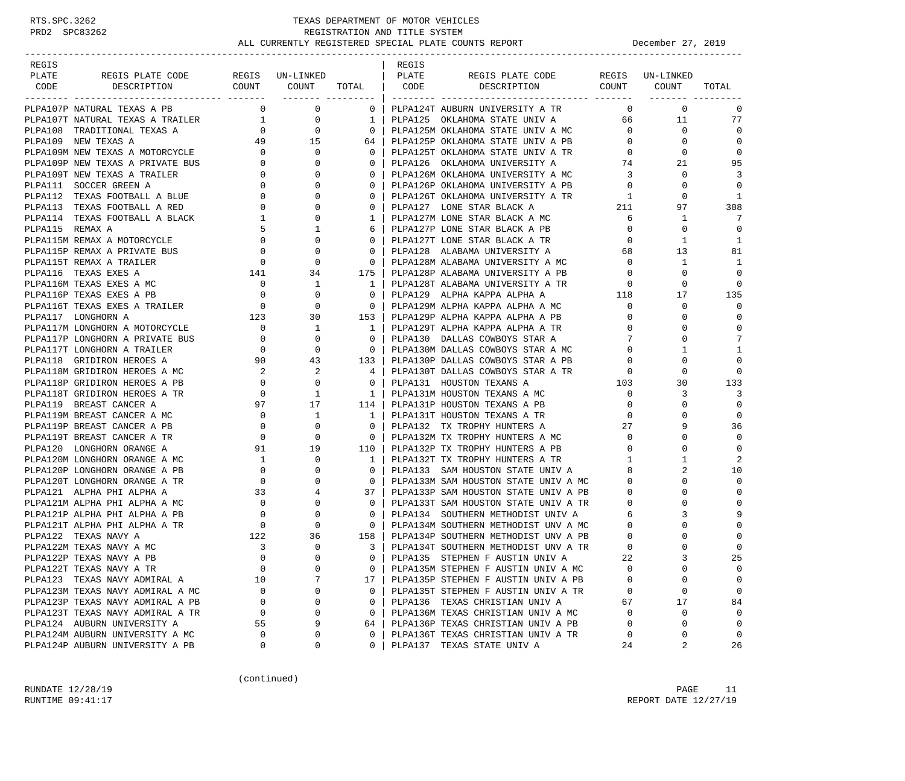# TEXAS DEPARTMENT OF MOTOR VEHICLES
## REGISTRATION AND TITLE SYSTEM
### ALL CURRENTLY REGISTERED SPECIAL PLATE COUNTS REPORT

December 27, 2019

| REGIS PLATE CODE | REGIS PLATE CODE DESCRIPTION | REGIS COUNT | UN-LINKED COUNT | TOTAL |
|---|---|---|---|---|
| PLPA107P | NATURAL TEXAS A PB | 0 | 0 | 0 |
| PLPA107T | NATURAL TEXAS A TRAILER | 1 | 0 | 1 |
| PLPA108 | TRADITIONAL TEXAS A | 0 | 0 | 0 |
| PLPA109 | NEW TEXAS A | 49 | 15 | 64 |
| PLPA109M | NEW TEXAS A MOTORCYCLE | 0 | 0 | 0 |
| PLPA109P | NEW TEXAS A PRIVATE BUS | 0 | 0 | 0 |
| PLPA109T | NEW TEXAS A TRAILER | 0 | 0 | 0 |
| PLPA111 | SOCCER GREEN A | 0 | 0 | 0 |
| PLPA112 | TEXAS FOOTBALL A BLUE | 0 | 0 | 0 |
| PLPA113 | TEXAS FOOTBALL A RED | 0 | 0 | 0 |
| PLPA114 | TEXAS FOOTBALL A BLACK | 1 | 0 | 1 |
| PLPA115 | REMAX A | 5 | 1 | 6 |
| PLPA115M | REMAX A MOTORCYCLE | 0 | 0 | 0 |
| PLPA115P | REMAX A PRIVATE BUS | 0 | 0 | 0 |
| PLPA115T | REMAX A TRAILER | 0 | 0 | 0 |
| PLPA116 | TEXAS EXES A | 141 | 34 | 175 |
| PLPA116M | TEXAS EXES A MC | 0 | 1 | 1 |
| PLPA116P | TEXAS EXES A PB | 0 | 0 | 0 |
| PLPA116T | TEXAS EXES A TRAILER | 0 | 0 | 0 |
| PLPA117 | LONGHORN A | 123 | 30 | 153 |
| PLPA117M | LONGHORN A MOTORCYCLE | 0 | 1 | 1 |
| PLPA117P | LONGHORN A PRIVATE BUS | 0 | 0 | 0 |
| PLPA117T | LONGHORN A TRAILER | 0 | 0 | 0 |
| PLPA118 | GRIDIRON HEROES A | 90 | 43 | 133 |
| PLPA118M | GRIDIRON HEROES A MC | 2 | 2 | 4 |
| PLPA118P | GRIDIRON HEROES A PB | 0 | 0 | 0 |
| PLPA118T | GRIDIRON HEROES A TR | 0 | 1 | 1 |
| PLPA119 | BREAST CANCER A | 97 | 17 | 114 |
| PLPA119M | BREAST CANCER A MC | 0 | 1 | 1 |
| PLPA119P | BREAST CANCER A PB | 0 | 0 | 0 |
| PLPA119T | BREAST CANCER A TR | 0 | 0 | 0 |
| PLPA120 | LONGHORN ORANGE A | 91 | 19 | 110 |
| PLPA120M | LONGHORN ORANGE A MC | 1 | 0 | 1 |
| PLPA120P | LONGHORN ORANGE A PB | 0 | 0 | 0 |
| PLPA120T | LONGHORN ORANGE A TR | 0 | 0 | 0 |
| PLPA121 | ALPHA PHI ALPHA A | 33 | 4 | 37 |
| PLPA121M | ALPHA PHI ALPHA A MC | 0 | 0 | 0 |
| PLPA121P | ALPHA PHI ALPHA A PB | 0 | 0 | 0 |
| PLPA121T | ALPHA PHI ALPHA A TR | 0 | 0 | 0 |
| PLPA122 | TEXAS NAVY A | 122 | 36 | 158 |
| PLPA122M | TEXAS NAVY A MC | 3 | 0 | 3 |
| PLPA122P | TEXAS NAVY A PB | 0 | 0 | 0 |
| PLPA122T | TEXAS NAVY A TR | 0 | 0 | 0 |
| PLPA123 | TEXAS NAVY ADMIRAL A | 10 | 7 | 17 |
| PLPA123M | TEXAS NAVY ADMIRAL A MC | 0 | 0 | 0 |
| PLPA123P | TEXAS NAVY ADMIRAL A PB | 0 | 0 | 0 |
| PLPA123T | TEXAS NAVY ADMIRAL A TR | 0 | 0 | 0 |
| PLPA124 | AUBURN UNIVERSITY A | 55 | 9 | 64 |
| PLPA124M | AUBURN UNIVERSITY A MC | 0 | 0 | 0 |
| PLPA124P | AUBURN UNIVERSITY A PB | 0 | 0 | 0 |
| PLPA124T | AUBURN UNIVERSITY A TR | 0 | 0 | 0 |
| PLPA125 | OKLAHOMA STATE UNIV A | 66 | 11 | 77 |
| PLPA125M | OKLAHOMA STATE UNIV A MC | 0 | 0 | 0 |
| PLPA125P | OKLAHOMA STATE UNIV A PB | 0 | 0 | 0 |
| PLPA125T | OKLAHOMA STATE UNIV A TR | 0 | 0 | 0 |
| PLPA126 | OKLAHOMA UNIVERSITY A | 74 | 21 | 95 |
| PLPA126M | OKLAHOMA UNIVERSITY A MC | 3 | 0 | 3 |
| PLPA126P | OKLAHOMA UNIVERSITY A PB | 0 | 0 | 0 |
| PLPA126T | OKLAHOMA UNIVERSITY A TR | 1 | 0 | 1 |
| PLPA127 | LONE STAR BLACK A | 211 | 97 | 308 |
| PLPA127M | LONE STAR BLACK A MC | 6 | 1 | 7 |
| PLPA127P | LONE STAR BLACK A PB | 0 | 0 | 0 |
| PLPA127T | LONE STAR BLACK A TR | 0 | 1 | 1 |
| PLPA128 | ALABAMA UNIVERSITY A | 68 | 13 | 81 |
| PLPA128M | ALABAMA UNIVERSITY A MC | 0 | 1 | 1 |
| PLPA128P | ALABAMA UNIVERSITY A PB | 0 | 0 | 0 |
| PLPA128T | ALABAMA UNIVERSITY A TR | 0 | 0 | 0 |
| PLPA129 | ALPHA KAPPA ALPHA A | 118 | 17 | 135 |
| PLPA129M | ALPHA KAPPA ALPHA A MC | 0 | 0 | 0 |
| PLPA129P | ALPHA KAPPA ALPHA A PB | 0 | 0 | 0 |
| PLPA129T | ALPHA KAPPA ALPHA A TR | 0 | 0 | 0 |
| PLPA130 | DALLAS COWBOYS STAR A | 7 | 0 | 7 |
| PLPA130M | DALLAS COWBOYS STAR A MC | 0 | 1 | 1 |
| PLPA130P | DALLAS COWBOYS STAR A PB | 0 | 0 | 0 |
| PLPA130T | DALLAS COWBOYS STAR A TR | 0 | 0 | 0 |
| PLPA131 | HOUSTON TEXANS A | 103 | 30 | 133 |
| PLPA131M | HOUSTON TEXANS A MC | 0 | 3 | 3 |
| PLPA131P | HOUSTON TEXANS A PB | 0 | 0 | 0 |
| PLPA131T | HOUSTON TEXANS A TR | 0 | 0 | 0 |
| PLPA132 | TX TROPHY HUNTERS A | 27 | 9 | 36 |
| PLPA132M | TX TROPHY HUNTERS A MC | 0 | 0 | 0 |
| PLPA132P | TX TROPHY HUNTERS A PB | 0 | 0 | 0 |
| PLPA132T | TX TROPHY HUNTERS A TR | 1 | 1 | 2 |
| PLPA133 | SAM HOUSTON STATE UNIV A | 8 | 2 | 10 |
| PLPA133M | SAM HOUSTON STATE UNIV A MC | 0 | 0 | 0 |
| PLPA133P | SAM HOUSTON STATE UNIV A PB | 0 | 0 | 0 |
| PLPA133T | SAM HOUSTON STATE UNIV A TR | 0 | 0 | 0 |
| PLPA134 | SOUTHERN METHODIST UNIV A | 6 | 3 | 9 |
| PLPA134M | SOUTHERN METHODIST UNV A MC | 0 | 0 | 0 |
| PLPA134P | SOUTHERN METHODIST UNV A PB | 0 | 0 | 0 |
| PLPA134T | SOUTHERN METHODIST UNV A TR | 0 | 0 | 0 |
| PLPA135 | STEPHEN F AUSTIN UNIV A | 22 | 3 | 25 |
| PLPA135M | STEPHEN F AUSTIN UNIV A MC | 0 | 0 | 0 |
| PLPA135P | STEPHEN F AUSTIN UNIV A PB | 0 | 0 | 0 |
| PLPA135T | STEPHEN F AUSTIN UNIV A TR | 0 | 0 | 0 |
| PLPA136 | TEXAS CHRISTIAN UNIV A | 67 | 17 | 84 |
| PLPA136M | TEXAS CHRISTIAN UNIV A MC | 0 | 0 | 0 |
| PLPA136P | TEXAS CHRISTIAN UNIV A PB | 0 | 0 | 0 |
| PLPA136T | TEXAS CHRISTIAN UNIV A TR | 0 | 0 | 0 |
| PLPA137 | TEXAS STATE UNIV A | 24 | 2 | 26 |

(continued)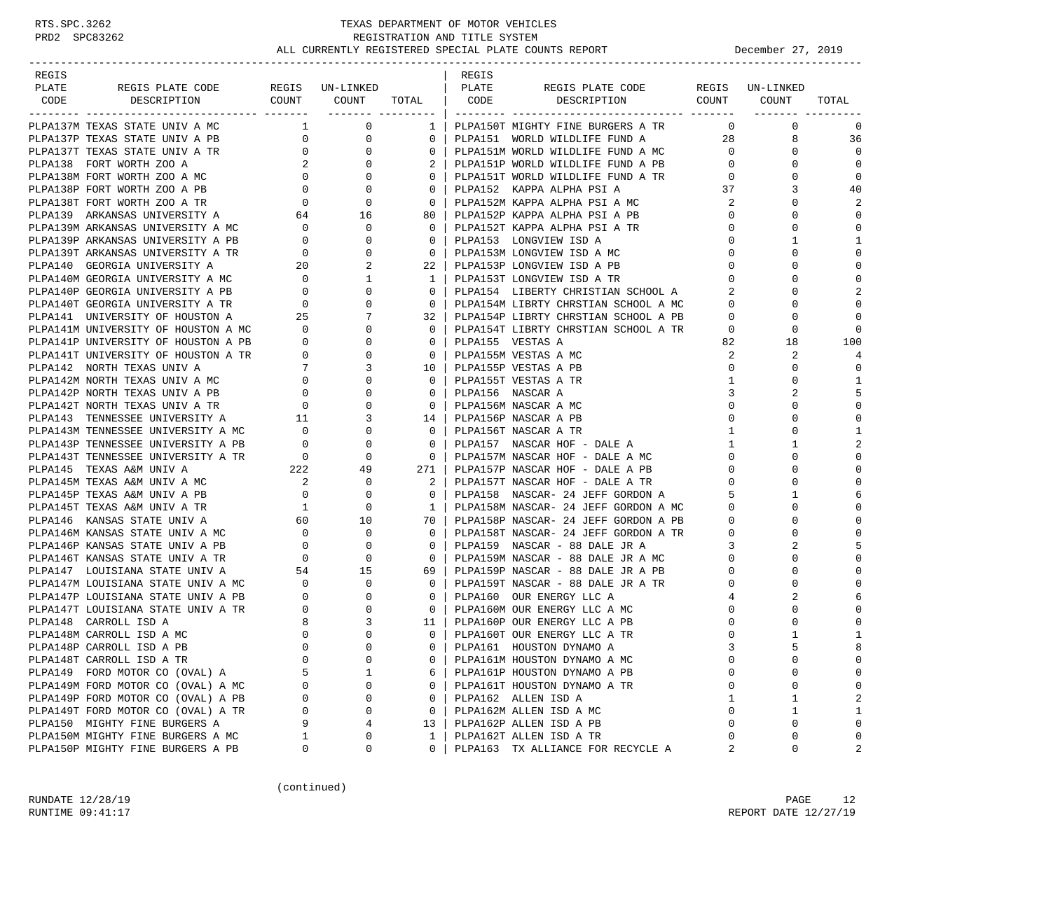RTS.SPC.3262 TEXAS DEPARTMENT OF MOTOR VEHICLES
PRD2 SPC83262 REGISTRATION AND TITLE SYSTEM
ALL CURRENTLY REGISTERED SPECIAL PLATE COUNTS REPORT December 27, 2019

| REGIS PLATE CODE | REGIS PLATE CODE DESCRIPTION | REGIS COUNT | UN-LINKED COUNT | TOTAL |
|---|---|---|---|---|
| PLPA137M | TEXAS STATE UNIV A MC | 1 | 0 | 1 |
| PLPA137P | TEXAS STATE UNIV A PB | 0 | 0 | 0 |
| PLPA137T | TEXAS STATE UNIV A TR | 0 | 0 | 0 |
| PLPA138 | FORT WORTH ZOO A | 2 | 0 | 2 |
| PLPA138M | FORT WORTH ZOO A MC | 0 | 0 | 0 |
| PLPA138P | FORT WORTH ZOO A PB | 0 | 0 | 0 |
| PLPA138T | FORT WORTH ZOO A TR | 0 | 0 | 0 |
| PLPA139 | ARKANSAS UNIVERSITY A | 64 | 16 | 80 |
| PLPA139M | ARKANSAS UNIVERSITY A MC | 0 | 0 | 0 |
| PLPA139P | ARKANSAS UNIVERSITY A PB | 0 | 0 | 0 |
| PLPA139T | ARKANSAS UNIVERSITY A TR | 0 | 0 | 0 |
| PLPA140 | GEORGIA UNIVERSITY A | 20 | 2 | 22 |
| PLPA140M | GEORGIA UNIVERSITY A MC | 0 | 1 | 1 |
| PLPA140P | GEORGIA UNIVERSITY A PB | 0 | 0 | 0 |
| PLPA140T | GEORGIA UNIVERSITY A TR | 0 | 0 | 0 |
| PLPA141 | UNIVERSITY OF HOUSTON A | 25 | 7 | 32 |
| PLPA141M | UNIVERSITY OF HOUSTON A MC | 0 | 0 | 0 |
| PLPA141P | UNIVERSITY OF HOUSTON A PB | 0 | 0 | 0 |
| PLPA141T | UNIVERSITY OF HOUSTON A TR | 0 | 0 | 0 |
| PLPA142 | NORTH TEXAS UNIV A | 7 | 3 | 10 |
| PLPA142M | NORTH TEXAS UNIV A MC | 0 | 0 | 0 |
| PLPA142P | NORTH TEXAS UNIV A PB | 0 | 0 | 0 |
| PLPA142T | NORTH TEXAS UNIV A TR | 0 | 0 | 0 |
| PLPA143 | TENNESSEE UNIVERSITY A | 11 | 3 | 14 |
| PLPA143M | TENNESSEE UNIVERSITY A MC | 0 | 0 | 0 |
| PLPA143P | TENNESSEE UNIVERSITY A PB | 0 | 0 | 0 |
| PLPA143T | TENNESSEE UNIVERSITY A TR | 0 | 0 | 0 |
| PLPA145 | TEXAS A&M UNIV A | 222 | 49 | 271 |
| PLPA145M | TEXAS A&M UNIV A MC | 2 | 0 | 2 |
| PLPA145P | TEXAS A&M UNIV A PB | 0 | 0 | 0 |
| PLPA145T | TEXAS A&M UNIV A TR | 1 | 0 | 1 |
| PLPA146 | KANSAS STATE UNIV A | 60 | 10 | 70 |
| PLPA146M | KANSAS STATE UNIV A MC | 0 | 0 | 0 |
| PLPA146P | KANSAS STATE UNIV A PB | 0 | 0 | 0 |
| PLPA146T | KANSAS STATE UNIV A TR | 0 | 0 | 0 |
| PLPA147 | LOUISIANA STATE UNIV A | 54 | 15 | 69 |
| PLPA147M | LOUISIANA STATE UNIV A MC | 0 | 0 | 0 |
| PLPA147P | LOUISIANA STATE UNIV A PB | 0 | 0 | 0 |
| PLPA147T | LOUISIANA STATE UNIV A TR | 0 | 0 | 0 |
| PLPA148 | CARROLL ISD A | 8 | 3 | 11 |
| PLPA148M | CARROLL ISD A MC | 0 | 0 | 0 |
| PLPA148P | CARROLL ISD A PB | 0 | 0 | 0 |
| PLPA148T | CARROLL ISD A TR | 0 | 0 | 0 |
| PLPA149 | FORD MOTOR CO (OVAL) A | 5 | 1 | 6 |
| PLPA149M | FORD MOTOR CO (OVAL) A MC | 0 | 0 | 0 |
| PLPA149P | FORD MOTOR CO (OVAL) A PB | 0 | 0 | 0 |
| PLPA149T | FORD MOTOR CO (OVAL) A TR | 0 | 0 | 0 |
| PLPA150 | MIGHTY FINE BURGERS A | 9 | 4 | 13 |
| PLPA150M | MIGHTY FINE BURGERS A MC | 1 | 0 | 1 |
| PLPA150P | MIGHTY FINE BURGERS A PB | 0 | 0 | 0 |
| PLPA150T | MIGHTY FINE BURGERS A TR | 0 | 0 | 0 |
| PLPA151 | WORLD WILDLIFE FUND A | 28 | 8 | 36 |
| PLPA151M | WORLD WILDLIFE FUND A MC | 0 | 0 | 0 |
| PLPA151P | WORLD WILDLIFE FUND A PB | 0 | 0 | 0 |
| PLPA151T | WORLD WILDLIFE FUND A TR | 0 | 0 | 0 |
| PLPA152 | KAPPA ALPHA PSI A | 37 | 3 | 40 |
| PLPA152M | KAPPA ALPHA PSI A MC | 2 | 0 | 2 |
| PLPA152P | KAPPA ALPHA PSI A PB | 0 | 0 | 0 |
| PLPA152T | KAPPA ALPHA PSI A TR | 0 | 0 | 0 |
| PLPA153 | LONGVIEW ISD A | 0 | 1 | 1 |
| PLPA153M | LONGVIEW ISD A MC | 0 | 0 | 0 |
| PLPA153P | LONGVIEW ISD A PB | 0 | 0 | 0 |
| PLPA153T | LONGVIEW ISD A TR | 0 | 0 | 0 |
| PLPA154 | LIBERTY CHRISTIAN SCHOOL A | 2 | 0 | 2 |
| PLPA154M | LIBRTY CHRSTIAN SCHOOL A MC | 0 | 0 | 0 |
| PLPA154P | LIBRTY CHRSTIAN SCHOOL A PB | 0 | 0 | 0 |
| PLPA154T | LIBRTY CHRSTIAN SCHOOL A TR | 0 | 0 | 0 |
| PLPA155 | VESTAS A | 82 | 18 | 100 |
| PLPA155M | VESTAS A MC | 2 | 2 | 4 |
| PLPA155P | VESTAS A PB | 0 | 0 | 0 |
| PLPA155T | VESTAS A TR | 1 | 0 | 1 |
| PLPA156 | NASCAR A | 3 | 2 | 5 |
| PLPA156M | NASCAR A MC | 0 | 0 | 0 |
| PLPA156P | NASCAR A PB | 0 | 0 | 0 |
| PLPA156T | NASCAR A TR | 1 | 0 | 1 |
| PLPA157 | NASCAR HOF - DALE A | 1 | 1 | 2 |
| PLPA157M | NASCAR HOF - DALE A MC | 0 | 0 | 0 |
| PLPA157P | NASCAR HOF - DALE A PB | 0 | 0 | 0 |
| PLPA157T | NASCAR HOF - DALE A TR | 0 | 0 | 0 |
| PLPA158 | NASCAR- 24 JEFF GORDON A | 5 | 1 | 6 |
| PLPA158M | NASCAR- 24 JEFF GORDON A MC | 0 | 0 | 0 |
| PLPA158P | NASCAR- 24 JEFF GORDON A PB | 0 | 0 | 0 |
| PLPA158T | NASCAR- 24 JEFF GORDON A TR | 0 | 0 | 0 |
| PLPA159 | NASCAR - 88 DALE JR A | 3 | 2 | 5 |
| PLPA159M | NASCAR - 88 DALE JR A MC | 0 | 0 | 0 |
| PLPA159P | NASCAR - 88 DALE JR A PB | 0 | 0 | 0 |
| PLPA159T | NASCAR - 88 DALE JR A TR | 0 | 0 | 0 |
| PLPA160 | OUR ENERGY LLC A | 4 | 2 | 6 |
| PLPA160M | OUR ENERGY LLC A MC | 0 | 0 | 0 |
| PLPA160P | OUR ENERGY LLC A PB | 0 | 0 | 0 |
| PLPA160T | OUR ENERGY LLC A TR | 0 | 1 | 1 |
| PLPA161 | HOUSTON DYNAMO A | 3 | 5 | 8 |
| PLPA161M | HOUSTON DYNAMO A MC | 0 | 0 | 0 |
| PLPA161P | HOUSTON DYNAMO A PB | 0 | 0 | 0 |
| PLPA161T | HOUSTON DYNAMO A TR | 0 | 0 | 0 |
| PLPA162 | ALLEN ISD A | 1 | 1 | 2 |
| PLPA162M | ALLEN ISD A MC | 0 | 1 | 1 |
| PLPA162P | ALLEN ISD A PB | 0 | 0 | 0 |
| PLPA162T | ALLEN ISD A TR | 0 | 0 | 0 |
| PLPA163 | TX ALLIANCE FOR RECYCLE A | 2 | 0 | 2 |

(continued)

RUNDATE 12/28/19
RUNTIME 09:41:17
REPORT DATE 12/27/19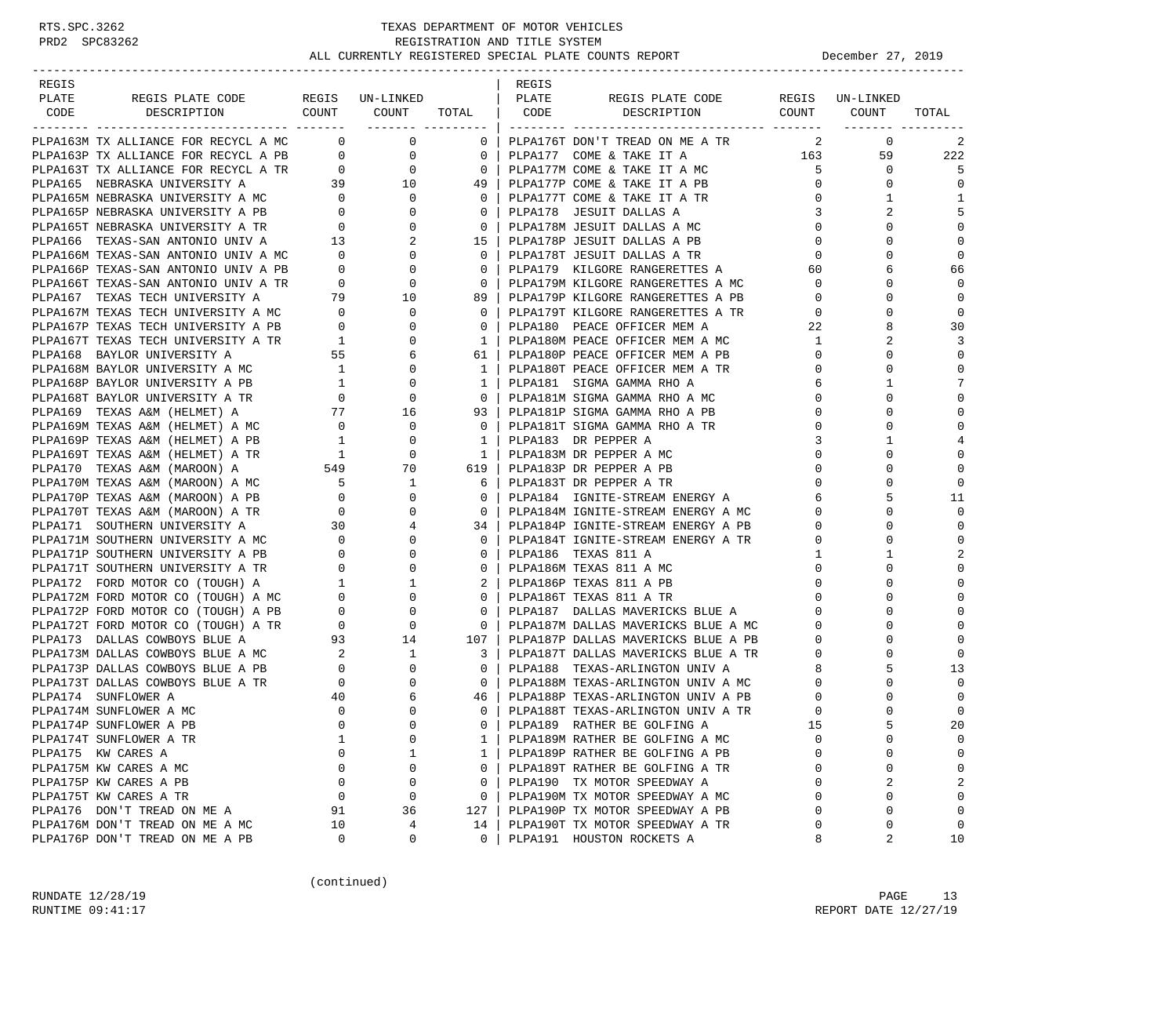RTS.SPC.3262
PRD2 SPC83262

# TEXAS DEPARTMENT OF MOTOR VEHICLES
## REGISTRATION AND TITLE SYSTEM
### ALL CURRENTLY REGISTERED SPECIAL PLATE COUNTS REPORT

December 27, 2019

| REGIS PLATE CODE | REGIS PLATE CODE DESCRIPTION | REGIS COUNT | UN-LINKED COUNT | TOTAL |
|---|---|---|---|---|
| PLPA163M | TX ALLIANCE FOR RECYCL A MC | 0 | 0 | 0 |
| PLPA163P | TX ALLIANCE FOR RECYCL A PB | 0 | 0 | 0 |
| PLPA163T | TX ALLIANCE FOR RECYCL A TR | 0 | 0 | 0 |
| PLPA165 | NEBRASKA UNIVERSITY A | 39 | 10 | 49 |
| PLPA165M | NEBRASKA UNIVERSITY A MC | 0 | 0 | 0 |
| PLPA165P | NEBRASKA UNIVERSITY A PB | 0 | 0 | 0 |
| PLPA165T | NEBRASKA UNIVERSITY A TR | 0 | 0 | 0 |
| PLPA166 | TEXAS-SAN ANTONIO UNIV A | 13 | 2 | 15 |
| PLPA166M | TEXAS-SAN ANTONIO UNIV A MC | 0 | 0 | 0 |
| PLPA166P | TEXAS-SAN ANTONIO UNIV A PB | 0 | 0 | 0 |
| PLPA166T | TEXAS-SAN ANTONIO UNIV A TR | 0 | 0 | 0 |
| PLPA167 | TEXAS TECH UNIVERSITY A | 79 | 10 | 89 |
| PLPA167M | TEXAS TECH UNIVERSITY A MC | 0 | 0 | 0 |
| PLPA167P | TEXAS TECH UNIVERSITY A PB | 0 | 0 | 0 |
| PLPA167T | TEXAS TECH UNIVERSITY A TR | 1 | 0 | 1 |
| PLPA168 | BAYLOR UNIVERSITY A | 55 | 6 | 61 |
| PLPA168M | BAYLOR UNIVERSITY A MC | 1 | 0 | 1 |
| PLPA168P | BAYLOR UNIVERSITY A PB | 1 | 0 | 1 |
| PLPA168T | BAYLOR UNIVERSITY A TR | 0 | 0 | 0 |
| PLPA169 | TEXAS A&M (HELMET) A | 77 | 16 | 93 |
| PLPA169M | TEXAS A&M (HELMET) A MC | 0 | 0 | 0 |
| PLPA169P | TEXAS A&M (HELMET) A PB | 1 | 0 | 1 |
| PLPA169T | TEXAS A&M (HELMET) A TR | 1 | 0 | 1 |
| PLPA170 | TEXAS A&M (MAROON) A | 549 | 70 | 619 |
| PLPA170M | TEXAS A&M (MAROON) A MC | 5 | 1 | 6 |
| PLPA170P | TEXAS A&M (MAROON) A PB | 0 | 0 | 0 |
| PLPA170T | TEXAS A&M (MAROON) A TR | 0 | 0 | 0 |
| PLPA171 | SOUTHERN UNIVERSITY A | 30 | 4 | 34 |
| PLPA171M | SOUTHERN UNIVERSITY A MC | 0 | 0 | 0 |
| PLPA171P | SOUTHERN UNIVERSITY A PB | 0 | 0 | 0 |
| PLPA171T | SOUTHERN UNIVERSITY A TR | 0 | 0 | 0 |
| PLPA172 | FORD MOTOR CO (TOUGH) A | 1 | 1 | 2 |
| PLPA172M | FORD MOTOR CO (TOUGH) A MC | 0 | 0 | 0 |
| PLPA172P | FORD MOTOR CO (TOUGH) A PB | 0 | 0 | 0 |
| PLPA172T | FORD MOTOR CO (TOUGH) A TR | 0 | 0 | 0 |
| PLPA173 | DALLAS COWBOYS BLUE A | 93 | 14 | 107 |
| PLPA173M | DALLAS COWBOYS BLUE A MC | 2 | 1 | 3 |
| PLPA173P | DALLAS COWBOYS BLUE A PB | 0 | 0 | 0 |
| PLPA173T | DALLAS COWBOYS BLUE A TR | 0 | 0 | 0 |
| PLPA174 | SUNFLOWER A | 40 | 6 | 46 |
| PLPA174M | SUNFLOWER A MC | 0 | 0 | 0 |
| PLPA174P | SUNFLOWER A PB | 0 | 0 | 0 |
| PLPA174T | SUNFLOWER A TR | 1 | 0 | 1 |
| PLPA175 | KW CARES A | 0 | 1 | 1 |
| PLPA175M | KW CARES A MC | 0 | 0 | 0 |
| PLPA175P | KW CARES A PB | 0 | 0 | 0 |
| PLPA175T | KW CARES A TR | 0 | 0 | 0 |
| PLPA176 | DON'T TREAD ON ME A | 91 | 36 | 127 |
| PLPA176M | DON'T TREAD ON ME A MC | 10 | 4 | 14 |
| PLPA176P | DON'T TREAD ON ME A PB | 0 | 0 | 0 |
| PLPA176T | DON'T TREAD ON ME A TR | 2 | 0 | 2 |
| PLPA177 | COME & TAKE IT A | 163 | 59 | 222 |
| PLPA177M | COME & TAKE IT A MC | 5 | 0 | 5 |
| PLPA177P | COME & TAKE IT A PB | 0 | 0 | 0 |
| PLPA177T | COME & TAKE IT A TR | 0 | 1 | 1 |
| PLPA178 | JESUIT DALLAS A | 3 | 2 | 5 |
| PLPA178M | JESUIT DALLAS A MC | 0 | 0 | 0 |
| PLPA178P | JESUIT DALLAS A PB | 0 | 0 | 0 |
| PLPA178T | JESUIT DALLAS A TR | 0 | 0 | 0 |
| PLPA179 | KILGORE RANGERETTES A | 60 | 6 | 66 |
| PLPA179M | KILGORE RANGERETTES A MC | 0 | 0 | 0 |
| PLPA179P | KILGORE RANGERETTES A PB | 0 | 0 | 0 |
| PLPA179T | KILGORE RANGERETTES A TR | 0 | 0 | 0 |
| PLPA180 | PEACE OFFICER MEM A | 22 | 8 | 30 |
| PLPA180M | PEACE OFFICER MEM A MC | 1 | 2 | 3 |
| PLPA180P | PEACE OFFICER MEM A PB | 0 | 0 | 0 |
| PLPA180T | PEACE OFFICER MEM A TR | 0 | 0 | 0 |
| PLPA181 | SIGMA GAMMA RHO A | 6 | 1 | 7 |
| PLPA181M | SIGMA GAMMA RHO A MC | 0 | 0 | 0 |
| PLPA181P | SIGMA GAMMA RHO A PB | 0 | 0 | 0 |
| PLPA181T | SIGMA GAMMA RHO A TR | 0 | 0 | 0 |
| PLPA183 | DR PEPPER A | 3 | 1 | 4 |
| PLPA183M | DR PEPPER A MC | 0 | 0 | 0 |
| PLPA183P | DR PEPPER A PB | 0 | 0 | 0 |
| PLPA183T | DR PEPPER A TR | 0 | 0 | 0 |
| PLPA184 | IGNITE-STREAM ENERGY A | 6 | 5 | 11 |
| PLPA184M | IGNITE-STREAM ENERGY A MC | 0 | 0 | 0 |
| PLPA184P | IGNITE-STREAM ENERGY A PB | 0 | 0 | 0 |
| PLPA184T | IGNITE-STREAM ENERGY A TR | 0 | 0 | 0 |
| PLPA186 | TEXAS 811 A | 1 | 1 | 2 |
| PLPA186M | TEXAS 811 A MC | 0 | 0 | 0 |
| PLPA186P | TEXAS 811 A PB | 0 | 0 | 0 |
| PLPA186T | TEXAS 811 A TR | 0 | 0 | 0 |
| PLPA187 | DALLAS MAVERICKS BLUE A | 0 | 0 | 0 |
| PLPA187M | DALLAS MAVERICKS BLUE A MC | 0 | 0 | 0 |
| PLPA187P | DALLAS MAVERICKS BLUE A PB | 0 | 0 | 0 |
| PLPA187T | DALLAS MAVERICKS BLUE A TR | 0 | 0 | 0 |
| PLPA188 | TEXAS-ARLINGTON UNIV A | 8 | 5 | 13 |
| PLPA188M | TEXAS-ARLINGTON UNIV A MC | 0 | 0 | 0 |
| PLPA188P | TEXAS-ARLINGTON UNIV A PB | 0 | 0 | 0 |
| PLPA188T | TEXAS-ARLINGTON UNIV A TR | 0 | 0 | 0 |
| PLPA189 | RATHER BE GOLFING A | 15 | 5 | 20 |
| PLPA189M | RATHER BE GOLFING A MC | 0 | 0 | 0 |
| PLPA189P | RATHER BE GOLFING A PB | 0 | 0 | 0 |
| PLPA189T | RATHER BE GOLFING A TR | 0 | 0 | 0 |
| PLPA190 | TX MOTOR SPEEDWAY A | 0 | 2 | 2 |
| PLPA190M | TX MOTOR SPEEDWAY A MC | 0 | 0 | 0 |
| PLPA190P | TX MOTOR SPEEDWAY A PB | 0 | 0 | 0 |
| PLPA190T | TX MOTOR SPEEDWAY A TR | 0 | 0 | 0 |
| PLPA191 | HOUSTON ROCKETS A | 8 | 2 | 10 |

(continued)

RUNDATE 12/28/19
RUNTIME 09:41:17

REPORT DATE 12/27/19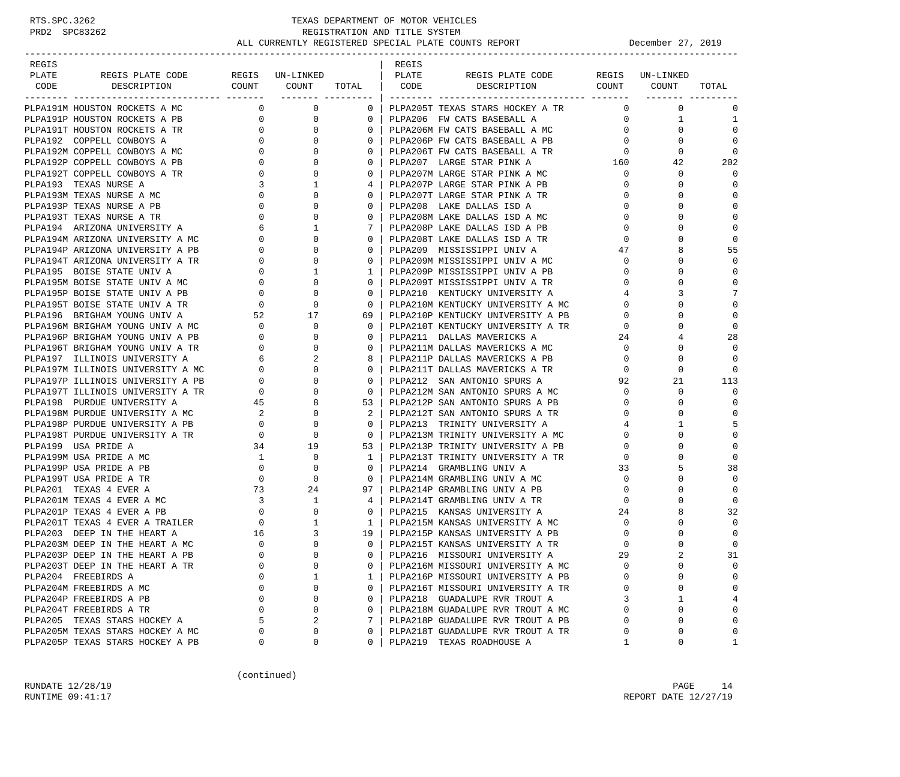TEXAS DEPARTMENT OF MOTOR VEHICLES
REGISTRATION AND TITLE SYSTEM
ALL CURRENTLY REGISTERED SPECIAL PLATE COUNTS REPORT December 27, 2019

| REGIS PLATE CODE | REGIS PLATE CODE DESCRIPTION | REGIS COUNT | UN-LINKED COUNT | TOTAL |
|---|---|---|---|---|
| PLPA191M | HOUSTON ROCKETS A MC | 0 | 0 | 0 |
| PLPA191P | HOUSTON ROCKETS A PB | 0 | 0 | 0 |
| PLPA191T | HOUSTON ROCKETS A TR | 0 | 0 | 0 |
| PLPA192 | COPPELL COWBOYS A | 0 | 0 | 0 |
| PLPA192M | COPPELL COWBOYS A MC | 0 | 0 | 0 |
| PLPA192P | COPPELL COWBOYS A PB | 0 | 0 | 0 |
| PLPA192T | COPPELL COWBOYS A TR | 0 | 0 | 0 |
| PLPA193 | TEXAS NURSE A | 3 | 1 | 4 |
| PLPA193M | TEXAS NURSE A MC | 0 | 0 | 0 |
| PLPA193P | TEXAS NURSE A PB | 0 | 0 | 0 |
| PLPA193T | TEXAS NURSE A TR | 0 | 0 | 0 |
| PLPA194 | ARIZONA UNIVERSITY A | 6 | 1 | 7 |
| PLPA194M | ARIZONA UNIVERSITY A MC | 0 | 0 | 0 |
| PLPA194P | ARIZONA UNIVERSITY A PB | 0 | 0 | 0 |
| PLPA194T | ARIZONA UNIVERSITY A TR | 0 | 0 | 0 |
| PLPA195 | BOISE STATE UNIV A | 0 | 1 | 1 |
| PLPA195M | BOISE STATE UNIV A MC | 0 | 0 | 0 |
| PLPA195P | BOISE STATE UNIV A PB | 0 | 0 | 0 |
| PLPA195T | BOISE STATE UNIV A TR | 0 | 0 | 0 |
| PLPA196 | BRIGHAM YOUNG UNIV A | 52 | 17 | 69 |
| PLPA196M | BRIGHAM YOUNG UNIV A MC | 0 | 0 | 0 |
| PLPA196P | BRIGHAM YOUNG UNIV A PB | 0 | 0 | 0 |
| PLPA196T | BRIGHAM YOUNG UNIV A TR | 0 | 0 | 0 |
| PLPA197 | ILLINOIS UNIVERSITY A | 6 | 2 | 8 |
| PLPA197M | ILLINOIS UNIVERSITY A MC | 0 | 0 | 0 |
| PLPA197P | ILLINOIS UNIVERSITY A PB | 0 | 0 | 0 |
| PLPA197T | ILLINOIS UNIVERSITY A TR | 0 | 0 | 0 |
| PLPA198 | PURDUE UNIVERSITY A | 45 | 8 | 53 |
| PLPA198M | PURDUE UNIVERSITY A MC | 2 | 0 | 2 |
| PLPA198P | PURDUE UNIVERSITY A PB | 0 | 0 | 0 |
| PLPA198T | PURDUE UNIVERSITY A TR | 0 | 0 | 0 |
| PLPA199 | USA PRIDE A | 34 | 19 | 53 |
| PLPA199M | USA PRIDE A MC | 1 | 0 | 1 |
| PLPA199P | USA PRIDE A PB | 0 | 0 | 0 |
| PLPA199T | USA PRIDE A TR | 0 | 0 | 0 |
| PLPA201 | TEXAS 4 EVER A | 73 | 24 | 97 |
| PLPA201M | TEXAS 4 EVER A MC | 3 | 1 | 4 |
| PLPA201P | TEXAS 4 EVER A PB | 0 | 0 | 0 |
| PLPA201T | TEXAS 4 EVER A TRAILER | 0 | 1 | 1 |
| PLPA203 | DEEP IN THE HEART A | 16 | 3 | 19 |
| PLPA203M | DEEP IN THE HEART A MC | 0 | 0 | 0 |
| PLPA203P | DEEP IN THE HEART A PB | 0 | 0 | 0 |
| PLPA203T | DEEP IN THE HEART A TR | 0 | 0 | 0 |
| PLPA204 | FREEBIRDS A | 0 | 1 | 1 |
| PLPA204M | FREEBIRDS A MC | 0 | 0 | 0 |
| PLPA204P | FREEBIRDS A PB | 0 | 0 | 0 |
| PLPA204T | FREEBIRDS A TR | 0 | 0 | 0 |
| PLPA205 | TEXAS STARS HOCKEY A | 5 | 2 | 7 |
| PLPA205M | TEXAS STARS HOCKEY A MC | 0 | 0 | 0 |
| PLPA205P | TEXAS STARS HOCKEY A PB | 0 | 0 | 0 |
| PLPA205T | TEXAS STARS HOCKEY A TR | 0 | 0 | 0 |
| PLPA206 | FW CATS BASEBALL A | 0 | 1 | 1 |
| PLPA206M | FW CATS BASEBALL A MC | 0 | 0 | 0 |
| PLPA206P | FW CATS BASEBALL A PB | 0 | 0 | 0 |
| PLPA206T | FW CATS BASEBALL A TR | 0 | 0 | 0 |
| PLPA207 | LARGE STAR PINK A | 160 | 42 | 202 |
| PLPA207M | LARGE STAR PINK A MC | 0 | 0 | 0 |
| PLPA207P | LARGE STAR PINK A PB | 0 | 0 | 0 |
| PLPA207T | LARGE STAR PINK A TR | 0 | 0 | 0 |
| PLPA208 | LAKE DALLAS ISD A | 0 | 0 | 0 |
| PLPA208M | LAKE DALLAS ISD A MC | 0 | 0 | 0 |
| PLPA208P | LAKE DALLAS ISD A PB | 0 | 0 | 0 |
| PLPA208T | LAKE DALLAS ISD A TR | 0 | 0 | 0 |
| PLPA209 | MISSISSIPPI UNIV A | 47 | 8 | 55 |
| PLPA209M | MISSISSIPPI UNIV A MC | 0 | 0 | 0 |
| PLPA209P | MISSISSIPPI UNIV A PB | 0 | 0 | 0 |
| PLPA209T | MISSISSIPPI UNIV A TR | 0 | 0 | 0 |
| PLPA210 | KENTUCKY UNIVERSITY A | 4 | 3 | 7 |
| PLPA210M | KENTUCKY UNIVERSITY A MC | 0 | 0 | 0 |
| PLPA210P | KENTUCKY UNIVERSITY A PB | 0 | 0 | 0 |
| PLPA210T | KENTUCKY UNIVERSITY A TR | 0 | 0 | 0 |
| PLPA211 | DALLAS MAVERICKS A | 24 | 4 | 28 |
| PLPA211M | DALLAS MAVERICKS A MC | 0 | 0 | 0 |
| PLPA211P | DALLAS MAVERICKS A PB | 0 | 0 | 0 |
| PLPA211T | DALLAS MAVERICKS A TR | 0 | 0 | 0 |
| PLPA212 | SAN ANTONIO SPURS A | 92 | 21 | 113 |
| PLPA212M | SAN ANTONIO SPURS A MC | 0 | 0 | 0 |
| PLPA212P | SAN ANTONIO SPURS A PB | 0 | 0 | 0 |
| PLPA212T | SAN ANTONIO SPURS A TR | 0 | 0 | 0 |
| PLPA213 | TRINITY UNIVERSITY A | 4 | 1 | 5 |
| PLPA213M | TRINITY UNIVERSITY A MC | 0 | 0 | 0 |
| PLPA213P | TRINITY UNIVERSITY A PB | 0 | 0 | 0 |
| PLPA213T | TRINITY UNIVERSITY A TR | 0 | 0 | 0 |
| PLPA214 | GRAMBLING UNIV A | 33 | 5 | 38 |
| PLPA214M | GRAMBLING UNIV A MC | 0 | 0 | 0 |
| PLPA214P | GRAMBLING UNIV A PB | 0 | 0 | 0 |
| PLPA214T | GRAMBLING UNIV A TR | 0 | 0 | 0 |
| PLPA215 | KANSAS UNIVERSITY A | 24 | 8 | 32 |
| PLPA215M | KANSAS UNIVERSITY A MC | 0 | 0 | 0 |
| PLPA215P | KANSAS UNIVERSITY A PB | 0 | 0 | 0 |
| PLPA215T | KANSAS UNIVERSITY A TR | 0 | 0 | 0 |
| PLPA216 | MISSOURI UNIVERSITY A | 29 | 2 | 31 |
| PLPA216M | MISSOURI UNIVERSITY A MC | 0 | 0 | 0 |
| PLPA216P | MISSOURI UNIVERSITY A PB | 0 | 0 | 0 |
| PLPA216T | MISSOURI UNIVERSITY A TR | 0 | 0 | 0 |
| PLPA218 | GUADALUPE RVR TROUT A | 3 | 1 | 4 |
| PLPA218M | GUADALUPE RVR TROUT A MC | 0 | 0 | 0 |
| PLPA218P | GUADALUPE RVR TROUT A PB | 0 | 0 | 0 |
| PLPA218T | GUADALUPE RVR TROUT A TR | 0 | 0 | 0 |
| PLPA219 | TEXAS ROADHOUSE A | 1 | 0 | 1 |

(continued)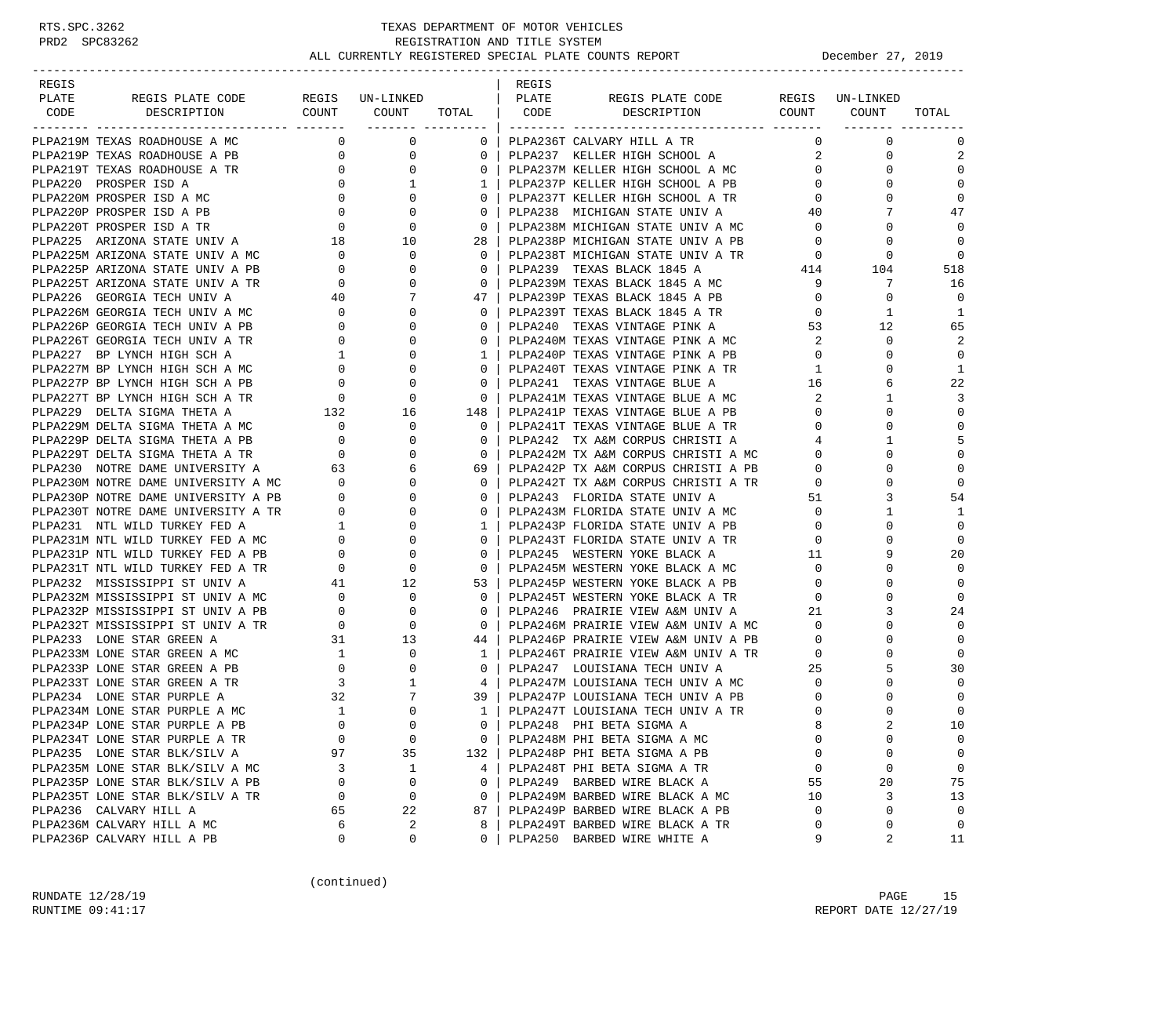RTS.SPC.3262 — TEXAS DEPARTMENT OF MOTOR VEHICLES
PRD2 SPC83262 — REGISTRATION AND TITLE SYSTEM

ALL CURRENTLY REGISTERED SPECIAL PLATE COUNTS REPORT — December 27, 2019

| REGIS PLATE CODE | REGIS PLATE CODE DESCRIPTION | REGIS COUNT | UN-LINKED COUNT | TOTAL |
|---|---|---|---|---|
| PLPA219M | TEXAS ROADHOUSE A MC | 0 | 0 | 0 |
| PLPA219P | TEXAS ROADHOUSE A PB | 0 | 0 | 0 |
| PLPA219T | TEXAS ROADHOUSE A TR | 0 | 0 | 0 |
| PLPA220 | PROSPER ISD A | 0 | 1 | 1 |
| PLPA220M | PROSPER ISD A MC | 0 | 0 | 0 |
| PLPA220P | PROSPER ISD A PB | 0 | 0 | 0 |
| PLPA220T | PROSPER ISD A TR | 0 | 0 | 0 |
| PLPA225 | ARIZONA STATE UNIV A | 18 | 10 | 28 |
| PLPA225M | ARIZONA STATE UNIV A MC | 0 | 0 | 0 |
| PLPA225P | ARIZONA STATE UNIV A PB | 0 | 0 | 0 |
| PLPA225T | ARIZONA STATE UNIV A TR | 0 | 0 | 0 |
| PLPA226 | GEORGIA TECH UNIV A | 40 | 7 | 47 |
| PLPA226M | GEORGIA TECH UNIV A MC | 0 | 0 | 0 |
| PLPA226P | GEORGIA TECH UNIV A PB | 0 | 0 | 0 |
| PLPA226T | GEORGIA TECH UNIV A TR | 0 | 0 | 0 |
| PLPA227 | BP LYNCH HIGH SCH A | 1 | 0 | 1 |
| PLPA227M | BP LYNCH HIGH SCH A MC | 0 | 0 | 0 |
| PLPA227P | BP LYNCH HIGH SCH A PB | 0 | 0 | 0 |
| PLPA227T | BP LYNCH HIGH SCH A TR | 0 | 0 | 0 |
| PLPA229 | DELTA SIGMA THETA A | 132 | 16 | 148 |
| PLPA229M | DELTA SIGMA THETA A MC | 0 | 0 | 0 |
| PLPA229P | DELTA SIGMA THETA A PB | 0 | 0 | 0 |
| PLPA229T | DELTA SIGMA THETA A TR | 0 | 0 | 0 |
| PLPA230 | NOTRE DAME UNIVERSITY A | 63 | 6 | 69 |
| PLPA230M | NOTRE DAME UNIVERSITY A MC | 0 | 0 | 0 |
| PLPA230P | NOTRE DAME UNIVERSITY A PB | 0 | 0 | 0 |
| PLPA230T | NOTRE DAME UNIVERSITY A TR | 0 | 0 | 0 |
| PLPA231 | NTL WILD TURKEY FED A | 1 | 0 | 1 |
| PLPA231M | NTL WILD TURKEY FED A MC | 0 | 0 | 0 |
| PLPA231P | NTL WILD TURKEY FED A PB | 0 | 0 | 0 |
| PLPA231T | NTL WILD TURKEY FED A TR | 0 | 0 | 0 |
| PLPA232 | MISSISSIPPI ST UNIV A | 41 | 12 | 53 |
| PLPA232M | MISSISSIPPI ST UNIV A MC | 0 | 0 | 0 |
| PLPA232P | MISSISSIPPI ST UNIV A PB | 0 | 0 | 0 |
| PLPA232T | MISSISSIPPI ST UNIV A TR | 0 | 0 | 0 |
| PLPA233 | LONE STAR GREEN A | 31 | 13 | 44 |
| PLPA233M | LONE STAR GREEN A MC | 1 | 0 | 1 |
| PLPA233P | LONE STAR GREEN A PB | 0 | 0 | 0 |
| PLPA233T | LONE STAR GREEN A TR | 3 | 1 | 4 |
| PLPA234 | LONE STAR PURPLE A | 32 | 7 | 39 |
| PLPA234M | LONE STAR PURPLE A MC | 1 | 0 | 1 |
| PLPA234P | LONE STAR PURPLE A PB | 0 | 0 | 0 |
| PLPA234T | LONE STAR PURPLE A TR | 0 | 0 | 0 |
| PLPA235 | LONE STAR BLK/SILV A | 97 | 35 | 132 |
| PLPA235M | LONE STAR BLK/SILV A MC | 3 | 1 | 4 |
| PLPA235P | LONE STAR BLK/SILV A PB | 0 | 0 | 0 |
| PLPA235T | LONE STAR BLK/SILV A TR | 0 | 0 | 0 |
| PLPA236 | CALVARY HILL A | 65 | 22 | 87 |
| PLPA236M | CALVARY HILL A MC | 6 | 2 | 8 |
| PLPA236P | CALVARY HILL A PB | 0 | 0 | 0 |
| PLPA236T | CALVARY HILL A TR | 0 | 0 | 0 |
| PLPA237 | KELLER HIGH SCHOOL A | 2 | 0 | 2 |
| PLPA237M | KELLER HIGH SCHOOL A MC | 0 | 0 | 0 |
| PLPA237P | KELLER HIGH SCHOOL A PB | 0 | 0 | 0 |
| PLPA237T | KELLER HIGH SCHOOL A TR | 0 | 0 | 0 |
| PLPA238 | MICHIGAN STATE UNIV A | 40 | 7 | 47 |
| PLPA238M | MICHIGAN STATE UNIV A MC | 0 | 0 | 0 |
| PLPA238P | MICHIGAN STATE UNIV A PB | 0 | 0 | 0 |
| PLPA238T | MICHIGAN STATE UNIV A TR | 0 | 0 | 0 |
| PLPA239 | TEXAS BLACK 1845 A | 414 | 104 | 518 |
| PLPA239M | TEXAS BLACK 1845 A MC | 9 | 7 | 16 |
| PLPA239P | TEXAS BLACK 1845 A PB | 0 | 0 | 0 |
| PLPA239T | TEXAS BLACK 1845 A TR | 0 | 1 | 1 |
| PLPA240 | TEXAS VINTAGE PINK A | 53 | 12 | 65 |
| PLPA240M | TEXAS VINTAGE PINK A MC | 2 | 0 | 2 |
| PLPA240P | TEXAS VINTAGE PINK A PB | 0 | 0 | 0 |
| PLPA240T | TEXAS VINTAGE PINK A TR | 1 | 0 | 1 |
| PLPA241 | TEXAS VINTAGE BLUE A | 16 | 6 | 22 |
| PLPA241M | TEXAS VINTAGE BLUE A MC | 2 | 1 | 3 |
| PLPA241P | TEXAS VINTAGE BLUE A PB | 0 | 0 | 0 |
| PLPA241T | TEXAS VINTAGE BLUE A TR | 0 | 0 | 0 |
| PLPA242 | TX A&M CORPUS CHRISTI A | 4 | 1 | 5 |
| PLPA242M | TX A&M CORPUS CHRISTI A MC | 0 | 0 | 0 |
| PLPA242P | TX A&M CORPUS CHRISTI A PB | 0 | 0 | 0 |
| PLPA242T | TX A&M CORPUS CHRISTI A TR | 0 | 0 | 0 |
| PLPA243 | FLORIDA STATE UNIV A | 51 | 3 | 54 |
| PLPA243M | FLORIDA STATE UNIV A MC | 0 | 1 | 1 |
| PLPA243P | FLORIDA STATE UNIV A PB | 0 | 0 | 0 |
| PLPA243T | FLORIDA STATE UNIV A TR | 0 | 0 | 0 |
| PLPA245 | WESTERN YOKE BLACK A | 11 | 9 | 20 |
| PLPA245M | WESTERN YOKE BLACK A MC | 0 | 0 | 0 |
| PLPA245P | WESTERN YOKE BLACK A PB | 0 | 0 | 0 |
| PLPA245T | WESTERN YOKE BLACK A TR | 0 | 0 | 0 |
| PLPA246 | PRAIRIE VIEW A&M UNIV A | 21 | 3 | 24 |
| PLPA246M | PRAIRIE VIEW A&M UNIV A MC | 0 | 0 | 0 |
| PLPA246P | PRAIRIE VIEW A&M UNIV A PB | 0 | 0 | 0 |
| PLPA246T | PRAIRIE VIEW A&M UNIV A TR | 0 | 0 | 0 |
| PLPA247 | LOUISIANA TECH UNIV A | 25 | 5 | 30 |
| PLPA247M | LOUISIANA TECH UNIV A MC | 0 | 0 | 0 |
| PLPA247P | LOUISIANA TECH UNIV A PB | 0 | 0 | 0 |
| PLPA247T | LOUISIANA TECH UNIV A TR | 0 | 0 | 0 |
| PLPA248 | PHI BETA SIGMA A | 8 | 2 | 10 |
| PLPA248M | PHI BETA SIGMA A MC | 0 | 0 | 0 |
| PLPA248P | PHI BETA SIGMA A PB | 0 | 0 | 0 |
| PLPA248T | PHI BETA SIGMA A TR | 0 | 0 | 0 |
| PLPA249 | BARBED WIRE BLACK A | 55 | 20 | 75 |
| PLPA249M | BARBED WIRE BLACK A MC | 10 | 3 | 13 |
| PLPA249P | BARBED WIRE BLACK A PB | 0 | 0 | 0 |
| PLPA249T | BARBED WIRE BLACK A TR | 0 | 0 | 0 |
| PLPA250 | BARBED WIRE WHITE A | 9 | 2 | 11 |

(continued)

RUNDATE 12/28/19
RUNTIME 09:41:17
REPORT DATE 12/27/19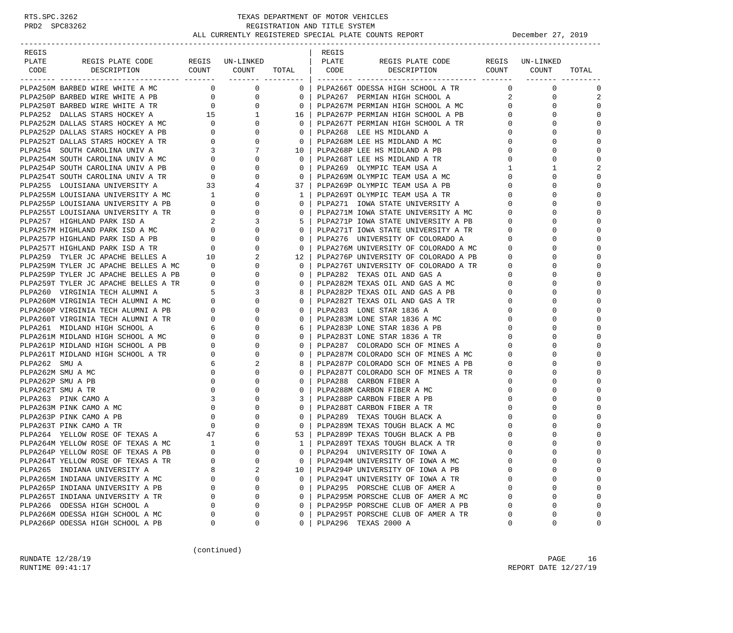# TEXAS DEPARTMENT OF MOTOR VEHICLES
## REGISTRATION AND TITLE SYSTEM
### ALL CURRENTLY REGISTERED SPECIAL PLATE COUNTS REPORT — December 27, 2019

| REGIS PLATE CODE | REGIS PLATE CODE DESCRIPTION | REGIS COUNT | UN-LINKED COUNT | TOTAL |
|---|---|---|---|---|
| PLPA250M | BARBED WIRE WHITE A MC | 0 | 0 | 0 |
| PLPA250P | BARBED WIRE WHITE A PB | 0 | 0 | 0 |
| PLPA250T | BARBED WIRE WHITE A TR | 0 | 0 | 0 |
| PLPA252 | DALLAS STARS HOCKEY A | 15 | 1 | 16 |
| PLPA252M | DALLAS STARS HOCKEY A MC | 0 | 0 | 0 |
| PLPA252P | DALLAS STARS HOCKEY A PB | 0 | 0 | 0 |
| PLPA252T | DALLAS STARS HOCKEY A TR | 0 | 0 | 0 |
| PLPA254 | SOUTH CAROLINA UNIV A | 3 | 7 | 10 |
| PLPA254M | SOUTH CAROLINA UNIV A MC | 0 | 0 | 0 |
| PLPA254P | SOUTH CAROLINA UNIV A PB | 0 | 0 | 0 |
| PLPA254T | SOUTH CAROLINA UNIV A TR | 0 | 0 | 0 |
| PLPA255 | LOUISIANA UNIVERSITY A | 33 | 4 | 37 |
| PLPA255M | LOUISIANA UNIVERSITY A MC | 1 | 0 | 1 |
| PLPA255P | LOUISIANA UNIVERSITY A PB | 0 | 0 | 0 |
| PLPA255T | LOUISIANA UNIVERSITY A TR | 0 | 0 | 0 |
| PLPA257 | HIGHLAND PARK ISD A | 2 | 3 | 5 |
| PLPA257M | HIGHLAND PARK ISD A MC | 0 | 0 | 0 |
| PLPA257P | HIGHLAND PARK ISD A PB | 0 | 0 | 0 |
| PLPA257T | HIGHLAND PARK ISD A TR | 0 | 0 | 0 |
| PLPA259 | TYLER JC APACHE BELLES A | 10 | 2 | 12 |
| PLPA259M | TYLER JC APACHE BELLES A MC | 0 | 0 | 0 |
| PLPA259P | TYLER JC APACHE BELLES A PB | 0 | 0 | 0 |
| PLPA259T | TYLER JC APACHE BELLES A TR | 0 | 0 | 0 |
| PLPA260 | VIRGINIA TECH ALUMNI A | 5 | 3 | 8 |
| PLPA260M | VIRGINIA TECH ALUMNI A MC | 0 | 0 | 0 |
| PLPA260P | VIRGINIA TECH ALUMNI A PB | 0 | 0 | 0 |
| PLPA260T | VIRGINIA TECH ALUMNI A TR | 0 | 0 | 0 |
| PLPA261 | MIDLAND HIGH SCHOOL A | 6 | 0 | 6 |
| PLPA261M | MIDLAND HIGH SCHOOL A MC | 0 | 0 | 0 |
| PLPA261P | MIDLAND HIGH SCHOOL A PB | 0 | 0 | 0 |
| PLPA261T | MIDLAND HIGH SCHOOL A TR | 0 | 0 | 0 |
| PLPA262 | SMU A | 6 | 2 | 8 |
| PLPA262M | SMU A MC | 0 | 0 | 0 |
| PLPA262P | SMU A PB | 0 | 0 | 0 |
| PLPA262T | SMU A TR | 0 | 0 | 0 |
| PLPA263 | PINK CAMO A | 3 | 0 | 3 |
| PLPA263M | PINK CAMO A MC | 0 | 0 | 0 |
| PLPA263P | PINK CAMO A PB | 0 | 0 | 0 |
| PLPA263T | PINK CAMO A TR | 0 | 0 | 0 |
| PLPA264 | YELLOW ROSE OF TEXAS A | 47 | 6 | 53 |
| PLPA264M | YELLOW ROSE OF TEXAS A MC | 1 | 0 | 1 |
| PLPA264P | YELLOW ROSE OF TEXAS A PB | 0 | 0 | 0 |
| PLPA264T | YELLOW ROSE OF TEXAS A TR | 0 | 0 | 0 |
| PLPA265 | INDIANA UNIVERSITY A | 8 | 2 | 10 |
| PLPA265M | INDIANA UNIVERSITY A MC | 0 | 0 | 0 |
| PLPA265P | INDIANA UNIVERSITY A PB | 0 | 0 | 0 |
| PLPA265T | INDIANA UNIVERSITY A TR | 0 | 0 | 0 |
| PLPA266 | ODESSA HIGH SCHOOL A | 0 | 0 | 0 |
| PLPA266M | ODESSA HIGH SCHOOL A MC | 0 | 0 | 0 |
| PLPA266P | ODESSA HIGH SCHOOL A PB | 0 | 0 | 0 |
| PLPA266T | ODESSA HIGH SCHOOL A TR | 0 | 0 | 0 |
| PLPA267 | PERMIAN HIGH SCHOOL A | 2 | 0 | 2 |
| PLPA267M | PERMIAN HIGH SCHOOL A MC | 0 | 0 | 0 |
| PLPA267P | PERMIAN HIGH SCHOOL A PB | 0 | 0 | 0 |
| PLPA267T | PERMIAN HIGH SCHOOL A TR | 0 | 0 | 0 |
| PLPA268 | LEE HS MIDLAND A | 0 | 0 | 0 |
| PLPA268M | LEE HS MIDLAND A MC | 0 | 0 | 0 |
| PLPA268P | LEE HS MIDLAND A PB | 0 | 0 | 0 |
| PLPA268T | LEE HS MIDLAND A TR | 0 | 0 | 0 |
| PLPA269 | OLYMPIC TEAM USA A | 1 | 1 | 2 |
| PLPA269M | OLYMPIC TEAM USA A MC | 0 | 0 | 0 |
| PLPA269P | OLYMPIC TEAM USA A PB | 0 | 0 | 0 |
| PLPA269T | OLYMPIC TEAM USA A TR | 0 | 0 | 0 |
| PLPA271 | IOWA STATE UNIVERSITY A | 0 | 0 | 0 |
| PLPA271M | IOWA STATE UNIVERSITY A MC | 0 | 0 | 0 |
| PLPA271P | IOWA STATE UNIVERSITY A PB | 0 | 0 | 0 |
| PLPA271T | IOWA STATE UNIVERSITY A TR | 0 | 0 | 0 |
| PLPA276 | UNIVERSITY OF COLORADO A | 0 | 0 | 0 |
| PLPA276M | UNIVERSITY OF COLORADO A MC | 0 | 0 | 0 |
| PLPA276P | UNIVERSITY OF COLORADO A PB | 0 | 0 | 0 |
| PLPA276T | UNIVERSITY OF COLORADO A TR | 0 | 0 | 0 |
| PLPA282 | TEXAS OIL AND GAS A | 0 | 0 | 0 |
| PLPA282M | TEXAS OIL AND GAS A MC | 0 | 0 | 0 |
| PLPA282P | TEXAS OIL AND GAS A PB | 0 | 0 | 0 |
| PLPA282T | TEXAS OIL AND GAS A TR | 0 | 0 | 0 |
| PLPA283 | LONE STAR 1836 A | 0 | 0 | 0 |
| PLPA283M | LONE STAR 1836 A MC | 0 | 0 | 0 |
| PLPA283P | LONE STAR 1836 A PB | 0 | 0 | 0 |
| PLPA283T | LONE STAR 1836 A TR | 0 | 0 | 0 |
| PLPA287 | COLORADO SCH OF MINES A | 0 | 0 | 0 |
| PLPA287M | COLORADO SCH OF MINES A MC | 0 | 0 | 0 |
| PLPA287P | COLORADO SCH OF MINES A PB | 0 | 0 | 0 |
| PLPA287T | COLORADO SCH OF MINES A TR | 0 | 0 | 0 |
| PLPA288 | CARBON FIBER A | 0 | 0 | 0 |
| PLPA288M | CARBON FIBER A MC | 0 | 0 | 0 |
| PLPA288P | CARBON FIBER A PB | 0 | 0 | 0 |
| PLPA288T | CARBON FIBER A TR | 0 | 0 | 0 |
| PLPA289 | TEXAS TOUGH BLACK A | 0 | 0 | 0 |
| PLPA289M | TEXAS TOUGH BLACK A MC | 0 | 0 | 0 |
| PLPA289P | TEXAS TOUGH BLACK A PB | 0 | 0 | 0 |
| PLPA289T | TEXAS TOUGH BLACK A TR | 0 | 0 | 0 |
| PLPA294 | UNIVERSITY OF IOWA A | 0 | 0 | 0 |
| PLPA294M | UNIVERSITY OF IOWA A MC | 0 | 0 | 0 |
| PLPA294P | UNIVERSITY OF IOWA A PB | 0 | 0 | 0 |
| PLPA294T | UNIVERSITY OF IOWA A TR | 0 | 0 | 0 |
| PLPA295 | PORSCHE CLUB OF AMER A | 0 | 0 | 0 |
| PLPA295M | PORSCHE CLUB OF AMER A MC | 0 | 0 | 0 |
| PLPA295P | PORSCHE CLUB OF AMER A PB | 0 | 0 | 0 |
| PLPA295T | PORSCHE CLUB OF AMER A TR | 0 | 0 | 0 |
| PLPA296 | TEXAS 2000 A | 0 | 0 | 0 |

(continued)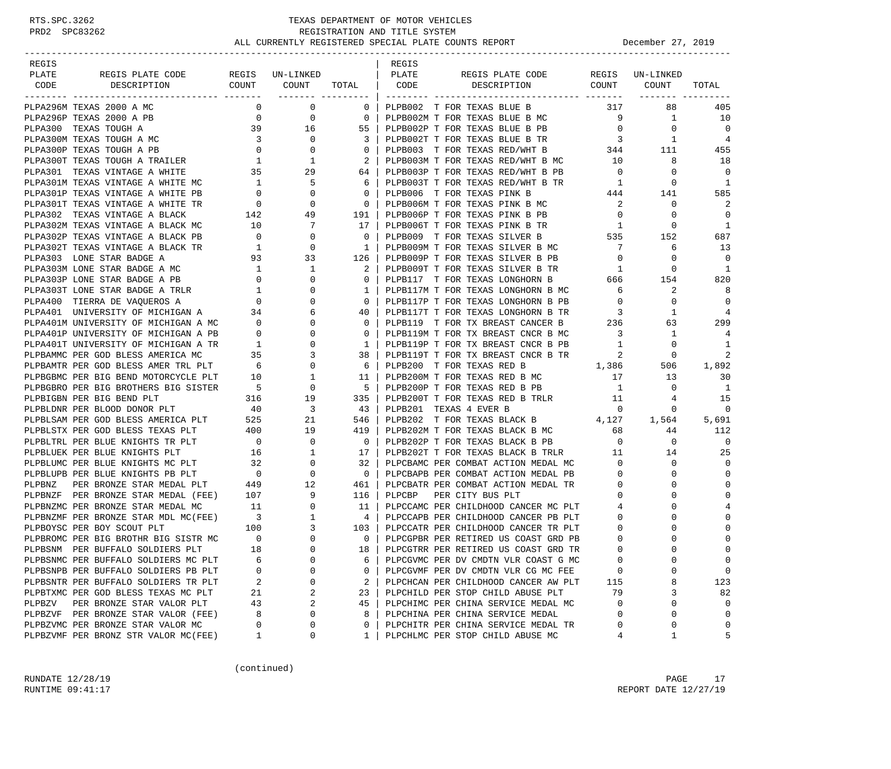TEXAS DEPARTMENT OF MOTOR VEHICLES
REGISTRATION AND TITLE SYSTEM
ALL CURRENTLY REGISTERED SPECIAL PLATE COUNTS REPORT — December 27, 2019

| REGIS PLATE CODE | REGIS PLATE CODE DESCRIPTION | REGIS COUNT | UN-LINKED COUNT | TOTAL | REGIS PLATE CODE | REGIS PLATE CODE DESCRIPTION | REGIS COUNT | UN-LINKED COUNT | TOTAL |
|---|---|---|---|---|---|---|---|---|---|
| PLPA296M | TEXAS 2000 A MC | 0 | 0 | 0 | PLPB002 | T FOR TEXAS BLUE B | 317 | 88 | 405 |
| PLPA296P | TEXAS 2000 A PB | 0 | 0 | 0 | PLPB002M | T FOR TEXAS BLUE B MC | 9 | 1 | 10 |
| PLPA300 | TEXAS TOUGH A | 39 | 16 | 55 | PLPB002P | T FOR TEXAS BLUE B PB | 0 | 0 | 0 |
| PLPA300M | TEXAS TOUGH A MC | 3 | 0 | 3 | PLPB002T | T FOR TEXAS BLUE B TR | 3 | 1 | 4 |
| PLPA300P | TEXAS TOUGH A PB | 0 | 0 | 0 | PLPB003 | T FOR TEXAS RED/WHT B | 344 | 111 | 455 |
| PLPA300T | TEXAS TOUGH A TRAILER | 1 | 1 | 2 | PLPB003M | T FOR TEXAS RED/WHT B MC | 10 | 8 | 18 |
| PLPA301 | TEXAS VINTAGE A WHITE | 35 | 29 | 64 | PLPB003P | T FOR TEXAS RED/WHT B PB | 0 | 0 | 0 |
| PLPA301M | TEXAS VINTAGE A WHITE MC | 1 | 5 | 6 | PLPB003T | T FOR TEXAS RED/WHT B TR | 1 | 0 | 1 |
| PLPA301P | TEXAS VINTAGE A WHITE PB | 0 | 0 | 0 | PLPB006 | T FOR TEXAS PINK B | 444 | 141 | 585 |
| PLPA301T | TEXAS VINTAGE A WHITE TR | 0 | 0 | 0 | PLPB006M | T FOR TEXAS PINK B MC | 2 | 0 | 2 |
| PLPA302 | TEXAS VINTAGE A BLACK | 142 | 49 | 191 | PLPB006P | T FOR TEXAS PINK B PB | 0 | 0 | 0 |
| PLPA302M | TEXAS VINTAGE A BLACK MC | 10 | 7 | 17 | PLPB006T | T FOR TEXAS PINK B TR | 1 | 0 | 1 |
| PLPA302P | TEXAS VINTAGE A BLACK PB | 0 | 0 | 0 | PLPB009 | T FOR TEXAS SILVER B | 535 | 152 | 687 |
| PLPA302T | TEXAS VINTAGE A BLACK TR | 1 | 0 | 1 | PLPB009M | T FOR TEXAS SILVER B MC | 7 | 6 | 13 |
| PLPA303 | LONE STAR BADGE A | 93 | 33 | 126 | PLPB009P | T FOR TEXAS SILVER B PB | 0 | 0 | 0 |
| PLPA303M | LONE STAR BADGE A MC | 1 | 1 | 2 | PLPB009T | T FOR TEXAS SILVER B TR | 1 | 0 | 1 |
| PLPA303P | LONE STAR BADGE A PB | 0 | 0 | 0 | PLPB117 | T FOR TEXAS LONGHORN B | 666 | 154 | 820 |
| PLPA303T | LONE STAR BADGE A TRLR | 1 | 0 | 1 | PLPB117M | T FOR TEXAS LONGHORN B MC | 6 | 2 | 8 |
| PLPA400 | TIERRA DE VAQUEROS A | 0 | 0 | 0 | PLPB117P | T FOR TEXAS LONGHORN B PB | 0 | 0 | 0 |
| PLPA401 | UNIVERSITY OF MICHIGAN A | 34 | 6 | 40 | PLPB117T | T FOR TEXAS LONGHORN B TR | 3 | 1 | 4 |
| PLPA401M | UNIVERSITY OF MICHIGAN A MC | 0 | 0 | 0 | PLPB119 | T FOR TX BREAST CANCER B | 236 | 63 | 299 |
| PLPA401P | UNIVERSITY OF MICHIGAN A PB | 0 | 0 | 0 | PLPB119M | T FOR TX BREAST CNCR B MC | 3 | 1 | 4 |
| PLPA401T | UNIVERSITY OF MICHIGAN A TR | 1 | 0 | 1 | PLPB119P | T FOR TX BREAST CNCR B PB | 1 | 0 | 1 |
| PLPBAMMC | PER GOD BLESS AMERICA MC | 35 | 3 | 38 | PLPB119T | T FOR TX BREAST CNCR B TR | 2 | 0 | 2 |
| PLPBAMTR | PER GOD BLESS AMER TRL PLT | 6 | 0 | 6 | PLPB200 | T FOR TEXAS RED B | 1,386 | 506 | 1,892 |
| PLPBGBMC | PER BIG BEND MOTORCYCLE PLT | 10 | 1 | 11 | PLPB200M | T FOR TEXAS RED B MC | 17 | 13 | 30 |
| PLPBGBRO | PER BIG BROTHERS BIG SISTER | 5 | 0 | 5 | PLPB200P | T FOR TEXAS RED B PB | 1 | 0 | 1 |
| PLPBIGBN | PER BIG BEND PLT | 316 | 19 | 335 | PLPB200T | T FOR TEXAS RED B TRLR | 11 | 4 | 15 |
| PLPBLDNR | PER BLOOD DONOR PLT | 40 | 3 | 43 | PLPB201 | TEXAS 4 EVER B | 0 | 0 | 0 |
| PLPBLSAM | PER GOD BLESS AMERICA PLT | 525 | 21 | 546 | PLPB202 | T FOR TEXAS BLACK B | 4,127 | 1,564 | 5,691 |
| PLPBLSTX | PER GOD BLESS TEXAS PLT | 400 | 19 | 419 | PLPB202M | T FOR TEXAS BLACK B MC | 68 | 44 | 112 |
| PLPBLTRL | PER BLUE KNIGHTS TR PLT | 0 | 0 | 0 | PLPB202P | T FOR TEXAS BLACK B PB | 0 | 0 | 0 |
| PLPBLUEK | PER BLUE KNIGHTS PLT | 16 | 1 | 17 | PLPB202T | T FOR TEXAS BLACK B TRLR | 11 | 14 | 25 |
| PLPBLUMC | PER BLUE KNIGHTS MC PLT | 32 | 0 | 32 | PLPCBAMC | PER COMBAT ACTION MEDAL MC | 0 | 0 | 0 |
| PLPBLUPB | PER BLUE KNIGHTS PB PLT | 0 | 0 | 0 | PLPCBAPB | PER COMBAT ACTION MEDAL PB | 0 | 0 | 0 |
| PLPBNZ | PER BRONZE STAR MEDAL PLT | 449 | 12 | 461 | PLPCBATR | PER COMBAT ACTION MEDAL TR | 0 | 0 | 0 |
| PLPBNZF | PER BRONZE STAR MEDAL (FEE) | 107 | 9 | 116 | PLPCBP | PER CITY BUS PLT | 0 | 0 | 0 |
| PLPBNZMC | PER BRONZE STAR MEDAL MC | 11 | 0 | 11 | PLPCCAMC | PER CHILDHOOD CANCER MC PLT | 4 | 0 | 4 |
| PLPBNZMF | PER BRONZE STAR MDL MC(FEE) | 3 | 1 | 4 | PLPCCAPB | PER CHILDHOOD CANCER PB PLT | 0 | 0 | 0 |
| PLPBOYSC | PER BOY SCOUT PLT | 100 | 3 | 103 | PLPCCATR | PER CHILDHOOD CANCER TR PLT | 0 | 0 | 0 |
| PLPBROMC | PER BIG BROTHR BIG SISTR MC | 0 | 0 | 0 | PLPCGPBR | PER RETIRED US COAST GRD PB | 0 | 0 | 0 |
| PLPBSNM | PER BUFFALO SOLDIERS PLT | 18 | 0 | 18 | PLPCGTRR | PER RETIRED US COAST GRD TR | 0 | 0 | 0 |
| PLPBSNMC | PER BUFFALO SOLDIERS MC PLT | 6 | 0 | 6 | PLPCGVMC | PER DV CMDTN VLR COAST G MC | 0 | 0 | 0 |
| PLPBSNPB | PER BUFFALO SOLDIERS PB PLT | 0 | 0 | 0 | PLPCGVMF | PER DV CMDTN VLR CG MC FEE | 0 | 0 | 0 |
| PLPBSNTR | PER BUFFALO SOLDIERS TR PLT | 2 | 0 | 2 | PLPCHCAN | PER CHILDHOOD CANCER AW PLT | 115 | 8 | 123 |
| PLPBTXMC | PER GOD BLESS TEXAS MC PLT | 21 | 2 | 23 | PLPCHILD | PER STOP CHILD ABUSE PLT | 79 | 3 | 82 |
| PLPBZV | PER BRONZE STAR VALOR PLT | 43 | 2 | 45 | PLPCHIMC | PER CHINA SERVICE MEDAL MC | 0 | 0 | 0 |
| PLPBZVF | PER BRONZE STAR VALOR (FEE) | 8 | 0 | 8 | PLPCHINA | PER CHINA SERVICE MEDAL | 0 | 0 | 0 |
| PLPBZVMC | PER BRONZE STAR VALOR MC | 0 | 0 | 0 | PLPCHITR | PER CHINA SERVICE MEDAL TR | 0 | 0 | 0 |
| PLPBZVMF | PER BRONZ STR VALOR MC(FEE) | 1 | 0 | 1 | PLPCHLMC | PER STOP CHILD ABUSE MC | 4 | 1 | 5 |

(continued)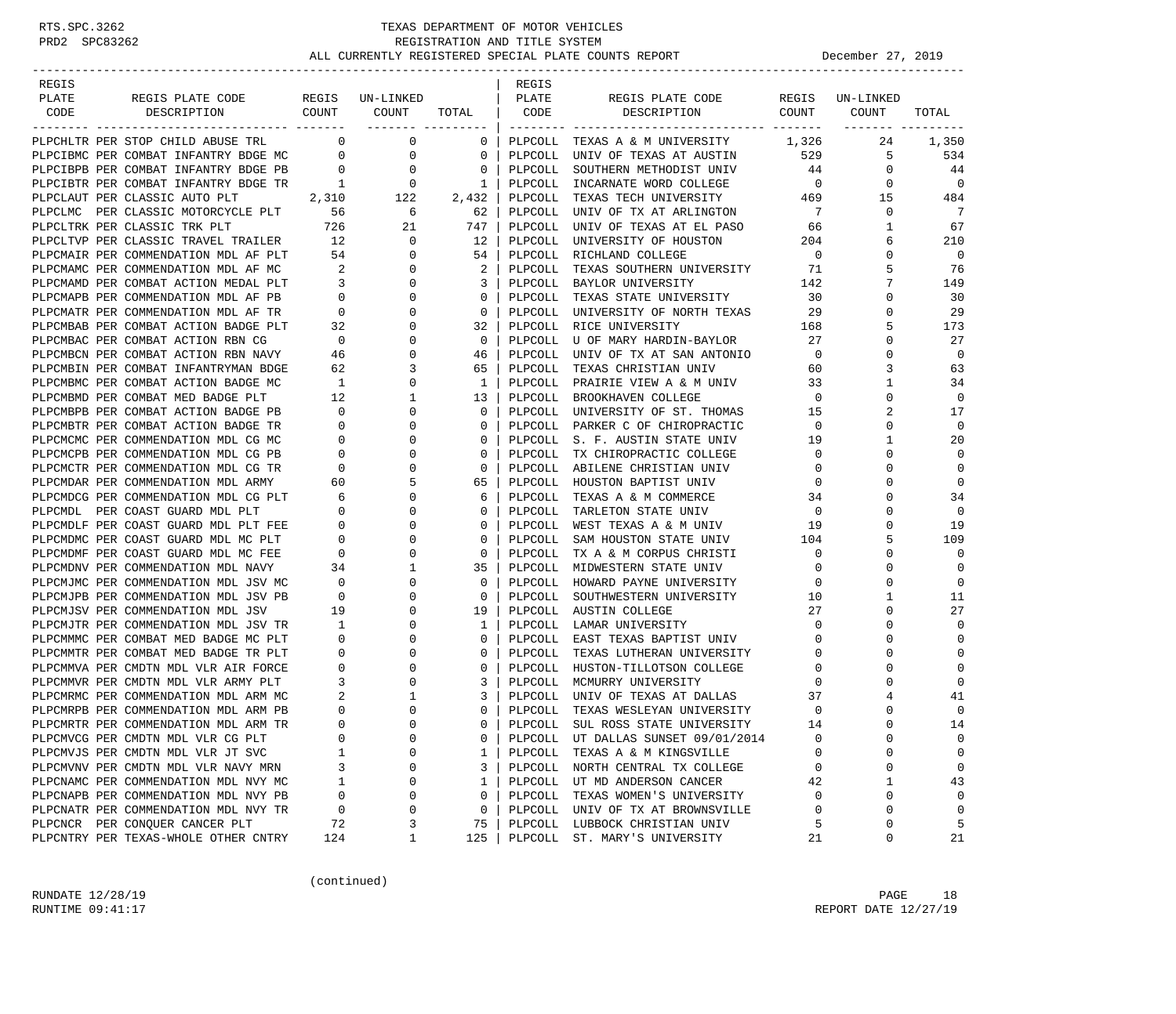RTS.SPC.3262 TEXAS DEPARTMENT OF MOTOR VEHICLES
PRD2 SPC83262 REGISTRATION AND TITLE SYSTEM
ALL CURRENTLY REGISTERED SPECIAL PLATE COUNTS REPORT December 27, 2019

| REGIS PLATE CODE | REGIS PLATE CODE DESCRIPTION | REGIS COUNT | UN-LINKED COUNT | TOTAL | REGIS PLATE CODE | REGIS PLATE CODE DESCRIPTION | REGIS COUNT | UN-LINKED COUNT | TOTAL |
|---|---|---|---|---|---|---|---|---|---|
| PLPCHLTR | PER STOP CHILD ABUSE TRL | 0 | 0 | 0 | PLPCOLL | TEXAS A & M UNIVERSITY | 1,326 | 24 | 1,350 |
| PLPCIBMC | PER COMBAT INFANTRY BDGE MC | 0 | 0 | 0 | PLPCOLL | UNIV OF TEXAS AT AUSTIN | 529 | 5 | 534 |
| PLPCIBPB | PER COMBAT INFANTRY BDGE PB | 0 | 0 | 0 | PLPCOLL | SOUTHERN METHODIST UNIV | 44 | 0 | 44 |
| PLPCIBTR | PER COMBAT INFANTRY BDGE TR | 1 | 0 | 1 | PLPCOLL | INCARNATE WORD COLLEGE | 0 | 0 | 0 |
| PLPCLAUT | PER CLASSIC AUTO PLT | 2,310 | 122 | 2,432 | PLPCOLL | TEXAS TECH UNIVERSITY | 469 | 15 | 484 |
| PLPCLMC | PER CLASSIC MOTORCYCLE PLT | 56 | 6 | 62 | PLPCOLL | UNIV OF TX AT ARLINGTON | 7 | 0 | 7 |
| PLPCLTRK | PER CLASSIC TRK PLT | 726 | 21 | 747 | PLPCOLL | UNIV OF TEXAS AT EL PASO | 66 | 1 | 67 |
| PLPCLTVP | PER CLASSIC TRAVEL TRAILER | 12 | 0 | 12 | PLPCOLL | UNIVERSITY OF HOUSTON | 204 | 6 | 210 |
| PLPCMAIR | PER COMMENDATION MDL AF PLT | 54 | 0 | 54 | PLPCOLL | RICHLAND COLLEGE | 0 | 0 | 0 |
| PLPCMAMC | PER COMMENDATION MDL AF MC | 2 | 0 | 2 | PLPCOLL | TEXAS SOUTHERN UNIVERSITY | 71 | 5 | 76 |
| PLPCMAMD | PER COMBAT ACTION MEDAL PLT | 3 | 0 | 3 | PLPCOLL | BAYLOR UNIVERSITY | 142 | 7 | 149 |
| PLPCMAPB | PER COMMENDATION MDL AF PB | 0 | 0 | 0 | PLPCOLL | TEXAS STATE UNIVERSITY | 30 | 0 | 30 |
| PLPCMATR | PER COMMENDATION MDL AF TR | 0 | 0 | 0 | PLPCOLL | UNIVERSITY OF NORTH TEXAS | 29 | 0 | 29 |
| PLPCMBAB | PER COMBAT ACTION BADGE PLT | 32 | 0 | 32 | PLPCOLL | RICE UNIVERSITY | 168 | 5 | 173 |
| PLPCMBAC | PER COMBAT ACTION RBN CG | 0 | 0 | 0 | PLPCOLL | U OF MARY HARDIN-BAYLOR | 27 | 0 | 27 |
| PLPCMBCN | PER COMBAT ACTION RBN NAVY | 46 | 0 | 46 | PLPCOLL | UNIV OF TX AT SAN ANTONIO | 0 | 0 | 0 |
| PLPCMBIN | PER COMBAT INFANTRYMAN BDGE | 62 | 3 | 65 | PLPCOLL | TEXAS CHRISTIAN UNIV | 60 | 3 | 63 |
| PLPCMBMC | PER COMBAT ACTION BADGE MC | 1 | 0 | 1 | PLPCOLL | PRAIRIE VIEW A & M UNIV | 33 | 1 | 34 |
| PLPCMBMD | PER COMBAT MED BADGE PLT | 12 | 1 | 13 | PLPCOLL | BROOKHAVEN COLLEGE | 0 | 0 | 0 |
| PLPCMBPB | PER COMBAT ACTION BADGE PB | 0 | 0 | 0 | PLPCOLL | UNIVERSITY OF ST. THOMAS | 15 | 2 | 17 |
| PLPCMBTR | PER COMBAT ACTION BADGE TR | 0 | 0 | 0 | PLPCOLL | PARKER C OF CHIROPRACTIC | 0 | 0 | 0 |
| PLPCMCMC | PER COMMENDATION MDL CG MC | 0 | 0 | 0 | PLPCOLL | S. F. AUSTIN STATE UNIV | 19 | 1 | 20 |
| PLPCMCPB | PER COMMENDATION MDL CG PB | 0 | 0 | 0 | PLPCOLL | TX CHIROPRACTIC COLLEGE | 0 | 0 | 0 |
| PLPCMCTR | PER COMMENDATION MDL CG TR | 0 | 0 | 0 | PLPCOLL | ABILENE CHRISTIAN UNIV | 0 | 0 | 0 |
| PLPCMDAR | PER COMMENDATION MDL ARMY | 60 | 5 | 65 | PLPCOLL | HOUSTON BAPTIST UNIV | 0 | 0 | 0 |
| PLPCMDCG | PER COMMENDATION MDL CG PLT | 6 | 0 | 6 | PLPCOLL | TEXAS A & M COMMERCE | 34 | 0 | 34 |
| PLPCMDL | PER COAST GUARD MDL PLT | 0 | 0 | 0 | PLPCOLL | TARLETON STATE UNIV | 0 | 0 | 0 |
| PLPCMDLF | PER COAST GUARD MDL PLT FEE | 0 | 0 | 0 | PLPCOLL | WEST TEXAS A & M UNIV | 19 | 0 | 19 |
| PLPCMDMC | PER COAST GUARD MDL MC PLT | 0 | 0 | 0 | PLPCOLL | SAM HOUSTON STATE UNIV | 104 | 5 | 109 |
| PLPCMDMF | PER COAST GUARD MDL MC FEE | 0 | 0 | 0 | PLPCOLL | TX A & M CORPUS CHRISTI | 0 | 0 | 0 |
| PLPCMDNV | PER COMMENDATION MDL NAVY | 34 | 1 | 35 | PLPCOLL | MIDWESTERN STATE UNIV | 0 | 0 | 0 |
| PLPCMJMC | PER COMMENDATION MDL JSV MC | 0 | 0 | 0 | PLPCOLL | HOWARD PAYNE UNIVERSITY | 0 | 0 | 0 |
| PLPCMJPB | PER COMMENDATION MDL JSV PB | 0 | 0 | 0 | PLPCOLL | SOUTHWESTERN UNIVERSITY | 10 | 1 | 11 |
| PLPCMJSV | PER COMMENDATION MDL JSV | 19 | 0 | 19 | PLPCOLL | AUSTIN COLLEGE | 27 | 0 | 27 |
| PLPCMJTR | PER COMMENDATION MDL JSV TR | 1 | 0 | 1 | PLPCOLL | LAMAR UNIVERSITY | 0 | 0 | 0 |
| PLPCMMMC | PER COMBAT MED BADGE MC PLT | 0 | 0 | 0 | PLPCOLL | EAST TEXAS BAPTIST UNIV | 0 | 0 | 0 |
| PLPCMMTR | PER COMBAT MED BADGE TR PLT | 0 | 0 | 0 | PLPCOLL | TEXAS LUTHERAN UNIVERSITY | 0 | 0 | 0 |
| PLPCMMVA | PER CMDTN MDL VLR AIR FORCE | 0 | 0 | 0 | PLPCOLL | HUSTON-TILLOTSON COLLEGE | 0 | 0 | 0 |
| PLPCMMVR | PER CMDTN MDL VLR ARMY PLT | 3 | 0 | 3 | PLPCOLL | MCMURRY UNIVERSITY | 0 | 0 | 0 |
| PLPCMRMC | PER COMMENDATION MDL ARM MC | 2 | 1 | 3 | PLPCOLL | UNIV OF TEXAS AT DALLAS | 37 | 4 | 41 |
| PLPCMRPB | PER COMMENDATION MDL ARM PB | 0 | 0 | 0 | PLPCOLL | TEXAS WESLEYAN UNIVERSITY | 0 | 0 | 0 |
| PLPCMRTR | PER COMMENDATION MDL ARM TR | 0 | 0 | 0 | PLPCOLL | SUL ROSS STATE UNIVERSITY | 14 | 0 | 14 |
| PLPCMVCG | PER CMDTN MDL VLR CG PLT | 0 | 0 | 0 | PLPCOLL | UT DALLAS SUNSET 09/01/2014 | 0 | 0 | 0 |
| PLPCMVJS | PER CMDTN MDL VLR JT SVC | 1 | 0 | 1 | PLPCOLL | TEXAS A & M KINGSVILLE | 0 | 0 | 0 |
| PLPCMVNV | PER CMDTN MDL VLR NAVY MRN | 3 | 0 | 3 | PLPCOLL | NORTH CENTRAL TX COLLEGE | 0 | 0 | 0 |
| PLPCNAMC | PER COMMENDATION MDL NVY MC | 1 | 0 | 1 | PLPCOLL | UT MD ANDERSON CANCER | 42 | 1 | 43 |
| PLPCNAPB | PER COMMENDATION MDL NVY PB | 0 | 0 | 0 | PLPCOLL | TEXAS WOMEN'S UNIVERSITY | 0 | 0 | 0 |
| PLPCNATR | PER COMMENDATION MDL NVY TR | 0 | 0 | 0 | PLPCOLL | UNIV OF TX AT BROWNSVILLE | 0 | 0 | 0 |
| PLPCNCR | PER CONQUER CANCER PLT | 72 | 3 | 75 | PLPCOLL | LUBBOCK CHRISTIAN UNIV | 5 | 0 | 5 |
| PLPCNTRY | PER TEXAS-WHOLE OTHER CNTRY | 124 | 1 | 125 | PLPCOLL | ST. MARY'S UNIVERSITY | 21 | 0 | 21 |

(continued)

RUNDATE 12/28/19
RUNTIME 09:41:17
REPORT DATE 12/27/19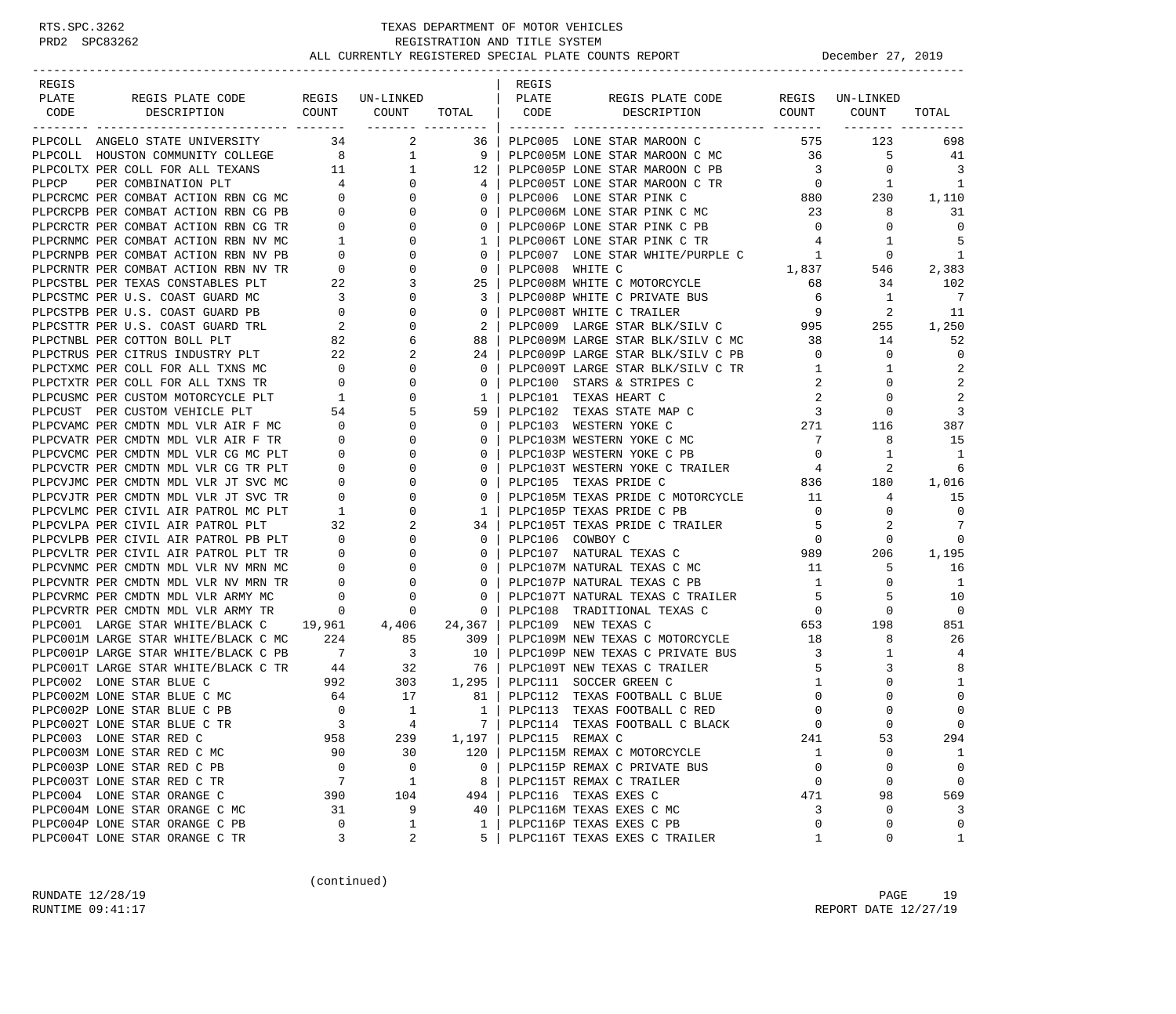RTS.SPC.3262 TEXAS DEPARTMENT OF MOTOR VEHICLES
PRD2 SPC83262 REGISTRATION AND TITLE SYSTEM
ALL CURRENTLY REGISTERED SPECIAL PLATE COUNTS REPORT December 27, 2019

| REGIS PLATE CODE | REGIS PLATE CODE DESCRIPTION | REGIS COUNT | UN-LINKED COUNT | TOTAL |
|---|---|---|---|---|
| PLPCOLL | ANGELO STATE UNIVERSITY | 34 | 2 | 36 |
| PLPCOLL | HOUSTON COMMUNITY COLLEGE | 8 | 1 | 9 |
| PLPCOLTX | PER COLL FOR ALL TEXANS | 11 | 1 | 12 |
| PLPCP | PER COMBINATION PLT | 4 | 0 | 4 |
| PLPCRCMC | PER COMBAT ACTION RBN CG MC | 0 | 0 | 0 |
| PLPCRCPB | PER COMBAT ACTION RBN CG PB | 0 | 0 | 0 |
| PLPCRCTR | PER COMBAT ACTION RBN CG TR | 0 | 0 | 0 |
| PLPCRNMC | PER COMBAT ACTION RBN NV MC | 1 | 0 | 1 |
| PLPCRNPB | PER COMBAT ACTION RBN NV PB | 0 | 0 | 0 |
| PLPCRNTR | PER COMBAT ACTION RBN NV TR | 0 | 0 | 0 |
| PLPCSTBL | PER TEXAS CONSTABLES PLT | 22 | 3 | 25 |
| PLPCSTMC | PER U.S. COAST GUARD MC | 3 | 0 | 3 |
| PLPCSTPB | PER U.S. COAST GUARD PB | 0 | 0 | 0 |
| PLPCSTTR | PER U.S. COAST GUARD TRL | 2 | 0 | 2 |
| PLPCTNBL | PER COTTON BOLL PLT | 82 | 6 | 88 |
| PLPCTRUS | PER CITRUS INDUSTRY PLT | 22 | 2 | 24 |
| PLPCTXMC | PER COLL FOR ALL TXNS MC | 0 | 0 | 0 |
| PLPCTXTR | PER COLL FOR ALL TXNS TR | 0 | 0 | 0 |
| PLPCUSMC | PER CUSTOM MOTORCYCLE PLT | 1 | 0 | 1 |
| PLPCUST | PER CUSTOM VEHICLE PLT | 54 | 5 | 59 |
| PLPCVAMC | PER CMDTN MDL VLR AIR F MC | 0 | 0 | 0 |
| PLPCVATR | PER CMDTN MDL VLR AIR F TR | 0 | 0 | 0 |
| PLPCVCMC | PER CMDTN MDL VLR CG MC PLT | 0 | 0 | 0 |
| PLPCVCTR | PER CMDTN MDL VLR CG TR PLT | 0 | 0 | 0 |
| PLPCVJMC | PER CMDTN MDL VLR JT SVC MC | 0 | 0 | 0 |
| PLPCVJTR | PER CMDTN MDL VLR JT SVC TR | 0 | 0 | 0 |
| PLPCVLMC | PER CIVIL AIR PATROL MC PLT | 1 | 0 | 1 |
| PLPCVLPA | PER CIVIL AIR PATROL PLT | 32 | 2 | 34 |
| PLPCVLPB | PER CIVIL AIR PATROL PB PLT | 0 | 0 | 0 |
| PLPCVLTR | PER CIVIL AIR PATROL PLT TR | 0 | 0 | 0 |
| PLPCVNMC | PER CMDTN MDL VLR NV MRN MC | 0 | 0 | 0 |
| PLPCVNTR | PER CMDTN MDL VLR NV MRN TR | 0 | 0 | 0 |
| PLPCVRMC | PER CMDTN MDL VLR ARMY MC | 0 | 0 | 0 |
| PLPCVRTR | PER CMDTN MDL VLR ARMY TR | 0 | 0 | 0 |
| PLPC001 | LARGE STAR WHITE/BLACK C | 19,961 | 4,406 | 24,367 |
| PLPC001M | LARGE STAR WHITE/BLACK C MC | 224 | 85 | 309 |
| PLPC001P | LARGE STAR WHITE/BLACK C PB | 7 | 3 | 10 |
| PLPC001T | LARGE STAR WHITE/BLACK C TR | 44 | 32 | 76 |
| PLPC002 | LONE STAR BLUE C | 992 | 303 | 1,295 |
| PLPC002M | LONE STAR BLUE C MC | 64 | 17 | 81 |
| PLPC002P | LONE STAR BLUE C PB | 0 | 1 | 1 |
| PLPC002T | LONE STAR BLUE C TR | 3 | 4 | 7 |
| PLPC003 | LONE STAR RED C | 958 | 239 | 1,197 |
| PLPC003M | LONE STAR RED C MC | 90 | 30 | 120 |
| PLPC003P | LONE STAR RED C PB | 0 | 0 | 0 |
| PLPC003T | LONE STAR RED C TR | 7 | 1 | 8 |
| PLPC004 | LONE STAR ORANGE C | 390 | 104 | 494 |
| PLPC004M | LONE STAR ORANGE C MC | 31 | 9 | 40 |
| PLPC004P | LONE STAR ORANGE C PB | 0 | 1 | 1 |
| PLPC004T | LONE STAR ORANGE C TR | 3 | 2 | 5 |
| PLPC005 | LONE STAR MAROON C | 575 | 123 | 698 |
| PLPC005M | LONE STAR MAROON C MC | 36 | 5 | 41 |
| PLPC005P | LONE STAR MAROON C PB | 3 | 0 | 3 |
| PLPC005T | LONE STAR MAROON C TR | 0 | 1 | 1 |
| PLPC006 | LONE STAR PINK C | 880 | 230 | 1,110 |
| PLPC006M | LONE STAR PINK C MC | 23 | 8 | 31 |
| PLPC006P | LONE STAR PINK C PB | 0 | 0 | 0 |
| PLPC006T | LONE STAR PINK C TR | 4 | 1 | 5 |
| PLPC007 | LONE STAR WHITE/PURPLE C | 1 | 0 | 1 |
| PLPC008 | WHITE C | 1,837 | 546 | 2,383 |
| PLPC008M | WHITE C MOTORCYCLE | 68 | 34 | 102 |
| PLPC008P | WHITE C PRIVATE BUS | 6 | 1 | 7 |
| PLPC008T | WHITE C TRAILER | 9 | 2 | 11 |
| PLPC009 | LARGE STAR BLK/SILV C | 995 | 255 | 1,250 |
| PLPC009M | LARGE STAR BLK/SILV C MC | 38 | 14 | 52 |
| PLPC009P | LARGE STAR BLK/SILV C PB | 0 | 0 | 0 |
| PLPC009T | LARGE STAR BLK/SILV C TR | 1 | 1 | 2 |
| PLPC100 | STARS & STRIPES C | 2 | 0 | 2 |
| PLPC101 | TEXAS HEART C | 2 | 0 | 2 |
| PLPC102 | TEXAS STATE MAP C | 3 | 0 | 3 |
| PLPC103 | WESTERN YOKE C | 271 | 116 | 387 |
| PLPC103M | WESTERN YOKE C MC | 7 | 8 | 15 |
| PLPC103P | WESTERN YOKE C PB | 0 | 1 | 1 |
| PLPC103T | WESTERN YOKE C TRAILER | 4 | 2 | 6 |
| PLPC105 | TEXAS PRIDE C | 836 | 180 | 1,016 |
| PLPC105M | TEXAS PRIDE C MOTORCYCLE | 11 | 4 | 15 |
| PLPC105P | TEXAS PRIDE C PB | 0 | 0 | 0 |
| PLPC105T | TEXAS PRIDE C TRAILER | 5 | 2 | 7 |
| PLPC106 | COWBOY C | 0 | 0 | 0 |
| PLPC107 | NATURAL TEXAS C | 989 | 206 | 1,195 |
| PLPC107M | NATURAL TEXAS C MC | 11 | 5 | 16 |
| PLPC107P | NATURAL TEXAS C PB | 1 | 0 | 1 |
| PLPC107T | NATURAL TEXAS C TRAILER | 5 | 5 | 10 |
| PLPC108 | TRADITIONAL TEXAS C | 0 | 0 | 0 |
| PLPC109 | NEW TEXAS C | 653 | 198 | 851 |
| PLPC109M | NEW TEXAS C MOTORCYCLE | 18 | 8 | 26 |
| PLPC109P | NEW TEXAS C PRIVATE BUS | 3 | 1 | 4 |
| PLPC109T | NEW TEXAS C TRAILER | 5 | 3 | 8 |
| PLPC111 | SOCCER GREEN C | 1 | 0 | 1 |
| PLPC112 | TEXAS FOOTBALL C BLUE | 0 | 0 | 0 |
| PLPC113 | TEXAS FOOTBALL C RED | 0 | 0 | 0 |
| PLPC114 | TEXAS FOOTBALL C BLACK | 0 | 0 | 0 |
| PLPC115 | REMAX C | 241 | 53 | 294 |
| PLPC115M | REMAX C MOTORCYCLE | 1 | 0 | 1 |
| PLPC115P | REMAX C PRIVATE BUS | 0 | 0 | 0 |
| PLPC115T | REMAX C TRAILER | 0 | 0 | 0 |
| PLPC116 | TEXAS EXES C | 471 | 98 | 569 |
| PLPC116M | TEXAS EXES C MC | 3 | 0 | 3 |
| PLPC116P | TEXAS EXES C PB | 0 | 0 | 0 |
| PLPC116T | TEXAS EXES C TRAILER | 1 | 0 | 1 |

(continued)

RUNDATE 12/28/19
RUNTIME 09:41:17
REPORT DATE 12/27/19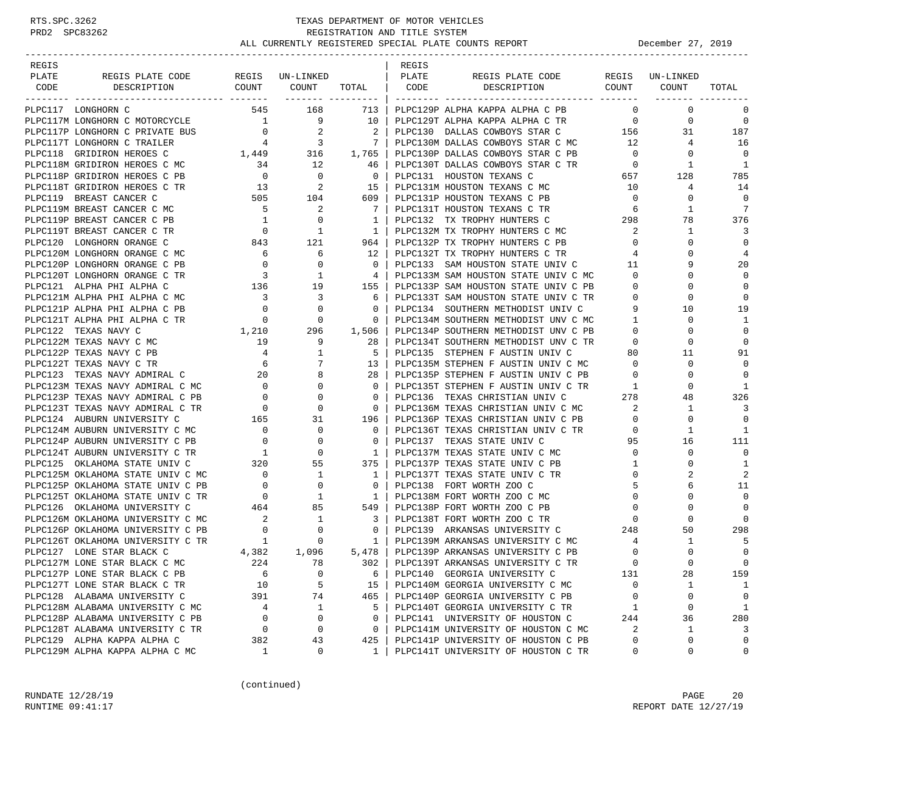TEXAS DEPARTMENT OF MOTOR VEHICLES
REGISTRATION AND TITLE SYSTEM
ALL CURRENTLY REGISTERED SPECIAL PLATE COUNTS REPORT — December 27, 2019

| REGIS PLATE CODE | REGIS PLATE CODE DESCRIPTION | REGIS COUNT | UN-LINKED COUNT | TOTAL |
|---|---|---|---|---|
| PLPC117 | LONGHORN C | 545 | 168 | 713 |
| PLPC117M | LONGHORN C MOTORCYCLE | 1 | 9 | 10 |
| PLPC117P | LONGHORN C PRIVATE BUS | 0 | 2 | 2 |
| PLPC117T | LONGHORN C TRAILER | 4 | 3 | 7 |
| PLPC118 | GRIDIRON HEROES C | 1,449 | 316 | 1,765 |
| PLPC118M | GRIDIRON HEROES C MC | 34 | 12 | 46 |
| PLPC118P | GRIDIRON HEROES C PB | 0 | 0 | 0 |
| PLPC118T | GRIDIRON HEROES C TR | 13 | 2 | 15 |
| PLPC119 | BREAST CANCER C | 505 | 104 | 609 |
| PLPC119M | BREAST CANCER C MC | 5 | 2 | 7 |
| PLPC119P | BREAST CANCER C PB | 1 | 0 | 1 |
| PLPC119T | BREAST CANCER C TR | 0 | 1 | 1 |
| PLPC120 | LONGHORN ORANGE C | 843 | 121 | 964 |
| PLPC120M | LONGHORN ORANGE C MC | 6 | 6 | 12 |
| PLPC120P | LONGHORN ORANGE C PB | 0 | 0 | 0 |
| PLPC120T | LONGHORN ORANGE C TR | 3 | 1 | 4 |
| PLPC121 | ALPHA PHI ALPHA C | 136 | 19 | 155 |
| PLPC121M | ALPHA PHI ALPHA C MC | 3 | 3 | 6 |
| PLPC121P | ALPHA PHI ALPHA C PB | 0 | 0 | 0 |
| PLPC121T | ALPHA PHI ALPHA C TR | 0 | 0 | 0 |
| PLPC122 | TEXAS NAVY C | 1,210 | 296 | 1,506 |
| PLPC122M | TEXAS NAVY C MC | 19 | 9 | 28 |
| PLPC122P | TEXAS NAVY C PB | 4 | 1 | 5 |
| PLPC122T | TEXAS NAVY C TR | 6 | 7 | 13 |
| PLPC123 | TEXAS NAVY ADMIRAL C | 20 | 8 | 28 |
| PLPC123M | TEXAS NAVY ADMIRAL C MC | 0 | 0 | 0 |
| PLPC123P | TEXAS NAVY ADMIRAL C PB | 0 | 0 | 0 |
| PLPC123T | TEXAS NAVY ADMIRAL C TR | 0 | 0 | 0 |
| PLPC124 | AUBURN UNIVERSITY C | 165 | 31 | 196 |
| PLPC124M | AUBURN UNIVERSITY C MC | 0 | 0 | 0 |
| PLPC124P | AUBURN UNIVERSITY C PB | 0 | 0 | 0 |
| PLPC124T | AUBURN UNIVERSITY C TR | 1 | 0 | 1 |
| PLPC125 | OKLAHOMA STATE UNIV C | 320 | 55 | 375 |
| PLPC125M | OKLAHOMA STATE UNIV C MC | 0 | 1 | 1 |
| PLPC125P | OKLAHOMA STATE UNIV C PB | 0 | 0 | 0 |
| PLPC125T | OKLAHOMA STATE UNIV C TR | 0 | 1 | 1 |
| PLPC126 | OKLAHOMA UNIVERSITY C | 464 | 85 | 549 |
| PLPC126M | OKLAHOMA UNIVERSITY C MC | 2 | 1 | 3 |
| PLPC126P | OKLAHOMA UNIVERSITY C PB | 0 | 0 | 0 |
| PLPC126T | OKLAHOMA UNIVERSITY C TR | 1 | 0 | 1 |
| PLPC127 | LONE STAR BLACK C | 4,382 | 1,096 | 5,478 |
| PLPC127M | LONE STAR BLACK C MC | 224 | 78 | 302 |
| PLPC127P | LONE STAR BLACK C PB | 6 | 0 | 6 |
| PLPC127T | LONE STAR BLACK C TR | 10 | 5 | 15 |
| PLPC128 | ALABAMA UNIVERSITY C | 391 | 74 | 465 |
| PLPC128M | ALABAMA UNIVERSITY C MC | 4 | 1 | 5 |
| PLPC128P | ALABAMA UNIVERSITY C PB | 0 | 0 | 0 |
| PLPC128T | ALABAMA UNIVERSITY C TR | 0 | 0 | 0 |
| PLPC129 | ALPHA KAPPA ALPHA C | 382 | 43 | 425 |
| PLPC129M | ALPHA KAPPA ALPHA C MC | 1 | 0 | 1 |
| PLPC129P | ALPHA KAPPA ALPHA C PB | 0 | 0 | 0 |
| PLPC129T | ALPHA KAPPA ALPHA C TR | 0 | 0 | 0 |
| PLPC130 | DALLAS COWBOYS STAR C | 156 | 31 | 187 |
| PLPC130M | DALLAS COWBOYS STAR C MC | 12 | 4 | 16 |
| PLPC130P | DALLAS COWBOYS STAR C PB | 0 | 0 | 0 |
| PLPC130T | DALLAS COWBOYS STAR C TR | 0 | 1 | 1 |
| PLPC131 | HOUSTON TEXANS C | 657 | 128 | 785 |
| PLPC131M | HOUSTON TEXANS C MC | 10 | 4 | 14 |
| PLPC131P | HOUSTON TEXANS C PB | 0 | 0 | 0 |
| PLPC131T | HOUSTON TEXANS C TR | 6 | 1 | 7 |
| PLPC132 | TX TROPHY HUNTERS C | 298 | 78 | 376 |
| PLPC132M | TX TROPHY HUNTERS C MC | 2 | 1 | 3 |
| PLPC132P | TX TROPHY HUNTERS C PB | 0 | 0 | 0 |
| PLPC132T | TX TROPHY HUNTERS C TR | 4 | 0 | 4 |
| PLPC133 | SAM HOUSTON STATE UNIV C | 11 | 9 | 20 |
| PLPC133M | SAM HOUSTON STATE UNIV C MC | 0 | 0 | 0 |
| PLPC133P | SAM HOUSTON STATE UNIV C PB | 0 | 0 | 0 |
| PLPC133T | SAM HOUSTON STATE UNIV C TR | 0 | 0 | 0 |
| PLPC134 | SOUTHERN METHODIST UNIV C | 9 | 10 | 19 |
| PLPC134M | SOUTHERN METHODIST UNV C MC | 1 | 0 | 1 |
| PLPC134P | SOUTHERN METHODIST UNV C PB | 0 | 0 | 0 |
| PLPC134T | SOUTHERN METHODIST UNV C TR | 0 | 0 | 0 |
| PLPC135 | STEPHEN F AUSTIN UNIV C | 80 | 11 | 91 |
| PLPC135M | STEPHEN F AUSTIN UNIV C MC | 0 | 0 | 0 |
| PLPC135P | STEPHEN F AUSTIN UNIV C PB | 0 | 0 | 0 |
| PLPC135T | STEPHEN F AUSTIN UNIV C TR | 1 | 0 | 1 |
| PLPC136 | TEXAS CHRISTIAN UNIV C | 278 | 48 | 326 |
| PLPC136M | TEXAS CHRISTIAN UNIV C MC | 2 | 1 | 3 |
| PLPC136P | TEXAS CHRISTIAN UNIV C PB | 0 | 0 | 0 |
| PLPC136T | TEXAS CHRISTIAN UNIV C TR | 0 | 1 | 1 |
| PLPC137 | TEXAS STATE UNIV C | 95 | 16 | 111 |
| PLPC137M | TEXAS STATE UNIV C MC | 0 | 0 | 0 |
| PLPC137P | TEXAS STATE UNIV C PB | 1 | 0 | 1 |
| PLPC137T | TEXAS STATE UNIV C TR | 0 | 2 | 2 |
| PLPC138 | FORT WORTH ZOO C | 5 | 6 | 11 |
| PLPC138M | FORT WORTH ZOO C MC | 0 | 0 | 0 |
| PLPC138P | FORT WORTH ZOO C PB | 0 | 0 | 0 |
| PLPC138T | FORT WORTH ZOO C TR | 0 | 0 | 0 |
| PLPC139 | ARKANSAS UNIVERSITY C | 248 | 50 | 298 |
| PLPC139M | ARKANSAS UNIVERSITY C MC | 4 | 1 | 5 |
| PLPC139P | ARKANSAS UNIVERSITY C PB | 0 | 0 | 0 |
| PLPC139T | ARKANSAS UNIVERSITY C TR | 0 | 0 | 0 |
| PLPC140 | GEORGIA UNIVERSITY C | 131 | 28 | 159 |
| PLPC140M | GEORGIA UNIVERSITY C MC | 0 | 1 | 1 |
| PLPC140P | GEORGIA UNIVERSITY C PB | 0 | 0 | 0 |
| PLPC140T | GEORGIA UNIVERSITY C TR | 1 | 0 | 1 |
| PLPC141 | UNIVERSITY OF HOUSTON C | 244 | 36 | 280 |
| PLPC141M | UNIVERSITY OF HOUSTON C MC | 2 | 1 | 3 |
| PLPC141P | UNIVERSITY OF HOUSTON C PB | 0 | 0 | 0 |
| PLPC141T | UNIVERSITY OF HOUSTON C TR | 0 | 0 | 0 |

(continued)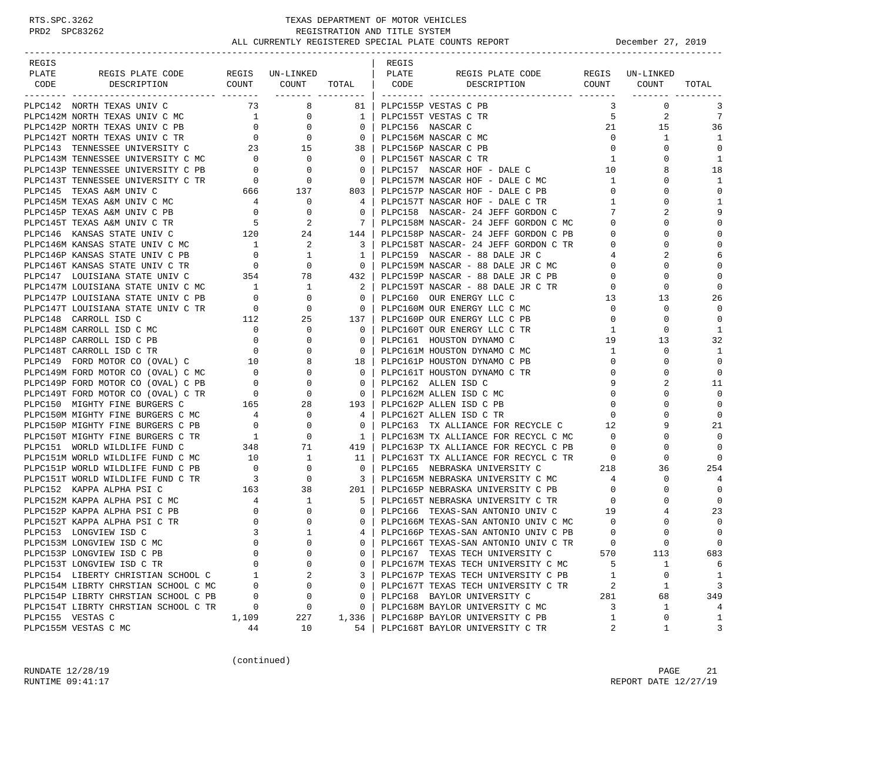RTS.SPC.3262 PRD2 SPC83262

# TEXAS DEPARTMENT OF MOTOR VEHICLES
## REGISTRATION AND TITLE SYSTEM
## ALL CURRENTLY REGISTERED SPECIAL PLATE COUNTS REPORT

December 27, 2019

| REGIS PLATE CODE | REGIS PLATE CODE DESCRIPTION | REGIS COUNT | UN-LINKED COUNT | TOTAL |
|---|---|---|---|---|
| PLPC142 | NORTH TEXAS UNIV C | 73 | 8 | 81 |
| PLPC142M | NORTH TEXAS UNIV C MC | 1 | 0 | 1 |
| PLPC142P | NORTH TEXAS UNIV C PB | 0 | 0 | 0 |
| PLPC142T | NORTH TEXAS UNIV C TR | 0 | 0 | 0 |
| PLPC143 | TENNESSEE UNIVERSITY C | 23 | 15 | 38 |
| PLPC143M | TENNESSEE UNIVERSITY C MC | 0 | 0 | 0 |
| PLPC143P | TENNESSEE UNIVERSITY C PB | 0 | 0 | 0 |
| PLPC143T | TENNESSEE UNIVERSITY C TR | 0 | 0 | 0 |
| PLPC145 | TEXAS A&M UNIV C | 666 | 137 | 803 |
| PLPC145M | TEXAS A&M UNIV C MC | 4 | 0 | 4 |
| PLPC145P | TEXAS A&M UNIV C PB | 0 | 0 | 0 |
| PLPC145T | TEXAS A&M UNIV C TR | 5 | 2 | 7 |
| PLPC146 | KANSAS STATE UNIV C | 120 | 24 | 144 |
| PLPC146M | KANSAS STATE UNIV C MC | 1 | 2 | 3 |
| PLPC146P | KANSAS STATE UNIV C PB | 0 | 1 | 1 |
| PLPC146T | KANSAS STATE UNIV C TR | 0 | 0 | 0 |
| PLPC147 | LOUISIANA STATE UNIV C | 354 | 78 | 432 |
| PLPC147M | LOUISIANA STATE UNIV C MC | 1 | 1 | 2 |
| PLPC147P | LOUISIANA STATE UNIV C PB | 0 | 0 | 0 |
| PLPC147T | LOUISIANA STATE UNIV C TR | 0 | 0 | 0 |
| PLPC148 | CARROLL ISD C | 112 | 25 | 137 |
| PLPC148M | CARROLL ISD C MC | 0 | 0 | 0 |
| PLPC148P | CARROLL ISD C PB | 0 | 0 | 0 |
| PLPC148T | CARROLL ISD C TR | 0 | 0 | 0 |
| PLPC149 | FORD MOTOR CO (OVAL) C | 10 | 8 | 18 |
| PLPC149M | FORD MOTOR CO (OVAL) C MC | 0 | 0 | 0 |
| PLPC149P | FORD MOTOR CO (OVAL) C PB | 0 | 0 | 0 |
| PLPC149T | FORD MOTOR CO (OVAL) C TR | 0 | 0 | 0 |
| PLPC150 | MIGHTY FINE BURGERS C | 165 | 28 | 193 |
| PLPC150M | MIGHTY FINE BURGERS C MC | 4 | 0 | 4 |
| PLPC150P | MIGHTY FINE BURGERS C PB | 0 | 0 | 0 |
| PLPC150T | MIGHTY FINE BURGERS C TR | 1 | 0 | 1 |
| PLPC151 | WORLD WILDLIFE FUND C | 348 | 71 | 419 |
| PLPC151M | WORLD WILDLIFE FUND C MC | 10 | 1 | 11 |
| PLPC151P | WORLD WILDLIFE FUND C PB | 0 | 0 | 0 |
| PLPC151T | WORLD WILDLIFE FUND C TR | 3 | 0 | 3 |
| PLPC152 | KAPPA ALPHA PSI C | 163 | 38 | 201 |
| PLPC152M | KAPPA ALPHA PSI C MC | 4 | 1 | 5 |
| PLPC152P | KAPPA ALPHA PSI C PB | 0 | 0 | 0 |
| PLPC152T | KAPPA ALPHA PSI C TR | 0 | 0 | 0 |
| PLPC153 | LONGVIEW ISD C | 3 | 1 | 4 |
| PLPC153M | LONGVIEW ISD C MC | 0 | 0 | 0 |
| PLPC153P | LONGVIEW ISD C PB | 0 | 0 | 0 |
| PLPC153T | LONGVIEW ISD C TR | 0 | 0 | 0 |
| PLPC154 | LIBERTY CHRISTIAN SCHOOL C | 1 | 2 | 3 |
| PLPC154M | LIBRTY CHRSTIAN SCHOOL C MC | 0 | 0 | 0 |
| PLPC154P | LIBRTY CHRSTIAN SCHOOL C PB | 0 | 0 | 0 |
| PLPC154T | LIBRTY CHRSTIAN SCHOOL C TR | 0 | 0 | 0 |
| PLPC155 | VESTAS C | 1,109 | 227 | 1,336 |
| PLPC155M | VESTAS C MC | 44 | 10 | 54 |
| PLPC155P | VESTAS C PB | 3 | 0 | 3 |
| PLPC155T | VESTAS C TR | 5 | 2 | 7 |
| PLPC156 | NASCAR C | 21 | 15 | 36 |
| PLPC156M | NASCAR C MC | 0 | 1 | 1 |
| PLPC156P | NASCAR C PB | 0 | 0 | 0 |
| PLPC156T | NASCAR C TR | 1 | 0 | 1 |
| PLPC157 | NASCAR HOF - DALE C | 10 | 8 | 18 |
| PLPC157M | NASCAR HOF - DALE C MC | 1 | 0 | 1 |
| PLPC157P | NASCAR HOF - DALE C PB | 0 | 0 | 0 |
| PLPC157T | NASCAR HOF - DALE C TR | 1 | 0 | 1 |
| PLPC158 | NASCAR- 24 JEFF GORDON C | 7 | 2 | 9 |
| PLPC158M | NASCAR- 24 JEFF GORDON C MC | 0 | 0 | 0 |
| PLPC158P | NASCAR- 24 JEFF GORDON C PB | 0 | 0 | 0 |
| PLPC158T | NASCAR- 24 JEFF GORDON C TR | 0 | 0 | 0 |
| PLPC159 | NASCAR - 88 DALE JR C | 4 | 2 | 6 |
| PLPC159M | NASCAR - 88 DALE JR C MC | 0 | 0 | 0 |
| PLPC159P | NASCAR - 88 DALE JR C PB | 0 | 0 | 0 |
| PLPC159T | NASCAR - 88 DALE JR C TR | 0 | 0 | 0 |
| PLPC160 | OUR ENERGY LLC C | 13 | 13 | 26 |
| PLPC160M | OUR ENERGY LLC C MC | 0 | 0 | 0 |
| PLPC160P | OUR ENERGY LLC C PB | 0 | 0 | 0 |
| PLPC160T | OUR ENERGY LLC C TR | 1 | 0 | 1 |
| PLPC161 | HOUSTON DYNAMO C | 19 | 13 | 32 |
| PLPC161M | HOUSTON DYNAMO C MC | 1 | 0 | 1 |
| PLPC161P | HOUSTON DYNAMO C PB | 0 | 0 | 0 |
| PLPC161T | HOUSTON DYNAMO C TR | 0 | 0 | 0 |
| PLPC162 | ALLEN ISD C | 9 | 2 | 11 |
| PLPC162M | ALLEN ISD C MC | 0 | 0 | 0 |
| PLPC162P | ALLEN ISD C PB | 0 | 0 | 0 |
| PLPC162T | ALLEN ISD C TR | 0 | 0 | 0 |
| PLPC163 | TX ALLIANCE FOR RECYCLE C | 12 | 9 | 21 |
| PLPC163M | TX ALLIANCE FOR RECYCL C MC | 0 | 0 | 0 |
| PLPC163P | TX ALLIANCE FOR RECYCL C PB | 0 | 0 | 0 |
| PLPC163T | TX ALLIANCE FOR RECYCL C TR | 0 | 0 | 0 |
| PLPC165 | NEBRASKA UNIVERSITY C | 218 | 36 | 254 |
| PLPC165M | NEBRASKA UNIVERSITY C MC | 4 | 0 | 4 |
| PLPC165P | NEBRASKA UNIVERSITY C PB | 0 | 0 | 0 |
| PLPC165T | NEBRASKA UNIVERSITY C TR | 0 | 0 | 0 |
| PLPC166 | TEXAS-SAN ANTONIO UNIV C | 19 | 4 | 23 |
| PLPC166M | TEXAS-SAN ANTONIO UNIV C MC | 0 | 0 | 0 |
| PLPC166P | TEXAS-SAN ANTONIO UNIV C PB | 0 | 0 | 0 |
| PLPC166T | TEXAS-SAN ANTONIO UNIV C TR | 0 | 0 | 0 |
| PLPC167 | TEXAS TECH UNIVERSITY C | 570 | 113 | 683 |
| PLPC167M | TEXAS TECH UNIVERSITY C MC | 5 | 1 | 6 |
| PLPC167P | TEXAS TECH UNIVERSITY C PB | 1 | 0 | 1 |
| PLPC167T | TEXAS TECH UNIVERSITY C TR | 2 | 1 | 3 |
| PLPC168 | BAYLOR UNIVERSITY C | 281 | 68 | 349 |
| PLPC168M | BAYLOR UNIVERSITY C MC | 3 | 1 | 4 |
| PLPC168P | BAYLOR UNIVERSITY C PB | 1 | 0 | 1 |
| PLPC168T | BAYLOR UNIVERSITY C TR | 2 | 1 | 3 |

(continued)

RUNDATE 12/28/19
RUNTIME 09:41:17

REPORT DATE 12/27/19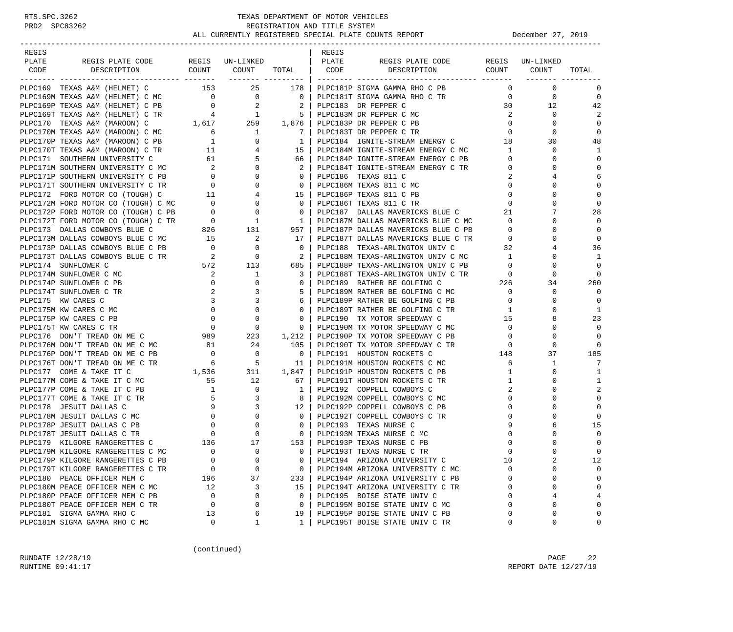# TEXAS DEPARTMENT OF MOTOR VEHICLES
## REGISTRATION AND TITLE SYSTEM
### ALL CURRENTLY REGISTERED SPECIAL PLATE COUNTS REPORT — December 27, 2019

| REGIS PLATE CODE | REGIS PLATE CODE DESCRIPTION | REGIS COUNT | UN-LINKED COUNT | TOTAL |
|---|---|---|---|---|
| PLPC169 | TEXAS A&M (HELMET) C | 153 | 25 | 178 |
| PLPC169M | TEXAS A&M (HELMET) C MC | 0 | 0 | 0 |
| PLPC169P | TEXAS A&M (HELMET) C PB | 0 | 2 | 2 |
| PLPC169T | TEXAS A&M (HELMET) C TR | 4 | 1 | 5 |
| PLPC170 | TEXAS A&M (MAROON) C | 1,617 | 259 | 1,876 |
| PLPC170M | TEXAS A&M (MAROON) C MC | 6 | 1 | 7 |
| PLPC170P | TEXAS A&M (MAROON) C PB | 1 | 0 | 1 |
| PLPC170T | TEXAS A&M (MAROON) C TR | 11 | 4 | 15 |
| PLPC171 | SOUTHERN UNIVERSITY C | 61 | 5 | 66 |
| PLPC171M | SOUTHERN UNIVERSITY C MC | 2 | 0 | 2 |
| PLPC171P | SOUTHERN UNIVERSITY C PB | 0 | 0 | 0 |
| PLPC171T | SOUTHERN UNIVERSITY C TR | 0 | 0 | 0 |
| PLPC172 | FORD MOTOR CO (TOUGH) C | 11 | 4 | 15 |
| PLPC172M | FORD MOTOR CO (TOUGH) C MC | 0 | 0 | 0 |
| PLPC172P | FORD MOTOR CO (TOUGH) C PB | 0 | 0 | 0 |
| PLPC172T | FORD MOTOR CO (TOUGH) C TR | 0 | 1 | 1 |
| PLPC173 | DALLAS COWBOYS BLUE C | 826 | 131 | 957 |
| PLPC173M | DALLAS COWBOYS BLUE C MC | 15 | 2 | 17 |
| PLPC173P | DALLAS COWBOYS BLUE C PB | 0 | 0 | 0 |
| PLPC173T | DALLAS COWBOYS BLUE C TR | 2 | 0 | 2 |
| PLPC174 | SUNFLOWER C | 572 | 113 | 685 |
| PLPC174M | SUNFLOWER C MC | 2 | 1 | 3 |
| PLPC174P | SUNFLOWER C PB | 0 | 0 | 0 |
| PLPC174T | SUNFLOWER C TR | 2 | 3 | 5 |
| PLPC175 | KW CARES C | 3 | 3 | 6 |
| PLPC175M | KW CARES C MC | 0 | 0 | 0 |
| PLPC175P | KW CARES C PB | 0 | 0 | 0 |
| PLPC175T | KW CARES C TR | 0 | 0 | 0 |
| PLPC176 | DON'T TREAD ON ME C | 989 | 223 | 1,212 |
| PLPC176M | DON'T TREAD ON ME C MC | 81 | 24 | 105 |
| PLPC176P | DON'T TREAD ON ME C PB | 0 | 0 | 0 |
| PLPC176T | DON'T TREAD ON ME C TR | 6 | 5 | 11 |
| PLPC177 | COME & TAKE IT C | 1,536 | 311 | 1,847 |
| PLPC177M | COME & TAKE IT C MC | 55 | 12 | 67 |
| PLPC177P | COME & TAKE IT C PB | 1 | 0 | 1 |
| PLPC177T | COME & TAKE IT C TR | 5 | 3 | 8 |
| PLPC178 | JESUIT DALLAS C | 9 | 3 | 12 |
| PLPC178M | JESUIT DALLAS C MC | 0 | 0 | 0 |
| PLPC178P | JESUIT DALLAS C PB | 0 | 0 | 0 |
| PLPC178T | JESUIT DALLAS C TR | 0 | 0 | 0 |
| PLPC179 | KILGORE RANGERETTES C | 136 | 17 | 153 |
| PLPC179M | KILGORE RANGERETTES C MC | 0 | 0 | 0 |
| PLPC179P | KILGORE RANGERETTES C PB | 0 | 0 | 0 |
| PLPC179T | KILGORE RANGERETTES C TR | 0 | 0 | 0 |
| PLPC180 | PEACE OFFICER MEM C | 196 | 37 | 233 |
| PLPC180M | PEACE OFFICER MEM C MC | 12 | 3 | 15 |
| PLPC180P | PEACE OFFICER MEM C PB | 0 | 0 | 0 |
| PLPC180T | PEACE OFFICER MEM C TR | 0 | 0 | 0 |
| PLPC181 | SIGMA GAMMA RHO C | 13 | 6 | 19 |
| PLPC181M | SIGMA GAMMA RHO C MC | 0 | 1 | 1 |
| PLPC181P | SIGMA GAMMA RHO C PB | 0 | 0 | 0 |
| PLPC181T | SIGMA GAMMA RHO C TR | 0 | 0 | 0 |
| PLPC183 | DR PEPPER C | 30 | 12 | 42 |
| PLPC183M | DR PEPPER C MC | 2 | 0 | 2 |
| PLPC183P | DR PEPPER C PB | 0 | 0 | 0 |
| PLPC183T | DR PEPPER C TR | 0 | 0 | 0 |
| PLPC184 | IGNITE-STREAM ENERGY C | 18 | 30 | 48 |
| PLPC184M | IGNITE-STREAM ENERGY C MC | 1 | 0 | 1 |
| PLPC184P | IGNITE-STREAM ENERGY C PB | 0 | 0 | 0 |
| PLPC184T | IGNITE-STREAM ENERGY C TR | 0 | 0 | 0 |
| PLPC186 | TEXAS 811 C | 2 | 4 | 6 |
| PLPC186M | TEXAS 811 C MC | 0 | 0 | 0 |
| PLPC186P | TEXAS 811 C PB | 0 | 0 | 0 |
| PLPC186T | TEXAS 811 C TR | 0 | 0 | 0 |
| PLPC187 | DALLAS MAVERICKS BLUE C | 21 | 7 | 28 |
| PLPC187M | DALLAS MAVERICKS BLUE C MC | 0 | 0 | 0 |
| PLPC187P | DALLAS MAVERICKS BLUE C PB | 0 | 0 | 0 |
| PLPC187T | DALLAS MAVERICKS BLUE C TR | 0 | 0 | 0 |
| PLPC188 | TEXAS-ARLINGTON UNIV C | 32 | 4 | 36 |
| PLPC188M | TEXAS-ARLINGTON UNIV C MC | 1 | 0 | 1 |
| PLPC188P | TEXAS-ARLINGTON UNIV C PB | 0 | 0 | 0 |
| PLPC188T | TEXAS-ARLINGTON UNIV C TR | 0 | 0 | 0 |
| PLPC189 | RATHER BE GOLFING C | 226 | 34 | 260 |
| PLPC189M | RATHER BE GOLFING C MC | 0 | 0 | 0 |
| PLPC189P | RATHER BE GOLFING C PB | 0 | 0 | 0 |
| PLPC189T | RATHER BE GOLFING C TR | 1 | 0 | 1 |
| PLPC190 | TX MOTOR SPEEDWAY C | 15 | 8 | 23 |
| PLPC190M | TX MOTOR SPEEDWAY C MC | 0 | 0 | 0 |
| PLPC190P | TX MOTOR SPEEDWAY C PB | 0 | 0 | 0 |
| PLPC190T | TX MOTOR SPEEDWAY C TR | 0 | 0 | 0 |
| PLPC191 | HOUSTON ROCKETS C | 148 | 37 | 185 |
| PLPC191M | HOUSTON ROCKETS C MC | 6 | 1 | 7 |
| PLPC191P | HOUSTON ROCKETS C PB | 1 | 0 | 1 |
| PLPC191T | HOUSTON ROCKETS C TR | 1 | 0 | 1 |
| PLPC192 | COPPELL COWBOYS C | 2 | 0 | 2 |
| PLPC192M | COPPELL COWBOYS C MC | 0 | 0 | 0 |
| PLPC192P | COPPELL COWBOYS C PB | 0 | 0 | 0 |
| PLPC192T | COPPELL COWBOYS C TR | 0 | 0 | 0 |
| PLPC193 | TEXAS NURSE C | 9 | 6 | 15 |
| PLPC193M | TEXAS NURSE C MC | 0 | 0 | 0 |
| PLPC193P | TEXAS NURSE C PB | 0 | 0 | 0 |
| PLPC193T | TEXAS NURSE C TR | 0 | 0 | 0 |
| PLPC194 | ARIZONA UNIVERSITY C | 10 | 2 | 12 |
| PLPC194M | ARIZONA UNIVERSITY C MC | 0 | 0 | 0 |
| PLPC194P | ARIZONA UNIVERSITY C PB | 0 | 0 | 0 |
| PLPC194T | ARIZONA UNIVERSITY C TR | 0 | 0 | 0 |
| PLPC195 | BOISE STATE UNIV C | 0 | 4 | 4 |
| PLPC195M | BOISE STATE UNIV C MC | 0 | 0 | 0 |
| PLPC195P | BOISE STATE UNIV C PB | 0 | 0 | 0 |
| PLPC195T | BOISE STATE UNIV C TR | 0 | 0 | 0 |

(continued)

RUNDATE 12/28/19 RUNTIME 09:41:17 — REPORT DATE 12/27/19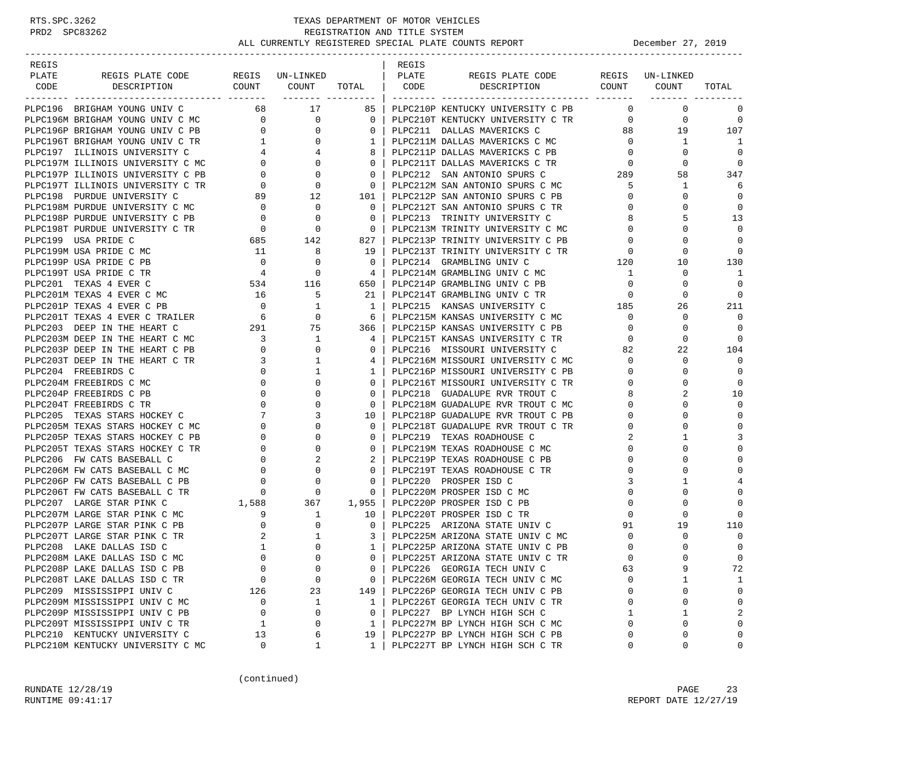RTS.SPC.3262 TEXAS DEPARTMENT OF MOTOR VEHICLES
PRD2 SPC83262 REGISTRATION AND TITLE SYSTEM
ALL CURRENTLY REGISTERED SPECIAL PLATE COUNTS REPORT December 27, 2019

| REGIS PLATE CODE | REGIS PLATE CODE DESCRIPTION | REGIS COUNT | UN-LINKED COUNT | TOTAL | REGIS PLATE CODE | REGIS PLATE CODE DESCRIPTION | REGIS COUNT | UN-LINKED COUNT | TOTAL |
|---|---|---|---|---|---|---|---|---|---|
| PLPC196 | BRIGHAM YOUNG UNIV C | 68 | 17 | 85 | PLPC210P | KENTUCKY UNIVERSITY C PB | 0 | 0 | 0 |
| PLPC196M | BRIGHAM YOUNG UNIV C MC | 0 | 0 | 0 | PLPC210T | KENTUCKY UNIVERSITY C TR | 0 | 0 | 0 |
| PLPC196P | BRIGHAM YOUNG UNIV C PB | 0 | 0 | 0 | PLPC211 | DALLAS MAVERICKS C | 88 | 19 | 107 |
| PLPC196T | BRIGHAM YOUNG UNIV C TR | 1 | 0 | 1 | PLPC211M | DALLAS MAVERICKS C MC | 0 | 1 | 1 |
| PLPC197 | ILLINOIS UNIVERSITY C | 4 | 4 | 8 | PLPC211P | DALLAS MAVERICKS C PB | 0 | 0 | 0 |
| PLPC197M | ILLINOIS UNIVERSITY C MC | 0 | 0 | 0 | PLPC211T | DALLAS MAVERICKS C TR | 0 | 0 | 0 |
| PLPC197P | ILLINOIS UNIVERSITY C PB | 0 | 0 | 0 | PLPC212 | SAN ANTONIO SPURS C | 289 | 58 | 347 |
| PLPC197T | ILLINOIS UNIVERSITY C TR | 0 | 0 | 0 | PLPC212M | SAN ANTONIO SPURS C MC | 5 | 1 | 6 |
| PLPC198 | PURDUE UNIVERSITY C | 89 | 12 | 101 | PLPC212P | SAN ANTONIO SPURS C PB | 0 | 0 | 0 |
| PLPC198M | PURDUE UNIVERSITY C MC | 0 | 0 | 0 | PLPC212T | SAN ANTONIO SPURS C TR | 0 | 0 | 0 |
| PLPC198P | PURDUE UNIVERSITY C PB | 0 | 0 | 0 | PLPC213 | TRINITY UNIVERSITY C | 8 | 5 | 13 |
| PLPC198T | PURDUE UNIVERSITY C TR | 0 | 0 | 0 | PLPC213M | TRINITY UNIVERSITY C MC | 0 | 0 | 0 |
| PLPC199 | USA PRIDE C | 685 | 142 | 827 | PLPC213P | TRINITY UNIVERSITY C PB | 0 | 0 | 0 |
| PLPC199M | USA PRIDE C MC | 11 | 8 | 19 | PLPC213T | TRINITY UNIVERSITY C TR | 0 | 0 | 0 |
| PLPC199P | USA PRIDE C PB | 0 | 0 | 0 | PLPC214 | GRAMBLING UNIV C | 120 | 10 | 130 |
| PLPC199T | USA PRIDE C TR | 4 | 0 | 4 | PLPC214M | GRAMBLING UNIV C MC | 1 | 0 | 1 |
| PLPC201 | TEXAS 4 EVER C | 534 | 116 | 650 | PLPC214P | GRAMBLING UNIV C PB | 0 | 0 | 0 |
| PLPC201M | TEXAS 4 EVER C MC | 16 | 5 | 21 | PLPC214T | GRAMBLING UNIV C TR | 0 | 0 | 0 |
| PLPC201P | TEXAS 4 EVER C PB | 0 | 1 | 1 | PLPC215 | KANSAS UNIVERSITY C | 185 | 26 | 211 |
| PLPC201T | TEXAS 4 EVER C TRAILER | 6 | 0 | 6 | PLPC215M | KANSAS UNIVERSITY C MC | 0 | 0 | 0 |
| PLPC203 | DEEP IN THE HEART C | 291 | 75 | 366 | PLPC215P | KANSAS UNIVERSITY C PB | 0 | 0 | 0 |
| PLPC203M | DEEP IN THE HEART C MC | 3 | 1 | 4 | PLPC215T | KANSAS UNIVERSITY C TR | 0 | 0 | 0 |
| PLPC203P | DEEP IN THE HEART C PB | 0 | 0 | 0 | PLPC216 | MISSOURI UNIVERSITY C | 82 | 22 | 104 |
| PLPC203T | DEEP IN THE HEART C TR | 3 | 1 | 4 | PLPC216M | MISSOURI UNIVERSITY C MC | 0 | 0 | 0 |
| PLPC204 | FREEBIRDS C | 0 | 1 | 1 | PLPC216P | MISSOURI UNIVERSITY C PB | 0 | 0 | 0 |
| PLPC204M | FREEBIRDS C MC | 0 | 0 | 0 | PLPC216T | MISSOURI UNIVERSITY C TR | 0 | 0 | 0 |
| PLPC204P | FREEBIRDS C PB | 0 | 0 | 0 | PLPC218 | GUADALUPE RVR TROUT C | 8 | 2 | 10 |
| PLPC204T | FREEBIRDS C TR | 0 | 0 | 0 | PLPC218M | GUADALUPE RVR TROUT C MC | 0 | 0 | 0 |
| PLPC205 | TEXAS STARS HOCKEY C | 7 | 3 | 10 | PLPC218P | GUADALUPE RVR TROUT C PB | 0 | 0 | 0 |
| PLPC205M | TEXAS STARS HOCKEY C MC | 0 | 0 | 0 | PLPC218T | GUADALUPE RVR TROUT C TR | 0 | 0 | 0 |
| PLPC205P | TEXAS STARS HOCKEY C PB | 0 | 0 | 0 | PLPC219 | TEXAS ROADHOUSE C | 2 | 1 | 3 |
| PLPC205T | TEXAS STARS HOCKEY C TR | 0 | 0 | 0 | PLPC219M | TEXAS ROADHOUSE C MC | 0 | 0 | 0 |
| PLPC206 | FW CATS BASEBALL C | 0 | 2 | 2 | PLPC219P | TEXAS ROADHOUSE C PB | 0 | 0 | 0 |
| PLPC206M | FW CATS BASEBALL C MC | 0 | 0 | 0 | PLPC219T | TEXAS ROADHOUSE C TR | 0 | 0 | 0 |
| PLPC206P | FW CATS BASEBALL C PB | 0 | 0 | 0 | PLPC220 | PROSPER ISD C | 3 | 1 | 4 |
| PLPC206T | FW CATS BASEBALL C TR | 0 | 0 | 0 | PLPC220M | PROSPER ISD C MC | 0 | 0 | 0 |
| PLPC207 | LARGE STAR PINK C | 1,588 | 367 | 1,955 | PLPC220P | PROSPER ISD C PB | 0 | 0 | 0 |
| PLPC207M | LARGE STAR PINK C MC | 9 | 1 | 10 | PLPC220T | PROSPER ISD C TR | 0 | 0 | 0 |
| PLPC207P | LARGE STAR PINK C PB | 0 | 0 | 0 | PLPC225 | ARIZONA STATE UNIV C | 91 | 19 | 110 |
| PLPC207T | LARGE STAR PINK C TR | 2 | 1 | 3 | PLPC225M | ARIZONA STATE UNIV C MC | 0 | 0 | 0 |
| PLPC208 | LAKE DALLAS ISD C | 1 | 0 | 1 | PLPC225P | ARIZONA STATE UNIV C PB | 0 | 0 | 0 |
| PLPC208M | LAKE DALLAS ISD C MC | 0 | 0 | 0 | PLPC225T | ARIZONA STATE UNIV C TR | 0 | 0 | 0 |
| PLPC208P | LAKE DALLAS ISD C PB | 0 | 0 | 0 | PLPC226 | GEORGIA TECH UNIV C | 63 | 9 | 72 |
| PLPC208T | LAKE DALLAS ISD C TR | 0 | 0 | 0 | PLPC226M | GEORGIA TECH UNIV C MC | 0 | 1 | 1 |
| PLPC209 | MISSISSIPPI UNIV C | 126 | 23 | 149 | PLPC226P | GEORGIA TECH UNIV C PB | 0 | 0 | 0 |
| PLPC209M | MISSISSIPPI UNIV C MC | 0 | 1 | 1 | PLPC226T | GEORGIA TECH UNIV C TR | 0 | 0 | 0 |
| PLPC209P | MISSISSIPPI UNIV C PB | 0 | 0 | 0 | PLPC227 | BP LYNCH HIGH SCH C | 1 | 1 | 2 |
| PLPC209T | MISSISSIPPI UNIV C TR | 1 | 0 | 1 | PLPC227M | BP LYNCH HIGH SCH C MC | 0 | 0 | 0 |
| PLPC210 | KENTUCKY UNIVERSITY C | 13 | 6 | 19 | PLPC227P | BP LYNCH HIGH SCH C PB | 0 | 0 | 0 |
| PLPC210M | KENTUCKY UNIVERSITY C MC | 0 | 1 | 1 | PLPC227T | BP LYNCH HIGH SCH C TR | 0 | 0 | 0 |

(continued)

RUNDATE 12/28/19
RUNTIME 09:41:17
REPORT DATE 12/27/19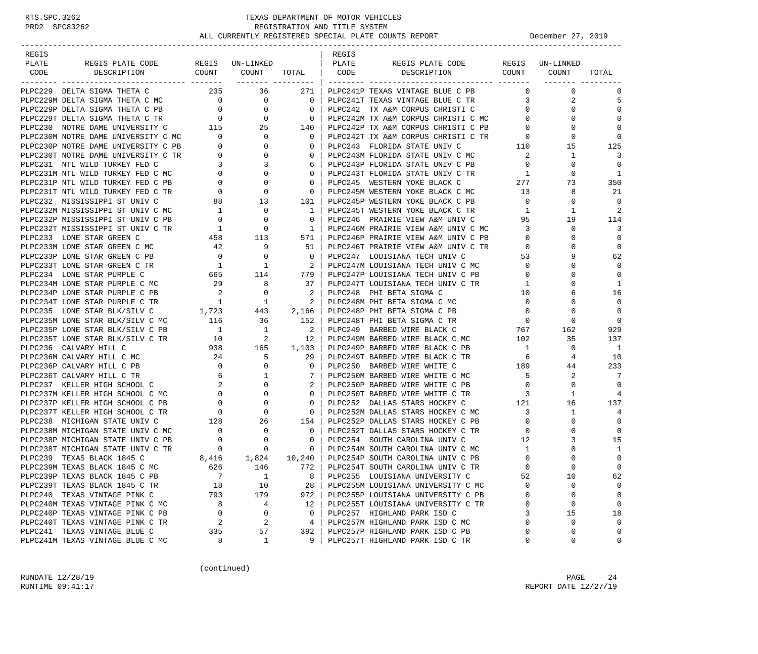TEXAS DEPARTMENT OF MOTOR VEHICLES
REGISTRATION AND TITLE SYSTEM
ALL CURRENTLY REGISTERED SPECIAL PLATE COUNTS REPORT — December 27, 2019

| REGIS PLATE CODE | REGIS PLATE CODE DESCRIPTION | REGIS COUNT | UN-LINKED COUNT | TOTAL |
|---|---|---|---|---|
| PLPC229 | DELTA SIGMA THETA C | 235 | 36 | 271 |
| PLPC229M | DELTA SIGMA THETA C MC | 0 | 0 | 0 |
| PLPC229P | DELTA SIGMA THETA C PB | 0 | 0 | 0 |
| PLPC229T | DELTA SIGMA THETA C TR | 0 | 0 | 0 |
| PLPC230 | NOTRE DAME UNIVERSITY C | 115 | 25 | 140 |
| PLPC230M | NOTRE DAME UNIVERSITY C MC | 0 | 0 | 0 |
| PLPC230P | NOTRE DAME UNIVERSITY C PB | 0 | 0 | 0 |
| PLPC230T | NOTRE DAME UNIVERSITY C TR | 0 | 0 | 0 |
| PLPC231 | NTL WILD TURKEY FED C | 3 | 3 | 6 |
| PLPC231M | NTL WILD TURKEY FED C MC | 0 | 0 | 0 |
| PLPC231P | NTL WILD TURKEY FED C PB | 0 | 0 | 0 |
| PLPC231T | NTL WILD TURKEY FED C TR | 0 | 0 | 0 |
| PLPC232 | MISSISSIPPI ST UNIV C | 88 | 13 | 101 |
| PLPC232M | MISSISSIPPI ST UNIV C MC | 1 | 0 | 1 |
| PLPC232P | MISSISSIPPI ST UNIV C PB | 0 | 0 | 0 |
| PLPC232T | MISSISSIPPI ST UNIV C TR | 1 | 0 | 1 |
| PLPC233 | LONE STAR GREEN C | 458 | 113 | 571 |
| PLPC233M | LONE STAR GREEN C MC | 42 | 9 | 51 |
| PLPC233P | LONE STAR GREEN C PB | 0 | 0 | 0 |
| PLPC233T | LONE STAR GREEN C TR | 1 | 1 | 2 |
| PLPC234 | LONE STAR PURPLE C | 665 | 114 | 779 |
| PLPC234M | LONE STAR PURPLE C MC | 29 | 8 | 37 |
| PLPC234P | LONE STAR PURPLE C PB | 2 | 0 | 2 |
| PLPC234T | LONE STAR PURPLE C TR | 1 | 1 | 2 |
| PLPC235 | LONE STAR BLK/SILV C | 1,723 | 443 | 2,166 |
| PLPC235M | LONE STAR BLK/SILV C MC | 116 | 36 | 152 |
| PLPC235P | LONE STAR BLK/SILV C PB | 1 | 1 | 2 |
| PLPC235T | LONE STAR BLK/SILV C TR | 10 | 2 | 12 |
| PLPC236 | CALVARY HILL C | 938 | 165 | 1,103 |
| PLPC236M | CALVARY HILL C MC | 24 | 5 | 29 |
| PLPC236P | CALVARY HILL C PB | 0 | 0 | 0 |
| PLPC236T | CALVARY HILL C TR | 6 | 1 | 7 |
| PLPC237 | KELLER HIGH SCHOOL C | 2 | 0 | 2 |
| PLPC237M | KELLER HIGH SCHOOL C MC | 0 | 0 | 0 |
| PLPC237P | KELLER HIGH SCHOOL C PB | 0 | 0 | 0 |
| PLPC237T | KELLER HIGH SCHOOL C TR | 0 | 0 | 0 |
| PLPC238 | MICHIGAN STATE UNIV C | 128 | 26 | 154 |
| PLPC238M | MICHIGAN STATE UNIV C MC | 0 | 0 | 0 |
| PLPC238P | MICHIGAN STATE UNIV C PB | 0 | 0 | 0 |
| PLPC238T | MICHIGAN STATE UNIV C TR | 0 | 0 | 0 |
| PLPC239 | TEXAS BLACK 1845 C | 8,416 | 1,824 | 10,240 |
| PLPC239M | TEXAS BLACK 1845 C MC | 626 | 146 | 772 |
| PLPC239P | TEXAS BLACK 1845 C PB | 7 | 1 | 8 |
| PLPC239T | TEXAS BLACK 1845 C TR | 18 | 10 | 28 |
| PLPC240 | TEXAS VINTAGE PINK C | 793 | 179 | 972 |
| PLPC240M | TEXAS VINTAGE PINK C MC | 8 | 4 | 12 |
| PLPC240P | TEXAS VINTAGE PINK C PB | 0 | 0 | 0 |
| PLPC240T | TEXAS VINTAGE PINK C TR | 2 | 2 | 4 |
| PLPC241 | TEXAS VINTAGE BLUE C | 335 | 57 | 392 |
| PLPC241M | TEXAS VINTAGE BLUE C MC | 8 | 1 | 9 |
| PLPC241P | TEXAS VINTAGE BLUE C PB | 0 | 0 | 0 |
| PLPC241T | TEXAS VINTAGE BLUE C TR | 3 | 2 | 5 |
| PLPC242 | TX A&M CORPUS CHRISTI C | 0 | 0 | 0 |
| PLPC242M | TX A&M CORPUS CHRISTI C MC | 0 | 0 | 0 |
| PLPC242P | TX A&M CORPUS CHRISTI C PB | 0 | 0 | 0 |
| PLPC242T | TX A&M CORPUS CHRISTI C TR | 0 | 0 | 0 |
| PLPC243 | FLORIDA STATE UNIV C | 110 | 15 | 125 |
| PLPC243M | FLORIDA STATE UNIV C MC | 2 | 1 | 3 |
| PLPC243P | FLORIDA STATE UNIV C PB | 0 | 0 | 0 |
| PLPC243T | FLORIDA STATE UNIV C TR | 1 | 0 | 1 |
| PLPC245 | WESTERN YOKE BLACK C | 277 | 73 | 350 |
| PLPC245M | WESTERN YOKE BLACK C MC | 13 | 8 | 21 |
| PLPC245P | WESTERN YOKE BLACK C PB | 0 | 0 | 0 |
| PLPC245T | WESTERN YOKE BLACK C TR | 1 | 1 | 2 |
| PLPC246 | PRAIRIE VIEW A&M UNIV C | 95 | 19 | 114 |
| PLPC246M | PRAIRIE VIEW A&M UNIV C MC | 3 | 0 | 3 |
| PLPC246P | PRAIRIE VIEW A&M UNIV C PB | 0 | 0 | 0 |
| PLPC246T | PRAIRIE VIEW A&M UNIV C TR | 0 | 0 | 0 |
| PLPC247 | LOUISIANA TECH UNIV C | 53 | 9 | 62 |
| PLPC247M | LOUISIANA TECH UNIV C MC | 0 | 0 | 0 |
| PLPC247P | LOUISIANA TECH UNIV C PB | 0 | 0 | 0 |
| PLPC247T | LOUISIANA TECH UNIV C TR | 1 | 0 | 1 |
| PLPC248 | PHI BETA SIGMA C | 10 | 6 | 16 |
| PLPC248M | PHI BETA SIGMA C MC | 0 | 0 | 0 |
| PLPC248P | PHI BETA SIGMA C PB | 0 | 0 | 0 |
| PLPC248T | PHI BETA SIGMA C TR | 0 | 0 | 0 |
| PLPC249 | BARBED WIRE BLACK C | 767 | 162 | 929 |
| PLPC249M | BARBED WIRE BLACK C MC | 102 | 35 | 137 |
| PLPC249P | BARBED WIRE BLACK C PB | 1 | 0 | 1 |
| PLPC249T | BARBED WIRE BLACK C TR | 6 | 4 | 10 |
| PLPC250 | BARBED WIRE WHITE C | 189 | 44 | 233 |
| PLPC250M | BARBED WIRE WHITE C MC | 5 | 2 | 7 |
| PLPC250P | BARBED WIRE WHITE C PB | 0 | 0 | 0 |
| PLPC250T | BARBED WIRE WHITE C TR | 3 | 1 | 4 |
| PLPC252 | DALLAS STARS HOCKEY C | 121 | 16 | 137 |
| PLPC252M | DALLAS STARS HOCKEY C MC | 3 | 1 | 4 |
| PLPC252P | DALLAS STARS HOCKEY C PB | 0 | 0 | 0 |
| PLPC252T | DALLAS STARS HOCKEY C TR | 0 | 0 | 0 |
| PLPC254 | SOUTH CAROLINA UNIV C | 12 | 3 | 15 |
| PLPC254M | SOUTH CAROLINA UNIV C MC | 1 | 0 | 1 |
| PLPC254P | SOUTH CAROLINA UNIV C PB | 0 | 0 | 0 |
| PLPC254T | SOUTH CAROLINA UNIV C TR | 0 | 0 | 0 |
| PLPC255 | LOUISIANA UNIVERSITY C | 52 | 10 | 62 |
| PLPC255M | LOUISIANA UNIVERSITY C MC | 0 | 0 | 0 |
| PLPC255P | LOUISIANA UNIVERSITY C PB | 0 | 0 | 0 |
| PLPC255T | LOUISIANA UNIVERSITY C TR | 0 | 0 | 0 |
| PLPC257 | HIGHLAND PARK ISD C | 3 | 15 | 18 |
| PLPC257M | HIGHLAND PARK ISD C MC | 0 | 0 | 0 |
| PLPC257P | HIGHLAND PARK ISD C PB | 0 | 0 | 0 |
| PLPC257T | HIGHLAND PARK ISD C TR | 0 | 0 | 0 |

(continued)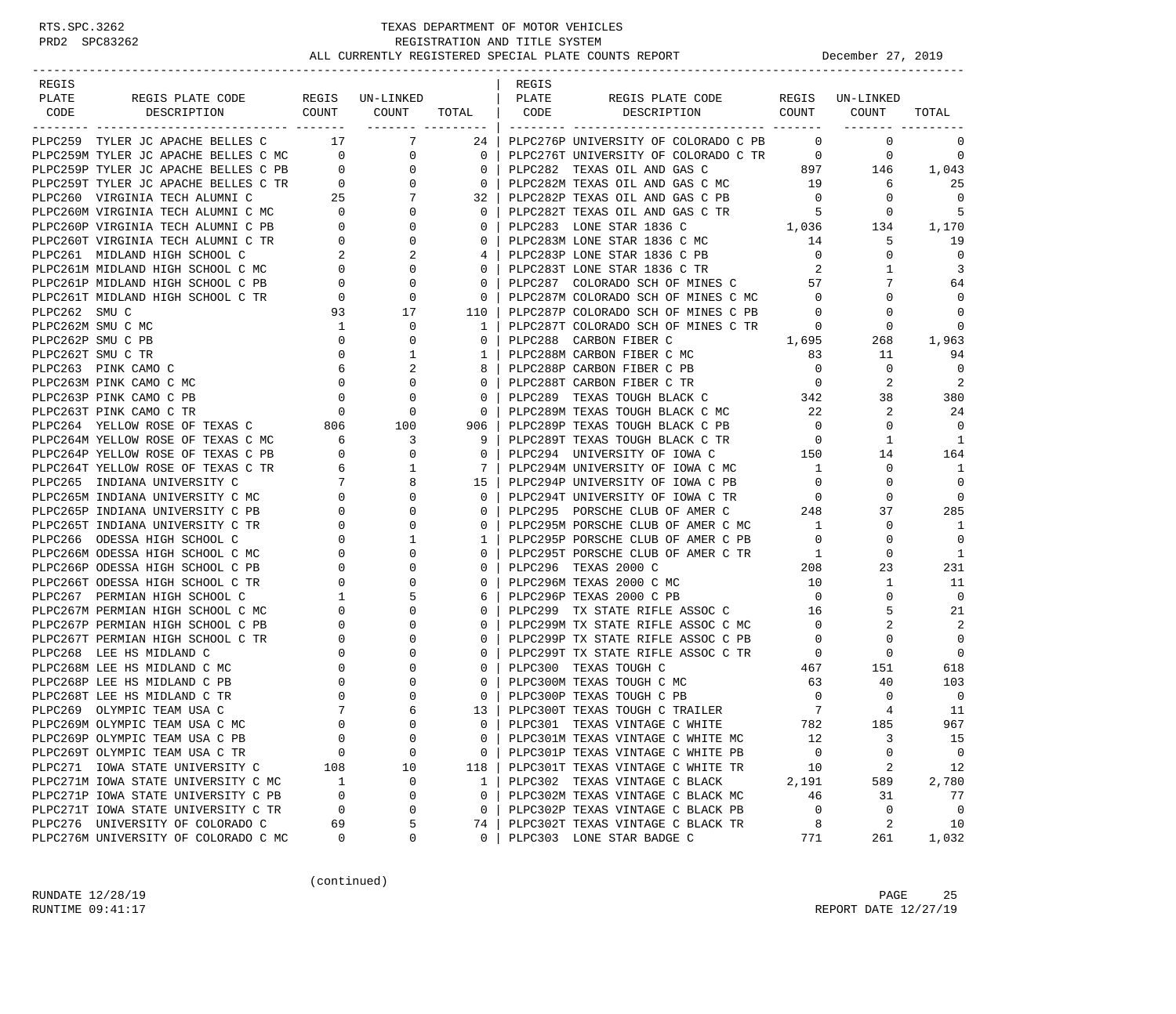# TEXAS DEPARTMENT OF MOTOR VEHICLES
## REGISTRATION AND TITLE SYSTEM
## ALL CURRENTLY REGISTERED SPECIAL PLATE COUNTS REPORT

December 27, 2019

| REGIS PLATE CODE | REGIS PLATE CODE DESCRIPTION | REGIS COUNT | UN-LINKED COUNT | TOTAL |
|---|---|---|---|---|
| PLPC259 | TYLER JC APACHE BELLES C | 17 | 7 | 24 |
| PLPC259M | TYLER JC APACHE BELLES C MC | 0 | 0 | 0 |
| PLPC259P | TYLER JC APACHE BELLES C PB | 0 | 0 | 0 |
| PLPC259T | TYLER JC APACHE BELLES C TR | 0 | 0 | 0 |
| PLPC260 | VIRGINIA TECH ALUMNI C | 25 | 7 | 32 |
| PLPC260M | VIRGINIA TECH ALUMNI C MC | 0 | 0 | 0 |
| PLPC260P | VIRGINIA TECH ALUMNI C PB | 0 | 0 | 0 |
| PLPC260T | VIRGINIA TECH ALUMNI C TR | 0 | 0 | 0 |
| PLPC261 | MIDLAND HIGH SCHOOL C | 2 | 2 | 4 |
| PLPC261M | MIDLAND HIGH SCHOOL C MC | 0 | 0 | 0 |
| PLPC261P | MIDLAND HIGH SCHOOL C PB | 0 | 0 | 0 |
| PLPC261T | MIDLAND HIGH SCHOOL C TR | 0 | 0 | 0 |
| PLPC262 | SMU C | 93 | 17 | 110 |
| PLPC262M | SMU C MC | 1 | 0 | 1 |
| PLPC262P | SMU C PB | 0 | 0 | 0 |
| PLPC262T | SMU C TR | 0 | 1 | 1 |
| PLPC263 | PINK CAMO C | 6 | 2 | 8 |
| PLPC263M | PINK CAMO C MC | 0 | 0 | 0 |
| PLPC263P | PINK CAMO C PB | 0 | 0 | 0 |
| PLPC263T | PINK CAMO C TR | 0 | 0 | 0 |
| PLPC264 | YELLOW ROSE OF TEXAS C | 806 | 100 | 906 |
| PLPC264M | YELLOW ROSE OF TEXAS C MC | 6 | 3 | 9 |
| PLPC264P | YELLOW ROSE OF TEXAS C PB | 0 | 0 | 0 |
| PLPC264T | YELLOW ROSE OF TEXAS C TR | 6 | 1 | 7 |
| PLPC265 | INDIANA UNIVERSITY C | 7 | 8 | 15 |
| PLPC265M | INDIANA UNIVERSITY C MC | 0 | 0 | 0 |
| PLPC265P | INDIANA UNIVERSITY C PB | 0 | 0 | 0 |
| PLPC265T | INDIANA UNIVERSITY C TR | 0 | 0 | 0 |
| PLPC266 | ODESSA HIGH SCHOOL C | 0 | 1 | 1 |
| PLPC266M | ODESSA HIGH SCHOOL C MC | 0 | 0 | 0 |
| PLPC266P | ODESSA HIGH SCHOOL C PB | 0 | 0 | 0 |
| PLPC266T | ODESSA HIGH SCHOOL C TR | 0 | 0 | 0 |
| PLPC267 | PERMIAN HIGH SCHOOL C | 1 | 5 | 6 |
| PLPC267M | PERMIAN HIGH SCHOOL C MC | 0 | 0 | 0 |
| PLPC267P | PERMIAN HIGH SCHOOL C PB | 0 | 0 | 0 |
| PLPC267T | PERMIAN HIGH SCHOOL C TR | 0 | 0 | 0 |
| PLPC268 | LEE HS MIDLAND C | 0 | 0 | 0 |
| PLPC268M | LEE HS MIDLAND C MC | 0 | 0 | 0 |
| PLPC268P | LEE HS MIDLAND C PB | 0 | 0 | 0 |
| PLPC268T | LEE HS MIDLAND C TR | 0 | 0 | 0 |
| PLPC269 | OLYMPIC TEAM USA C | 7 | 6 | 13 |
| PLPC269M | OLYMPIC TEAM USA C MC | 0 | 0 | 0 |
| PLPC269P | OLYMPIC TEAM USA C PB | 0 | 0 | 0 |
| PLPC269T | OLYMPIC TEAM USA C TR | 0 | 0 | 0 |
| PLPC271 | IOWA STATE UNIVERSITY C | 108 | 10 | 118 |
| PLPC271M | IOWA STATE UNIVERSITY C MC | 1 | 0 | 1 |
| PLPC271P | IOWA STATE UNIVERSITY C PB | 0 | 0 | 0 |
| PLPC271T | IOWA STATE UNIVERSITY C TR | 0 | 0 | 0 |
| PLPC276 | UNIVERSITY OF COLORADO C | 69 | 5 | 74 |
| PLPC276M | UNIVERSITY OF COLORADO C MC | 0 | 0 | 0 |
| PLPC276P | UNIVERSITY OF COLORADO C PB | 0 | 0 | 0 |
| PLPC276T | UNIVERSITY OF COLORADO C TR | 0 | 0 | 0 |
| PLPC282 | TEXAS OIL AND GAS C | 897 | 146 | 1,043 |
| PLPC282M | TEXAS OIL AND GAS C MC | 19 | 6 | 25 |
| PLPC282P | TEXAS OIL AND GAS C PB | 0 | 0 | 0 |
| PLPC282T | TEXAS OIL AND GAS C TR | 5 | 0 | 5 |
| PLPC283 | LONE STAR 1836 C | 1,036 | 134 | 1,170 |
| PLPC283M | LONE STAR 1836 C MC | 14 | 5 | 19 |
| PLPC283P | LONE STAR 1836 C PB | 0 | 0 | 0 |
| PLPC283T | LONE STAR 1836 C TR | 2 | 1 | 3 |
| PLPC287 | COLORADO SCH OF MINES C | 57 | 7 | 64 |
| PLPC287M | COLORADO SCH OF MINES C MC | 0 | 0 | 0 |
| PLPC287P | COLORADO SCH OF MINES C PB | 0 | 0 | 0 |
| PLPC287T | COLORADO SCH OF MINES C TR | 0 | 0 | 0 |
| PLPC288 | CARBON FIBER C | 1,695 | 268 | 1,963 |
| PLPC288M | CARBON FIBER C MC | 83 | 11 | 94 |
| PLPC288P | CARBON FIBER C PB | 0 | 0 | 0 |
| PLPC288T | CARBON FIBER C TR | 0 | 2 | 2 |
| PLPC289 | TEXAS TOUGH BLACK C | 342 | 38 | 380 |
| PLPC289M | TEXAS TOUGH BLACK C MC | 22 | 2 | 24 |
| PLPC289P | TEXAS TOUGH BLACK C PB | 0 | 0 | 0 |
| PLPC289T | TEXAS TOUGH BLACK C TR | 0 | 1 | 1 |
| PLPC294 | UNIVERSITY OF IOWA C | 150 | 14 | 164 |
| PLPC294M | UNIVERSITY OF IOWA C MC | 1 | 0 | 1 |
| PLPC294P | UNIVERSITY OF IOWA C PB | 0 | 0 | 0 |
| PLPC294T | UNIVERSITY OF IOWA C TR | 0 | 0 | 0 |
| PLPC295 | PORSCHE CLUB OF AMER C | 248 | 37 | 285 |
| PLPC295M | PORSCHE CLUB OF AMER C MC | 1 | 0 | 1 |
| PLPC295P | PORSCHE CLUB OF AMER C PB | 0 | 0 | 0 |
| PLPC295T | PORSCHE CLUB OF AMER C TR | 1 | 0 | 1 |
| PLPC296 | TEXAS 2000 C | 208 | 23 | 231 |
| PLPC296M | TEXAS 2000 C MC | 10 | 1 | 11 |
| PLPC296P | TEXAS 2000 C PB | 0 | 0 | 0 |
| PLPC299 | TX STATE RIFLE ASSOC C | 16 | 5 | 21 |
| PLPC299M | TX STATE RIFLE ASSOC C MC | 0 | 2 | 2 |
| PLPC299P | TX STATE RIFLE ASSOC C PB | 0 | 0 | 0 |
| PLPC299T | TX STATE RIFLE ASSOC C TR | 0 | 0 | 0 |
| PLPC300 | TEXAS TOUGH C | 467 | 151 | 618 |
| PLPC300M | TEXAS TOUGH C MC | 63 | 40 | 103 |
| PLPC300P | TEXAS TOUGH C PB | 0 | 0 | 0 |
| PLPC300T | TEXAS TOUGH C TRAILER | 7 | 4 | 11 |
| PLPC301 | TEXAS VINTAGE C WHITE | 782 | 185 | 967 |
| PLPC301M | TEXAS VINTAGE C WHITE MC | 12 | 3 | 15 |
| PLPC301P | TEXAS VINTAGE C WHITE PB | 0 | 0 | 0 |
| PLPC301T | TEXAS VINTAGE C WHITE TR | 10 | 2 | 12 |
| PLPC302 | TEXAS VINTAGE C BLACK | 2,191 | 589 | 2,780 |
| PLPC302M | TEXAS VINTAGE C BLACK MC | 46 | 31 | 77 |
| PLPC302P | TEXAS VINTAGE C BLACK PB | 0 | 0 | 0 |
| PLPC302T | TEXAS VINTAGE C BLACK TR | 8 | 2 | 10 |
| PLPC303 | LONE STAR BADGE C | 771 | 261 | 1,032 |

(continued)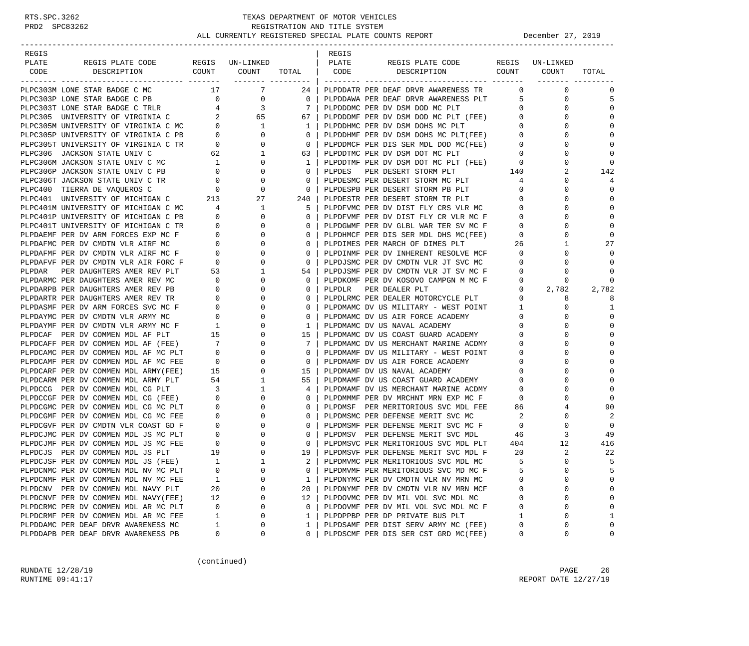# TEXAS DEPARTMENT OF MOTOR VEHICLES
## REGISTRATION AND TITLE SYSTEM
### ALL CURRENTLY REGISTERED SPECIAL PLATE COUNTS REPORT — December 27, 2019

| REGIS PLATE CODE | REGIS PLATE CODE DESCRIPTION | REGIS COUNT | UN-LINKED COUNT | TOTAL |
|---|---|---|---|---|
| PLPC303M | LONE STAR BADGE C MC | 17 | 7 | 24 |
| PLPC303P | LONE STAR BADGE C PB | 0 | 0 | 0 |
| PLPC303T | LONE STAR BADGE C TRLR | 4 | 3 | 7 |
| PLPC305 | UNIVERSITY OF VIRGINIA C | 2 | 65 | 67 |
| PLPC305M | UNIVERSITY OF VIRGINIA C MC | 0 | 1 | 1 |
| PLPC305P | UNIVERSITY OF VIRGINIA C PB | 0 | 0 | 0 |
| PLPC305T | UNIVERSITY OF VIRGINIA C TR | 0 | 0 | 0 |
| PLPC306 | JACKSON STATE UNIV C | 62 | 1 | 63 |
| PLPC306M | JACKSON STATE UNIV C MC | 1 | 0 | 1 |
| PLPC306P | JACKSON STATE UNIV C PB | 0 | 0 | 0 |
| PLPC306T | JACKSON STATE UNIV C TR | 0 | 0 | 0 |
| PLPC400 | TIERRA DE VAQUEROS C | 0 | 0 | 0 |
| PLPC401 | UNIVERSITY OF MICHIGAN C | 213 | 27 | 240 |
| PLPC401M | UNIVERSITY OF MICHIGAN C MC | 4 | 1 | 5 |
| PLPC401P | UNIVERSITY OF MICHIGAN C PB | 0 | 0 | 0 |
| PLPC401T | UNIVERSITY OF MICHIGAN C TR | 0 | 0 | 0 |
| PLPDAEMF | PER DV ARM FORCES EXP MC F | 0 | 0 | 0 |
| PLPDAFMC | PER DV CMDTN VLR AIRF MC | 0 | 0 | 0 |
| PLPDAFMF | PER DV CMDTN VLR AIRF MC F | 0 | 0 | 0 |
| PLPDAFVF | PER DV CMDTN VLR AIR FORC F | 0 | 0 | 0 |
| PLPDAR | PER DAUGHTERS AMER REV PLT | 53 | 1 | 54 |
| PLPDARMC | PER DAUGHTERS AMER REV MC | 0 | 0 | 0 |
| PLPDARPB | PER DAUGHTERS AMER REV PB | 0 | 0 | 0 |
| PLPDARTR | PER DAUGHTERS AMER REV TR | 0 | 0 | 0 |
| PLPDASMF | PER DV ARM FORCES SVC MC F | 0 | 0 | 0 |
| PLPDAYMC | PER DV CMDTN VLR ARMY MC | 0 | 0 | 0 |
| PLPDAYMF | PER DV CMDTN VLR ARMY MC F | 1 | 0 | 1 |
| PLPDCAF | PER DV COMMEN MDL AF PLT | 15 | 0 | 15 |
| PLPDCAFF | PER DV COMMEN MDL AF (FEE) | 7 | 0 | 7 |
| PLPDCAMC | PER DV COMMEN MDL AF MC PLT | 0 | 0 | 0 |
| PLPDCAMF | PER DV COMMEN MDL AF MC FEE | 0 | 0 | 0 |
| PLPDCARF | PER DV COMMEN MDL ARMY(FEE) | 15 | 0 | 15 |
| PLPDCARM | PER DV COMMEN MDL ARMY PLT | 54 | 1 | 55 |
| PLPDCCG | PER DV COMMEN MDL CG PLT | 3 | 1 | 4 |
| PLPDCCGF | PER DV COMMEN MDL CG (FEE) | 0 | 0 | 0 |
| PLPDCGMC | PER DV COMMEN MDL CG MC PLT | 0 | 0 | 0 |
| PLPDCGMF | PER DV COMMEN MDL CG MC FEE | 0 | 0 | 0 |
| PLPDCGVF | PER DV CMDTN VLR COAST GD F | 0 | 0 | 0 |
| PLPDCJMC | PER DV COMMEN MDL JS MC PLT | 0 | 0 | 0 |
| PLPDCJMF | PER DV COMMEN MDL JS MC FEE | 0 | 0 | 0 |
| PLPDCJS | PER DV COMMEN MDL JS PLT | 19 | 0 | 19 |
| PLPDCJSF | PER DV COMMEN MDL JS (FEE) | 1 | 1 | 2 |
| PLPDCNMC | PER DV COMMEN MDL NV MC PLT | 0 | 0 | 0 |
| PLPDCNMF | PER DV COMMEN MDL NV MC FEE | 1 | 0 | 1 |
| PLPDCNV | PER DV COMMEN MDL NAVY PLT | 20 | 0 | 20 |
| PLPDCNVF | PER DV COMMEN MDL NAVY(FEE) | 12 | 0 | 12 |
| PLPDCRMC | PER DV COMMEN MDL AR MC PLT | 0 | 0 | 0 |
| PLPDCRMF | PER DV COMMEN MDL AR MC FEE | 1 | 0 | 1 |
| PLPDDAMC | PER DEAF DRVR AWARENESS MC | 1 | 0 | 1 |
| PLPDDAPB | PER DEAF DRVR AWARENESS PB | 0 | 0 | 0 |
| PLPDDATR | PER DEAF DRVR AWARENESS TR | 0 | 0 | 0 |
| PLPDDAWA | PER DEAF DRVR AWARENESS PLT | 5 | 0 | 5 |
| PLPDDDMC | PER DV DSM DOD MC PLT | 0 | 0 | 0 |
| PLPDDDMF | PER DV DSM DOD MC PLT (FEE) | 0 | 0 | 0 |
| PLPDDHMC | PER DV DSM DOHS MC PLT | 0 | 0 | 0 |
| PLPDDHMF | PER DV DSM DOHS MC PLT(FEE) | 0 | 0 | 0 |
| PLPDDMCF | PER DIS SER MDL DOD MC(FEE) | 0 | 0 | 0 |
| PLPDDTMC | PER DV DSM DOT MC PLT | 0 | 0 | 0 |
| PLPDDTMF | PER DV DSM DOT MC PLT (FEE) | 0 | 0 | 0 |
| PLPDES | PER DESERT STORM PLT | 140 | 2 | 142 |
| PLPDESMC | PER DESERT STORM MC PLT | 4 | 0 | 4 |
| PLPDESPB | PER DESERT STORM PB PLT | 0 | 0 | 0 |
| PLPDESTR | PER DESERT STORM TR PLT | 0 | 0 | 0 |
| PLPDFVMC | PER DV DIST FLY CRS VLR MC | 0 | 0 | 0 |
| PLPDFVMF | PER DV DIST FLY CR VLR MC F | 0 | 0 | 0 |
| PLPDGWMF | PER DV GLBL WAR TER SV MC F | 0 | 0 | 0 |
| PLPDHMCF | PER DIS SER MDL DHS MC(FEE) | 0 | 0 | 0 |
| PLPDIMES | PER MARCH OF DIMES PLT | 26 | 1 | 27 |
| PLPDINMF | PER DV INHERENT RESOLVE MCF | 0 | 0 | 0 |
| PLPDJSMC | PER DV CMDTN VLR JT SVC MC | 0 | 0 | 0 |
| PLPDJSMF | PER DV CMDTN VLR JT SVC MC F | 0 | 0 | 0 |
| PLPDKOMF | PER DV KOSOVO CAMPGN M MC F | 0 | 0 | 0 |
| PLPDLR | PER DEALER PLT | 0 | 2,782 | 2,782 |
| PLPDLRMC | PER DEALER MOTORCYCLE PLT | 0 | 8 | 8 |
| PLPDMAMC | DV US MILITARY - WEST POINT | 1 | 0 | 1 |
| PLPDMAMC | DV US AIR FORCE ACADEMY | 0 | 0 | 0 |
| PLPDMAMC | DV US NAVAL ACADEMY | 0 | 0 | 0 |
| PLPDMAMC | DV US COAST GUARD ACADEMY | 0 | 0 | 0 |
| PLPDMAMC | DV US MERCHANT MARINE ACDMY | 0 | 0 | 0 |
| PLPDMAMF | DV US MILITARY - WEST POINT | 0 | 0 | 0 |
| PLPDMAMF | DV US AIR FORCE ACADEMY | 0 | 0 | 0 |
| PLPDMAMF | DV US NAVAL ACADEMY | 0 | 0 | 0 |
| PLPDMAMF | DV US COAST GUARD ACADEMY | 0 | 0 | 0 |
| PLPDMAMF | DV US MERCHANT MARINE ACDMY | 0 | 0 | 0 |
| PLPDMMMF | PER DV MRCHNT MRN EXP MC F | 0 | 0 | 0 |
| PLPDMSF | PER MERITORIOUS SVC MDL FEE | 86 | 4 | 90 |
| PLPDMSMC | PER DEFENSE MERIT SVC MC | 2 | 0 | 2 |
| PLPDMSMF | PER DEFENSE MERIT SVC MC F | 0 | 0 | 0 |
| PLPDMSV | PER DEFENSE MERIT SVC MDL | 46 | 3 | 49 |
| PLPDMSVC | PER MERITORIOUS SVC MDL PLT | 404 | 12 | 416 |
| PLPDMSVF | PER DEFENSE MERIT SVC MDL F | 20 | 2 | 22 |
| PLPDMVMC | PER MERITORIOUS SVC MDL MC | 5 | 0 | 5 |
| PLPDMVMF | PER MERITORIOUS SVC MD MC F | 5 | 0 | 5 |
| PLPDNYMC | PER DV CMDTN VLR NV MRN MC | 0 | 0 | 0 |
| PLPDNYMF | PER DV CMDTN VLR NV MRN MCF | 0 | 0 | 0 |
| PLPDOVMC | PER DV MIL VOL SVC MDL MC | 0 | 0 | 0 |
| PLPDOVMF | PER DV MIL VOL SVC MDL MC F | 0 | 0 | 0 |
| PLPDPPBP | PER DP PRIVATE BUS PLT | 1 | 0 | 1 |
| PLPDSAMF | PER DIST SERV ARMY MC (FEE) | 0 | 0 | 0 |
| PLPDSCMF | PER DIS SER CST GRD MC(FEE) | 0 | 0 | 0 |

(continued)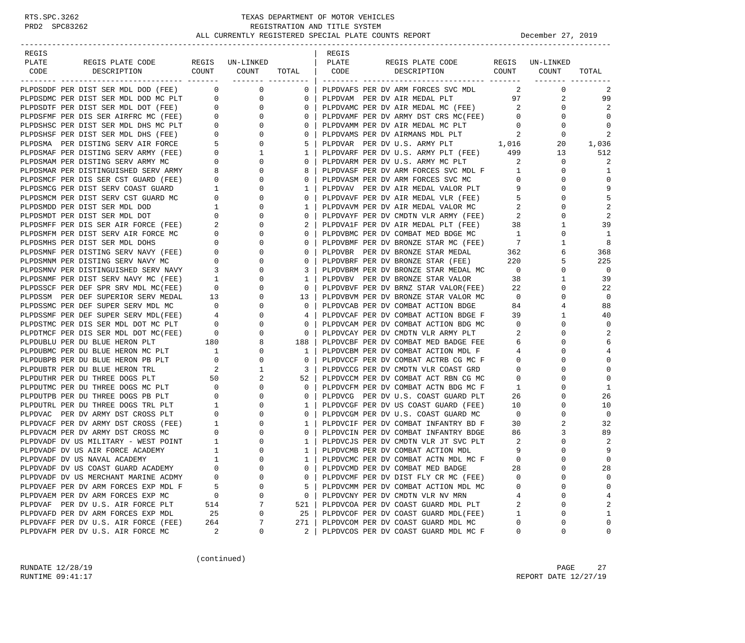# TEXAS DEPARTMENT OF MOTOR VEHICLES

REGISTRATION AND TITLE SYSTEM

ALL CURRENTLY REGISTERED SPECIAL PLATE COUNTS REPORT — December 27, 2019

| REGIS PLATE CODE | REGIS PLATE CODE DESCRIPTION | REGIS COUNT | UN-LINKED COUNT | TOTAL |
|---|---|---|---|---|
| PLPDSDDF | PER DIST SER MDL DOD (FEE) | 0 | 0 | 0 |
| PLPDSDMC | PER DIST SER MDL DOD MC PLT | 0 | 0 | 0 |
| PLPDSDTF | PER DIST SER MDL DOT (FEE) | 0 | 0 | 0 |
| PLPDSFMF | PER DIS SER AIRFRC MC (FEE) | 0 | 0 | 0 |
| PLPDSHSC | PER DIST SER MDL DHS MC PLT | 0 | 0 | 0 |
| PLPDSHSF | PER DIST SER MDL DHS (FEE) | 0 | 0 | 0 |
| PLPDSMA | PER DISTING SERV AIR FORCE | 5 | 0 | 5 |
| PLPDSMAF | PER DISTING SERV ARMY (FEE) | 0 | 1 | 1 |
| PLPDSMAM | PER DISTING SERV ARMY MC | 0 | 0 | 0 |
| PLPDSMAR | PER DISTINGUISHED SERV ARMY | 8 | 0 | 8 |
| PLPDSMCF | PER DIS SER CST GUARD (FEE) | 0 | 0 | 0 |
| PLPDSMCG | PER DIST SERV COAST GUARD | 1 | 0 | 1 |
| PLPDSMCM | PER DIST SERV CST GUARD MC | 0 | 0 | 0 |
| PLPDSMDD | PER DIST SER MDL DOD | 1 | 0 | 1 |
| PLPDSMDT | PER DIST SER MDL DOT | 0 | 0 | 0 |
| PLPDSMFF | PER DIS SER AIR FORCE (FEE) | 2 | 0 | 2 |
| PLPDSMFM | PER DIST SERV AIR FORCE MC | 0 | 0 | 0 |
| PLPDSMHS | PER DIST SER MDL DOHS | 0 | 0 | 0 |
| PLPDSMNF | PER DISTING SERV NAVY (FEE) | 0 | 0 | 0 |
| PLPDSMNM | PER DISTING SERV NAVY MC | 0 | 0 | 0 |
| PLPDSMNV | PER DISTINGUISHED SERV NAVY | 3 | 0 | 3 |
| PLPDSNMF | PER DIST SERV NAVY MC (FEE) | 1 | 0 | 1 |
| PLPDSSCF | PER DEF SPR SRV MDL MC(FEE) | 0 | 0 | 0 |
| PLPDSSM | PER DEF SUPERIOR SERV MEDAL | 13 | 0 | 13 |
| PLPDSSMC | PER DEF SUPER SERV MDL MC | 0 | 0 | 0 |
| PLPDSSMF | PER DEF SUPER SERV MDL(FEE) | 4 | 0 | 4 |
| PLPDSTMC | PER DIS SER MDL DOT MC PLT | 0 | 0 | 0 |
| PLPDTMCF | PER DIS SER MDL DOT MC(FEE) | 0 | 0 | 0 |
| PLPDUBLU | PER DU BLUE HERON PLT | 180 | 8 | 188 |
| PLPDUBMC | PER DU BLUE HERON MC PLT | 1 | 0 | 1 |
| PLPDUBPB | PER DU BLUE HERON PB PLT | 0 | 0 | 0 |
| PLPDUBTR | PER DU BLUE HERON TRL | 2 | 1 | 3 |
| PLPDUTHR | PER DU THREE DOGS PLT | 50 | 2 | 52 |
| PLPDUTMC | PER DU THREE DOGS MC PLT | 0 | 0 | 0 |
| PLPDUTPB | PER DU THREE DOGS PB PLT | 0 | 0 | 0 |
| PLPDUTRL | PER DU THREE DOGS TRL PLT | 1 | 0 | 1 |
| PLPDVAC | PER DV ARMY DST CROSS PLT | 0 | 0 | 0 |
| PLPDVACF | PER DV ARMY DST CROSS (FEE) | 1 | 0 | 1 |
| PLPDVACM | PER DV ARMY DST CROSS MC | 0 | 0 | 0 |
| PLPDVADF | DV US MILITARY - WEST POINT | 1 | 0 | 1 |
| PLPDVADF | DV US AIR FORCE ACADEMY | 1 | 0 | 1 |
| PLPDVADF | DV US NAVAL ACADEMY | 1 | 0 | 1 |
| PLPDVADF | DV US COAST GUARD ACADEMY | 0 | 0 | 0 |
| PLPDVADF | DV US MERCHANT MARINE ACDMY | 0 | 0 | 0 |
| PLPDVAEF | PER DV ARM FORCES EXP MDL F | 5 | 0 | 5 |
| PLPDVAEM | PER DV ARM FORCES EXP MC | 0 | 0 | 0 |
| PLPDVAF | PER DV U.S. AIR FORCE PLT | 514 | 7 | 521 |
| PLPDVAFD | PER DV ARM FORCES EXP MDL | 25 | 0 | 25 |
| PLPDVAFF | PER DV U.S. AIR FORCE (FEE) | 264 | 7 | 271 |
| PLPDVAFM | PER DV U.S. AIR FORCE MC | 2 | 0 | 2 |
| PLPDVAFS | PER DV ARM FORCES SVC MDL | 2 | 0 | 2 |
| PLPDVAM | PER DV AIR MEDAL PLT | 97 | 2 | 99 |
| PLPDVAMC | PER DV AIR MEDAL MC (FEE) | 2 | 0 | 2 |
| PLPDVAMF | PER DV ARMY DST CRS MC(FEE) | 0 | 0 | 0 |
| PLPDVAMM | PER DV AIR MEDAL MC PLT | 0 | 0 | 0 |
| PLPDVAMS | PER DV AIRMANS MDL PLT | 2 | 0 | 2 |
| PLPDVAR | PER DV U.S. ARMY PLT | 1,016 | 20 | 1,036 |
| PLPDVARF | PER DV U.S. ARMY PLT (FEE) | 499 | 13 | 512 |
| PLPDVARM | PER DV U.S. ARMY MC PLT | 2 | 0 | 2 |
| PLPDVASF | PER DV ARM FORCES SVC MDL F | 1 | 0 | 1 |
| PLPDVASM | PER DV ARM FORCES SVC MC | 0 | 0 | 0 |
| PLPDVAV | PER DV AIR MEDAL VALOR PLT | 9 | 0 | 9 |
| PLPDVAVF | PER DV AIR MEDAL VLR (FEE) | 5 | 0 | 5 |
| PLPDVAVM | PER DV AIR MEDAL VALOR MC | 2 | 0 | 2 |
| PLPDVAYF | PER DV CMDTN VLR ARMY (FEE) | 2 | 0 | 2 |
| PLPDVA1F | PER DV AIR MEDAL PLT (FEE) | 38 | 1 | 39 |
| PLPDVBMC | PER DV COMBAT MED BDGE MC | 1 | 0 | 1 |
| PLPDVBMF | PER DV BRONZE STAR MC (FEE) | 7 | 1 | 8 |
| PLPDVBR | PER DV BRONZE STAR MEDAL | 362 | 6 | 368 |
| PLPDVBRF | PER DV BRONZE STAR (FEE) | 220 | 5 | 225 |
| PLPDVBRM | PER DV BRONZE STAR MEDAL MC | 0 | 0 | 0 |
| PLPDVBV | PER DV BRONZE STAR VALOR | 38 | 1 | 39 |
| PLPDVBVF | PER DV BRNZ STAR VALOR(FEE) | 22 | 0 | 22 |
| PLPDVBVM | PER DV BRONZE STAR VALOR MC | 0 | 0 | 0 |
| PLPDVCAB | PER DV COMBAT ACTION BDGE | 84 | 4 | 88 |
| PLPDVCAF | PER DV COMBAT ACTION BDGE F | 39 | 1 | 40 |
| PLPDVCAM | PER DV COMBAT ACTION BDG MC | 0 | 0 | 0 |
| PLPDVCAY | PER DV CMDTN VLR ARMY PLT | 2 | 0 | 2 |
| PLPDVCBF | PER DV COMBAT MED BADGE FEE | 6 | 0 | 6 |
| PLPDVCBM | PER DV COMBAT ACTION MDL F | 4 | 0 | 4 |
| PLPDVCCF | PER DV COMBAT ACTRB CG MC F | 0 | 0 | 0 |
| PLPDVCCG | PER DV CMDTN VLR COAST GRD | 0 | 0 | 0 |
| PLPDVCCM | PER DV COMBAT ACT RBN CG MC | 0 | 0 | 0 |
| PLPDVCFM | PER DV COMBAT ACTN BDG MC F | 1 | 0 | 1 |
| PLPDVCG | PER DV U.S. COAST GUARD PLT | 26 | 0 | 26 |
| PLPDVCGF | PER DV US COAST GUARD (FEE) | 10 | 0 | 10 |
| PLPDVCGM | PER DV U.S. COAST GUARD MC | 0 | 0 | 0 |
| PLPDVCIF | PER DV COMBAT INFANTRY BD F | 30 | 2 | 32 |
| PLPDVCIN | PER DV COMBAT INFANTRY BDGE | 86 | 3 | 89 |
| PLPDVCJS | PER DV CMDTN VLR JT SVC PLT | 2 | 0 | 2 |
| PLPDVCMB | PER DV COMBAT ACTION MDL | 9 | 0 | 9 |
| PLPDVCMC | PER DV COMBAT ACTN MDL MC F | 0 | 0 | 0 |
| PLPDVCMD | PER DV COMBAT MED BADGE | 28 | 0 | 28 |
| PLPDVCMF | PER DV DIST FLY CR MC (FEE) | 0 | 0 | 0 |
| PLPDVCMM | PER DV COMBAT ACTION MDL MC | 0 | 0 | 0 |
| PLPDVCNY | PER DV CMDTN VLR NV MRN | 4 | 0 | 4 |
| PLPDVCOA | PER DV COAST GUARD MDL PLT | 2 | 0 | 2 |
| PLPDVCOF | PER DV COAST GUARD MDL(FEE) | 1 | 0 | 1 |
| PLPDVCOM | PER DV COAST GUARD MDL MC | 0 | 0 | 0 |
| PLPDVCOS | PER DV COAST GUARD MDL MC F | 0 | 0 | 0 |

(continued)

RUNDATE 12/28/19 RUNTIME 09:41:17 — REPORT DATE 12/27/19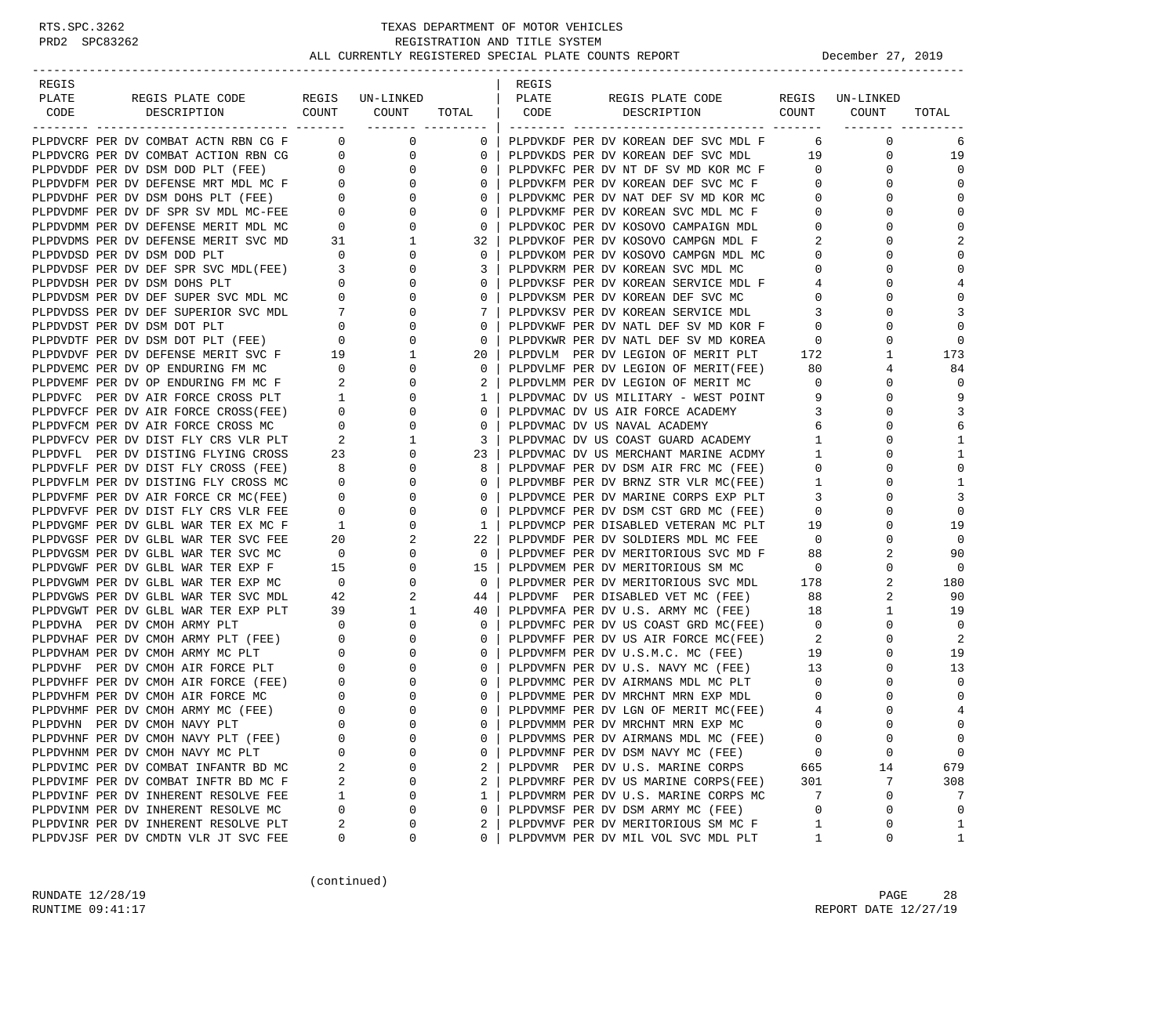RTS.SPC.3262 TEXAS DEPARTMENT OF MOTOR VEHICLES
PRD2 SPC83262 REGISTRATION AND TITLE SYSTEM
ALL CURRENTLY REGISTERED SPECIAL PLATE COUNTS REPORT December 27, 2019

| REGIS PLATE CODE | REGIS PLATE CODE DESCRIPTION | REGIS COUNT | UN-LINKED COUNT | TOTAL | REGIS PLATE CODE | REGIS PLATE CODE DESCRIPTION | REGIS COUNT | UN-LINKED COUNT | TOTAL |
|---|---|---|---|---|---|---|---|---|---|
| PLPDVCRF | PER DV COMBAT ACTN RBN CG F | 0 | 0 | 0 | PLPDVKDF | PER DV KOREAN DEF SVC MDL F | 6 | 0 | 6 |
| PLPDVCRG | PER DV COMBAT ACTION RBN CG | 0 | 0 | 0 | PLPDVKDS | PER DV KOREAN DEF SVC MDL | 19 | 0 | 19 |
| PLPDVDDF | PER DV DSM DOD PLT (FEE) | 0 | 0 | 0 | PLPDVKFC | PER DV NT DF SV MD KOR MC F | 0 | 0 | 0 |
| PLPDVDFM | PER DV DEFENSE MRT MDL MC F | 0 | 0 | 0 | PLPDVKFM | PER DV KOREAN DEF SVC MC F | 0 | 0 | 0 |
| PLPDVDHF | PER DV DSM DOHS PLT (FEE) | 0 | 0 | 0 | PLPDVKMC | PER DV NAT DEF SV MD KOR MC | 0 | 0 | 0 |
| PLPDVDMF | PER DV DF SPR SV MDL MC-FEE | 0 | 0 | 0 | PLPDVKMF | PER DV KOREAN SVC MDL MC F | 0 | 0 | 0 |
| PLPDVDMM | PER DV DEFENSE MERIT MDL MC | 0 | 0 | 0 | PLPDVKOC | PER DV KOSOVO CAMPAIGN MDL | 0 | 0 | 0 |
| PLPDVDMS | PER DV DEFENSE MERIT SVC MD | 31 | 1 | 32 | PLPDVKOF | PER DV KOSOVO CAMPGN MDL F | 2 | 0 | 2 |
| PLPDVDSD | PER DV DSM DOD PLT | 0 | 0 | 0 | PLPDVKOM | PER DV KOSOVO CAMPGN MDL MC | 0 | 0 | 0 |
| PLPDVDSF | PER DV DEF SPR SVC MDL(FEE) | 3 | 0 | 3 | PLPDVKRM | PER DV KOREAN SVC MDL MC | 0 | 0 | 0 |
| PLPDVDSH | PER DV DSM DOHS PLT | 0 | 0 | 0 | PLPDVKSF | PER DV KOREAN SERVICE MDL F | 4 | 0 | 4 |
| PLPDVDSM | PER DV DEF SUPER SVC MDL MC | 0 | 0 | 0 | PLPDVKSM | PER DV KOREAN DEF SVC MC | 0 | 0 | 0 |
| PLPDVDSS | PER DV DEF SUPERIOR SVC MDL | 7 | 0 | 7 | PLPDVKSV | PER DV KOREAN SERVICE MDL | 3 | 0 | 3 |
| PLPDVDST | PER DV DSM DOT PLT | 0 | 0 | 0 | PLPDVKWF | PER DV NATL DEF SV MD KOR F | 0 | 0 | 0 |
| PLPDVDTF | PER DV DSM DOT PLT (FEE) | 0 | 0 | 0 | PLPDVKWR | PER DV NATL DEF SV MD KOREA | 0 | 0 | 0 |
| PLPDVDVF | PER DV DEFENSE MERIT SVC F | 19 | 1 | 20 | PLPDVLM | PER DV LEGION OF MERIT PLT | 172 | 1 | 173 |
| PLPDVEMC | PER DV OP ENDURING FM MC | 0 | 0 | 0 | PLPDVLMF | PER DV LEGION OF MERIT(FEE) | 80 | 4 | 84 |
| PLPDVEMF | PER DV OP ENDURING FM MC F | 2 | 0 | 2 | PLPDVLMM | PER DV LEGION OF MERIT MC | 0 | 0 | 0 |
| PLPDVFC | PER DV AIR FORCE CROSS PLT | 1 | 0 | 1 | PLPDVMAC | DV US MILITARY - WEST POINT | 9 | 0 | 9 |
| PLPDVFCF | PER DV AIR FORCE CROSS(FEE) | 0 | 0 | 0 | PLPDVMAC | DV US AIR FORCE ACADEMY | 3 | 0 | 3 |
| PLPDVFCM | PER DV AIR FORCE CROSS MC | 0 | 0 | 0 | PLPDVMAC | DV US NAVAL ACADEMY | 6 | 0 | 6 |
| PLPDVFCV | PER DV DIST FLY CRS VLR PLT | 2 | 1 | 3 | PLPDVMAC | DV US COAST GUARD ACADEMY | 1 | 0 | 1 |
| PLPDVFL | PER DV DISTING FLYING CROSS | 23 | 0 | 23 | PLPDVMAC | DV US MERCHANT MARINE ACDMY | 1 | 0 | 1 |
| PLPDVFLF | PER DV DIST FLY CROSS (FEE) | 8 | 0 | 8 | PLPDVMAF | PER DV DSM AIR FRC MC (FEE) | 0 | 0 | 0 |
| PLPDVFLM | PER DV DISTING FLY CROSS MC | 0 | 0 | 0 | PLPDVMBF | PER DV BRNZ STR VLR MC(FEE) | 1 | 0 | 1 |
| PLPDVFMF | PER DV AIR FORCE CR MC(FEE) | 0 | 0 | 0 | PLPDVMCE | PER DV MARINE CORPS EXP PLT | 3 | 0 | 3 |
| PLPDVFVF | PER DV DIST FLY CRS VLR FEE | 0 | 0 | 0 | PLPDVMCF | PER DV DSM CST GRD MC (FEE) | 0 | 0 | 0 |
| PLPDVGMF | PER DV GLBL WAR TER EX MC F | 1 | 0 | 1 | PLPDVMCP | PER DISABLED VETERAN MC PLT | 19 | 0 | 19 |
| PLPDVGSF | PER DV GLBL WAR TER SVC FEE | 20 | 2 | 22 | PLPDVMDF | PER DV SOLDIERS MDL MC FEE | 0 | 0 | 0 |
| PLPDVGSM | PER DV GLBL WAR TER SVC MC | 0 | 0 | 0 | PLPDVMEF | PER DV MERITORIOUS SVC MD F | 88 | 2 | 90 |
| PLPDVGWF | PER DV GLBL WAR TER EXP F | 15 | 0 | 15 | PLPDVMEM | PER DV MERITORIOUS SM MC | 0 | 0 | 0 |
| PLPDVGWM | PER DV GLBL WAR TER EXP MC | 0 | 0 | 0 | PLPDVMER | PER DV MERITORIOUS SVC MDL | 178 | 2 | 180 |
| PLPDVGWS | PER DV GLBL WAR TER SVC MDL | 42 | 2 | 44 | PLPDVMF | PER DISABLED VET MC (FEE) | 88 | 2 | 90 |
| PLPDVGWT | PER DV GLBL WAR TER EXP PLT | 39 | 1 | 40 | PLPDVMFA | PER DV U.S. ARMY MC (FEE) | 18 | 1 | 19 |
| PLPDVHA | PER DV CMOH ARMY PLT | 0 | 0 | 0 | PLPDVMFC | PER DV US COAST GRD MC(FEE) | 0 | 0 | 0 |
| PLPDVHAF | PER DV CMOH ARMY PLT (FEE) | 0 | 0 | 0 | PLPDVMFF | PER DV US AIR FORCE MC(FEE) | 2 | 0 | 2 |
| PLPDVHAM | PER DV CMOH ARMY MC PLT | 0 | 0 | 0 | PLPDVMFM | PER DV U.S.M.C. MC (FEE) | 19 | 0 | 19 |
| PLPDVHF | PER DV CMOH AIR FORCE PLT | 0 | 0 | 0 | PLPDVMFN | PER DV U.S. NAVY MC (FEE) | 13 | 0 | 13 |
| PLPDVHFF | PER DV CMOH AIR FORCE (FEE) | 0 | 0 | 0 | PLPDVMMC | PER DV AIRMANS MDL MC PLT | 0 | 0 | 0 |
| PLPDVHFM | PER DV CMOH AIR FORCE MC | 0 | 0 | 0 | PLPDVMME | PER DV MRCHNT MRN EXP MDL | 0 | 0 | 0 |
| PLPDVHMF | PER DV CMOH ARMY MC (FEE) | 0 | 0 | 0 | PLPDVMMF | PER DV LGN OF MERIT MC(FEE) | 4 | 0 | 4 |
| PLPDVHN | PER DV CMOH NAVY PLT | 0 | 0 | 0 | PLPDVMMM | PER DV MRCHNT MRN EXP MC | 0 | 0 | 0 |
| PLPDVHNF | PER DV CMOH NAVY PLT (FEE) | 0 | 0 | 0 | PLPDVMMS | PER DV AIRMANS MDL MC (FEE) | 0 | 0 | 0 |
| PLPDVHNM | PER DV CMOH NAVY MC PLT | 0 | 0 | 0 | PLPDVMNF | PER DV DSM NAVY MC (FEE) | 0 | 0 | 0 |
| PLPDVIMC | PER DV COMBAT INFANTR BD MC | 2 | 0 | 2 | PLPDVMR | PER DV U.S. MARINE CORPS | 665 | 14 | 679 |
| PLPDVIMF | PER DV COMBAT INFTR BD MC F | 2 | 0 | 2 | PLPDVMRF | PER DV US MARINE CORPS(FEE) | 301 | 7 | 308 |
| PLPDVINF | PER DV INHERENT RESOLVE FEE | 1 | 0 | 1 | PLPDVMRM | PER DV U.S. MARINE CORPS MC | 7 | 0 | 7 |
| PLPDVINM | PER DV INHERENT RESOLVE MC | 0 | 0 | 0 | PLPDVMSF | PER DV DSM ARMY MC (FEE) | 0 | 0 | 0 |
| PLPDVINR | PER DV INHERENT RESOLVE PLT | 2 | 0 | 2 | PLPDVMVF | PER DV MERITORIOUS SM MC F | 1 | 0 | 1 |
| PLPDVJSF | PER DV CMDTN VLR JT SVC FEE | 0 | 0 | 0 | PLPDVMVM | PER DV MIL VOL SVC MDL PLT | 1 | 0 | 1 |

(continued)

RUNDATE 12/28/19
RUNTIME 09:41:17
REPORT DATE 12/27/19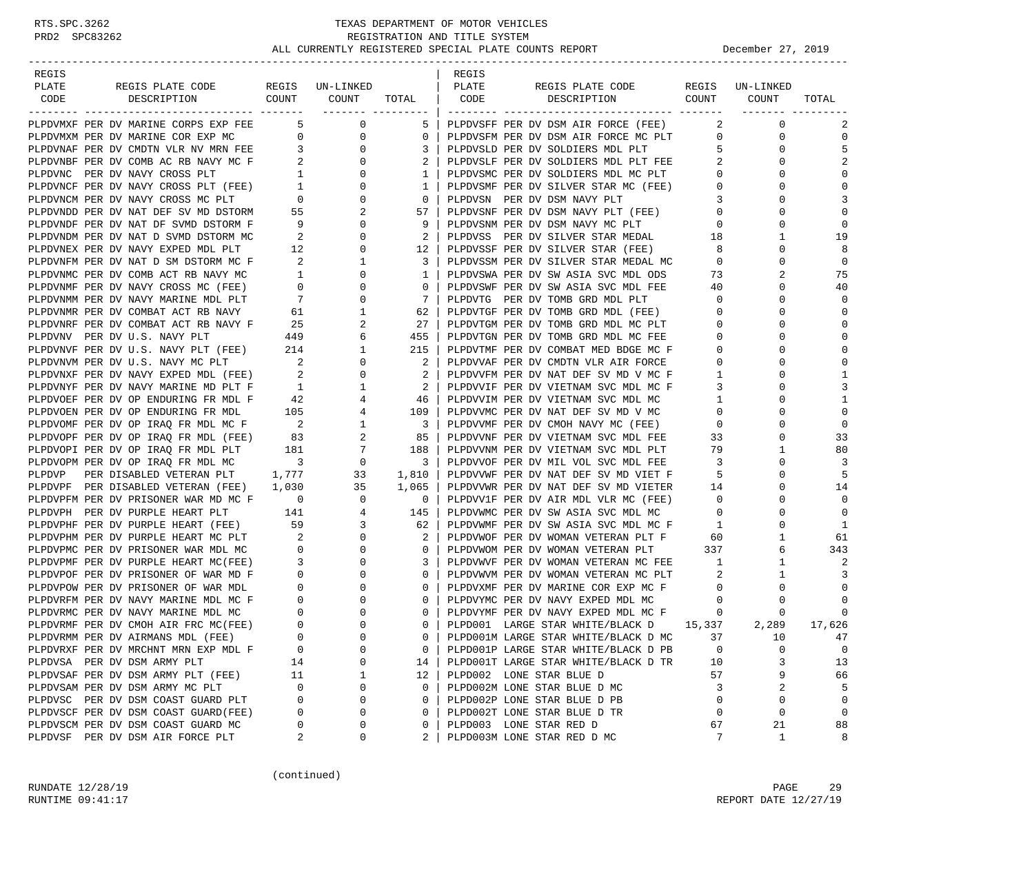# TEXAS DEPARTMENT OF MOTOR VEHICLES

## REGISTRATION AND TITLE SYSTEM

### ALL CURRENTLY REGISTERED SPECIAL PLATE COUNTS REPORT

December 27, 2019

| REGIS PLATE CODE | REGIS PLATE CODE DESCRIPTION | REGIS COUNT | UN-LINKED COUNT | TOTAL |
|---|---|---|---|---|
| PLPDVMXF | PER DV MARINE CORPS EXP FEE | 5 | 0 | 5 |
| PLPDVMXM | PER DV MARINE COR EXP MC | 0 | 0 | 0 |
| PLPDVNAF | PER DV CMDTN VLR NV MRN FEE | 3 | 0 | 3 |
| PLPDVNBF | PER DV COMB AC RB NAVY MC F | 2 | 0 | 2 |
| PLPDVNC | PER DV NAVY CROSS PLT | 1 | 0 | 1 |
| PLPDVNCF | PER DV NAVY CROSS PLT (FEE) | 1 | 0 | 1 |
| PLPDVNCM | PER DV NAVY CROSS MC PLT | 0 | 0 | 0 |
| PLPDVNDD | PER DV NAT DEF SV MD DSTORM | 55 | 2 | 57 |
| PLPDVNDF | PER DV NAT DF SVMD DSTORM F | 9 | 0 | 9 |
| PLPDVNDM | PER DV NAT D SVMD DSTORM MC | 2 | 0 | 2 |
| PLPDVNEX | PER DV NAVY EXPED MDL PLT | 12 | 0 | 12 |
| PLPDVNFM | PER DV NAT D SM DSTORM MC F | 2 | 1 | 3 |
| PLPDVNMC | PER DV COMB ACT RB NAVY MC | 1 | 0 | 1 |
| PLPDVNMF | PER DV NAVY CROSS MC (FEE) | 0 | 0 | 0 |
| PLPDVNMM | PER DV NAVY MARINE MDL PLT | 7 | 0 | 7 |
| PLPDVNMR | PER DV COMBAT ACT RB NAVY | 61 | 1 | 62 |
| PLPDVNRF | PER DV COMBAT ACT RB NAVY F | 25 | 2 | 27 |
| PLPDVNV | PER DV U.S. NAVY PLT | 449 | 6 | 455 |
| PLPDVNVF | PER DV U.S. NAVY PLT (FEE) | 214 | 1 | 215 |
| PLPDVNVM | PER DV U.S. NAVY MC PLT | 2 | 0 | 2 |
| PLPDVNXF | PER DV NAVY EXPED MDL (FEE) | 2 | 0 | 2 |
| PLPDVNYF | PER DV NAVY MARINE MD PLT F | 1 | 1 | 2 |
| PLPDVOEF | PER DV OP ENDURING FR MDL F | 42 | 4 | 46 |
| PLPDVOEN | PER DV OP ENDURING FR MDL | 105 | 4 | 109 |
| PLPDVOMF | PER DV OP IRAQ FR MDL MC F | 2 | 1 | 3 |
| PLPDVOPF | PER DV OP IRAQ FR MDL (FEE) | 83 | 2 | 85 |
| PLPDVOPI | PER DV OP IRAQ FR MDL PLT | 181 | 7 | 188 |
| PLPDVOPM | PER DV OP IRAQ FR MDL MC | 3 | 0 | 3 |
| PLPDVP | PER DISABLED VETERAN PLT | 1,777 | 33 | 1,810 |
| PLPDVPF | PER DISABLED VETERAN (FEE) | 1,030 | 35 | 1,065 |
| PLPDVPFM | PER DV PRISONER WAR MD MC F | 0 | 0 | 0 |
| PLPDVPH | PER DV PURPLE HEART PLT | 141 | 4 | 145 |
| PLPDVPHF | PER DV PURPLE HEART (FEE) | 59 | 3 | 62 |
| PLPDVPHM | PER DV PURPLE HEART MC PLT | 2 | 0 | 2 |
| PLPDVPMC | PER DV PRISONER WAR MDL MC | 0 | 0 | 0 |
| PLPDVPMF | PER DV PURPLE HEART MC(FEE) | 3 | 0 | 3 |
| PLPDVPOF | PER DV PRISONER OF WAR MD F | 0 | 0 | 0 |
| PLPDVPOW | PER DV PRISONER OF WAR MDL | 0 | 0 | 0 |
| PLPDVRFM | PER DV NAVY MARINE MDL MC F | 0 | 0 | 0 |
| PLPDVRMC | PER DV NAVY MARINE MDL MC | 0 | 0 | 0 |
| PLPDVRMF | PER DV CMOH AIR FRC MC(FEE) | 0 | 0 | 0 |
| PLPDVRMM | PER DV AIRMANS MDL (FEE) | 0 | 0 | 0 |
| PLPDVRXF | PER DV MRCHNT MRN EXP MDL F | 0 | 0 | 0 |
| PLPDVSA | PER DV DSM ARMY PLT | 14 | 0 | 14 |
| PLPDVSAF | PER DV DSM ARMY PLT (FEE) | 11 | 1 | 12 |
| PLPDVSAM | PER DV DSM ARMY MC PLT | 0 | 0 | 0 |
| PLPDVSC | PER DV DSM COAST GUARD PLT | 0 | 0 | 0 |
| PLPDVSCF | PER DV DSM COAST GUARD(FEE) | 0 | 0 | 0 |
| PLPDVSCM | PER DV DSM COAST GUARD MC | 0 | 0 | 0 |
| PLPDVSF | PER DV DSM AIR FORCE PLT | 2 | 0 | 2 |
| PLPDVSFF | PER DV DSM AIR FORCE (FEE) | 2 | 0 | 2 |
| PLPDVSFM | PER DV DSM AIR FORCE MC PLT | 0 | 0 | 0 |
| PLPDVSLD | PER DV SOLDIERS MDL PLT | 5 | 0 | 5 |
| PLPDVSLF | PER DV SOLDIERS MDL PLT FEE | 2 | 0 | 2 |
| PLPDVSMC | PER DV SOLDIERS MDL MC PLT | 0 | 0 | 0 |
| PLPDVSMF | PER DV SILVER STAR MC (FEE) | 0 | 0 | 0 |
| PLPDVSN | PER DV DSM NAVY PLT | 3 | 0 | 3 |
| PLPDVSNF | PER DV DSM NAVY PLT (FEE) | 0 | 0 | 0 |
| PLPDVSNM | PER DV DSM NAVY MC PLT | 0 | 0 | 0 |
| PLPDVSS | PER DV SILVER STAR MEDAL | 18 | 1 | 19 |
| PLPDVSSF | PER DV SILVER STAR (FEE) | 8 | 0 | 8 |
| PLPDVSSM | PER DV SILVER STAR MEDAL MC | 0 | 0 | 0 |
| PLPDVSWA | PER DV SW ASIA SVC MDL ODS | 73 | 2 | 75 |
| PLPDVSWF | PER DV SW ASIA SVC MDL FEE | 40 | 0 | 40 |
| PLPDVTG | PER DV TOMB GRD MDL PLT | 0 | 0 | 0 |
| PLPDVTGF | PER DV TOMB GRD MDL (FEE) | 0 | 0 | 0 |
| PLPDVTGM | PER DV TOMB GRD MDL MC PLT | 0 | 0 | 0 |
| PLPDVTGN | PER DV TOMB GRD MDL MC FEE | 0 | 0 | 0 |
| PLPDVTMF | PER DV COMBAT MED BDGE MC F | 0 | 0 | 0 |
| PLPDVVAF | PER DV CMDTN VLR AIR FORCE | 0 | 0 | 0 |
| PLPDVVFM | PER DV NAT DEF SV MD V MC F | 1 | 0 | 1 |
| PLPDVVIF | PER DV VIETNAM SVC MDL MC F | 3 | 0 | 3 |
| PLPDVVIM | PER DV VIETNAM SVC MDL MC | 1 | 0 | 1 |
| PLPDVVMC | PER DV NAT DEF SV MD V MC | 0 | 0 | 0 |
| PLPDVVMF | PER DV CMOH NAVY MC (FEE) | 0 | 0 | 0 |
| PLPDVVNF | PER DV VIETNAM SVC MDL FEE | 33 | 0 | 33 |
| PLPDVVNM | PER DV VIETNAM SVC MDL PLT | 79 | 1 | 80 |
| PLPDVVOF | PER DV MIL VOL SVC MDL FEE | 3 | 0 | 3 |
| PLPDVVWF | PER DV NAT DEF SV MD VIET F | 5 | 0 | 5 |
| PLPDVVWR | PER DV NAT DEF SV MD VIETER | 14 | 0 | 14 |
| PLPDVV1F | PER DV AIR MDL VLR MC (FEE) | 0 | 0 | 0 |
| PLPDVWMC | PER DV SW ASIA SVC MDL MC | 0 | 0 | 0 |
| PLPDVWMF | PER DV SW ASIA SVC MDL MC F | 1 | 0 | 1 |
| PLPDVWOF | PER DV WOMAN VETERAN PLT F | 60 | 1 | 61 |
| PLPDVWOM | PER DV WOMAN VETERAN PLT | 337 | 6 | 343 |
| PLPDVWVF | PER DV WOMAN VETERAN MC FEE | 1 | 1 | 2 |
| PLPDVWVM | PER DV WOMAN VETERAN MC PLT | 2 | 1 | 3 |
| PLPDVXMF | PER DV MARINE COR EXP MC F | 0 | 0 | 0 |
| PLPDVYMC | PER DV NAVY EXPED MDL MC | 0 | 0 | 0 |
| PLPDVYMF | PER DV NAVY EXPED MDL MC F | 0 | 0 | 0 |
| PLPD001 | LARGE STAR WHITE/BLACK D | 15,337 | 2,289 | 17,626 |
| PLPD001M | LARGE STAR WHITE/BLACK D MC | 37 | 10 | 47 |
| PLPD001P | LARGE STAR WHITE/BLACK D PB | 0 | 0 | 0 |
| PLPD001T | LARGE STAR WHITE/BLACK D TR | 10 | 3 | 13 |
| PLPD002 | LONE STAR BLUE D | 57 | 9 | 66 |
| PLPD002M | LONE STAR BLUE D MC | 3 | 2 | 5 |
| PLPD002P | LONE STAR BLUE D PB | 0 | 0 | 0 |
| PLPD002T | LONE STAR BLUE D TR | 0 | 0 | 0 |
| PLPD003 | LONE STAR RED D | 67 | 21 | 88 |
| PLPD003M | LONE STAR RED D MC | 7 | 1 | 8 |

(continued)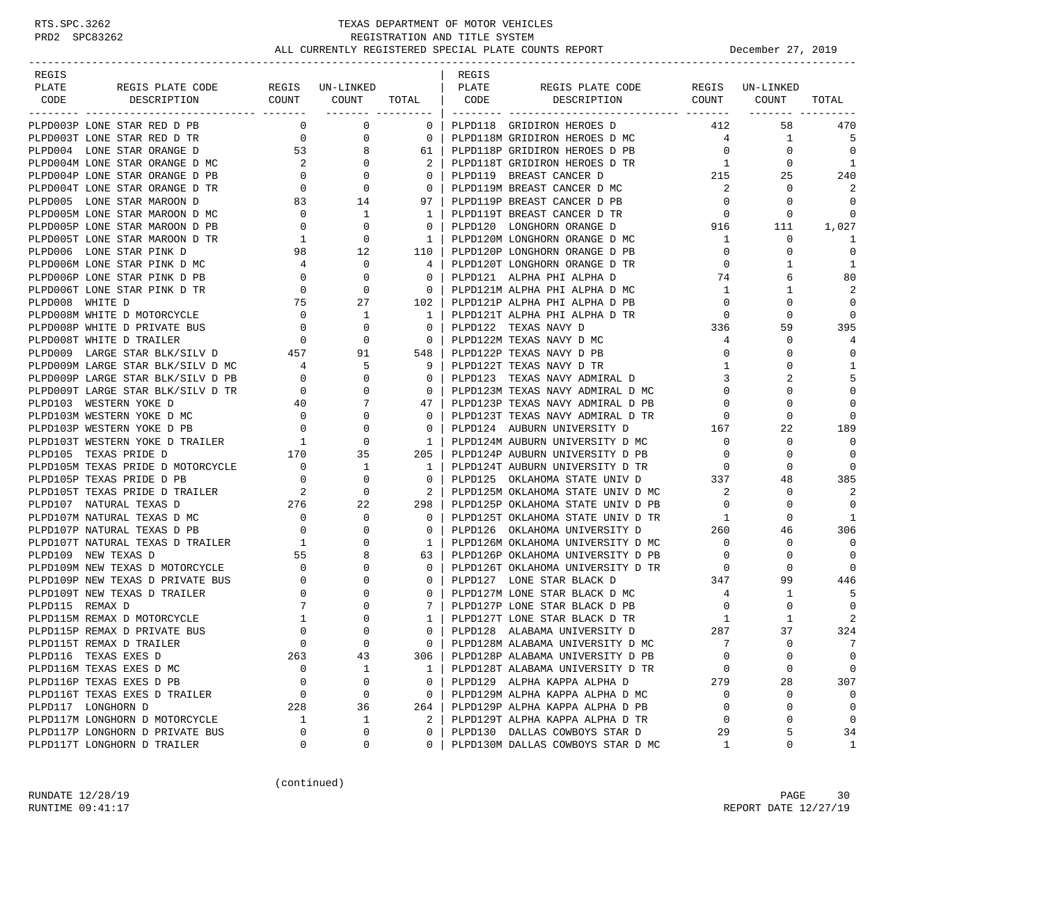TEXAS DEPARTMENT OF MOTOR VEHICLES
REGISTRATION AND TITLE SYSTEM
ALL CURRENTLY REGISTERED SPECIAL PLATE COUNTS REPORT — December 27, 2019

| REGIS PLATE CODE | REGIS PLATE CODE DESCRIPTION | REGIS COUNT | UN-LINKED COUNT | TOTAL |
|---|---|---|---|---|
| PLPD003P | LONE STAR RED D PB | 0 | 0 | 0 |
| PLPD003T | LONE STAR RED D TR | 0 | 0 | 0 |
| PLPD004 | LONE STAR ORANGE D | 53 | 8 | 61 |
| PLPD004M | LONE STAR ORANGE D MC | 2 | 0 | 2 |
| PLPD004P | LONE STAR ORANGE D PB | 0 | 0 | 0 |
| PLPD004T | LONE STAR ORANGE D TR | 0 | 0 | 0 |
| PLPD005 | LONE STAR MAROON D | 83 | 14 | 97 |
| PLPD005M | LONE STAR MAROON D MC | 0 | 1 | 1 |
| PLPD005P | LONE STAR MAROON D PB | 0 | 0 | 0 |
| PLPD005T | LONE STAR MAROON D TR | 1 | 0 | 1 |
| PLPD006 | LONE STAR PINK D | 98 | 12 | 110 |
| PLPD006M | LONE STAR PINK D MC | 4 | 0 | 4 |
| PLPD006P | LONE STAR PINK D PB | 0 | 0 | 0 |
| PLPD006T | LONE STAR PINK D TR | 0 | 0 | 0 |
| PLPD008 | WHITE D | 75 | 27 | 102 |
| PLPD008M | WHITE D MOTORCYCLE | 0 | 1 | 1 |
| PLPD008P | WHITE D PRIVATE BUS | 0 | 0 | 0 |
| PLPD008T | WHITE D TRAILER | 0 | 0 | 0 |
| PLPD009 | LARGE STAR BLK/SILV D | 457 | 91 | 548 |
| PLPD009M | LARGE STAR BLK/SILV D MC | 4 | 5 | 9 |
| PLPD009P | LARGE STAR BLK/SILV D PB | 0 | 0 | 0 |
| PLPD009T | LARGE STAR BLK/SILV D TR | 0 | 0 | 0 |
| PLPD103 | WESTERN YOKE D | 40 | 7 | 47 |
| PLPD103M | WESTERN YOKE D MC | 0 | 0 | 0 |
| PLPD103P | WESTERN YOKE D PB | 0 | 0 | 0 |
| PLPD103T | WESTERN YOKE D TRAILER | 1 | 0 | 1 |
| PLPD105 | TEXAS PRIDE D | 170 | 35 | 205 |
| PLPD105M | TEXAS PRIDE D MOTORCYCLE | 0 | 1 | 1 |
| PLPD105P | TEXAS PRIDE D PB | 0 | 0 | 0 |
| PLPD105T | TEXAS PRIDE D TRAILER | 2 | 0 | 2 |
| PLPD107 | NATURAL TEXAS D | 276 | 22 | 298 |
| PLPD107M | NATURAL TEXAS D MC | 0 | 0 | 0 |
| PLPD107P | NATURAL TEXAS D PB | 0 | 0 | 0 |
| PLPD107T | NATURAL TEXAS D TRAILER | 1 | 0 | 1 |
| PLPD109 | NEW TEXAS D | 55 | 8 | 63 |
| PLPD109M | NEW TEXAS D MOTORCYCLE | 0 | 0 | 0 |
| PLPD109P | NEW TEXAS D PRIVATE BUS | 0 | 0 | 0 |
| PLPD109T | NEW TEXAS D TRAILER | 0 | 0 | 0 |
| PLPD115 | REMAX D | 7 | 0 | 7 |
| PLPD115M | REMAX D MOTORCYCLE | 1 | 0 | 1 |
| PLPD115P | REMAX D PRIVATE BUS | 0 | 0 | 0 |
| PLPD115T | REMAX D TRAILER | 0 | 0 | 0 |
| PLPD116 | TEXAS EXES D | 263 | 43 | 306 |
| PLPD116M | TEXAS EXES D MC | 0 | 1 | 1 |
| PLPD116P | TEXAS EXES D PB | 0 | 0 | 0 |
| PLPD116T | TEXAS EXES D TRAILER | 0 | 0 | 0 |
| PLPD117 | LONGHORN D | 228 | 36 | 264 |
| PLPD117M | LONGHORN D MOTORCYCLE | 1 | 1 | 2 |
| PLPD117P | LONGHORN D PRIVATE BUS | 0 | 0 | 0 |
| PLPD117T | LONGHORN D TRAILER | 0 | 0 | 0 |
| PLPD118 | GRIDIRON HEROES D | 412 | 58 | 470 |
| PLPD118M | GRIDIRON HEROES D MC | 4 | 1 | 5 |
| PLPD118P | GRIDIRON HEROES D PB | 0 | 0 | 0 |
| PLPD118T | GRIDIRON HEROES D TR | 1 | 0 | 1 |
| PLPD119 | BREAST CANCER D | 215 | 25 | 240 |
| PLPD119M | BREAST CANCER D MC | 2 | 0 | 2 |
| PLPD119P | BREAST CANCER D PB | 0 | 0 | 0 |
| PLPD119T | BREAST CANCER D TR | 0 | 0 | 0 |
| PLPD120 | LONGHORN ORANGE D | 916 | 111 | 1,027 |
| PLPD120M | LONGHORN ORANGE D MC | 1 | 0 | 1 |
| PLPD120P | LONGHORN ORANGE D PB | 0 | 0 | 0 |
| PLPD120T | LONGHORN ORANGE D TR | 0 | 1 | 1 |
| PLPD121 | ALPHA PHI ALPHA D | 74 | 6 | 80 |
| PLPD121M | ALPHA PHI ALPHA D MC | 1 | 1 | 2 |
| PLPD121P | ALPHA PHI ALPHA D PB | 0 | 0 | 0 |
| PLPD121T | ALPHA PHI ALPHA D TR | 0 | 0 | 0 |
| PLPD122 | TEXAS NAVY D | 336 | 59 | 395 |
| PLPD122M | TEXAS NAVY D MC | 4 | 0 | 4 |
| PLPD122P | TEXAS NAVY D PB | 0 | 0 | 0 |
| PLPD122T | TEXAS NAVY D TR | 1 | 0 | 1 |
| PLPD123 | TEXAS NAVY ADMIRAL D | 3 | 2 | 5 |
| PLPD123M | TEXAS NAVY ADMIRAL D MC | 0 | 0 | 0 |
| PLPD123P | TEXAS NAVY ADMIRAL D PB | 0 | 0 | 0 |
| PLPD123T | TEXAS NAVY ADMIRAL D TR | 0 | 0 | 0 |
| PLPD124 | AUBURN UNIVERSITY D | 167 | 22 | 189 |
| PLPD124M | AUBURN UNIVERSITY D MC | 0 | 0 | 0 |
| PLPD124P | AUBURN UNIVERSITY D PB | 0 | 0 | 0 |
| PLPD124T | AUBURN UNIVERSITY D TR | 0 | 0 | 0 |
| PLPD125 | OKLAHOMA STATE UNIV D | 337 | 48 | 385 |
| PLPD125M | OKLAHOMA STATE UNIV D MC | 2 | 0 | 2 |
| PLPD125P | OKLAHOMA STATE UNIV D PB | 0 | 0 | 0 |
| PLPD125T | OKLAHOMA STATE UNIV D TR | 1 | 0 | 1 |
| PLPD126 | OKLAHOMA UNIVERSITY D | 260 | 46 | 306 |
| PLPD126M | OKLAHOMA UNIVERSITY D MC | 0 | 0 | 0 |
| PLPD126P | OKLAHOMA UNIVERSITY D PB | 0 | 0 | 0 |
| PLPD126T | OKLAHOMA UNIVERSITY D TR | 0 | 0 | 0 |
| PLPD127 | LONE STAR BLACK D | 347 | 99 | 446 |
| PLPD127M | LONE STAR BLACK D MC | 4 | 1 | 5 |
| PLPD127P | LONE STAR BLACK D PB | 0 | 0 | 0 |
| PLPD127T | LONE STAR BLACK D TR | 1 | 1 | 2 |
| PLPD128 | ALABAMA UNIVERSITY D | 287 | 37 | 324 |
| PLPD128M | ALABAMA UNIVERSITY D MC | 7 | 0 | 7 |
| PLPD128P | ALABAMA UNIVERSITY D PB | 0 | 0 | 0 |
| PLPD128T | ALABAMA UNIVERSITY D TR | 0 | 0 | 0 |
| PLPD129 | ALPHA KAPPA ALPHA D | 279 | 28 | 307 |
| PLPD129M | ALPHA KAPPA ALPHA D MC | 0 | 0 | 0 |
| PLPD129P | ALPHA KAPPA ALPHA D PB | 0 | 0 | 0 |
| PLPD129T | ALPHA KAPPA ALPHA D TR | 0 | 0 | 0 |
| PLPD130 | DALLAS COWBOYS STAR D | 29 | 5 | 34 |
| PLPD130M | DALLAS COWBOYS STAR D MC | 1 | 0 | 1 |

(continued)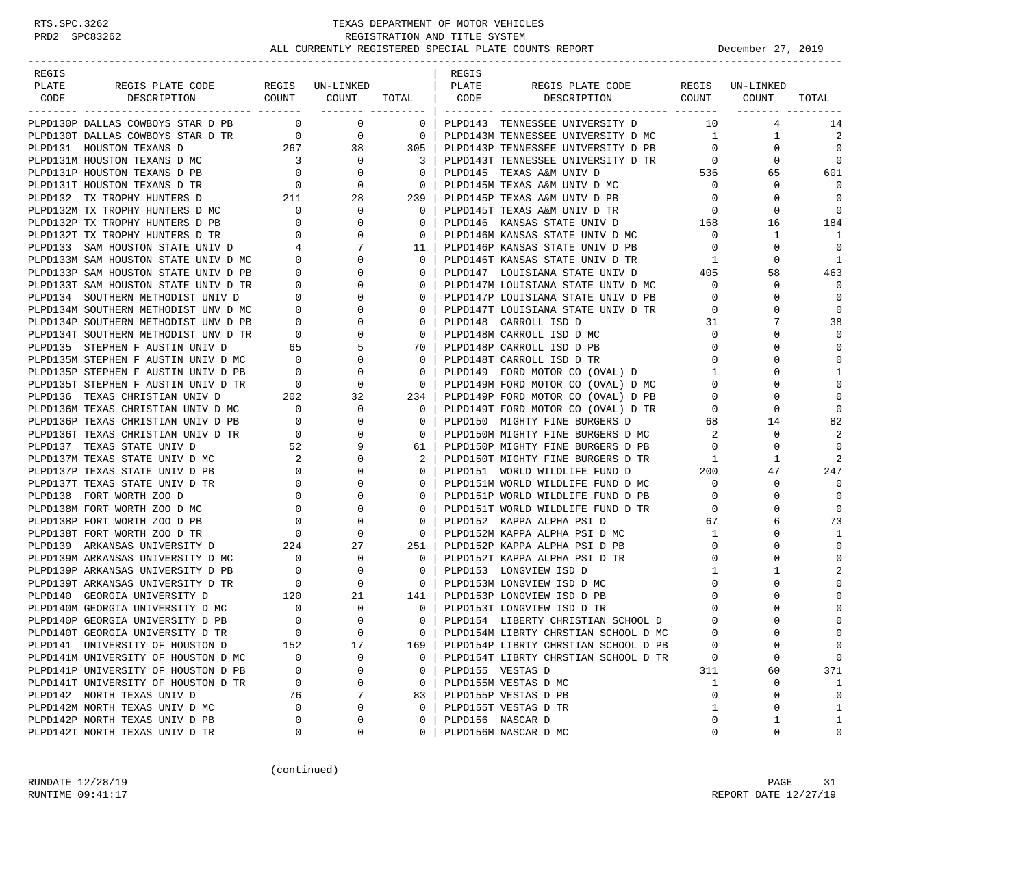TEXAS DEPARTMENT OF MOTOR VEHICLES
REGISTRATION AND TITLE SYSTEM
ALL CURRENTLY REGISTERED SPECIAL PLATE COUNTS REPORT — December 27, 2019

| REGIS PLATE CODE | REGIS PLATE CODE DESCRIPTION | REGIS COUNT | UN-LINKED COUNT | TOTAL |
|---|---|---|---|---|
| PLPD130P | DALLAS COWBOYS STAR D PB | 0 | 0 | 0 |
| PLPD130T | DALLAS COWBOYS STAR D TR | 0 | 0 | 0 |
| PLPD131 | HOUSTON TEXANS D | 267 | 38 | 305 |
| PLPD131M | HOUSTON TEXANS D MC | 3 | 0 | 3 |
| PLPD131P | HOUSTON TEXANS D PB | 0 | 0 | 0 |
| PLPD131T | HOUSTON TEXANS D TR | 0 | 0 | 0 |
| PLPD132 | TX TROPHY HUNTERS D | 211 | 28 | 239 |
| PLPD132M | TX TROPHY HUNTERS D MC | 0 | 0 | 0 |
| PLPD132P | TX TROPHY HUNTERS D PB | 0 | 0 | 0 |
| PLPD132T | TX TROPHY HUNTERS D TR | 0 | 0 | 0 |
| PLPD133 | SAM HOUSTON STATE UNIV D | 4 | 7 | 11 |
| PLPD133M | SAM HOUSTON STATE UNIV D MC | 0 | 0 | 0 |
| PLPD133P | SAM HOUSTON STATE UNIV D PB | 0 | 0 | 0 |
| PLPD133T | SAM HOUSTON STATE UNIV D TR | 0 | 0 | 0 |
| PLPD134 | SOUTHERN METHODIST UNIV D | 0 | 0 | 0 |
| PLPD134M | SOUTHERN METHODIST UNV D MC | 0 | 0 | 0 |
| PLPD134P | SOUTHERN METHODIST UNV D PB | 0 | 0 | 0 |
| PLPD134T | SOUTHERN METHODIST UNV D TR | 0 | 0 | 0 |
| PLPD135 | STEPHEN F AUSTIN UNIV D | 65 | 5 | 70 |
| PLPD135M | STEPHEN F AUSTIN UNIV D MC | 0 | 0 | 0 |
| PLPD135P | STEPHEN F AUSTIN UNIV D PB | 0 | 0 | 0 |
| PLPD135T | STEPHEN F AUSTIN UNIV D TR | 0 | 0 | 0 |
| PLPD136 | TEXAS CHRISTIAN UNIV D | 202 | 32 | 234 |
| PLPD136M | TEXAS CHRISTIAN UNIV D MC | 0 | 0 | 0 |
| PLPD136P | TEXAS CHRISTIAN UNIV D PB | 0 | 0 | 0 |
| PLPD136T | TEXAS CHRISTIAN UNIV D TR | 0 | 0 | 0 |
| PLPD137 | TEXAS STATE UNIV D | 52 | 9 | 61 |
| PLPD137M | TEXAS STATE UNIV D MC | 2 | 0 | 2 |
| PLPD137P | TEXAS STATE UNIV D PB | 0 | 0 | 0 |
| PLPD137T | TEXAS STATE UNIV D TR | 0 | 0 | 0 |
| PLPD138 | FORT WORTH ZOO D | 0 | 0 | 0 |
| PLPD138M | FORT WORTH ZOO D MC | 0 | 0 | 0 |
| PLPD138P | FORT WORTH ZOO D PB | 0 | 0 | 0 |
| PLPD138T | FORT WORTH ZOO D TR | 0 | 0 | 0 |
| PLPD139 | ARKANSAS UNIVERSITY D | 224 | 27 | 251 |
| PLPD139M | ARKANSAS UNIVERSITY D MC | 0 | 0 | 0 |
| PLPD139P | ARKANSAS UNIVERSITY D PB | 0 | 0 | 0 |
| PLPD139T | ARKANSAS UNIVERSITY D TR | 0 | 0 | 0 |
| PLPD140 | GEORGIA UNIVERSITY D | 120 | 21 | 141 |
| PLPD140M | GEORGIA UNIVERSITY D MC | 0 | 0 | 0 |
| PLPD140P | GEORGIA UNIVERSITY D PB | 0 | 0 | 0 |
| PLPD140T | GEORGIA UNIVERSITY D TR | 0 | 0 | 0 |
| PLPD141 | UNIVERSITY OF HOUSTON D | 152 | 17 | 169 |
| PLPD141M | UNIVERSITY OF HOUSTON D MC | 0 | 0 | 0 |
| PLPD141P | UNIVERSITY OF HOUSTON D PB | 0 | 0 | 0 |
| PLPD141T | UNIVERSITY OF HOUSTON D TR | 0 | 0 | 0 |
| PLPD142 | NORTH TEXAS UNIV D | 76 | 7 | 83 |
| PLPD142M | NORTH TEXAS UNIV D MC | 0 | 0 | 0 |
| PLPD142P | NORTH TEXAS UNIV D PB | 0 | 0 | 0 |
| PLPD142T | NORTH TEXAS UNIV D TR | 0 | 0 | 0 |
| PLPD143 | TENNESSEE UNIVERSITY D | 10 | 4 | 14 |
| PLPD143M | TENNESSEE UNIVERSITY D MC | 1 | 1 | 2 |
| PLPD143P | TENNESSEE UNIVERSITY D PB | 0 | 0 | 0 |
| PLPD143T | TENNESSEE UNIVERSITY D TR | 0 | 0 | 0 |
| PLPD145 | TEXAS A&M UNIV D | 536 | 65 | 601 |
| PLPD145M | TEXAS A&M UNIV D MC | 0 | 0 | 0 |
| PLPD145P | TEXAS A&M UNIV D PB | 0 | 0 | 0 |
| PLPD145T | TEXAS A&M UNIV D TR | 0 | 0 | 0 |
| PLPD146 | KANSAS STATE UNIV D | 168 | 16 | 184 |
| PLPD146M | KANSAS STATE UNIV D MC | 0 | 1 | 1 |
| PLPD146P | KANSAS STATE UNIV D PB | 0 | 0 | 0 |
| PLPD146T | KANSAS STATE UNIV D TR | 1 | 0 | 1 |
| PLPD147 | LOUISIANA STATE UNIV D | 405 | 58 | 463 |
| PLPD147M | LOUISIANA STATE UNIV D MC | 0 | 0 | 0 |
| PLPD147P | LOUISIANA STATE UNIV D PB | 0 | 0 | 0 |
| PLPD147T | LOUISIANA STATE UNIV D TR | 0 | 0 | 0 |
| PLPD148 | CARROLL ISD D | 31 | 7 | 38 |
| PLPD148M | CARROLL ISD D MC | 0 | 0 | 0 |
| PLPD148P | CARROLL ISD D PB | 0 | 0 | 0 |
| PLPD148T | CARROLL ISD D TR | 0 | 0 | 0 |
| PLPD149 | FORD MOTOR CO (OVAL) D | 1 | 0 | 1 |
| PLPD149M | FORD MOTOR CO (OVAL) D MC | 0 | 0 | 0 |
| PLPD149P | FORD MOTOR CO (OVAL) D PB | 0 | 0 | 0 |
| PLPD149T | FORD MOTOR CO (OVAL) D TR | 0 | 0 | 0 |
| PLPD150 | MIGHTY FINE BURGERS D | 68 | 14 | 82 |
| PLPD150M | MIGHTY FINE BURGERS D MC | 2 | 0 | 2 |
| PLPD150P | MIGHTY FINE BURGERS D PB | 0 | 0 | 0 |
| PLPD150T | MIGHTY FINE BURGERS D TR | 1 | 1 | 2 |
| PLPD151 | WORLD WILDLIFE FUND D | 200 | 47 | 247 |
| PLPD151M | WORLD WILDLIFE FUND D MC | 0 | 0 | 0 |
| PLPD151P | WORLD WILDLIFE FUND D PB | 0 | 0 | 0 |
| PLPD151T | WORLD WILDLIFE FUND D TR | 0 | 0 | 0 |
| PLPD152 | KAPPA ALPHA PSI D | 67 | 6 | 73 |
| PLPD152M | KAPPA ALPHA PSI D MC | 1 | 0 | 1 |
| PLPD152P | KAPPA ALPHA PSI D PB | 0 | 0 | 0 |
| PLPD152T | KAPPA ALPHA PSI D TR | 0 | 0 | 0 |
| PLPD153 | LONGVIEW ISD D | 1 | 1 | 2 |
| PLPD153M | LONGVIEW ISD D MC | 0 | 0 | 0 |
| PLPD153P | LONGVIEW ISD D PB | 0 | 0 | 0 |
| PLPD153T | LONGVIEW ISD D TR | 0 | 0 | 0 |
| PLPD154 | LIBERTY CHRISTIAN SCHOOL D | 0 | 0 | 0 |
| PLPD154M | LIBRTY CHRSTIAN SCHOOL D MC | 0 | 0 | 0 |
| PLPD154P | LIBRTY CHRSTIAN SCHOOL D PB | 0 | 0 | 0 |
| PLPD154T | LIBRTY CHRSTIAN SCHOOL D TR | 0 | 0 | 0 |
| PLPD155 | VESTAS D | 311 | 60 | 371 |
| PLPD155M | VESTAS D MC | 1 | 0 | 1 |
| PLPD155P | VESTAS D PB | 0 | 0 | 0 |
| PLPD155T | VESTAS D TR | 1 | 0 | 1 |
| PLPD156 | NASCAR D | 0 | 1 | 1 |
| PLPD156M | NASCAR D MC | 0 | 0 | 0 |

(continued)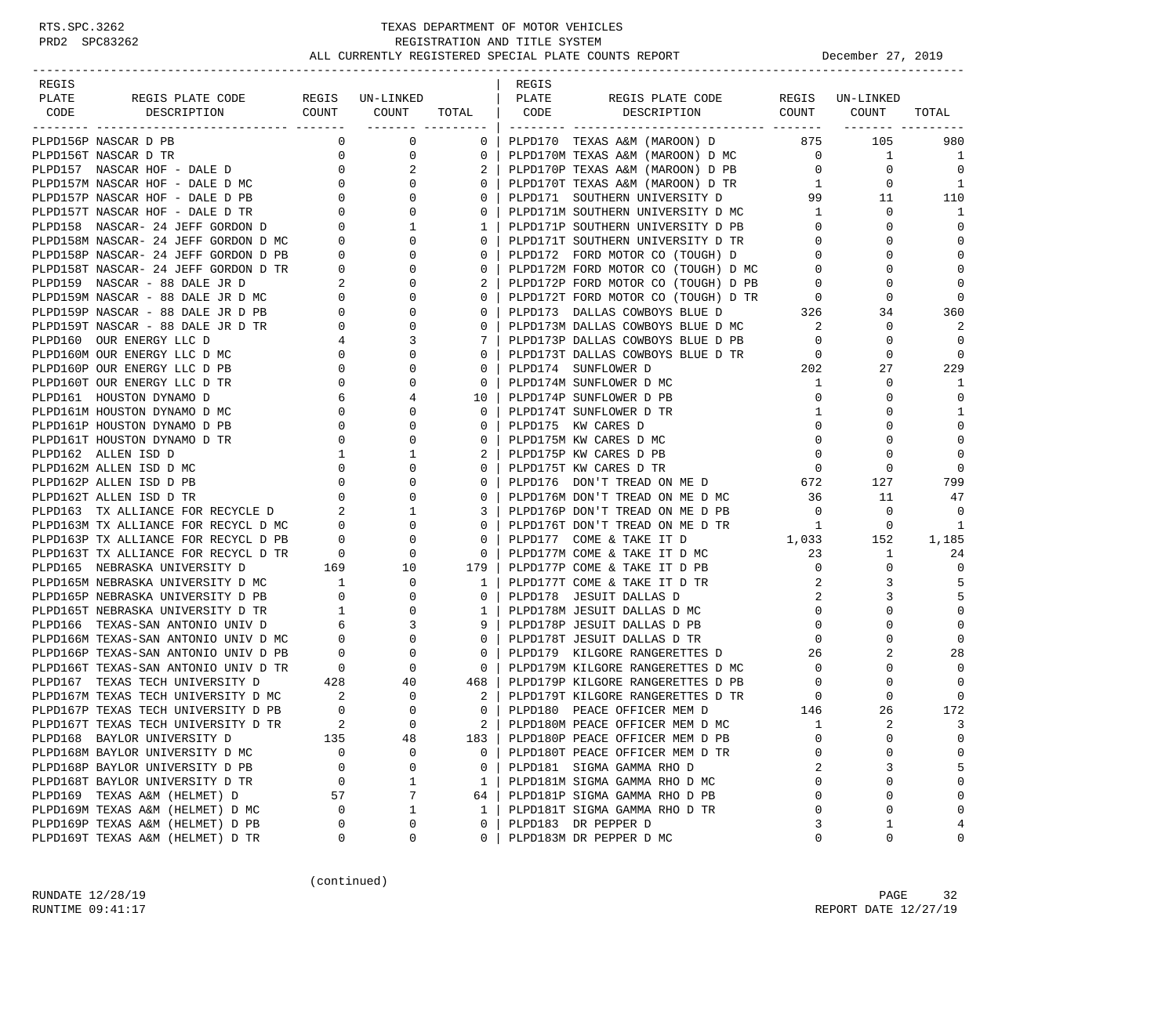# TEXAS DEPARTMENT OF MOTOR VEHICLES
## REGISTRATION AND TITLE SYSTEM
### ALL CURRENTLY REGISTERED SPECIAL PLATE COUNTS REPORT

December 27, 2019

| REGIS PLATE CODE | REGIS PLATE CODE DESCRIPTION | REGIS COUNT | UN-LINKED COUNT | TOTAL |
|---|---|---|---|---|
| PLPD156P | NASCAR D PB | 0 | 0 | 0 |
| PLPD156T | NASCAR D TR | 0 | 0 | 0 |
| PLPD157 | NASCAR HOF - DALE D | 0 | 2 | 2 |
| PLPD157M | NASCAR HOF - DALE D MC | 0 | 0 | 0 |
| PLPD157P | NASCAR HOF - DALE D PB | 0 | 0 | 0 |
| PLPD157T | NASCAR HOF - DALE D TR | 0 | 0 | 0 |
| PLPD158 | NASCAR- 24 JEFF GORDON D | 0 | 1 | 1 |
| PLPD158M | NASCAR- 24 JEFF GORDON D MC | 0 | 0 | 0 |
| PLPD158P | NASCAR- 24 JEFF GORDON D PB | 0 | 0 | 0 |
| PLPD158T | NASCAR- 24 JEFF GORDON D TR | 0 | 0 | 0 |
| PLPD159 | NASCAR - 88 DALE JR D | 2 | 0 | 2 |
| PLPD159M | NASCAR - 88 DALE JR D MC | 0 | 0 | 0 |
| PLPD159P | NASCAR - 88 DALE JR D PB | 0 | 0 | 0 |
| PLPD159T | NASCAR - 88 DALE JR D TR | 0 | 0 | 0 |
| PLPD160 | OUR ENERGY LLC D | 4 | 3 | 7 |
| PLPD160M | OUR ENERGY LLC D MC | 0 | 0 | 0 |
| PLPD160P | OUR ENERGY LLC D PB | 0 | 0 | 0 |
| PLPD160T | OUR ENERGY LLC D TR | 0 | 0 | 0 |
| PLPD161 | HOUSTON DYNAMO D | 6 | 4 | 10 |
| PLPD161M | HOUSTON DYNAMO D MC | 0 | 0 | 0 |
| PLPD161P | HOUSTON DYNAMO D PB | 0 | 0 | 0 |
| PLPD161T | HOUSTON DYNAMO D TR | 0 | 0 | 0 |
| PLPD162 | ALLEN ISD D | 1 | 1 | 2 |
| PLPD162M | ALLEN ISD D MC | 0 | 0 | 0 |
| PLPD162P | ALLEN ISD D PB | 0 | 0 | 0 |
| PLPD162T | ALLEN ISD D TR | 0 | 0 | 0 |
| PLPD163 | TX ALLIANCE FOR RECYCLE D | 2 | 1 | 3 |
| PLPD163M | TX ALLIANCE FOR RECYCL D MC | 0 | 0 | 0 |
| PLPD163P | TX ALLIANCE FOR RECYCL D PB | 0 | 0 | 0 |
| PLPD163T | TX ALLIANCE FOR RECYCL D TR | 0 | 0 | 0 |
| PLPD165 | NEBRASKA UNIVERSITY D | 169 | 10 | 179 |
| PLPD165M | NEBRASKA UNIVERSITY D MC | 1 | 0 | 1 |
| PLPD165P | NEBRASKA UNIVERSITY D PB | 0 | 0 | 0 |
| PLPD165T | NEBRASKA UNIVERSITY D TR | 1 | 0 | 1 |
| PLPD166 | TEXAS-SAN ANTONIO UNIV D | 6 | 3 | 9 |
| PLPD166M | TEXAS-SAN ANTONIO UNIV D MC | 0 | 0 | 0 |
| PLPD166P | TEXAS-SAN ANTONIO UNIV D PB | 0 | 0 | 0 |
| PLPD166T | TEXAS-SAN ANTONIO UNIV D TR | 0 | 0 | 0 |
| PLPD167 | TEXAS TECH UNIVERSITY D | 428 | 40 | 468 |
| PLPD167M | TEXAS TECH UNIVERSITY D MC | 2 | 0 | 2 |
| PLPD167P | TEXAS TECH UNIVERSITY D PB | 0 | 0 | 0 |
| PLPD167T | TEXAS TECH UNIVERSITY D TR | 2 | 0 | 2 |
| PLPD168 | BAYLOR UNIVERSITY D | 135 | 48 | 183 |
| PLPD168M | BAYLOR UNIVERSITY D MC | 0 | 0 | 0 |
| PLPD168P | BAYLOR UNIVERSITY D PB | 0 | 0 | 0 |
| PLPD168T | BAYLOR UNIVERSITY D TR | 0 | 1 | 1 |
| PLPD169 | TEXAS A&M (HELMET) D | 57 | 7 | 64 |
| PLPD169M | TEXAS A&M (HELMET) D MC | 0 | 1 | 1 |
| PLPD169P | TEXAS A&M (HELMET) D PB | 0 | 0 | 0 |
| PLPD169T | TEXAS A&M (HELMET) D TR | 0 | 0 | 0 |
| PLPD170 | TEXAS A&M (MAROON) D | 875 | 105 | 980 |
| PLPD170M | TEXAS A&M (MAROON) D MC | 0 | 1 | 1 |
| PLPD170P | TEXAS A&M (MAROON) D PB | 0 | 0 | 0 |
| PLPD170T | TEXAS A&M (MAROON) D TR | 1 | 0 | 1 |
| PLPD171 | SOUTHERN UNIVERSITY D | 99 | 11 | 110 |
| PLPD171M | SOUTHERN UNIVERSITY D MC | 1 | 0 | 1 |
| PLPD171P | SOUTHERN UNIVERSITY D PB | 0 | 0 | 0 |
| PLPD171T | SOUTHERN UNIVERSITY D TR | 0 | 0 | 0 |
| PLPD172 | FORD MOTOR CO (TOUGH) D | 0 | 0 | 0 |
| PLPD172M | FORD MOTOR CO (TOUGH) D MC | 0 | 0 | 0 |
| PLPD172P | FORD MOTOR CO (TOUGH) D PB | 0 | 0 | 0 |
| PLPD172T | FORD MOTOR CO (TOUGH) D TR | 0 | 0 | 0 |
| PLPD173 | DALLAS COWBOYS BLUE D | 326 | 34 | 360 |
| PLPD173M | DALLAS COWBOYS BLUE D MC | 2 | 0 | 2 |
| PLPD173P | DALLAS COWBOYS BLUE D PB | 0 | 0 | 0 |
| PLPD173T | DALLAS COWBOYS BLUE D TR | 0 | 0 | 0 |
| PLPD174 | SUNFLOWER D | 202 | 27 | 229 |
| PLPD174M | SUNFLOWER D MC | 1 | 0 | 1 |
| PLPD174P | SUNFLOWER D PB | 0 | 0 | 0 |
| PLPD174T | SUNFLOWER D TR | 1 | 0 | 1 |
| PLPD175 | KW CARES D | 0 | 0 | 0 |
| PLPD175M | KW CARES D MC | 0 | 0 | 0 |
| PLPD175P | KW CARES D PB | 0 | 0 | 0 |
| PLPD175T | KW CARES D TR | 0 | 0 | 0 |
| PLPD176 | DON'T TREAD ON ME D | 672 | 127 | 799 |
| PLPD176M | DON'T TREAD ON ME D MC | 36 | 11 | 47 |
| PLPD176P | DON'T TREAD ON ME D PB | 0 | 0 | 0 |
| PLPD176T | DON'T TREAD ON ME D TR | 1 | 0 | 1 |
| PLPD177 | COME & TAKE IT D | 1,033 | 152 | 1,185 |
| PLPD177M | COME & TAKE IT D MC | 23 | 1 | 24 |
| PLPD177P | COME & TAKE IT D PB | 0 | 0 | 0 |
| PLPD177T | COME & TAKE IT D TR | 2 | 3 | 5 |
| PLPD178 | JESUIT DALLAS D | 2 | 3 | 5 |
| PLPD178M | JESUIT DALLAS D MC | 0 | 0 | 0 |
| PLPD178P | JESUIT DALLAS D PB | 0 | 0 | 0 |
| PLPD178T | JESUIT DALLAS D TR | 0 | 0 | 0 |
| PLPD179 | KILGORE RANGERETTES D | 26 | 2 | 28 |
| PLPD179M | KILGORE RANGERETTES D MC | 0 | 0 | 0 |
| PLPD179P | KILGORE RANGERETTES D PB | 0 | 0 | 0 |
| PLPD179T | KILGORE RANGERETTES D TR | 0 | 0 | 0 |
| PLPD180 | PEACE OFFICER MEM D | 146 | 26 | 172 |
| PLPD180M | PEACE OFFICER MEM D MC | 1 | 2 | 3 |
| PLPD180P | PEACE OFFICER MEM D PB | 0 | 0 | 0 |
| PLPD180T | PEACE OFFICER MEM D TR | 0 | 0 | 0 |
| PLPD181 | SIGMA GAMMA RHO D | 2 | 3 | 5 |
| PLPD181M | SIGMA GAMMA RHO D MC | 0 | 0 | 0 |
| PLPD181P | SIGMA GAMMA RHO D PB | 0 | 0 | 0 |
| PLPD181T | SIGMA GAMMA RHO D TR | 0 | 0 | 0 |
| PLPD183 | DR PEPPER D | 3 | 1 | 4 |
| PLPD183M | DR PEPPER D MC | 0 | 0 | 0 |

(continued)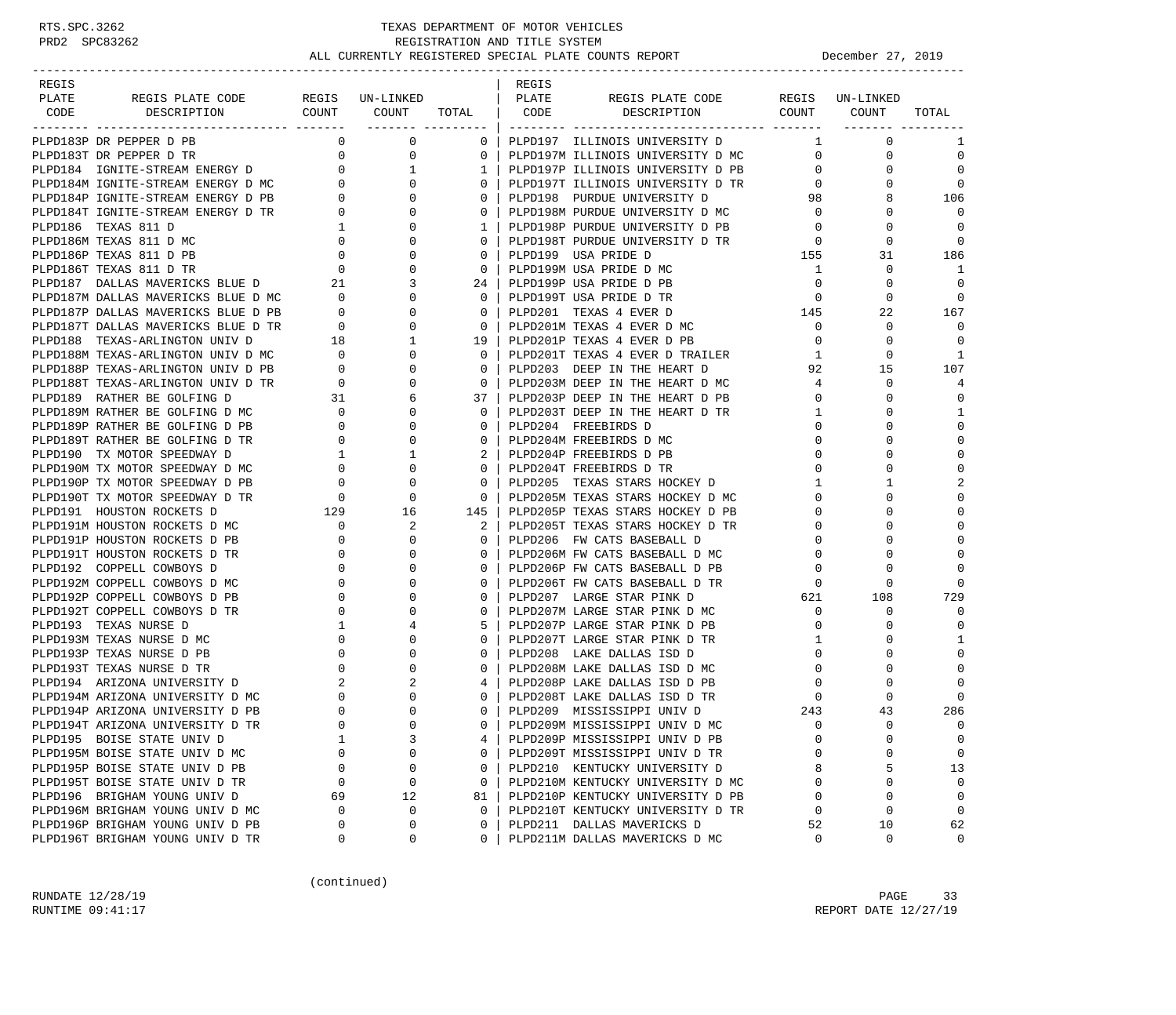# TEXAS DEPARTMENT OF MOTOR VEHICLES
## REGISTRATION AND TITLE SYSTEM
### ALL CURRENTLY REGISTERED SPECIAL PLATE COUNTS REPORT — December 27, 2019

RTS.SPC.3262
PRD2 SPC83262

| REGIS PLATE CODE | REGIS PLATE CODE DESCRIPTION | REGIS COUNT | UN-LINKED COUNT | TOTAL |
|---|---|---|---|---|
| PLPD183P | DR PEPPER D PB | 0 | 0 | 0 |
| PLPD183T | DR PEPPER D TR | 0 | 0 | 0 |
| PLPD184 | IGNITE-STREAM ENERGY D | 0 | 1 | 1 |
| PLPD184M | IGNITE-STREAM ENERGY D MC | 0 | 0 | 0 |
| PLPD184P | IGNITE-STREAM ENERGY D PB | 0 | 0 | 0 |
| PLPD184T | IGNITE-STREAM ENERGY D TR | 0 | 0 | 0 |
| PLPD186 | TEXAS 811 D | 1 | 0 | 1 |
| PLPD186M | TEXAS 811 D MC | 0 | 0 | 0 |
| PLPD186P | TEXAS 811 D PB | 0 | 0 | 0 |
| PLPD186T | TEXAS 811 D TR | 0 | 0 | 0 |
| PLPD187 | DALLAS MAVERICKS BLUE D | 21 | 3 | 24 |
| PLPD187M | DALLAS MAVERICKS BLUE D MC | 0 | 0 | 0 |
| PLPD187P | DALLAS MAVERICKS BLUE D PB | 0 | 0 | 0 |
| PLPD187T | DALLAS MAVERICKS BLUE D TR | 0 | 0 | 0 |
| PLPD188 | TEXAS-ARLINGTON UNIV D | 18 | 1 | 19 |
| PLPD188M | TEXAS-ARLINGTON UNIV D MC | 0 | 0 | 0 |
| PLPD188P | TEXAS-ARLINGTON UNIV D PB | 0 | 0 | 0 |
| PLPD188T | TEXAS-ARLINGTON UNIV D TR | 0 | 0 | 0 |
| PLPD189 | RATHER BE GOLFING D | 31 | 6 | 37 |
| PLPD189M | RATHER BE GOLFING D MC | 0 | 0 | 0 |
| PLPD189P | RATHER BE GOLFING D PB | 0 | 0 | 0 |
| PLPD189T | RATHER BE GOLFING D TR | 0 | 0 | 0 |
| PLPD190 | TX MOTOR SPEEDWAY D | 1 | 1 | 2 |
| PLPD190M | TX MOTOR SPEEDWAY D MC | 0 | 0 | 0 |
| PLPD190P | TX MOTOR SPEEDWAY D PB | 0 | 0 | 0 |
| PLPD190T | TX MOTOR SPEEDWAY D TR | 0 | 0 | 0 |
| PLPD191 | HOUSTON ROCKETS D | 129 | 16 | 145 |
| PLPD191M | HOUSTON ROCKETS D MC | 0 | 2 | 2 |
| PLPD191P | HOUSTON ROCKETS D PB | 0 | 0 | 0 |
| PLPD191T | HOUSTON ROCKETS D TR | 0 | 0 | 0 |
| PLPD192 | COPPELL COWBOYS D | 0 | 0 | 0 |
| PLPD192M | COPPELL COWBOYS D MC | 0 | 0 | 0 |
| PLPD192P | COPPELL COWBOYS D PB | 0 | 0 | 0 |
| PLPD192T | COPPELL COWBOYS D TR | 0 | 0 | 0 |
| PLPD193 | TEXAS NURSE D | 1 | 4 | 5 |
| PLPD193M | TEXAS NURSE D MC | 0 | 0 | 0 |
| PLPD193P | TEXAS NURSE D PB | 0 | 0 | 0 |
| PLPD193T | TEXAS NURSE D TR | 0 | 0 | 0 |
| PLPD194 | ARIZONA UNIVERSITY D | 2 | 2 | 4 |
| PLPD194M | ARIZONA UNIVERSITY D MC | 0 | 0 | 0 |
| PLPD194P | ARIZONA UNIVERSITY D PB | 0 | 0 | 0 |
| PLPD194T | ARIZONA UNIVERSITY D TR | 0 | 0 | 0 |
| PLPD195 | BOISE STATE UNIV D | 1 | 3 | 4 |
| PLPD195M | BOISE STATE UNIV D MC | 0 | 0 | 0 |
| PLPD195P | BOISE STATE UNIV D PB | 0 | 0 | 0 |
| PLPD195T | BOISE STATE UNIV D TR | 0 | 0 | 0 |
| PLPD196 | BRIGHAM YOUNG UNIV D | 69 | 12 | 81 |
| PLPD196M | BRIGHAM YOUNG UNIV D MC | 0 | 0 | 0 |
| PLPD196P | BRIGHAM YOUNG UNIV D PB | 0 | 0 | 0 |
| PLPD196T | BRIGHAM YOUNG UNIV D TR | 0 | 0 | 0 |
| PLPD197 | ILLINOIS UNIVERSITY D | 1 | 0 | 1 |
| PLPD197M | ILLINOIS UNIVERSITY D MC | 0 | 0 | 0 |
| PLPD197P | ILLINOIS UNIVERSITY D PB | 0 | 0 | 0 |
| PLPD197T | ILLINOIS UNIVERSITY D TR | 0 | 0 | 0 |
| PLPD198 | PURDUE UNIVERSITY D | 98 | 8 | 106 |
| PLPD198M | PURDUE UNIVERSITY D MC | 0 | 0 | 0 |
| PLPD198P | PURDUE UNIVERSITY D PB | 0 | 0 | 0 |
| PLPD198T | PURDUE UNIVERSITY D TR | 0 | 0 | 0 |
| PLPD199 | USA PRIDE D | 155 | 31 | 186 |
| PLPD199M | USA PRIDE D MC | 1 | 0 | 1 |
| PLPD199P | USA PRIDE D PB | 0 | 0 | 0 |
| PLPD199T | USA PRIDE D TR | 0 | 0 | 0 |
| PLPD201 | TEXAS 4 EVER D | 145 | 22 | 167 |
| PLPD201M | TEXAS 4 EVER D MC | 0 | 0 | 0 |
| PLPD201P | TEXAS 4 EVER D PB | 0 | 0 | 0 |
| PLPD201T | TEXAS 4 EVER D TRAILER | 1 | 0 | 1 |
| PLPD203 | DEEP IN THE HEART D | 92 | 15 | 107 |
| PLPD203M | DEEP IN THE HEART D MC | 4 | 0 | 4 |
| PLPD203P | DEEP IN THE HEART D PB | 0 | 0 | 0 |
| PLPD203T | DEEP IN THE HEART D TR | 1 | 0 | 1 |
| PLPD204 | FREEBIRDS D | 0 | 0 | 0 |
| PLPD204M | FREEBIRDS D MC | 0 | 0 | 0 |
| PLPD204P | FREEBIRDS D PB | 0 | 0 | 0 |
| PLPD204T | FREEBIRDS D TR | 0 | 0 | 0 |
| PLPD205 | TEXAS STARS HOCKEY D | 1 | 1 | 2 |
| PLPD205M | TEXAS STARS HOCKEY D MC | 0 | 0 | 0 |
| PLPD205P | TEXAS STARS HOCKEY D PB | 0 | 0 | 0 |
| PLPD205T | TEXAS STARS HOCKEY D TR | 0 | 0 | 0 |
| PLPD206 | FW CATS BASEBALL D | 0 | 0 | 0 |
| PLPD206M | FW CATS BASEBALL D MC | 0 | 0 | 0 |
| PLPD206P | FW CATS BASEBALL D PB | 0 | 0 | 0 |
| PLPD206T | FW CATS BASEBALL D TR | 0 | 0 | 0 |
| PLPD207 | LARGE STAR PINK D | 621 | 108 | 729 |
| PLPD207M | LARGE STAR PINK D MC | 0 | 0 | 0 |
| PLPD207P | LARGE STAR PINK D PB | 0 | 0 | 0 |
| PLPD207T | LARGE STAR PINK D TR | 1 | 0 | 1 |
| PLPD208 | LAKE DALLAS ISD D | 0 | 0 | 0 |
| PLPD208M | LAKE DALLAS ISD D MC | 0 | 0 | 0 |
| PLPD208P | LAKE DALLAS ISD D PB | 0 | 0 | 0 |
| PLPD208T | LAKE DALLAS ISD D TR | 0 | 0 | 0 |
| PLPD209 | MISSISSIPPI UNIV D | 243 | 43 | 286 |
| PLPD209M | MISSISSIPPI UNIV D MC | 0 | 0 | 0 |
| PLPD209P | MISSISSIPPI UNIV D PB | 0 | 0 | 0 |
| PLPD209T | MISSISSIPPI UNIV D TR | 0 | 0 | 0 |
| PLPD210 | KENTUCKY UNIVERSITY D | 8 | 5 | 13 |
| PLPD210M | KENTUCKY UNIVERSITY D MC | 0 | 0 | 0 |
| PLPD210P | KENTUCKY UNIVERSITY D PB | 0 | 0 | 0 |
| PLPD210T | KENTUCKY UNIVERSITY D TR | 0 | 0 | 0 |
| PLPD211 | DALLAS MAVERICKS D | 52 | 10 | 62 |
| PLPD211M | DALLAS MAVERICKS D MC | 0 | 0 | 0 |

(continued)

RUNDATE 12/28/19
RUNTIME 09:41:17
REPORT DATE 12/27/19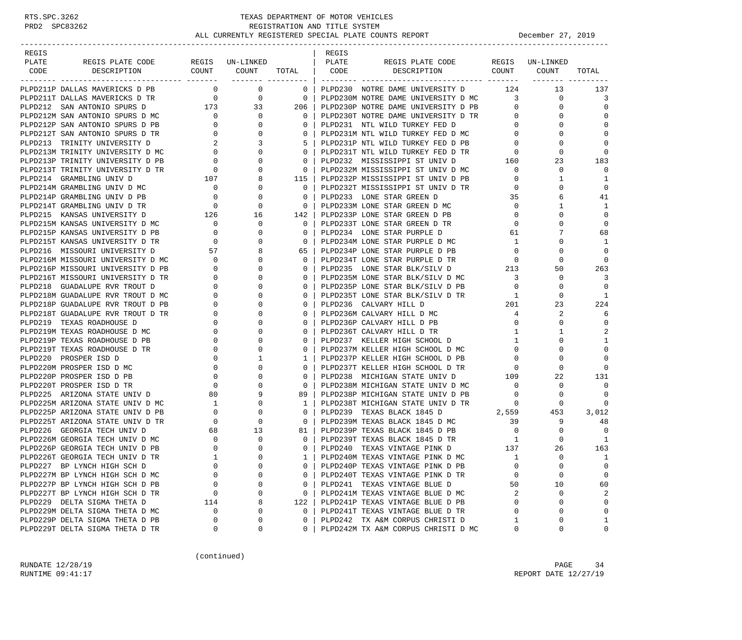TEXAS DEPARTMENT OF MOTOR VEHICLES
REGISTRATION AND TITLE SYSTEM
ALL CURRENTLY REGISTERED SPECIAL PLATE COUNTS REPORT — December 27, 2019

| REGIS PLATE CODE | REGIS PLATE CODE DESCRIPTION | REGIS COUNT | UN-LINKED COUNT | TOTAL |
|---|---|---|---|---|
| PLPD211P | DALLAS MAVERICKS D PB | 0 | 0 | 0 |
| PLPD211T | DALLAS MAVERICKS D TR | 0 | 0 | 0 |
| PLPD212 | SAN ANTONIO SPURS D | 173 | 33 | 206 |
| PLPD212M | SAN ANTONIO SPURS D MC | 0 | 0 | 0 |
| PLPD212P | SAN ANTONIO SPURS D PB | 0 | 0 | 0 |
| PLPD212T | SAN ANTONIO SPURS D TR | 0 | 0 | 0 |
| PLPD213 | TRINITY UNIVERSITY D | 2 | 3 | 5 |
| PLPD213M | TRINITY UNIVERSITY D MC | 0 | 0 | 0 |
| PLPD213P | TRINITY UNIVERSITY D PB | 0 | 0 | 0 |
| PLPD213T | TRINITY UNIVERSITY D TR | 0 | 0 | 0 |
| PLPD214 | GRAMBLING UNIV D | 107 | 8 | 115 |
| PLPD214M | GRAMBLING UNIV D MC | 0 | 0 | 0 |
| PLPD214P | GRAMBLING UNIV D PB | 0 | 0 | 0 |
| PLPD214T | GRAMBLING UNIV D TR | 0 | 0 | 0 |
| PLPD215 | KANSAS UNIVERSITY D | 126 | 16 | 142 |
| PLPD215M | KANSAS UNIVERSITY D MC | 0 | 0 | 0 |
| PLPD215P | KANSAS UNIVERSITY D PB | 0 | 0 | 0 |
| PLPD215T | KANSAS UNIVERSITY D TR | 0 | 0 | 0 |
| PLPD216 | MISSOURI UNIVERSITY D | 57 | 8 | 65 |
| PLPD216M | MISSOURI UNIVERSITY D MC | 0 | 0 | 0 |
| PLPD216P | MISSOURI UNIVERSITY D PB | 0 | 0 | 0 |
| PLPD216T | MISSOURI UNIVERSITY D TR | 0 | 0 | 0 |
| PLPD218 | GUADALUPE RVR TROUT D | 0 | 0 | 0 |
| PLPD218M | GUADALUPE RVR TROUT D MC | 0 | 0 | 0 |
| PLPD218P | GUADALUPE RVR TROUT D PB | 0 | 0 | 0 |
| PLPD218T | GUADALUPE RVR TROUT D TR | 0 | 0 | 0 |
| PLPD219 | TEXAS ROADHOUSE D | 0 | 0 | 0 |
| PLPD219M | TEXAS ROADHOUSE D MC | 0 | 0 | 0 |
| PLPD219P | TEXAS ROADHOUSE D PB | 0 | 0 | 0 |
| PLPD219T | TEXAS ROADHOUSE D TR | 0 | 0 | 0 |
| PLPD220 | PROSPER ISD D | 0 | 1 | 1 |
| PLPD220M | PROSPER ISD D MC | 0 | 0 | 0 |
| PLPD220P | PROSPER ISD D PB | 0 | 0 | 0 |
| PLPD220T | PROSPER ISD D TR | 0 | 0 | 0 |
| PLPD225 | ARIZONA STATE UNIV D | 80 | 9 | 89 |
| PLPD225M | ARIZONA STATE UNIV D MC | 1 | 0 | 1 |
| PLPD225P | ARIZONA STATE UNIV D PB | 0 | 0 | 0 |
| PLPD225T | ARIZONA STATE UNIV D TR | 0 | 0 | 0 |
| PLPD226 | GEORGIA TECH UNIV D | 68 | 13 | 81 |
| PLPD226M | GEORGIA TECH UNIV D MC | 0 | 0 | 0 |
| PLPD226P | GEORGIA TECH UNIV D PB | 0 | 0 | 0 |
| PLPD226T | GEORGIA TECH UNIV D TR | 1 | 0 | 1 |
| PLPD227 | BP LYNCH HIGH SCH D | 0 | 0 | 0 |
| PLPD227M | BP LYNCH HIGH SCH D MC | 0 | 0 | 0 |
| PLPD227P | BP LYNCH HIGH SCH D PB | 0 | 0 | 0 |
| PLPD227T | BP LYNCH HIGH SCH D TR | 0 | 0 | 0 |
| PLPD229 | DELTA SIGMA THETA D | 114 | 8 | 122 |
| PLPD229M | DELTA SIGMA THETA D MC | 0 | 0 | 0 |
| PLPD229P | DELTA SIGMA THETA D PB | 0 | 0 | 0 |
| PLPD229T | DELTA SIGMA THETA D TR | 0 | 0 | 0 |
| PLPD230 | NOTRE DAME UNIVERSITY D | 124 | 13 | 137 |
| PLPD230M | NOTRE DAME UNIVERSITY D MC | 3 | 0 | 3 |
| PLPD230P | NOTRE DAME UNIVERSITY D PB | 0 | 0 | 0 |
| PLPD230T | NOTRE DAME UNIVERSITY D TR | 0 | 0 | 0 |
| PLPD231 | NTL WILD TURKEY FED D | 0 | 0 | 0 |
| PLPD231M | NTL WILD TURKEY FED D MC | 0 | 0 | 0 |
| PLPD231P | NTL WILD TURKEY FED D PB | 0 | 0 | 0 |
| PLPD231T | NTL WILD TURKEY FED D TR | 0 | 0 | 0 |
| PLPD232 | MISSISSIPPI ST UNIV D | 160 | 23 | 183 |
| PLPD232M | MISSISSIPPI ST UNIV D MC | 0 | 0 | 0 |
| PLPD232P | MISSISSIPPI ST UNIV D PB | 0 | 1 | 1 |
| PLPD232T | MISSISSIPPI ST UNIV D TR | 0 | 0 | 0 |
| PLPD233 | LONE STAR GREEN D | 35 | 6 | 41 |
| PLPD233M | LONE STAR GREEN D MC | 0 | 1 | 1 |
| PLPD233P | LONE STAR GREEN D PB | 0 | 0 | 0 |
| PLPD233T | LONE STAR GREEN D TR | 0 | 0 | 0 |
| PLPD234 | LONE STAR PURPLE D | 61 | 7 | 68 |
| PLPD234M | LONE STAR PURPLE D MC | 1 | 0 | 1 |
| PLPD234P | LONE STAR PURPLE D PB | 0 | 0 | 0 |
| PLPD234T | LONE STAR PURPLE D TR | 0 | 0 | 0 |
| PLPD235 | LONE STAR BLK/SILV D | 213 | 50 | 263 |
| PLPD235M | LONE STAR BLK/SILV D MC | 3 | 0 | 3 |
| PLPD235P | LONE STAR BLK/SILV D PB | 0 | 0 | 0 |
| PLPD235T | LONE STAR BLK/SILV D TR | 1 | 0 | 1 |
| PLPD236 | CALVARY HILL D | 201 | 23 | 224 |
| PLPD236M | CALVARY HILL D MC | 4 | 2 | 6 |
| PLPD236P | CALVARY HILL D PB | 0 | 0 | 0 |
| PLPD236T | CALVARY HILL D TR | 1 | 1 | 2 |
| PLPD237 | KELLER HIGH SCHOOL D | 1 | 0 | 1 |
| PLPD237M | KELLER HIGH SCHOOL D MC | 0 | 0 | 0 |
| PLPD237P | KELLER HIGH SCHOOL D PB | 0 | 0 | 0 |
| PLPD237T | KELLER HIGH SCHOOL D TR | 0 | 0 | 0 |
| PLPD238 | MICHIGAN STATE UNIV D | 109 | 22 | 131 |
| PLPD238M | MICHIGAN STATE UNIV D MC | 0 | 0 | 0 |
| PLPD238P | MICHIGAN STATE UNIV D PB | 0 | 0 | 0 |
| PLPD238T | MICHIGAN STATE UNIV D TR | 0 | 0 | 0 |
| PLPD239 | TEXAS BLACK 1845 D | 2,559 | 453 | 3,012 |
| PLPD239M | TEXAS BLACK 1845 D MC | 39 | 9 | 48 |
| PLPD239P | TEXAS BLACK 1845 D PB | 0 | 0 | 0 |
| PLPD239T | TEXAS BLACK 1845 D TR | 1 | 0 | 1 |
| PLPD240 | TEXAS VINTAGE PINK D | 137 | 26 | 163 |
| PLPD240M | TEXAS VINTAGE PINK D MC | 1 | 0 | 1 |
| PLPD240P | TEXAS VINTAGE PINK D PB | 0 | 0 | 0 |
| PLPD240T | TEXAS VINTAGE PINK D TR | 0 | 0 | 0 |
| PLPD241 | TEXAS VINTAGE BLUE D | 50 | 10 | 60 |
| PLPD241M | TEXAS VINTAGE BLUE D MC | 2 | 0 | 2 |
| PLPD241P | TEXAS VINTAGE BLUE D PB | 0 | 0 | 0 |
| PLPD241T | TEXAS VINTAGE BLUE D TR | 0 | 0 | 0 |
| PLPD242 | TX A&M CORPUS CHRISTI D | 1 | 0 | 1 |
| PLPD242M | TX A&M CORPUS CHRISTI D MC | 0 | 0 | 0 |

(continued)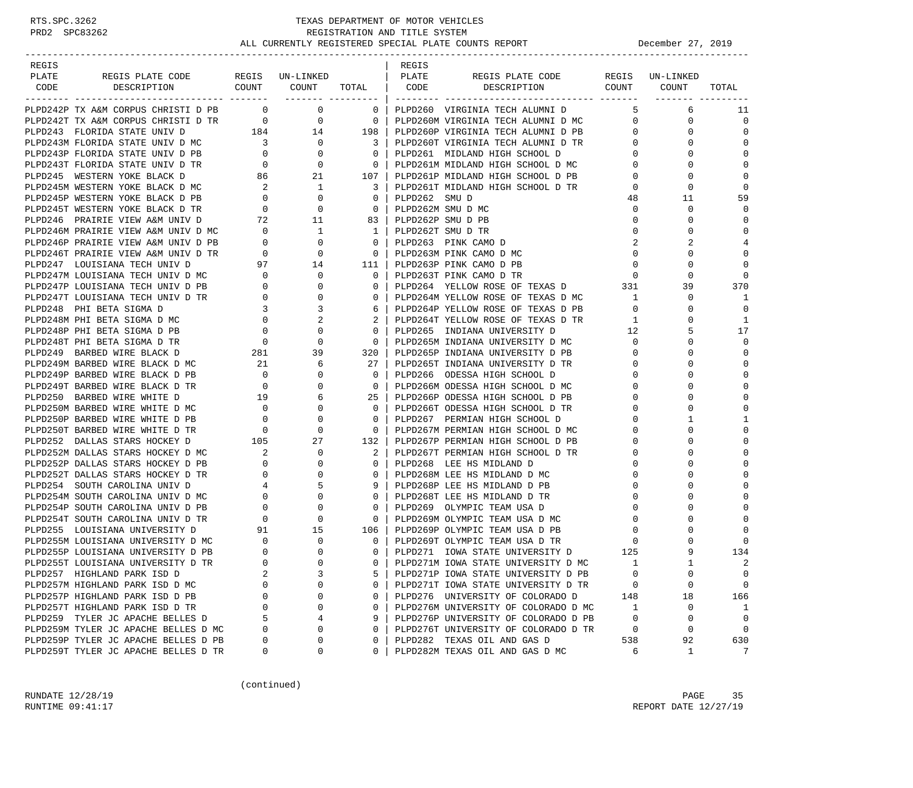TEXAS DEPARTMENT OF MOTOR VEHICLES
REGISTRATION AND TITLE SYSTEM
ALL CURRENTLY REGISTERED SPECIAL PLATE COUNTS REPORT — December 27, 2019

| REGIS PLATE CODE | REGIS PLATE CODE DESCRIPTION | REGIS COUNT | UN-LINKED COUNT | TOTAL |
|---|---|---|---|---|
| PLPD242P | TX A&M CORPUS CHRISTI D PB | 0 | 0 | 0 |
| PLPD242T | TX A&M CORPUS CHRISTI D TR | 0 | 0 | 0 |
| PLPD243 | FLORIDA STATE UNIV D | 184 | 14 | 198 |
| PLPD243M | FLORIDA STATE UNIV D MC | 3 | 0 | 3 |
| PLPD243P | FLORIDA STATE UNIV D PB | 0 | 0 | 0 |
| PLPD243T | FLORIDA STATE UNIV D TR | 0 | 0 | 0 |
| PLPD245 | WESTERN YOKE BLACK D | 86 | 21 | 107 |
| PLPD245M | WESTERN YOKE BLACK D MC | 2 | 1 | 3 |
| PLPD245P | WESTERN YOKE BLACK D PB | 0 | 0 | 0 |
| PLPD245T | WESTERN YOKE BLACK D TR | 0 | 0 | 0 |
| PLPD246 | PRAIRIE VIEW A&M UNIV D | 72 | 11 | 83 |
| PLPD246M | PRAIRIE VIEW A&M UNIV D MC | 0 | 1 | 1 |
| PLPD246P | PRAIRIE VIEW A&M UNIV D PB | 0 | 0 | 0 |
| PLPD246T | PRAIRIE VIEW A&M UNIV D TR | 0 | 0 | 0 |
| PLPD247 | LOUISIANA TECH UNIV D | 97 | 14 | 111 |
| PLPD247M | LOUISIANA TECH UNIV D MC | 0 | 0 | 0 |
| PLPD247P | LOUISIANA TECH UNIV D PB | 0 | 0 | 0 |
| PLPD247T | LOUISIANA TECH UNIV D TR | 0 | 0 | 0 |
| PLPD248 | PHI BETA SIGMA D | 3 | 3 | 6 |
| PLPD248M | PHI BETA SIGMA D MC | 0 | 2 | 2 |
| PLPD248P | PHI BETA SIGMA D PB | 0 | 0 | 0 |
| PLPD248T | PHI BETA SIGMA D TR | 0 | 0 | 0 |
| PLPD249 | BARBED WIRE BLACK D | 281 | 39 | 320 |
| PLPD249M | BARBED WIRE BLACK D MC | 21 | 6 | 27 |
| PLPD249P | BARBED WIRE BLACK D PB | 0 | 0 | 0 |
| PLPD249T | BARBED WIRE BLACK D TR | 0 | 0 | 0 |
| PLPD250 | BARBED WIRE WHITE D | 19 | 6 | 25 |
| PLPD250M | BARBED WIRE WHITE D MC | 0 | 0 | 0 |
| PLPD250P | BARBED WIRE WHITE D PB | 0 | 0 | 0 |
| PLPD250T | BARBED WIRE WHITE D TR | 0 | 0 | 0 |
| PLPD252 | DALLAS STARS HOCKEY D | 105 | 27 | 132 |
| PLPD252M | DALLAS STARS HOCKEY D MC | 2 | 0 | 2 |
| PLPD252P | DALLAS STARS HOCKEY D PB | 0 | 0 | 0 |
| PLPD252T | DALLAS STARS HOCKEY D TR | 0 | 0 | 0 |
| PLPD254 | SOUTH CAROLINA UNIV D | 4 | 5 | 9 |
| PLPD254M | SOUTH CAROLINA UNIV D MC | 0 | 0 | 0 |
| PLPD254P | SOUTH CAROLINA UNIV D PB | 0 | 0 | 0 |
| PLPD254T | SOUTH CAROLINA UNIV D TR | 0 | 0 | 0 |
| PLPD255 | LOUISIANA UNIVERSITY D | 91 | 15 | 106 |
| PLPD255M | LOUISIANA UNIVERSITY D MC | 0 | 0 | 0 |
| PLPD255P | LOUISIANA UNIVERSITY D PB | 0 | 0 | 0 |
| PLPD255T | LOUISIANA UNIVERSITY D TR | 0 | 0 | 0 |
| PLPD257 | HIGHLAND PARK ISD D | 2 | 3 | 5 |
| PLPD257M | HIGHLAND PARK ISD D MC | 0 | 0 | 0 |
| PLPD257P | HIGHLAND PARK ISD D PB | 0 | 0 | 0 |
| PLPD257T | HIGHLAND PARK ISD D TR | 0 | 0 | 0 |
| PLPD259 | TYLER JC APACHE BELLES D | 5 | 4 | 9 |
| PLPD259M | TYLER JC APACHE BELLES D MC | 0 | 0 | 0 |
| PLPD259P | TYLER JC APACHE BELLES D PB | 0 | 0 | 0 |
| PLPD259T | TYLER JC APACHE BELLES D TR | 0 | 0 | 0 |
| PLPD260 | VIRGINIA TECH ALUMNI D | 5 | 6 | 11 |
| PLPD260M | VIRGINIA TECH ALUMNI D MC | 0 | 0 | 0 |
| PLPD260P | VIRGINIA TECH ALUMNI D PB | 0 | 0 | 0 |
| PLPD260T | VIRGINIA TECH ALUMNI D TR | 0 | 0 | 0 |
| PLPD261 | MIDLAND HIGH SCHOOL D | 0 | 0 | 0 |
| PLPD261M | MIDLAND HIGH SCHOOL D MC | 0 | 0 | 0 |
| PLPD261P | MIDLAND HIGH SCHOOL D PB | 0 | 0 | 0 |
| PLPD261T | MIDLAND HIGH SCHOOL D TR | 0 | 0 | 0 |
| PLPD262 | SMU D | 48 | 11 | 59 |
| PLPD262M | SMU D MC | 0 | 0 | 0 |
| PLPD262P | SMU D PB | 0 | 0 | 0 |
| PLPD262T | SMU D TR | 0 | 0 | 0 |
| PLPD263 | PINK CAMO D | 2 | 2 | 4 |
| PLPD263M | PINK CAMO D MC | 0 | 0 | 0 |
| PLPD263P | PINK CAMO D PB | 0 | 0 | 0 |
| PLPD263T | PINK CAMO D TR | 0 | 0 | 0 |
| PLPD264 | YELLOW ROSE OF TEXAS D | 331 | 39 | 370 |
| PLPD264M | YELLOW ROSE OF TEXAS D MC | 1 | 0 | 1 |
| PLPD264P | YELLOW ROSE OF TEXAS D PB | 0 | 0 | 0 |
| PLPD264T | YELLOW ROSE OF TEXAS D TR | 1 | 0 | 1 |
| PLPD265 | INDIANA UNIVERSITY D | 12 | 5 | 17 |
| PLPD265M | INDIANA UNIVERSITY D MC | 0 | 0 | 0 |
| PLPD265P | INDIANA UNIVERSITY D PB | 0 | 0 | 0 |
| PLPD265T | INDIANA UNIVERSITY D TR | 0 | 0 | 0 |
| PLPD266 | ODESSA HIGH SCHOOL D | 0 | 0 | 0 |
| PLPD266M | ODESSA HIGH SCHOOL D MC | 0 | 0 | 0 |
| PLPD266P | ODESSA HIGH SCHOOL D PB | 0 | 0 | 0 |
| PLPD266T | ODESSA HIGH SCHOOL D TR | 0 | 0 | 0 |
| PLPD267 | PERMIAN HIGH SCHOOL D | 0 | 1 | 1 |
| PLPD267M | PERMIAN HIGH SCHOOL D MC | 0 | 0 | 0 |
| PLPD267P | PERMIAN HIGH SCHOOL D PB | 0 | 0 | 0 |
| PLPD267T | PERMIAN HIGH SCHOOL D TR | 0 | 0 | 0 |
| PLPD268 | LEE HS MIDLAND D | 0 | 0 | 0 |
| PLPD268M | LEE HS MIDLAND D MC | 0 | 0 | 0 |
| PLPD268P | LEE HS MIDLAND D PB | 0 | 0 | 0 |
| PLPD268T | LEE HS MIDLAND D TR | 0 | 0 | 0 |
| PLPD269 | OLYMPIC TEAM USA D | 0 | 0 | 0 |
| PLPD269M | OLYMPIC TEAM USA D MC | 0 | 0 | 0 |
| PLPD269P | OLYMPIC TEAM USA D PB | 0 | 0 | 0 |
| PLPD269T | OLYMPIC TEAM USA D TR | 0 | 0 | 0 |
| PLPD271 | IOWA STATE UNIVERSITY D | 125 | 9 | 134 |
| PLPD271M | IOWA STATE UNIVERSITY D MC | 1 | 1 | 2 |
| PLPD271P | IOWA STATE UNIVERSITY D PB | 0 | 0 | 0 |
| PLPD271T | IOWA STATE UNIVERSITY D TR | 0 | 0 | 0 |
| PLPD276 | UNIVERSITY OF COLORADO D | 148 | 18 | 166 |
| PLPD276M | UNIVERSITY OF COLORADO D MC | 1 | 0 | 1 |
| PLPD276P | UNIVERSITY OF COLORADO D PB | 0 | 0 | 0 |
| PLPD276T | UNIVERSITY OF COLORADO D TR | 0 | 0 | 0 |
| PLPD282 | TEXAS OIL AND GAS D | 538 | 92 | 630 |
| PLPD282M | TEXAS OIL AND GAS D MC | 6 | 1 | 7 |

(continued)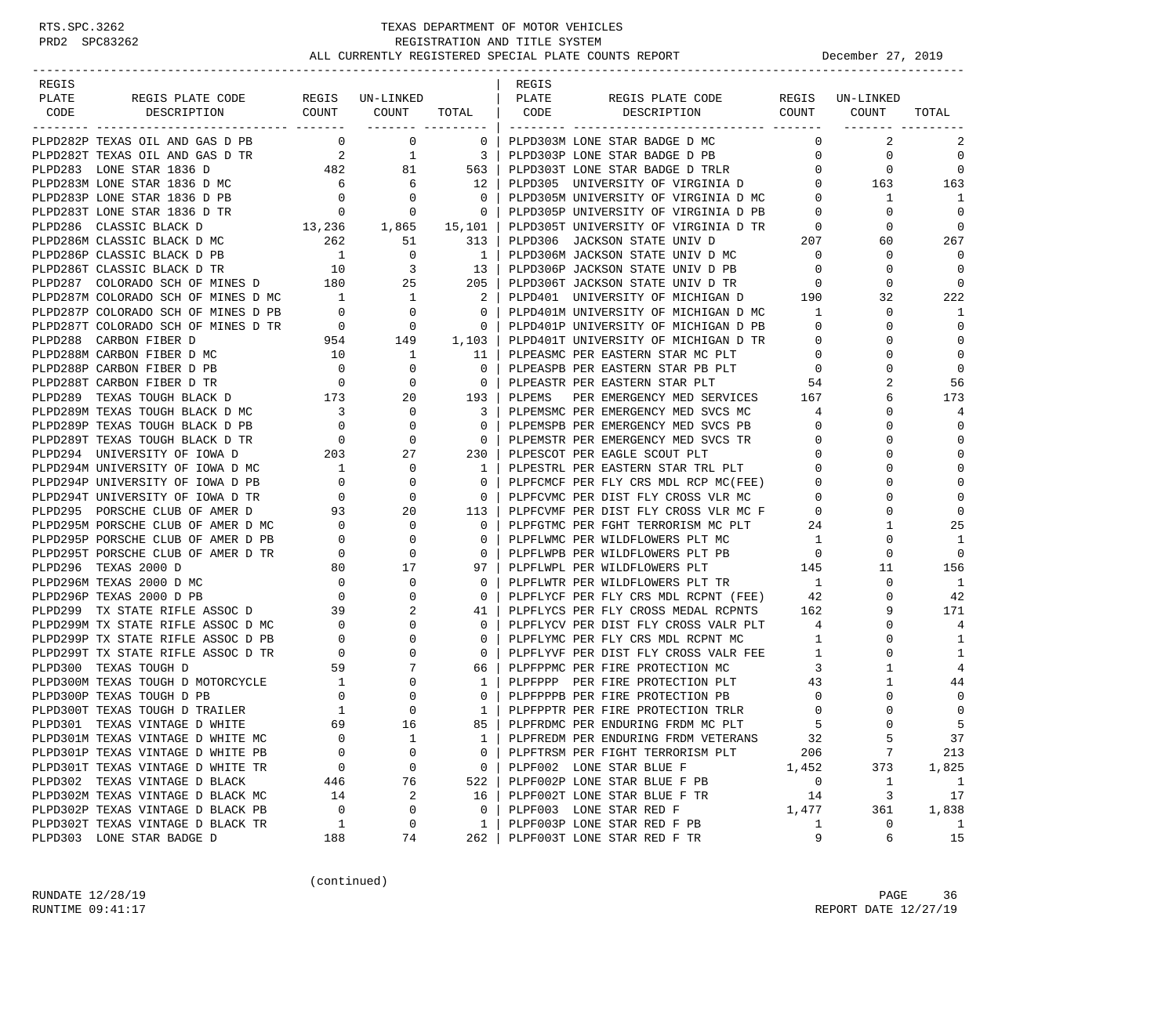RTS.SPC.3262
PRD2 SPC83262

# TEXAS DEPARTMENT OF MOTOR VEHICLES
## REGISTRATION AND TITLE SYSTEM
### ALL CURRENTLY REGISTERED SPECIAL PLATE COUNTS REPORT

December 27, 2019

| REGIS PLATE CODE | REGIS PLATE CODE DESCRIPTION | REGIS COUNT | UN-LINKED COUNT | TOTAL |
|---|---|---|---|---|
| PLPD282P | TEXAS OIL AND GAS D PB | 0 | 0 | 0 |
| PLPD282T | TEXAS OIL AND GAS D TR | 2 | 1 | 3 |
| PLPD283 | LONE STAR 1836 D | 482 | 81 | 563 |
| PLPD283M | LONE STAR 1836 D MC | 6 | 6 | 12 |
| PLPD283P | LONE STAR 1836 D PB | 0 | 0 | 0 |
| PLPD283T | LONE STAR 1836 D TR | 0 | 0 | 0 |
| PLPD286 | CLASSIC BLACK D | 13,236 | 1,865 | 15,101 |
| PLPD286M | CLASSIC BLACK D MC | 262 | 51 | 313 |
| PLPD286P | CLASSIC BLACK D PB | 1 | 0 | 1 |
| PLPD286T | CLASSIC BLACK D TR | 10 | 3 | 13 |
| PLPD287 | COLORADO SCH OF MINES D | 180 | 25 | 205 |
| PLPD287M | COLORADO SCH OF MINES D MC | 1 | 1 | 2 |
| PLPD287P | COLORADO SCH OF MINES D PB | 0 | 0 | 0 |
| PLPD287T | COLORADO SCH OF MINES D TR | 0 | 0 | 0 |
| PLPD288 | CARBON FIBER D | 954 | 149 | 1,103 |
| PLPD288M | CARBON FIBER D MC | 10 | 1 | 11 |
| PLPD288P | CARBON FIBER D PB | 0 | 0 | 0 |
| PLPD288T | CARBON FIBER D TR | 0 | 0 | 0 |
| PLPD289 | TEXAS TOUGH BLACK D | 173 | 20 | 193 |
| PLPD289M | TEXAS TOUGH BLACK D MC | 3 | 0 | 3 |
| PLPD289P | TEXAS TOUGH BLACK D PB | 0 | 0 | 0 |
| PLPD289T | TEXAS TOUGH BLACK D TR | 0 | 0 | 0 |
| PLPD294 | UNIVERSITY OF IOWA D | 203 | 27 | 230 |
| PLPD294M | UNIVERSITY OF IOWA D MC | 1 | 0 | 1 |
| PLPD294P | UNIVERSITY OF IOWA D PB | 0 | 0 | 0 |
| PLPD294T | UNIVERSITY OF IOWA D TR | 0 | 0 | 0 |
| PLPD295 | PORSCHE CLUB OF AMER D | 93 | 20 | 113 |
| PLPD295M | PORSCHE CLUB OF AMER D MC | 0 | 0 | 0 |
| PLPD295P | PORSCHE CLUB OF AMER D PB | 0 | 0 | 0 |
| PLPD295T | PORSCHE CLUB OF AMER D TR | 0 | 0 | 0 |
| PLPD296 | TEXAS 2000 D | 80 | 17 | 97 |
| PLPD296M | TEXAS 2000 D MC | 0 | 0 | 0 |
| PLPD296P | TEXAS 2000 D PB | 0 | 0 | 0 |
| PLPD299 | TX STATE RIFLE ASSOC D | 39 | 2 | 41 |
| PLPD299M | TX STATE RIFLE ASSOC D MC | 0 | 0 | 0 |
| PLPD299P | TX STATE RIFLE ASSOC D PB | 0 | 0 | 0 |
| PLPD299T | TX STATE RIFLE ASSOC D TR | 0 | 0 | 0 |
| PLPD300 | TEXAS TOUGH D | 59 | 7 | 66 |
| PLPD300M | TEXAS TOUGH D MOTORCYCLE | 1 | 0 | 1 |
| PLPD300P | TEXAS TOUGH D PB | 0 | 0 | 0 |
| PLPD300T | TEXAS TOUGH D TRAILER | 1 | 0 | 1 |
| PLPD301 | TEXAS VINTAGE D WHITE | 69 | 16 | 85 |
| PLPD301M | TEXAS VINTAGE D WHITE MC | 0 | 1 | 1 |
| PLPD301P | TEXAS VINTAGE D WHITE PB | 0 | 0 | 0 |
| PLPD301T | TEXAS VINTAGE D WHITE TR | 0 | 0 | 0 |
| PLPD302 | TEXAS VINTAGE D BLACK | 446 | 76 | 522 |
| PLPD302M | TEXAS VINTAGE D BLACK MC | 14 | 2 | 16 |
| PLPD302P | TEXAS VINTAGE D BLACK PB | 0 | 0 | 0 |
| PLPD302T | TEXAS VINTAGE D BLACK TR | 1 | 0 | 1 |
| PLPD303 | LONE STAR BADGE D | 188 | 74 | 262 |
| PLPD303M | LONE STAR BADGE D MC | 0 | 2 | 2 |
| PLPD303P | LONE STAR BADGE D PB | 0 | 0 | 0 |
| PLPD303T | LONE STAR BADGE D TRLR | 0 | 0 | 0 |
| PLPD305 | UNIVERSITY OF VIRGINIA D | 0 | 163 | 163 |
| PLPD305M | UNIVERSITY OF VIRGINIA D MC | 0 | 1 | 1 |
| PLPD305P | UNIVERSITY OF VIRGINIA D PB | 0 | 0 | 0 |
| PLPD305T | UNIVERSITY OF VIRGINIA D TR | 0 | 0 | 0 |
| PLPD306 | JACKSON STATE UNIV D | 207 | 60 | 267 |
| PLPD306M | JACKSON STATE UNIV D MC | 0 | 0 | 0 |
| PLPD306P | JACKSON STATE UNIV D PB | 0 | 0 | 0 |
| PLPD306T | JACKSON STATE UNIV D TR | 0 | 0 | 0 |
| PLPD401 | UNIVERSITY OF MICHIGAN D | 190 | 32 | 222 |
| PLPD401M | UNIVERSITY OF MICHIGAN D MC | 1 | 0 | 1 |
| PLPD401P | UNIVERSITY OF MICHIGAN D PB | 0 | 0 | 0 |
| PLPD401T | UNIVERSITY OF MICHIGAN D TR | 0 | 0 | 0 |
| PLPEASMC | PER EASTERN STAR MC PLT | 0 | 0 | 0 |
| PLPEASPB | PER EASTERN STAR PB PLT | 0 | 0 | 0 |
| PLPEASTR | PER EASTERN STAR PLT | 54 | 2 | 56 |
| PLPEMS | PER EMERGENCY MED SERVICES | 167 | 6 | 173 |
| PLPEMSMC | PER EMERGENCY MED SVCS MC | 4 | 0 | 4 |
| PLPEMSPB | PER EMERGENCY MED SVCS PB | 0 | 0 | 0 |
| PLPEMSTR | PER EMERGENCY MED SVCS TR | 0 | 0 | 0 |
| PLPESCOT | PER EAGLE SCOUT PLT | 0 | 0 | 0 |
| PLPESTRL | PER EASTERN STAR TRL PLT | 0 | 0 | 0 |
| PLPFCMCF | PER FLY CRS MDL RCP MC(FEE) | 0 | 0 | 0 |
| PLPFCVMC | PER DIST FLY CROSS VLR MC | 0 | 0 | 0 |
| PLPFCVMF | PER DIST FLY CROSS VLR MC F | 0 | 0 | 0 |
| PLPFGTMC | PER FGHT TERRORISM MC PLT | 24 | 1 | 25 |
| PLPFLWMC | PER WILDFLOWERS PLT MC | 1 | 0 | 1 |
| PLPFLWPB | PER WILDFLOWERS PLT PB | 0 | 0 | 0 |
| PLPFLWPL | PER WILDFLOWERS PLT | 145 | 11 | 156 |
| PLPFLWTR | PER WILDFLOWERS PLT TR | 1 | 0 | 1 |
| PLPFLYCF | PER FLY CRS MDL RCPNT (FEE) | 42 | 0 | 42 |
| PLPFLYCS | PER FLY CROSS MEDAL RCPNTS | 162 | 9 | 171 |
| PLPFLYCV | PER DIST FLY CROSS VALR PLT | 4 | 0 | 4 |
| PLPFLYMC | PER FLY CRS MDL RCPNT MC | 1 | 0 | 1 |
| PLPFLYVF | PER DIST FLY CROSS VALR FEE | 1 | 0 | 1 |
| PLPFPPMC | PER FIRE PROTECTION MC | 3 | 1 | 4 |
| PLPFPPP | PER FIRE PROTECTION PLT | 43 | 1 | 44 |
| PLPFPPPB | PER FIRE PROTECTION PB | 0 | 0 | 0 |
| PLPFPPTR | PER FIRE PROTECTION TRLR | 0 | 0 | 0 |
| PLPFRDMC | PER ENDURING FRDM MC PLT | 5 | 0 | 5 |
| PLPFREDM | PER ENDURING FRDM VETERANS | 32 | 5 | 37 |
| PLPFTRSM | PER FIGHT TERRORISM PLT | 206 | 7 | 213 |
| PLPF002 | LONE STAR BLUE F | 1,452 | 373 | 1,825 |
| PLPF002P | LONE STAR BLUE F PB | 0 | 1 | 1 |
| PLPF002T | LONE STAR BLUE F TR | 14 | 3 | 17 |
| PLPF003 | LONE STAR RED F | 1,477 | 361 | 1,838 |
| PLPF003P | LONE STAR RED F PB | 1 | 0 | 1 |
| PLPF003T | LONE STAR RED F TR | 9 | 6 | 15 |

(continued)

RUNDATE 12/28/19
RUNTIME 09:41:17

REPORT DATE 12/27/19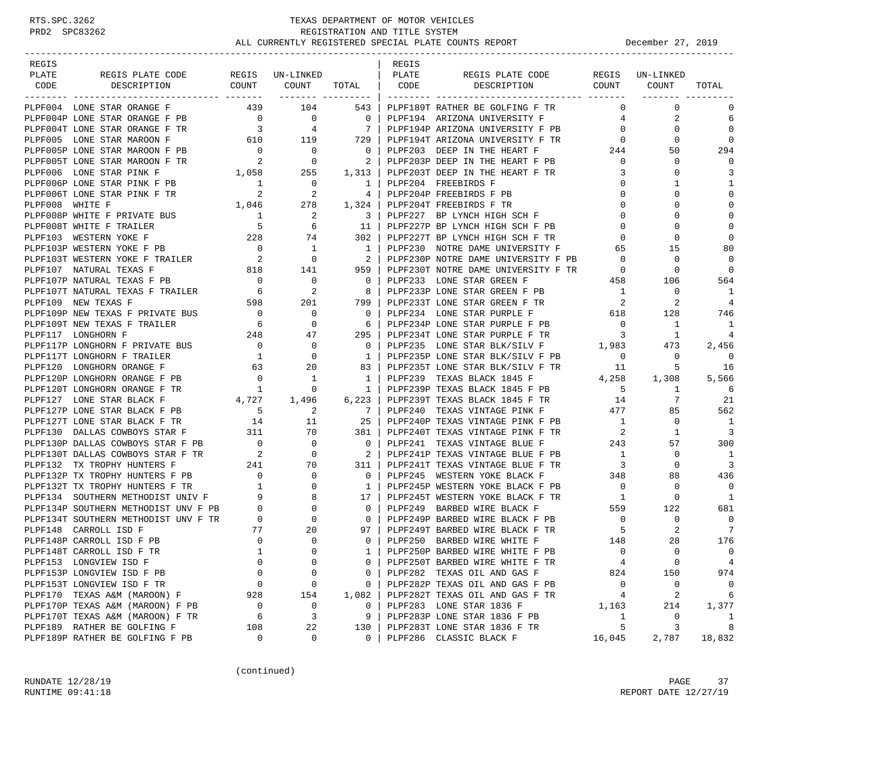RTS.SPC.3262 TEXAS DEPARTMENT OF MOTOR VEHICLES
PRD2 SPC83262 REGISTRATION AND TITLE SYSTEM
ALL CURRENTLY REGISTERED SPECIAL PLATE COUNTS REPORT December 27, 2019

| REGIS PLATE CODE | REGIS PLATE CODE DESCRIPTION | REGIS COUNT | UN-LINKED COUNT | TOTAL | REGIS PLATE CODE | REGIS PLATE CODE DESCRIPTION | REGIS COUNT | UN-LINKED COUNT | TOTAL |
|---|---|---|---|---|---|---|---|---|---|
| PLPF004 | LONE STAR ORANGE F | 439 | 104 | 543 | PLPF189T | RATHER BE GOLFING F TR | 0 | 0 | 0 |
| PLPF004P | LONE STAR ORANGE F PB | 0 | 0 | 0 | PLPF194 | ARIZONA UNIVERSITY F | 4 | 2 | 6 |
| PLPF004T | LONE STAR ORANGE F TR | 3 | 4 | 7 | PLPF194P | ARIZONA UNIVERSITY F PB | 0 | 0 | 0 |
| PLPF005 | LONE STAR MAROON F | 610 | 119 | 729 | PLPF194T | ARIZONA UNIVERSITY F TR | 0 | 0 | 0 |
| PLPF005P | LONE STAR MAROON F PB | 0 | 0 | 0 | PLPF203 | DEEP IN THE HEART F | 244 | 50 | 294 |
| PLPF005T | LONE STAR MAROON F TR | 2 | 0 | 2 | PLPF203P | DEEP IN THE HEART F PB | 0 | 0 | 0 |
| PLPF006 | LONE STAR PINK F | 1,058 | 255 | 1,313 | PLPF203T | DEEP IN THE HEART F TR | 3 | 0 | 3 |
| PLPF006P | LONE STAR PINK F PB | 1 | 0 | 1 | PLPF204 | FREEBIRDS F | 0 | 1 | 1 |
| PLPF006T | LONE STAR PINK F TR | 2 | 2 | 4 | PLPF204P | FREEBIRDS F PB | 0 | 0 | 0 |
| PLPF008 | WHITE F | 1,046 | 278 | 1,324 | PLPF204T | FREEBIRDS F TR | 0 | 0 | 0 |
| PLPF008P | WHITE F PRIVATE BUS | 1 | 2 | 3 | PLPF227 | BP LYNCH HIGH SCH F | 0 | 0 | 0 |
| PLPF008T | WHITE F TRAILER | 5 | 6 | 11 | PLPF227P | BP LYNCH HIGH SCH F PB | 0 | 0 | 0 |
| PLPF103 | WESTERN YOKE F | 228 | 74 | 302 | PLPF227T | BP LYNCH HIGH SCH F TR | 0 | 0 | 0 |
| PLPF103P | WESTERN YOKE F PB | 0 | 1 | 1 | PLPF230 | NOTRE DAME UNIVERSITY F | 65 | 15 | 80 |
| PLPF103T | WESTERN YOKE F TRAILER | 2 | 0 | 2 | PLPF230P | NOTRE DAME UNIVERSITY F PB | 0 | 0 | 0 |
| PLPF107 | NATURAL TEXAS F | 818 | 141 | 959 | PLPF230T | NOTRE DAME UNIVERSITY F TR | 0 | 0 | 0 |
| PLPF107P | NATURAL TEXAS F PB | 0 | 0 | 0 | PLPF233 | LONE STAR GREEN F | 458 | 106 | 564 |
| PLPF107T | NATURAL TEXAS F TRAILER | 6 | 2 | 8 | PLPF233P | LONE STAR GREEN F PB | 1 | 0 | 1 |
| PLPF109 | NEW TEXAS F | 598 | 201 | 799 | PLPF233T | LONE STAR GREEN F TR | 2 | 2 | 4 |
| PLPF109P | NEW TEXAS F PRIVATE BUS | 0 | 0 | 0 | PLPF234 | LONE STAR PURPLE F | 618 | 128 | 746 |
| PLPF109T | NEW TEXAS F TRAILER | 6 | 0 | 6 | PLPF234P | LONE STAR PURPLE F PB | 0 | 1 | 1 |
| PLPF117 | LONGHORN F | 248 | 47 | 295 | PLPF234T | LONE STAR PURPLE F TR | 3 | 1 | 4 |
| PLPF117P | LONGHORN F PRIVATE BUS | 0 | 0 | 0 | PLPF235 | LONE STAR BLK/SILV F | 1,983 | 473 | 2,456 |
| PLPF117T | LONGHORN F TRAILER | 1 | 0 | 1 | PLPF235P | LONE STAR BLK/SILV F PB | 0 | 0 | 0 |
| PLPF120 | LONGHORN ORANGE F | 63 | 20 | 83 | PLPF235T | LONE STAR BLK/SILV F TR | 11 | 5 | 16 |
| PLPF120P | LONGHORN ORANGE F PB | 0 | 1 | 1 | PLPF239 | TEXAS BLACK 1845 F | 4,258 | 1,308 | 5,566 |
| PLPF120T | LONGHORN ORANGE F TR | 1 | 0 | 1 | PLPF239P | TEXAS BLACK 1845 F PB | 5 | 1 | 6 |
| PLPF127 | LONE STAR BLACK F | 4,727 | 1,496 | 6,223 | PLPF239T | TEXAS BLACK 1845 F TR | 14 | 7 | 21 |
| PLPF127P | LONE STAR BLACK F PB | 5 | 2 | 7 | PLPF240 | TEXAS VINTAGE PINK F | 477 | 85 | 562 |
| PLPF127T | LONE STAR BLACK F TR | 14 | 11 | 25 | PLPF240P | TEXAS VINTAGE PINK F PB | 1 | 0 | 1 |
| PLPF130 | DALLAS COWBOYS STAR F | 311 | 70 | 381 | PLPF240T | TEXAS VINTAGE PINK F TR | 2 | 1 | 3 |
| PLPF130P | DALLAS COWBOYS STAR F PB | 0 | 0 | 0 | PLPF241 | TEXAS VINTAGE BLUE F | 243 | 57 | 300 |
| PLPF130T | DALLAS COWBOYS STAR F TR | 2 | 0 | 2 | PLPF241P | TEXAS VINTAGE BLUE F PB | 1 | 0 | 1 |
| PLPF132 | TX TROPHY HUNTERS F | 241 | 70 | 311 | PLPF241T | TEXAS VINTAGE BLUE F TR | 3 | 0 | 3 |
| PLPF132P | TX TROPHY HUNTERS F PB | 0 | 0 | 0 | PLPF245 | WESTERN YOKE BLACK F | 348 | 88 | 436 |
| PLPF132T | TX TROPHY HUNTERS F TR | 1 | 0 | 1 | PLPF245P | WESTERN YOKE BLACK F PB | 0 | 0 | 0 |
| PLPF134 | SOUTHERN METHODIST UNIV F | 9 | 8 | 17 | PLPF245T | WESTERN YOKE BLACK F TR | 1 | 0 | 1 |
| PLPF134P | SOUTHERN METHODIST UNV F PB | 0 | 0 | 0 | PLPF249 | BARBED WIRE BLACK F | 559 | 122 | 681 |
| PLPF134T | SOUTHERN METHODIST UNV F TR | 0 | 0 | 0 | PLPF249P | BARBED WIRE BLACK F PB | 0 | 0 | 0 |
| PLPF148 | CARROLL ISD F | 77 | 20 | 97 | PLPF249T | BARBED WIRE BLACK F TR | 5 | 2 | 7 |
| PLPF148P | CARROLL ISD F PB | 0 | 0 | 0 | PLPF250 | BARBED WIRE WHITE F | 148 | 28 | 176 |
| PLPF148T | CARROLL ISD F TR | 1 | 0 | 1 | PLPF250P | BARBED WIRE WHITE F PB | 0 | 0 | 0 |
| PLPF153 | LONGVIEW ISD F | 0 | 0 | 0 | PLPF250T | BARBED WIRE WHITE F TR | 4 | 0 | 4 |
| PLPF153P | LONGVIEW ISD F PB | 0 | 0 | 0 | PLPF282 | TEXAS OIL AND GAS F | 824 | 150 | 974 |
| PLPF153T | LONGVIEW ISD F TR | 0 | 0 | 0 | PLPF282P | TEXAS OIL AND GAS F PB | 0 | 0 | 0 |
| PLPF170 | TEXAS A&M (MAROON) F | 928 | 154 | 1,082 | PLPF282T | TEXAS OIL AND GAS F TR | 4 | 2 | 6 |
| PLPF170P | TEXAS A&M (MAROON) F PB | 0 | 0 | 0 | PLPF283 | LONE STAR 1836 F | 1,163 | 214 | 1,377 |
| PLPF170T | TEXAS A&M (MAROON) F TR | 6 | 3 | 9 | PLPF283P | LONE STAR 1836 F PB | 1 | 0 | 1 |
| PLPF189 | RATHER BE GOLFING F | 108 | 22 | 130 | PLPF283T | LONE STAR 1836 F TR | 5 | 3 | 8 |
| PLPF189P | RATHER BE GOLFING F PB | 0 | 0 | 0 | PLPF286 | CLASSIC BLACK F | 16,045 | 2,787 | 18,832 |

(continued)

RUNDATE 12/28/19
RUNTIME 09:41:18
REPORT DATE 12/27/19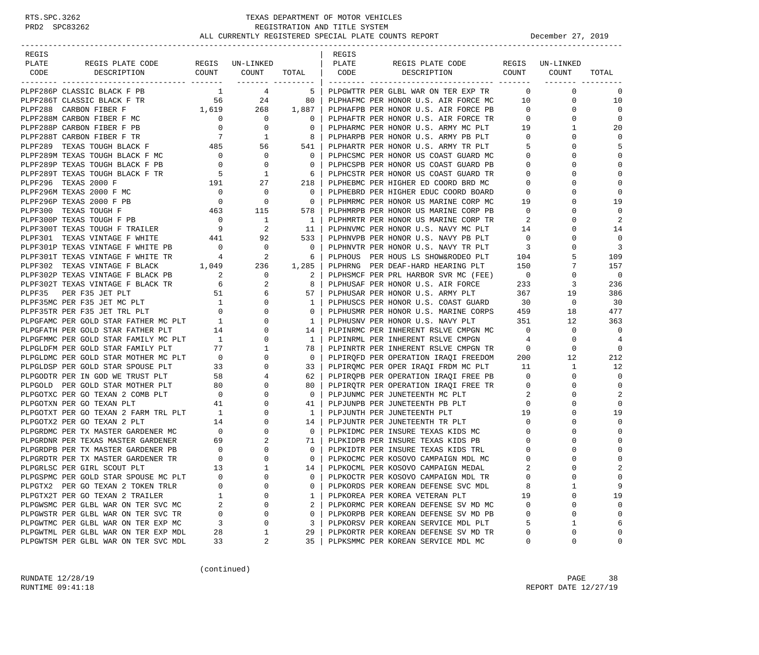# TEXAS DEPARTMENT OF MOTOR VEHICLES
## REGISTRATION AND TITLE SYSTEM
### ALL CURRENTLY REGISTERED SPECIAL PLATE COUNTS REPORT — December 27, 2019

RTS.SPC.3262
PRD2 SPC83262

| REGIS PLATE CODE | REGIS PLATE CODE DESCRIPTION | REGIS COUNT | UN-LINKED COUNT | TOTAL |
|---|---|---|---|---|
| PLPF286P | CLASSIC BLACK F PB | 1 | 4 | 5 |
| PLPF286T | CLASSIC BLACK F TR | 56 | 24 | 80 |
| PLPF288 | CARBON FIBER F | 1,619 | 268 | 1,887 |
| PLPF288M | CARBON FIBER F MC | 0 | 0 | 0 |
| PLPF288P | CARBON FIBER F PB | 0 | 0 | 0 |
| PLPF288T | CARBON FIBER F TR | 7 | 1 | 8 |
| PLPF289 | TEXAS TOUGH BLACK F | 485 | 56 | 541 |
| PLPF289M | TEXAS TOUGH BLACK F MC | 0 | 0 | 0 |
| PLPF289P | TEXAS TOUGH BLACK F PB | 0 | 0 | 0 |
| PLPF289T | TEXAS TOUGH BLACK F TR | 5 | 1 | 6 |
| PLPF296 | TEXAS 2000 F | 191 | 27 | 218 |
| PLPF296M | TEXAS 2000 F MC | 0 | 0 | 0 |
| PLPF296P | TEXAS 2000 F PB | 0 | 0 | 0 |
| PLPF300 | TEXAS TOUGH F | 463 | 115 | 578 |
| PLPF300P | TEXAS TOUGH F PB | 0 | 1 | 1 |
| PLPF300T | TEXAS TOUGH F TRAILER | 9 | 2 | 11 |
| PLPF301 | TEXAS VINTAGE F WHITE | 441 | 92 | 533 |
| PLPF301P | TEXAS VINTAGE F WHITE PB | 0 | 0 | 0 |
| PLPF301T | TEXAS VINTAGE F WHITE TR | 4 | 2 | 6 |
| PLPF302 | TEXAS VINTAGE F BLACK | 1,049 | 236 | 1,285 |
| PLPF302P | TEXAS VINTAGE F BLACK PB | 2 | 0 | 2 |
| PLPF302T | TEXAS VINTAGE F BLACK TR | 6 | 2 | 8 |
| PLPF35 | PER F35 JET PLT | 51 | 6 | 57 |
| PLPF35MC | PER F35 JET MC PLT | 1 | 0 | 1 |
| PLPF35TR | PER F35 JET TRL PLT | 0 | 0 | 0 |
| PLPGFAMC | PER GOLD STAR FATHER MC PLT | 1 | 0 | 1 |
| PLPGFATH | PER GOLD STAR FATHER PLT | 14 | 0 | 14 |
| PLPGFMMC | PER GOLD STAR FAMILY MC PLT | 1 | 0 | 1 |
| PLPGLDFM | PER GOLD STAR FAMILY PLT | 77 | 1 | 78 |
| PLPGLDMC | PER GOLD STAR MOTHER MC PLT | 0 | 0 | 0 |
| PLPGLDSP | PER GOLD STAR SPOUSE PLT | 33 | 0 | 33 |
| PLPGODTR | PER IN GOD WE TRUST PLT | 58 | 4 | 62 |
| PLPGOLD | PER GOLD STAR MOTHER PLT | 80 | 0 | 80 |
| PLPGOTXC | PER GO TEXAN 2 COMB PLT | 0 | 0 | 0 |
| PLPGOTXN | PER GO TEXAN PLT | 41 | 0 | 41 |
| PLPGOTXT | PER GO TEXAN 2 FARM TRL PLT | 1 | 0 | 1 |
| PLPGOTX2 | PER GO TEXAN 2 PLT | 14 | 0 | 14 |
| PLPGRDMC | PER TX MASTER GARDENER MC | 0 | 0 | 0 |
| PLPGRDNR | PER TEXAS MASTER GARDENER | 69 | 2 | 71 |
| PLPGRDPB | PER TX MASTER GARDENER PB | 0 | 0 | 0 |
| PLPGRDTR | PER TX MASTER GARDENER TR | 0 | 0 | 0 |
| PLPGRLSC | PER GIRL SCOUT PLT | 13 | 1 | 14 |
| PLPGSPMC | PER GOLD STAR SPOUSE MC PLT | 0 | 0 | 0 |
| PLPGTX2 | PER GO TEXAN 2 TOKEN TRLR | 0 | 0 | 0 |
| PLPGTX2T | PER GO TEXAN 2 TRAILER | 1 | 0 | 1 |
| PLPGWSMC | PER GLBL WAR ON TER SVC MC | 2 | 0 | 2 |
| PLPGWSTR | PER GLBL WAR ON TER SVC TR | 0 | 0 | 0 |
| PLPGWTMC | PER GLBL WAR ON TER EXP MC | 3 | 0 | 3 |
| PLPGWTML | PER GLBL WAR ON TER EXP MDL | 28 | 1 | 29 |
| PLPGWTSM | PER GLBL WAR ON TER SVC MDL | 33 | 2 | 35 |
| PLPGWTTR | PER GLBL WAR ON TER EXP TR | 0 | 0 | 0 |
| PLPHAFMC | PER HONOR U.S. AIR FORCE MC | 10 | 0 | 10 |
| PLPHAFPB | PER HONOR U.S. AIR FORCE PB | 0 | 0 | 0 |
| PLPHAFTR | PER HONOR U.S. AIR FORCE TR | 0 | 0 | 0 |
| PLPHARMC | PER HONOR U.S. ARMY MC PLT | 19 | 1 | 20 |
| PLPHARPB | PER HONOR U.S. ARMY PB PLT | 0 | 0 | 0 |
| PLPHARTR | PER HONOR U.S. ARMY TR PLT | 5 | 0 | 5 |
| PLPHCSMC | PER HONOR US COAST GUARD MC | 0 | 0 | 0 |
| PLPHCSPB | PER HONOR US COAST GUARD PB | 0 | 0 | 0 |
| PLPHCSTR | PER HONOR US COAST GUARD TR | 0 | 0 | 0 |
| PLPHEBMC | PER HIGHER ED COORD BRD MC | 0 | 0 | 0 |
| PLPHEBRD | PER HIGHER EDUC COORD BOARD | 0 | 0 | 0 |
| PLPHMRMC | PER HONOR US MARINE CORP MC | 19 | 0 | 19 |
| PLPHMRPB | PER HONOR US MARINE CORP PB | 0 | 0 | 0 |
| PLPHMRTR | PER HONOR US MARINE CORP TR | 2 | 0 | 2 |
| PLPHNVMC | PER HONOR U.S. NAVY MC PLT | 14 | 0 | 14 |
| PLPHNVPB | PER HONOR U.S. NAVY PB PLT | 0 | 0 | 0 |
| PLPHNVTR | PER HONOR U.S. NAVY TR PLT | 3 | 0 | 3 |
| PLPHOUS | PER HOUS LS SHOW&RODEO PLT | 104 | 5 | 109 |
| PLPHRNG | PER DEAF-HARD HEARING PLT | 150 | 7 | 157 |
| PLPHSMCF | PER PRL HARBOR SVR MC (FEE) | 0 | 0 | 0 |
| PLPHUSAF | PER HONOR U.S. AIR FORCE | 233 | 3 | 236 |
| PLPHUSAR | PER HONOR U.S. ARMY PLT | 367 | 19 | 386 |
| PLPHUSCS | PER HONOR U.S. COAST GUARD | 30 | 0 | 30 |
| PLPHUSMR | PER HONOR U.S. MARINE CORPS | 459 | 18 | 477 |
| PLPHUSNV | PER HONOR U.S. NAVY PLT | 351 | 12 | 363 |
| PLPINRMC | PER INHERENT RSLVE CMPGN MC | 0 | 0 | 0 |
| PLPINRML | PER INHERENT RSLVE CMPGN | 4 | 0 | 4 |
| PLPINRTR | PER INHERENT RSLVE CMPGN TR | 0 | 0 | 0 |
| PLPIRQFD | PER OPERATION IRAQI FREEDOM | 200 | 12 | 212 |
| PLPIRQMC | PER OPER IRAQI FRDM MC PLT | 11 | 1 | 12 |
| PLPIRQPB | PER OPERATION IRAQI FREE PB | 0 | 0 | 0 |
| PLPIRQTR | PER OPERATION IRAQI FREE TR | 0 | 0 | 0 |
| PLPJUNMC | PER JUNETEENTH MC PLT | 2 | 0 | 2 |
| PLPJUNPB | PER JUNETEENTH PB PLT | 0 | 0 | 0 |
| PLPJUNTH | PER JUNETEENTH PLT | 19 | 0 | 19 |
| PLPJUNTR | PER JUNETEENTH TR PLT | 0 | 0 | 0 |
| PLPKIDMC | PER INSURE TEXAS KIDS MC | 0 | 0 | 0 |
| PLPKIDPB | PER INSURE TEXAS KIDS PB | 0 | 0 | 0 |
| PLPKIDTR | PER INSURE TEXAS KIDS TRL | 0 | 0 | 0 |
| PLPKOCMC | PER KOSOVO CAMPAIGN MDL MC | 0 | 0 | 0 |
| PLPKOCML | PER KOSOVO CAMPAIGN MEDAL | 2 | 0 | 2 |
| PLPKOCTR | PER KOSOVO CAMPAIGN MDL TR | 0 | 0 | 0 |
| PLPKORDS | PER KOREAN DEFENSE SVC MDL | 8 | 1 | 9 |
| PLPKOREA | PER KOREA VETERAN PLT | 19 | 0 | 19 |
| PLPKORMC | PER KOREAN DEFENSE SV MD MC | 0 | 0 | 0 |
| PLPKORPB | PER KOREAN DEFENSE SV MD PB | 0 | 0 | 0 |
| PLPKORSV | PER KOREAN SERVICE MDL PLT | 5 | 1 | 6 |
| PLPKORTR | PER KOREAN DEFENSE SV MD TR | 0 | 0 | 0 |
| PLPKSMMC | PER KOREAN SERVICE MDL MC | 0 | 0 | 0 |

(continued)

RUNDATE 12/28/19
RUNTIME 09:41:18
REPORT DATE 12/27/19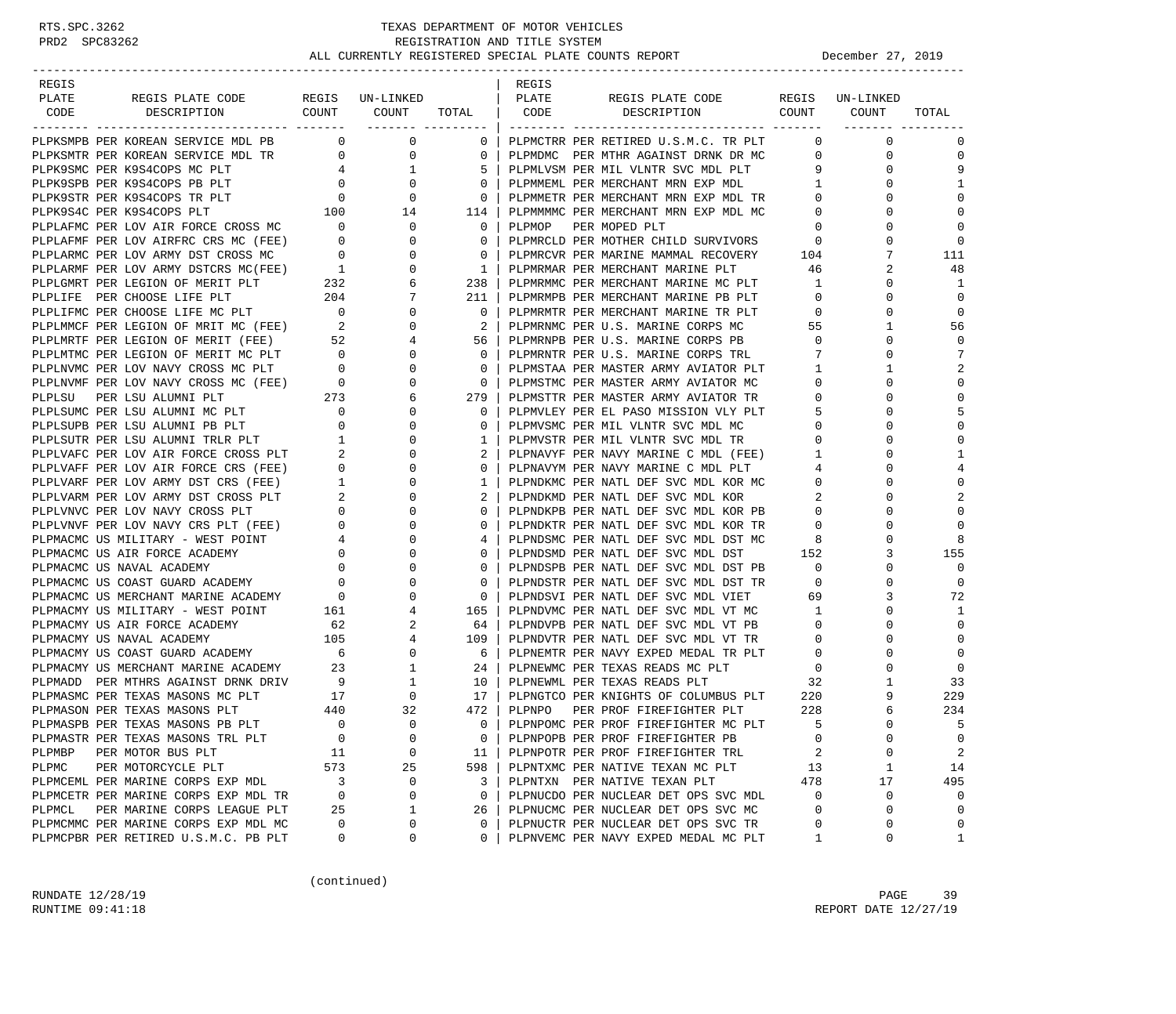RTS.SPC.3262 PRD2 SPC83262

# TEXAS DEPARTMENT OF MOTOR VEHICLES
## REGISTRATION AND TITLE SYSTEM
## ALL CURRENTLY REGISTERED SPECIAL PLATE COUNTS REPORT

December 27, 2019

| REGIS PLATE CODE | REGIS PLATE CODE DESCRIPTION | REGIS COUNT | UN-LINKED COUNT | TOTAL |
|---|---|---|---|---|
| PLPKSMPB | PER KOREAN SERVICE MDL PB | 0 | 0 | 0 |
| PLPKSMTR | PER KOREAN SERVICE MDL TR | 0 | 0 | 0 |
| PLPK9SMC | PER K9S4COPS MC PLT | 4 | 1 | 5 |
| PLPK9SPB | PER K9S4COPS PB PLT | 0 | 0 | 0 |
| PLPK9STR | PER K9S4COPS TR PLT | 0 | 0 | 0 |
| PLPK9S4C | PER K9S4COPS PLT | 100 | 14 | 114 |
| PLPLAFMC | PER LOV AIR FORCE CROSS MC | 0 | 0 | 0 |
| PLPLAFMF | PER LOV AIRFRC CRS MC (FEE) | 0 | 0 | 0 |
| PLPLARMC | PER LOV ARMY DST CROSS MC | 0 | 0 | 0 |
| PLPLARMF | PER LOV ARMY DSTCRS MC(FEE) | 1 | 0 | 1 |
| PLPLGMRT | PER LEGION OF MERIT PLT | 232 | 6 | 238 |
| PLPLIFE | PER CHOOSE LIFE PLT | 204 | 7 | 211 |
| PLPLIFMC | PER CHOOSE LIFE MC PLT | 0 | 0 | 0 |
| PLPLMMCF | PER LEGION OF MRIT MC (FEE) | 2 | 0 | 2 |
| PLPLMRTF | PER LEGION OF MERIT (FEE) | 52 | 4 | 56 |
| PLPLMTMC | PER LEGION OF MERIT MC PLT | 0 | 0 | 0 |
| PLPLNVMC | PER LOV NAVY CROSS MC PLT | 0 | 0 | 0 |
| PLPLNVMF | PER LOV NAVY CROSS MC (FEE) | 0 | 0 | 0 |
| PLPLSU | PER LSU ALUMNI PLT | 273 | 6 | 279 |
| PLPLSUMC | PER LSU ALUMNI MC PLT | 0 | 0 | 0 |
| PLPLSUPB | PER LSU ALUMNI PB PLT | 0 | 0 | 0 |
| PLPLSUTR | PER LSU ALUMNI TRLR PLT | 1 | 0 | 1 |
| PLPLVAFC | PER LOV AIR FORCE CROSS PLT | 2 | 0 | 2 |
| PLPLVAFF | PER LOV AIR FORCE CRS (FEE) | 0 | 0 | 0 |
| PLPLVARF | PER LOV ARMY DST CRS (FEE) | 1 | 0 | 1 |
| PLPLVARM | PER LOV ARMY DST CROSS PLT | 2 | 0 | 2 |
| PLPLVNVC | PER LOV NAVY CROSS PLT | 0 | 0 | 0 |
| PLPLVNVF | PER LOV NAVY CRS PLT (FEE) | 0 | 0 | 0 |
| PLPMACMC | US MILITARY - WEST POINT | 4 | 0 | 4 |
| PLPMACMC | US AIR FORCE ACADEMY | 0 | 0 | 0 |
| PLPMACMC | US NAVAL ACADEMY | 0 | 0 | 0 |
| PLPMACMC | US COAST GUARD ACADEMY | 0 | 0 | 0 |
| PLPMACMC | US MERCHANT MARINE ACADEMY | 0 | 0 | 0 |
| PLPMACMY | US MILITARY - WEST POINT | 161 | 4 | 165 |
| PLPMACMY | US AIR FORCE ACADEMY | 62 | 2 | 64 |
| PLPMACMY | US NAVAL ACADEMY | 105 | 4 | 109 |
| PLPMACMY | US COAST GUARD ACADEMY | 6 | 0 | 6 |
| PLPMACMY | US MERCHANT MARINE ACADEMY | 23 | 1 | 24 |
| PLPMADD | PER MTHRS AGAINST DRNK DRIV | 9 | 1 | 10 |
| PLPMASMC | PER TEXAS MASONS MC PLT | 17 | 0 | 17 |
| PLPMASON | PER TEXAS MASONS PLT | 440 | 32 | 472 |
| PLPMASPB | PER TEXAS MASONS PB PLT | 0 | 0 | 0 |
| PLPMASTR | PER TEXAS MASONS TRL PLT | 0 | 0 | 0 |
| PLPMBP | PER MOTOR BUS PLT | 11 | 0 | 11 |
| PLPMC | PER MOTORCYCLE PLT | 573 | 25 | 598 |
| PLPMCEML | PER MARINE CORPS EXP MDL | 3 | 0 | 3 |
| PLPMCETR | PER MARINE CORPS EXP MDL TR | 0 | 0 | 0 |
| PLPMCL | PER MARINE CORPS LEAGUE PLT | 25 | 1 | 26 |
| PLPMCMMC | PER MARINE CORPS EXP MDL MC | 0 | 0 | 0 |
| PLPMCPBR | PER RETIRED U.S.M.C. PB PLT | 0 | 0 | 0 |
| PLPMCTRR | PER RETIRED U.S.M.C. TR PLT | 0 | 0 | 0 |
| PLPMDMC | PER MTHR AGAINST DRNK DR MC | 0 | 0 | 0 |
| PLPMLVSM | PER MIL VLNTR SVC MDL PLT | 9 | 0 | 9 |
| PLPMMEML | PER MERCHANT MRN EXP MDL | 1 | 0 | 1 |
| PLPMMETR | PER MERCHANT MRN EXP MDL TR | 0 | 0 | 0 |
| PLPMMMMC | PER MERCHANT MRN EXP MDL MC | 0 | 0 | 0 |
| PLPMOP | PER MOPED PLT | 0 | 0 | 0 |
| PLPMRCLD | PER MOTHER CHILD SURVIVORS | 0 | 0 | 0 |
| PLPMRCVR | PER MARINE MAMMAL RECOVERY | 104 | 7 | 111 |
| PLPMRMAR | PER MERCHANT MARINE PLT | 46 | 2 | 48 |
| PLPMRMMC | PER MERCHANT MARINE MC PLT | 1 | 0 | 1 |
| PLPMRMPB | PER MERCHANT MARINE PB PLT | 0 | 0 | 0 |
| PLPMRMTR | PER MERCHANT MARINE TR PLT | 0 | 0 | 0 |
| PLPMRNMC | PER U.S. MARINE CORPS MC | 55 | 1 | 56 |
| PLPMRNPB | PER U.S. MARINE CORPS PB | 0 | 0 | 0 |
| PLPMRNTR | PER U.S. MARINE CORPS TRL | 7 | 0 | 7 |
| PLPMSTAA | PER MASTER ARMY AVIATOR PLT | 1 | 1 | 2 |
| PLPMSTMC | PER MASTER ARMY AVIATOR MC | 0 | 0 | 0 |
| PLPMSTTR | PER MASTER ARMY AVIATOR TR | 0 | 0 | 0 |
| PLPMVLEY | PER EL PASO MISSION VLY PLT | 5 | 0 | 5 |
| PLPMVSMC | PER MIL VLNTR SVC MDL MC | 0 | 0 | 0 |
| PLPMVSTR | PER MIL VLNTR SVC MDL TR | 0 | 0 | 0 |
| PLPNAVYF | PER NAVY MARINE C MDL (FEE) | 1 | 0 | 1 |
| PLPNAVYM | PER NAVY MARINE C MDL PLT | 4 | 0 | 4 |
| PLPNDKMC | PER NATL DEF SVC MDL KOR MC | 0 | 0 | 0 |
| PLPNDKMD | PER NATL DEF SVC MDL KOR | 2 | 0 | 2 |
| PLPNDKPB | PER NATL DEF SVC MDL KOR PB | 0 | 0 | 0 |
| PLPNDKTR | PER NATL DEF SVC MDL KOR TR | 0 | 0 | 0 |
| PLPNDSMC | PER NATL DEF SVC MDL DST MC | 8 | 0 | 8 |
| PLPNDSMD | PER NATL DEF SVC MDL DST | 152 | 3 | 155 |
| PLPNDSPB | PER NATL DEF SVC MDL DST PB | 0 | 0 | 0 |
| PLPNDSTR | PER NATL DEF SVC MDL DST TR | 0 | 0 | 0 |
| PLPNDSVI | PER NATL DEF SVC MDL VIET | 69 | 3 | 72 |
| PLPNDVMC | PER NATL DEF SVC MDL VT MC | 1 | 0 | 1 |
| PLPNDVPB | PER NATL DEF SVC MDL VT PB | 0 | 0 | 0 |
| PLPNDVTR | PER NATL DEF SVC MDL VT TR | 0 | 0 | 0 |
| PLPNEMTR | PER NAVY EXPED MEDAL TR PLT | 0 | 0 | 0 |
| PLPNEWMC | PER TEXAS READS MC PLT | 0 | 0 | 0 |
| PLPNEWML | PER TEXAS READS PLT | 32 | 1 | 33 |
| PLPNGTCO | PER KNIGHTS OF COLUMBUS PLT | 220 | 9 | 229 |
| PLPNPO | PER PROF FIREFIGHTER PLT | 228 | 6 | 234 |
| PLPNPOMC | PER PROF FIREFIGHTER MC PLT | 5 | 0 | 5 |
| PLPNPOPB | PER PROF FIREFIGHTER PB | 0 | 0 | 0 |
| PLPNPOTR | PER PROF FIREFIGHTER TRL | 2 | 0 | 2 |
| PLPNTXMC | PER NATIVE TEXAN MC PLT | 13 | 1 | 14 |
| PLPNTXN | PER NATIVE TEXAN PLT | 478 | 17 | 495 |
| PLPNUCDO | PER NUCLEAR DET OPS SVC MDL | 0 | 0 | 0 |
| PLPNUCMC | PER NUCLEAR DET OPS SVC MC | 0 | 0 | 0 |
| PLPNUCTR | PER NUCLEAR DET OPS SVC TR | 0 | 0 | 0 |
| PLPNVEMC | PER NAVY EXPED MEDAL MC PLT | 1 | 0 | 1 |

(continued)

RUNDATE 12/28/19
RUNTIME 09:41:18

REPORT DATE 12/27/19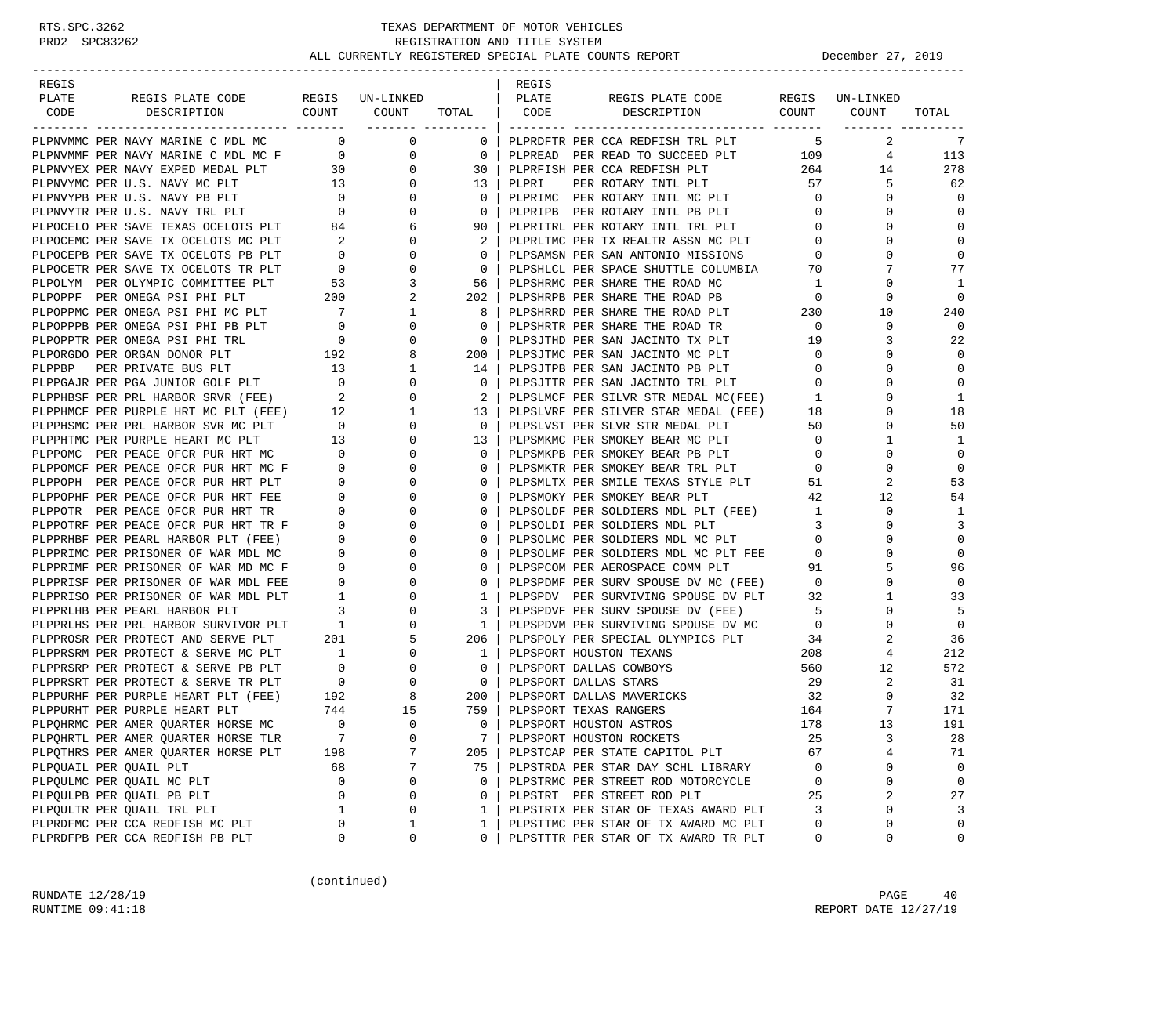RTS.SPC.3262 — TEXAS DEPARTMENT OF MOTOR VEHICLES
PRD2 SPC83262 — REGISTRATION AND TITLE SYSTEM

ALL CURRENTLY REGISTERED SPECIAL PLATE COUNTS REPORT — December 27, 2019

| REGIS PLATE CODE | REGIS PLATE CODE DESCRIPTION | REGIS COUNT | UN-LINKED COUNT | TOTAL | REGIS PLATE CODE | REGIS PLATE CODE DESCRIPTION | REGIS COUNT | UN-LINKED COUNT | TOTAL |
|---|---|---|---|---|---|---|---|---|---|
| PLPNVMMC | PER NAVY MARINE C MDL MC | 0 | 0 | 0 | PLPRDFTR | PER CCA REDFISH TRL PLT | 5 | 2 | 7 |
| PLPNVMMF | PER NAVY MARINE C MDL MC F | 0 | 0 | 0 | PLPREAD | PER READ TO SUCCEED PLT | 109 | 4 | 113 |
| PLPNVYEX | PER NAVY EXPED MEDAL PLT | 30 | 0 | 30 | PLPRFISH | PER CCA REDFISH PLT | 264 | 14 | 278 |
| PLPNVYMC | PER U.S. NAVY MC PLT | 13 | 0 | 13 | PLPRI | PER ROTARY INTL PLT | 57 | 5 | 62 |
| PLPNVYPB | PER U.S. NAVY PB PLT | 0 | 0 | 0 | PLPRIMC | PER ROTARY INTL MC PLT | 0 | 0 | 0 |
| PLPNVYTR | PER U.S. NAVY TRL PLT | 0 | 0 | 0 | PLPRIPB | PER ROTARY INTL PB PLT | 0 | 0 | 0 |
| PLPOCELO | PER SAVE TEXAS OCELOTS PLT | 84 | 6 | 90 | PLPRITRL | PER ROTARY INTL TRL PLT | 0 | 0 | 0 |
| PLPOCEMC | PER SAVE TX OCELOTS MC PLT | 2 | 0 | 2 | PLPRLTMC | PER TX REALTR ASSN MC PLT | 0 | 0 | 0 |
| PLPOCEPB | PER SAVE TX OCELOTS PB PLT | 0 | 0 | 0 | PLPSAMSN | PER SAN ANTONIO MISSIONS | 0 | 0 | 0 |
| PLPOCETR | PER SAVE TX OCELOTS TR PLT | 0 | 0 | 0 | PLPSHLCL | PER SPACE SHUTTLE COLUMBIA | 70 | 7 | 77 |
| PLPOLYM | PER OLYMPIC COMMITTEE PLT | 53 | 3 | 56 | PLPSHRMC | PER SHARE THE ROAD MC | 1 | 0 | 1 |
| PLPOPPF | PER OMEGA PSI PHI PLT | 200 | 2 | 202 | PLPSHRPB | PER SHARE THE ROAD PB | 0 | 0 | 0 |
| PLPOPPMC | PER OMEGA PSI PHI MC PLT | 7 | 1 | 8 | PLPSHRRD | PER SHARE THE ROAD PLT | 230 | 10 | 240 |
| PLPOPPPB | PER OMEGA PSI PHI PB PLT | 0 | 0 | 0 | PLPSHRTR | PER SHARE THE ROAD TR | 0 | 0 | 0 |
| PLPOPPTR | PER OMEGA PSI PHI TRL | 0 | 0 | 0 | PLPSJTHD | PER SAN JACINTO TX PLT | 19 | 3 | 22 |
| PLPORGDO | PER ORGAN DONOR PLT | 192 | 8 | 200 | PLPSJTMC | PER SAN JACINTO MC PLT | 0 | 0 | 0 |
| PLPPBP | PER PRIVATE BUS PLT | 13 | 1 | 14 | PLPSJTPB | PER SAN JACINTO PB PLT | 0 | 0 | 0 |
| PLPPGAJR | PER PGA JUNIOR GOLF PLT | 0 | 0 | 0 | PLPSJTTR | PER SAN JACINTO TRL PLT | 0 | 0 | 0 |
| PLPPHBSF | PER PRL HARBOR SRVR (FEE) | 2 | 0 | 2 | PLPSLMCF | PER SILVR STR MEDAL MC(FEE) | 1 | 0 | 1 |
| PLPPHMCF | PER PURPLE HRT MC PLT (FEE) | 12 | 1 | 13 | PLPSLVRF | PER SILVER STAR MEDAL (FEE) | 18 | 0 | 18 |
| PLPPHSMC | PER PRL HARBOR SVR MC PLT | 0 | 0 | 0 | PLPSLVST | PER SLVR STR MEDAL PLT | 50 | 0 | 50 |
| PLPPHTMC | PER PURPLE HEART MC PLT | 13 | 0 | 13 | PLPSMKMC | PER SMOKEY BEAR MC PLT | 0 | 1 | 1 |
| PLPPOMC | PER PEACE OFCR PUR HRT MC | 0 | 0 | 0 | PLPSMKPB | PER SMOKEY BEAR PB PLT | 0 | 0 | 0 |
| PLPPOMCF | PER PEACE OFCR PUR HRT MC F | 0 | 0 | 0 | PLPSMKTR | PER SMOKEY BEAR TRL PLT | 0 | 0 | 0 |
| PLPPOPH | PER PEACE OFCR PUR HRT PLT | 0 | 0 | 0 | PLPSMLTX | PER SMILE TEXAS STYLE PLT | 51 | 2 | 53 |
| PLPPOPHF | PER PEACE OFCR PUR HRT FEE | 0 | 0 | 0 | PLPSMOKY | PER SMOKEY BEAR PLT | 42 | 12 | 54 |
| PLPPOTR | PER PEACE OFCR PUR HRT TR | 0 | 0 | 0 | PLPSOLDF | PER SOLDIERS MDL PLT (FEE) | 1 | 0 | 1 |
| PLPPOTRF | PER PEACE OFCR PUR HRT TR F | 0 | 0 | 0 | PLPSOLDI | PER SOLDIERS MDL PLT | 3 | 0 | 3 |
| PLPPRHBF | PER PEARL HARBOR PLT (FEE) | 0 | 0 | 0 | PLPSOLMC | PER SOLDIERS MDL MC PLT | 0 | 0 | 0 |
| PLPPRIMC | PER PRISONER OF WAR MDL MC | 0 | 0 | 0 | PLPSOLMF | PER SOLDIERS MDL MC PLT FEE | 0 | 0 | 0 |
| PLPPRIMF | PER PRISONER OF WAR MD MC F | 0 | 0 | 0 | PLPSPCOM | PER AEROSPACE COMM PLT | 91 | 5 | 96 |
| PLPPRISF | PER PRISONER OF WAR MDL FEE | 0 | 0 | 0 | PLPSPDMF | PER SURV SPOUSE DV MC (FEE) | 0 | 0 | 0 |
| PLPPRISO | PER PRISONER OF WAR MDL PLT | 1 | 0 | 1 | PLPSPDV | PER SURVIVING SPOUSE DV PLT | 32 | 1 | 33 |
| PLPPRLHB | PER PEARL HARBOR PLT | 3 | 0 | 3 | PLPSPDVF | PER SURV SPOUSE DV (FEE) | 5 | 0 | 5 |
| PLPPRLHS | PER PRL HARBOR SURVIVOR PLT | 1 | 0 | 1 | PLPSPDVM | PER SURVIVING SPOUSE DV MC | 0 | 0 | 0 |
| PLPPROSR | PER PROTECT AND SERVE PLT | 201 | 5 | 206 | PLPSPOLY | PER SPECIAL OLYMPICS PLT | 34 | 2 | 36 |
| PLPPRSRM | PER PROTECT & SERVE MC PLT | 1 | 0 | 1 | PLPSPORT | HOUSTON TEXANS | 208 | 4 | 212 |
| PLPPRSRP | PER PROTECT & SERVE PB PLT | 0 | 0 | 0 | PLPSPORT | DALLAS COWBOYS | 560 | 12 | 572 |
| PLPPRSRT | PER PROTECT & SERVE TR PLT | 0 | 0 | 0 | PLPSPORT | DALLAS STARS | 29 | 2 | 31 |
| PLPPURHF | PER PURPLE HEART PLT (FEE) | 192 | 8 | 200 | PLPSPORT | DALLAS MAVERICKS | 32 | 0 | 32 |
| PLPPURHT | PER PURPLE HEART PLT | 744 | 15 | 759 | PLPSPORT | TEXAS RANGERS | 164 | 7 | 171 |
| PLPQHRMC | PER AMER QUARTER HORSE MC | 0 | 0 | 0 | PLPSPORT | HOUSTON ASTROS | 178 | 13 | 191 |
| PLPQHRTL | PER AMER QUARTER HORSE TLR | 7 | 0 | 7 | PLPSPORT | HOUSTON ROCKETS | 25 | 3 | 28 |
| PLPQTHRS | PER AMER QUARTER HORSE PLT | 198 | 7 | 205 | PLPSTCAP | PER STATE CAPITOL PLT | 67 | 4 | 71 |
| PLPQUAIL | PER QUAIL PLT | 68 | 7 | 75 | PLPSTRDA | PER STAR DAY SCHL LIBRARY | 0 | 0 | 0 |
| PLPQULMC | PER QUAIL MC PLT | 0 | 0 | 0 | PLPSTRMC | PER STREET ROD MOTORCYCLE | 0 | 0 | 0 |
| PLPQULPB | PER QUAIL PB PLT | 0 | 0 | 0 | PLPSTRT | PER STREET ROD PLT | 25 | 2 | 27 |
| PLPQULTR | PER QUAIL TRL PLT | 1 | 0 | 1 | PLPSTRTX | PER STAR OF TEXAS AWARD PLT | 3 | 0 | 3 |
| PLPRDFMC | PER CCA REDFISH MC PLT | 0 | 1 | 1 | PLPSTTMC | PER STAR OF TX AWARD MC PLT | 0 | 0 | 0 |
| PLPRDFPB | PER CCA REDFISH PB PLT | 0 | 0 | 0 | PLPSTTTR | PER STAR OF TX AWARD TR PLT | 0 | 0 | 0 |

(continued)

RUNDATE 12/28/19
RUNTIME 09:41:18

REPORT DATE 12/27/19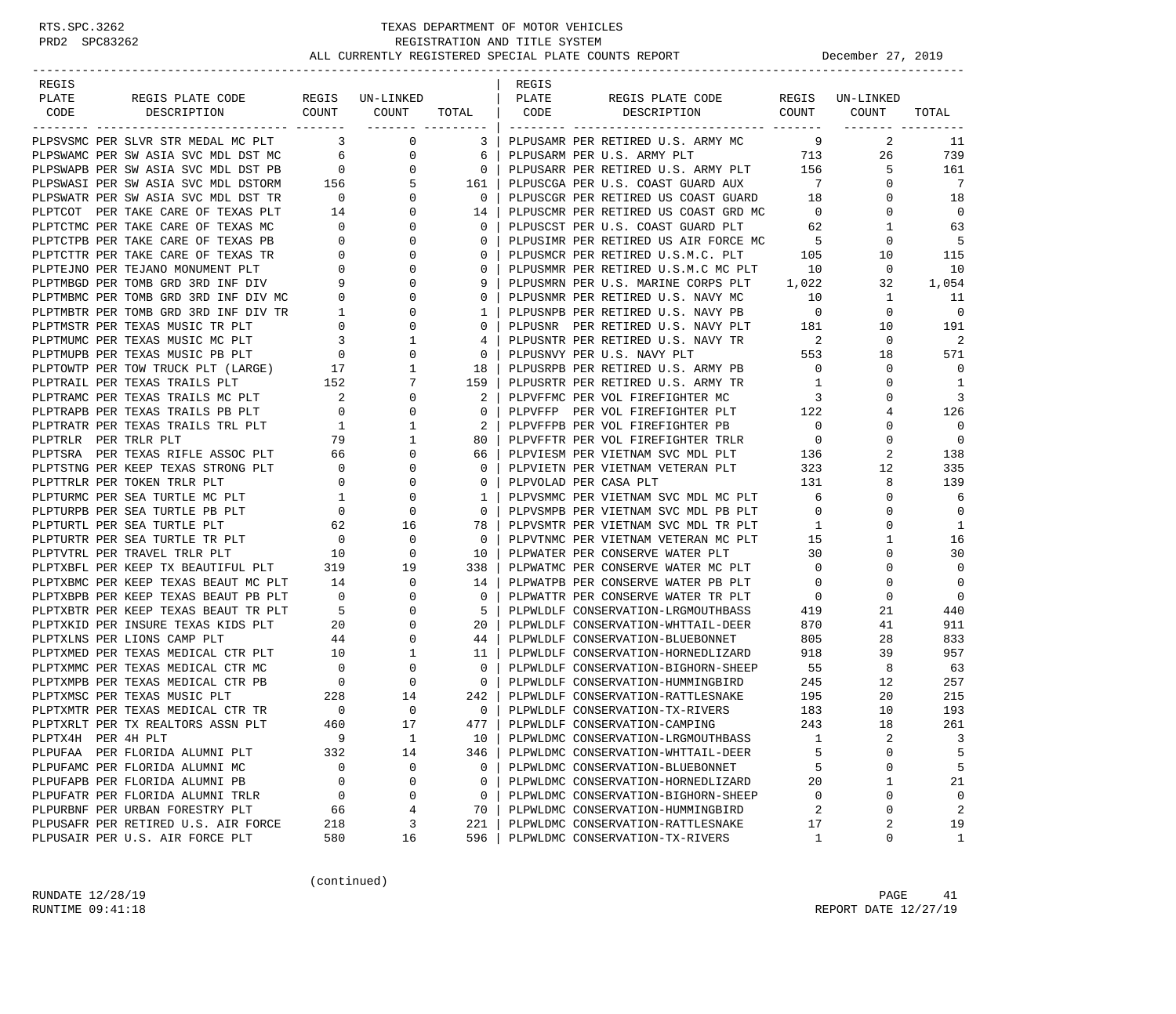TEXAS DEPARTMENT OF MOTOR VEHICLES
REGISTRATION AND TITLE SYSTEM
ALL CURRENTLY REGISTERED SPECIAL PLATE COUNTS REPORT — December 27, 2019

| REGIS PLATE CODE | REGIS PLATE CODE DESCRIPTION | REGIS COUNT | UN-LINKED COUNT | TOTAL |
|---|---|---|---|---|
| PLPSVSMC | PER SLVR STR MEDAL MC PLT | 3 | 0 | 3 |
| PLPSWAMC | PER SW ASIA SVC MDL DST MC | 6 | 0 | 6 |
| PLPSWAPB | PER SW ASIA SVC MDL DST PB | 0 | 0 | 0 |
| PLPSWASI | PER SW ASIA SVC MDL DSTORM | 156 | 5 | 161 |
| PLPSWATR | PER SW ASIA SVC MDL DST TR | 0 | 0 | 0 |
| PLPTCOT | PER TAKE CARE OF TEXAS PLT | 14 | 0 | 14 |
| PLPTCTMC | PER TAKE CARE OF TEXAS MC | 0 | 0 | 0 |
| PLPTCTPB | PER TAKE CARE OF TEXAS PB | 0 | 0 | 0 |
| PLPTCTTR | PER TAKE CARE OF TEXAS TR | 0 | 0 | 0 |
| PLPTEJNO | PER TEJANO MONUMENT PLT | 0 | 0 | 0 |
| PLPTMBGD | PER TOMB GRD 3RD INF DIV | 9 | 0 | 9 |
| PLPTMBMC | PER TOMB GRD 3RD INF DIV MC | 0 | 0 | 0 |
| PLPTMBTR | PER TOMB GRD 3RD INF DIV TR | 1 | 0 | 1 |
| PLPTMSTR | PER TEXAS MUSIC TR PLT | 0 | 0 | 0 |
| PLPTMUMC | PER TEXAS MUSIC MC PLT | 3 | 1 | 4 |
| PLPTMUPB | PER TEXAS MUSIC PB PLT | 0 | 0 | 0 |
| PLPTOWTP | PER TOW TRUCK PLT (LARGE) | 17 | 1 | 18 |
| PLPTRAIL | PER TEXAS TRAILS PLT | 152 | 7 | 159 |
| PLPTRAMC | PER TEXAS TRAILS MC PLT | 2 | 0 | 2 |
| PLPTRAPB | PER TEXAS TRAILS PB PLT | 0 | 0 | 0 |
| PLPTRATR | PER TEXAS TRAILS TRL PLT | 1 | 1 | 2 |
| PLPTRLR | PER TRLR PLT | 79 | 1 | 80 |
| PLPTSRA | PER TEXAS RIFLE ASSOC PLT | 66 | 0 | 66 |
| PLPTSTNG | PER KEEP TEXAS STRONG PLT | 0 | 0 | 0 |
| PLPTTRLR | PER TOKEN TRLR PLT | 0 | 0 | 0 |
| PLPTURMC | PER SEA TURTLE MC PLT | 1 | 0 | 1 |
| PLPTURPB | PER SEA TURTLE PB PLT | 0 | 0 | 0 |
| PLPTURTL | PER SEA TURTLE PLT | 62 | 16 | 78 |
| PLPTURTR | PER SEA TURTLE TR PLT | 0 | 0 | 0 |
| PLPTVTRL | PER TRAVEL TRLR PLT | 10 | 0 | 10 |
| PLPTXBFL | PER KEEP TX BEAUTIFUL PLT | 319 | 19 | 338 |
| PLPTXBMC | PER KEEP TEXAS BEAUT MC PLT | 14 | 0 | 14 |
| PLPTXBPB | PER KEEP TEXAS BEAUT PB PLT | 0 | 0 | 0 |
| PLPTXBTR | PER KEEP TEXAS BEAUT TR PLT | 5 | 0 | 5 |
| PLPTXKID | PER INSURE TEXAS KIDS PLT | 20 | 0 | 20 |
| PLPTXLNS | PER LIONS CAMP PLT | 44 | 0 | 44 |
| PLPTXMED | PER TEXAS MEDICAL CTR PLT | 10 | 1 | 11 |
| PLPTXMMC | PER TEXAS MEDICAL CTR MC | 0 | 0 | 0 |
| PLPTXMPB | PER TEXAS MEDICAL CTR PB | 0 | 0 | 0 |
| PLPTXMSC | PER TEXAS MUSIC PLT | 228 | 14 | 242 |
| PLPTXMTR | PER TEXAS MEDICAL CTR TR | 0 | 0 | 0 |
| PLPTXRLT | PER TX REALTORS ASSN PLT | 460 | 17 | 477 |
| PLPTX4H | PER 4H PLT | 9 | 1 | 10 |
| PLPUFAA | PER FLORIDA ALUMNI PLT | 332 | 14 | 346 |
| PLPUFAMC | PER FLORIDA ALUMNI MC | 0 | 0 | 0 |
| PLPUFAPB | PER FLORIDA ALUMNI PB | 0 | 0 | 0 |
| PLPUFATR | PER FLORIDA ALUMNI TRLR | 0 | 0 | 0 |
| PLPURBNF | PER URBAN FORESTRY PLT | 66 | 4 | 70 |
| PLPUSAFR | PER RETIRED U.S. AIR FORCE | 218 | 3 | 221 |
| PLPUSAIR | PER U.S. AIR FORCE PLT | 580 | 16 | 596 |
| PLPUSAMR | PER RETIRED U.S. ARMY MC | 9 | 2 | 11 |
| PLPUSARM | PER U.S. ARMY PLT | 713 | 26 | 739 |
| PLPUSARR | PER RETIRED U.S. ARMY PLT | 156 | 5 | 161 |
| PLPUSCGA | PER U.S. COAST GUARD AUX | 7 | 0 | 7 |
| PLPUSCGR | PER RETIRED US COAST GUARD | 18 | 0 | 18 |
| PLPUSCMR | PER RETIRED US COAST GRD MC | 0 | 0 | 0 |
| PLPUSCST | PER U.S. COAST GUARD PLT | 62 | 1 | 63 |
| PLPUSIMR | PER RETIRED US AIR FORCE MC | 5 | 0 | 5 |
| PLPUSMCR | PER RETIRED U.S.M.C. PLT | 105 | 10 | 115 |
| PLPUSMMR | PER RETIRED U.S.M.C MC PLT | 10 | 0 | 10 |
| PLPUSMRN | PER U.S. MARINE CORPS PLT | 1,022 | 32 | 1,054 |
| PLPUSNMR | PER RETIRED U.S. NAVY MC | 10 | 1 | 11 |
| PLPUSNPB | PER RETIRED U.S. NAVY PB | 0 | 0 | 0 |
| PLPUSNR | PER RETIRED U.S. NAVY PLT | 181 | 10 | 191 |
| PLPUSNTR | PER RETIRED U.S. NAVY TR | 2 | 0 | 2 |
| PLPUSNVY | PER U.S. NAVY PLT | 553 | 18 | 571 |
| PLPUSRPB | PER RETIRED U.S. ARMY PB | 0 | 0 | 0 |
| PLPUSRTR | PER RETIRED U.S. ARMY TR | 1 | 0 | 1 |
| PLPVFFMC | PER VOL FIREFIGHTER MC | 3 | 0 | 3 |
| PLPVFFP | PER VOL FIREFIGHTER PLT | 122 | 4 | 126 |
| PLPVFFPB | PER VOL FIREFIGHTER PB | 0 | 0 | 0 |
| PLPVFFTR | PER VOL FIREFIGHTER TRLR | 0 | 0 | 0 |
| PLPVIESM | PER VIETNAM SVC MDL PLT | 136 | 2 | 138 |
| PLPVIETN | PER VIETNAM VETERAN PLT | 323 | 12 | 335 |
| PLPVOLAD | PER CASA PLT | 131 | 8 | 139 |
| PLPVSMMC | PER VIETNAM SVC MDL MC PLT | 6 | 0 | 6 |
| PLPVSMPB | PER VIETNAM SVC MDL PB PLT | 0 | 0 | 0 |
| PLPVSMTR | PER VIETNAM SVC MDL TR PLT | 1 | 0 | 1 |
| PLPVTNMC | PER VIETNAM VETERAN MC PLT | 15 | 1 | 16 |
| PLPWATER | PER CONSERVE WATER PLT | 30 | 0 | 30 |
| PLPWATMC | PER CONSERVE WATER MC PLT | 0 | 0 | 0 |
| PLPWATPB | PER CONSERVE WATER PB PLT | 0 | 0 | 0 |
| PLPWATTR | PER CONSERVE WATER TR PLT | 0 | 0 | 0 |
| PLPWLDLF | CONSERVATION-LRGMOUTHBASS | 419 | 21 | 440 |
| PLPWLDLF | CONSERVATION-WHTTAIL-DEER | 870 | 41 | 911 |
| PLPWLDLF | CONSERVATION-BLUEBONNET | 805 | 28 | 833 |
| PLPWLDLF | CONSERVATION-HORNEDLIZARD | 918 | 39 | 957 |
| PLPWLDLF | CONSERVATION-BIGHORN-SHEEP | 55 | 8 | 63 |
| PLPWLDLF | CONSERVATION-HUMMINGBIRD | 245 | 12 | 257 |
| PLPWLDLF | CONSERVATION-RATTLESNAKE | 195 | 20 | 215 |
| PLPWLDLF | CONSERVATION-TX-RIVERS | 183 | 10 | 193 |
| PLPWLDLF | CONSERVATION-CAMPING | 243 | 18 | 261 |
| PLPWLDMC | CONSERVATION-LRGMOUTHBASS | 1 | 2 | 3 |
| PLPWLDMC | CONSERVATION-WHTTAIL-DEER | 5 | 0 | 5 |
| PLPWLDMC | CONSERVATION-BLUEBONNET | 5 | 0 | 5 |
| PLPWLDMC | CONSERVATION-HORNEDLIZARD | 20 | 1 | 21 |
| PLPWLDMC | CONSERVATION-BIGHORN-SHEEP | 0 | 0 | 0 |
| PLPWLDMC | CONSERVATION-HUMMINGBIRD | 2 | 0 | 2 |
| PLPWLDMC | CONSERVATION-RATTLESNAKE | 17 | 2 | 19 |
| PLPWLDMC | CONSERVATION-TX-RIVERS | 1 | 0 | 1 |

(continued)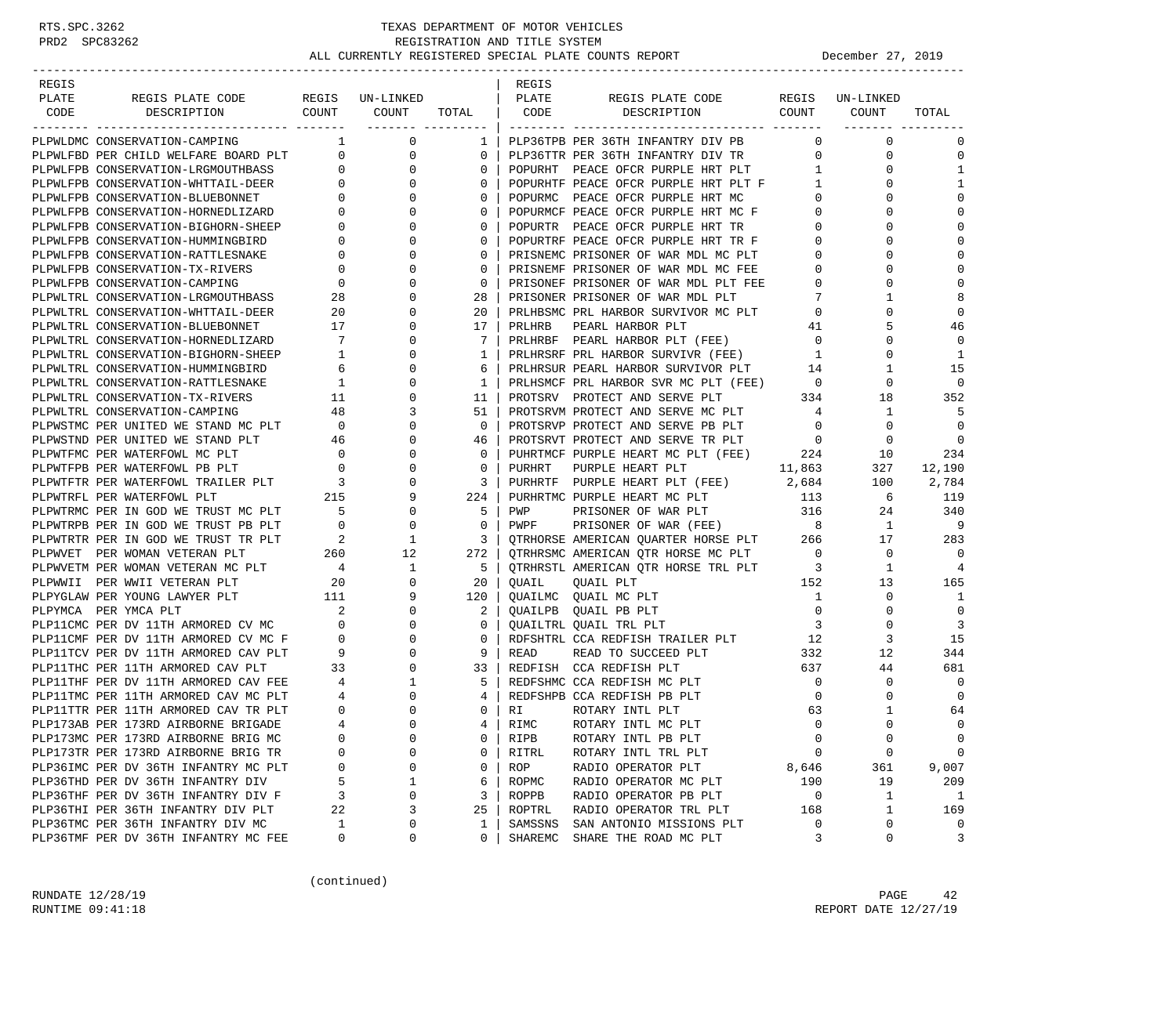RTS.SPC.3262
PRD2 SPC83262

# TEXAS DEPARTMENT OF MOTOR VEHICLES
## REGISTRATION AND TITLE SYSTEM
### ALL CURRENTLY REGISTERED SPECIAL PLATE COUNTS REPORT

December 27, 2019

| REGIS PLATE CODE | REGIS PLATE CODE DESCRIPTION | REGIS COUNT | UN-LINKED COUNT | TOTAL |
|---|---|---|---|---|
| PLPWLDMC | CONSERVATION-CAMPING | 1 | 0 | 1 |
| PLPWLFBD | PER CHILD WELFARE BOARD PLT | 0 | 0 | 0 |
| PLPWLFPB | CONSERVATION-LRGMOUTHBASS | 0 | 0 | 0 |
| PLPWLFPB | CONSERVATION-WHTTAIL-DEER | 0 | 0 | 0 |
| PLPWLFPB | CONSERVATION-BLUEBONNET | 0 | 0 | 0 |
| PLPWLFPB | CONSERVATION-HORNEDLIZARD | 0 | 0 | 0 |
| PLPWLFPB | CONSERVATION-BIGHORN-SHEEP | 0 | 0 | 0 |
| PLPWLFPB | CONSERVATION-HUMMINGBIRD | 0 | 0 | 0 |
| PLPWLFPB | CONSERVATION-RATTLESNAKE | 0 | 0 | 0 |
| PLPWLFPB | CONSERVATION-TX-RIVERS | 0 | 0 | 0 |
| PLPWLFPB | CONSERVATION-CAMPING | 0 | 0 | 0 |
| PLPWLTRL | CONSERVATION-LRGMOUTHBASS | 28 | 0 | 28 |
| PLPWLTRL | CONSERVATION-WHTTAIL-DEER | 20 | 0 | 20 |
| PLPWLTRL | CONSERVATION-BLUEBONNET | 17 | 0 | 17 |
| PLPWLTRL | CONSERVATION-HORNEDLIZARD | 7 | 0 | 7 |
| PLPWLTRL | CONSERVATION-BIGHORN-SHEEP | 1 | 0 | 1 |
| PLPWLTRL | CONSERVATION-HUMMINGBIRD | 6 | 0 | 6 |
| PLPWLTRL | CONSERVATION-RATTLESNAKE | 1 | 0 | 1 |
| PLPWLTRL | CONSERVATION-TX-RIVERS | 11 | 0 | 11 |
| PLPWLTRL | CONSERVATION-CAMPING | 48 | 3 | 51 |
| PLPWSTMC | PER UNITED WE STAND MC PLT | 0 | 0 | 0 |
| PLPWSTND | PER UNITED WE STAND PLT | 46 | 0 | 46 |
| PLPWTFMC | PER WATERFOWL MC PLT | 0 | 0 | 0 |
| PLPWTFPB | PER WATERFOWL PB PLT | 0 | 0 | 0 |
| PLPWTFTR | PER WATERFOWL TRAILER PLT | 3 | 0 | 3 |
| PLPWTRFL | PER WATERFOWL PLT | 215 | 9 | 224 |
| PLPWTRMC | PER IN GOD WE TRUST MC PLT | 5 | 0 | 5 |
| PLPWTRPB | PER IN GOD WE TRUST PB PLT | 0 | 0 | 0 |
| PLPWTRTR | PER IN GOD WE TRUST TR PLT | 2 | 1 | 3 |
| PLPWVET | PER WOMAN VETERAN PLT | 260 | 12 | 272 |
| PLPWVETM | PER WOMAN VETERAN MC PLT | 4 | 1 | 5 |
| PLPWWII | PER WWII VETERAN PLT | 20 | 0 | 20 |
| PLPYGLAW | PER YOUNG LAWYER PLT | 111 | 9 | 120 |
| PLPYMCA | PER YMCA PLT | 2 | 0 | 2 |
| PLP11CMC | PER DV 11TH ARMORED CV MC | 0 | 0 | 0 |
| PLP11CMF | PER DV 11TH ARMORED CV MC F | 0 | 0 | 0 |
| PLP11TCV | PER DV 11TH ARMORED CAV PLT | 9 | 0 | 9 |
| PLP11THC | PER 11TH ARMORED CAV PLT | 33 | 0 | 33 |
| PLP11THF | PER DV 11TH ARMORED CAV FEE | 4 | 1 | 5 |
| PLP11TMC | PER 11TH ARMORED CAV MC PLT | 4 | 0 | 4 |
| PLP11TTR | PER 11TH ARMORED CAV TR PLT | 0 | 0 | 0 |
| PLP173AB | PER 173RD AIRBORNE BRIGADE | 4 | 0 | 4 |
| PLP173MC | PER 173RD AIRBORNE BRIG MC | 0 | 0 | 0 |
| PLP173TR | PER 173RD AIRBORNE BRIG TR | 0 | 0 | 0 |
| PLP36IMC | PER DV 36TH INFANTRY MC PLT | 0 | 0 | 0 |
| PLP36THD | PER DV 36TH INFANTRY DIV | 5 | 1 | 6 |
| PLP36THF | PER DV 36TH INFANTRY DIV F | 3 | 0 | 3 |
| PLP36THI | PER 36TH INFANTRY DIV PLT | 22 | 3 | 25 |
| PLP36TMC | PER 36TH INFANTRY DIV MC | 1 | 0 | 1 |
| PLP36TMF | PER DV 36TH INFANTRY MC FEE | 0 | 0 | 0 |
| PLP36TPB | PER 36TH INFANTRY DIV PB | 0 | 0 | 0 |
| PLP36TTR | PER 36TH INFANTRY DIV TR | 0 | 0 | 0 |
| POPURHT | PEACE OFCR PURPLE HRT PLT | 1 | 0 | 1 |
| POPURHTF | PEACE OFCR PURPLE HRT PLT F | 1 | 0 | 1 |
| POPURMC | PEACE OFCR PURPLE HRT MC | 0 | 0 | 0 |
| POPURMCF | PEACE OFCR PURPLE HRT MC F | 0 | 0 | 0 |
| POPURTR | PEACE OFCR PURPLE HRT TR | 0 | 0 | 0 |
| POPURTRF | PEACE OFCR PURPLE HRT TR F | 0 | 0 | 0 |
| PRISNEMC | PRISONER OF WAR MDL MC PLT | 0 | 0 | 0 |
| PRISNEMF | PRISONER OF WAR MDL MC FEE | 0 | 0 | 0 |
| PRISONEF | PRISONER OF WAR MDL PLT FEE | 0 | 0 | 0 |
| PRISONER | PRISONER OF WAR MDL PLT | 7 | 1 | 8 |
| PRLHBSMC | PRL HARBOR SURVIVOR MC PLT | 0 | 0 | 0 |
| PRLHRB | PEARL HARBOR PLT | 41 | 5 | 46 |
| PRLHRBF | PEARL HARBOR PLT (FEE) | 0 | 0 | 0 |
| PRLHRSRF | PRL HARBOR SURVIVR (FEE) | 1 | 0 | 1 |
| PRLHRSUR | PEARL HARBOR SURVIVOR PLT | 14 | 1 | 15 |
| PRLHSMCF | PRL HARBOR SVR MC PLT (FEE) | 0 | 0 | 0 |
| PROTSRV | PROTECT AND SERVE PLT | 334 | 18 | 352 |
| PROTSRVM | PROTECT AND SERVE MC PLT | 4 | 1 | 5 |
| PROTSRVP | PROTECT AND SERVE PB PLT | 0 | 0 | 0 |
| PROTSRVT | PROTECT AND SERVE TR PLT | 0 | 0 | 0 |
| PUHRTMCF | PURPLE HEART MC PLT (FEE) | 224 | 10 | 234 |
| PURHRT | PURPLE HEART PLT | 11,863 | 327 | 12,190 |
| PURHRTF | PURPLE HEART PLT (FEE) | 2,684 | 100 | 2,784 |
| PURHRTMC | PURPLE HEART MC PLT | 113 | 6 | 119 |
| PWP | PRISONER OF WAR PLT | 316 | 24 | 340 |
| PWPF | PRISONER OF WAR (FEE) | 8 | 1 | 9 |
| QTRHORSE | AMERICAN QUARTER HORSE PLT | 266 | 17 | 283 |
| QTRHRSMC | AMERICAN QTR HORSE MC PLT | 0 | 0 | 0 |
| QTRHRSTL | AMERICAN QTR HORSE TRL PLT | 3 | 1 | 4 |
| QUAIL | QUAIL PLT | 152 | 13 | 165 |
| QUAILMC | QUAIL MC PLT | 1 | 0 | 1 |
| QUAILPB | QUAIL PB PLT | 0 | 0 | 0 |
| QUAILTRL | QUAIL TRL PLT | 3 | 0 | 3 |
| RDFSHTRL | CCA REDFISH TRAILER PLT | 12 | 3 | 15 |
| READ | READ TO SUCCEED PLT | 332 | 12 | 344 |
| REDFISH | CCA REDFISH PLT | 637 | 44 | 681 |
| REDFSHMC | CCA REDFISH MC PLT | 0 | 0 | 0 |
| REDFSHPB | CCA REDFISH PB PLT | 0 | 0 | 0 |
| RI | ROTARY INTL PLT | 63 | 1 | 64 |
| RIMC | ROTARY INTL MC PLT | 0 | 0 | 0 |
| RIPB | ROTARY INTL PB PLT | 0 | 0 | 0 |
| RITRL | ROTARY INTL TRL PLT | 0 | 0 | 0 |
| ROP | RADIO OPERATOR PLT | 8,646 | 361 | 9,007 |
| ROPMC | RADIO OPERATOR MC PLT | 190 | 19 | 209 |
| ROPPB | RADIO OPERATOR PB PLT | 0 | 1 | 1 |
| ROPTRL | RADIO OPERATOR TRL PLT | 168 | 1 | 169 |
| SAMSSNS | SAN ANTONIO MISSIONS PLT | 0 | 0 | 0 |
| SHAREMC | SHARE THE ROAD MC PLT | 3 | 0 | 3 |

(continued)

RUNDATE 12/28/19
RUNTIME 09:41:18

REPORT DATE 12/27/19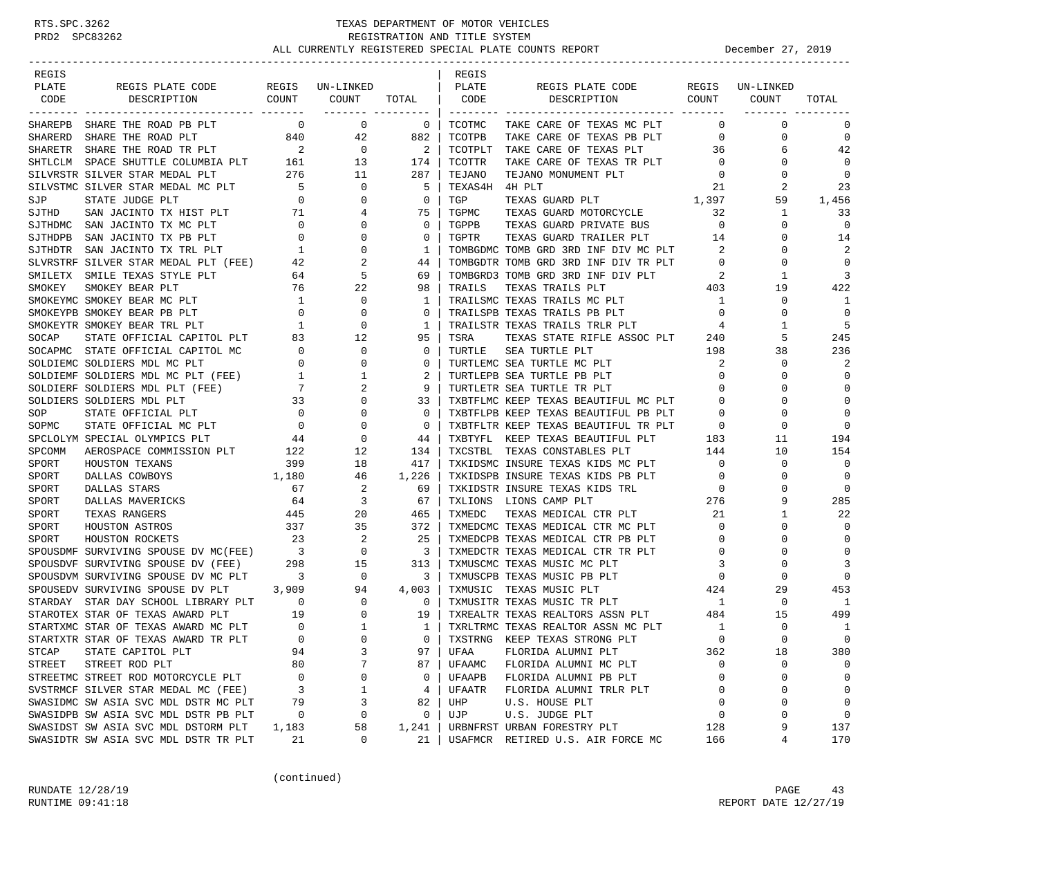RTS.SPC.3262 TEXAS DEPARTMENT OF MOTOR VEHICLES
PRD2 SPC83262 REGISTRATION AND TITLE SYSTEM
ALL CURRENTLY REGISTERED SPECIAL PLATE COUNTS REPORT December 27, 2019

| REGIS PLATE CODE | REGIS PLATE CODE DESCRIPTION | REGIS COUNT | UN-LINKED COUNT | TOTAL | REGIS PLATE CODE | REGIS PLATE CODE DESCRIPTION | REGIS COUNT | UN-LINKED COUNT | TOTAL |
|---|---|---|---|---|---|---|---|---|---|
| SHAREPB | SHARE THE ROAD PB PLT | 0 | 0 | 0 | TCOTMC | TAKE CARE OF TEXAS MC PLT | 0 | 0 | 0 |
| SHARERD | SHARE THE ROAD PLT | 840 | 42 | 882 | TCOTPB | TAKE CARE OF TEXAS PB PLT | 0 | 0 | 0 |
| SHARETR | SHARE THE ROAD TR PLT | 2 | 0 | 2 | TCOTPLT | TAKE CARE OF TEXAS PLT | 36 | 6 | 42 |
| SHTLCLM | SPACE SHUTTLE COLUMBIA PLT | 161 | 13 | 174 | TCOTTR | TAKE CARE OF TEXAS TR PLT | 0 | 0 | 0 |
| SILVRSTR | SILVER STAR MEDAL PLT | 276 | 11 | 287 | TEJANO | TEJANO MONUMENT PLT | 0 | 0 | 0 |
| SILVSTMC | SILVER STAR MEDAL MC PLT | 5 | 0 | 5 | TEXAS4H | 4H PLT | 21 | 2 | 23 |
| SJP | STATE JUDGE PLT | 0 | 0 | 0 | TGP | TEXAS GUARD PLT | 1,397 | 59 | 1,456 |
| SJTHD | SAN JACINTO TX HIST PLT | 71 | 4 | 75 | TGPMC | TEXAS GUARD MOTORCYCLE | 32 | 1 | 33 |
| SJTHDMC | SAN JACINTO TX MC PLT | 0 | 0 | 0 | TGPPB | TEXAS GUARD PRIVATE BUS | 0 | 0 | 0 |
| SJTHDPB | SAN JACINTO TX PB PLT | 0 | 0 | 0 | TGPTR | TEXAS GUARD TRAILER PLT | 14 | 0 | 14 |
| SJTHDTR | SAN JACINTO TX TRL PLT | 1 | 0 | 1 | TOMBGDMC | TOMB GRD 3RD INF DIV MC PLT | 2 | 0 | 2 |
| SLVRSTRF | SILVER STAR MEDAL PLT (FEE) | 42 | 2 | 44 | TOMBGDTR | TOMB GRD 3RD INF DIV TR PLT | 0 | 0 | 0 |
| SMILETX | SMILE TEXAS STYLE PLT | 64 | 5 | 69 | TOMBGRD3 | TOMB GRD 3RD INF DIV PLT | 2 | 1 | 3 |
| SMOKEY | SMOKEY BEAR PLT | 76 | 22 | 98 | TRAILS | TEXAS TRAILS PLT | 403 | 19 | 422 |
| SMOKEYMC | SMOKEY BEAR MC PLT | 1 | 0 | 1 | TRAILSMC | TEXAS TRAILS MC PLT | 1 | 0 | 1 |
| SMOKEYPB | SMOKEY BEAR PB PLT | 0 | 0 | 0 | TRAILSPB | TEXAS TRAILS PB PLT | 0 | 0 | 0 |
| SMOKEYTR | SMOKEY BEAR TRL PLT | 1 | 0 | 1 | TRAILSTR | TEXAS TRAILS TRLR PLT | 4 | 1 | 5 |
| SOCAP | STATE OFFICIAL CAPITOL PLT | 83 | 12 | 95 | TSRA | TEXAS STATE RIFLE ASSOC PLT | 240 | 5 | 245 |
| SOCAPMC | STATE OFFICIAL CAPITOL MC | 0 | 0 | 0 | TURTLE | SEA TURTLE PLT | 198 | 38 | 236 |
| SOLDIEMC | SOLDIERS MDL MC PLT | 0 | 0 | 0 | TURTLEMC | SEA TURTLE MC PLT | 2 | 0 | 2 |
| SOLDIEMF | SOLDIERS MDL MC PLT (FEE) | 1 | 1 | 2 | TURTLEPB | SEA TURTLE PB PLT | 0 | 0 | 0 |
| SOLDIERF | SOLDIERS MDL PLT (FEE) | 7 | 2 | 9 | TURTLETR | SEA TURTLE TR PLT | 0 | 0 | 0 |
| SOLDIERS | SOLDIERS MDL PLT | 33 | 0 | 33 | TXBTFLMC | KEEP TEXAS BEAUTIFUL MC PLT | 0 | 0 | 0 |
| SOP | STATE OFFICIAL PLT | 0 | 0 | 0 | TXBTFLPB | KEEP TEXAS BEAUTIFUL PB PLT | 0 | 0 | 0 |
| SOPMC | STATE OFFICIAL MC PLT | 0 | 0 | 0 | TXBTFLTR | KEEP TEXAS BEAUTIFUL TR PLT | 0 | 0 | 0 |
| SPCLOLYM | SPECIAL OLYMPICS PLT | 44 | 0 | 44 | TXBTYFL | KEEP TEXAS BEAUTIFUL PLT | 183 | 11 | 194 |
| SPCOMM | AEROSPACE COMMISSION PLT | 122 | 12 | 134 | TXCSTBL | TEXAS CONSTABLES PLT | 144 | 10 | 154 |
| SPORT | HOUSTON TEXANS | 399 | 18 | 417 | TXKIDSMC | INSURE TEXAS KIDS MC PLT | 0 | 0 | 0 |
| SPORT | DALLAS COWBOYS | 1,180 | 46 | 1,226 | TXKIDSPB | INSURE TEXAS KIDS PB PLT | 0 | 0 | 0 |
| SPORT | DALLAS STARS | 67 | 2 | 69 | TXKIDSTR | INSURE TEXAS KIDS TRL | 0 | 0 | 0 |
| SPORT | DALLAS MAVERICKS | 64 | 3 | 67 | TXLIONS | LIONS CAMP PLT | 276 | 9 | 285 |
| SPORT | TEXAS RANGERS | 445 | 20 | 465 | TXMEDC | TEXAS MEDICAL CTR PLT | 21 | 1 | 22 |
| SPORT | HOUSTON ASTROS | 337 | 35 | 372 | TXMEDCMC | TEXAS MEDICAL CTR MC PLT | 0 | 0 | 0 |
| SPORT | HOUSTON ROCKETS | 23 | 2 | 25 | TXMEDCPB | TEXAS MEDICAL CTR PB PLT | 0 | 0 | 0 |
| SPOUSDMF | SURVIVING SPOUSE DV MC(FEE) | 3 | 0 | 3 | TXMEDCTR | TEXAS MEDICAL CTR TR PLT | 0 | 0 | 0 |
| SPOUSDVF | SURVIVING SPOUSE DV (FEE) | 298 | 15 | 313 | TXMUSCMC | TEXAS MUSIC MC PLT | 3 | 0 | 3 |
| SPOUSDVM | SURVIVING SPOUSE DV MC PLT | 3 | 0 | 3 | TXMUSCPB | TEXAS MUSIC PB PLT | 0 | 0 | 0 |
| SPOUSEDV | SURVIVING SPOUSE DV PLT | 3,909 | 94 | 4,003 | TXMUSIC | TEXAS MUSIC PLT | 424 | 29 | 453 |
| STARDAY | STAR DAY SCHOOL LIBRARY PLT | 0 | 0 | 0 | TXMUSITR | TEXAS MUSIC TR PLT | 1 | 0 | 1 |
| STAROTEX | STAR OF TEXAS AWARD PLT | 19 | 0 | 19 | TXREALTR | TEXAS REALTORS ASSN PLT | 484 | 15 | 499 |
| STARTXMC | STAR OF TEXAS AWARD MC PLT | 0 | 1 | 1 | TXRLTRMC | TEXAS REALTOR ASSN MC PLT | 1 | 0 | 1 |
| STARTXTR | STAR OF TEXAS AWARD TR PLT | 0 | 0 | 0 | TXSTRNG | KEEP TEXAS STRONG PLT | 0 | 0 | 0 |
| STCAP | STATE CAPITOL PLT | 94 | 3 | 97 | UFAA | FLORIDA ALUMNI PLT | 362 | 18 | 380 |
| STREET | STREET ROD PLT | 80 | 7 | 87 | UFAAMC | FLORIDA ALUMNI MC PLT | 0 | 0 | 0 |
| STREETMC | STREET ROD MOTORCYCLE PLT | 0 | 0 | 0 | UFAAPB | FLORIDA ALUMNI PB PLT | 0 | 0 | 0 |
| SVSTRMCF | SILVER STAR MEDAL MC (FEE) | 3 | 1 | 4 | UFAATR | FLORIDA ALUMNI TRLR PLT | 0 | 0 | 0 |
| SWASIDMC | SW ASIA SVC MDL DSTR MC PLT | 79 | 3 | 82 | UHP | U.S. HOUSE PLT | 0 | 0 | 0 |
| SWASIDPB | SW ASIA SVC MDL DSTR PB PLT | 0 | 0 | 0 | UJP | U.S. JUDGE PLT | 0 | 0 | 0 |
| SWASIDST | SW ASIA SVC MDL DSTORM PLT | 1,183 | 58 | 1,241 | URBNFRST | URBAN FORESTRY PLT | 128 | 9 | 137 |
| SWASIDTR | SW ASIA SVC MDL DSTR TR PLT | 21 | 0 | 21 | USAFMCR | RETIRED U.S. AIR FORCE MC | 166 | 4 | 170 |

(continued)

RUNDATE 12/28/19
RUNTIME 09:41:18
REPORT DATE 12/27/19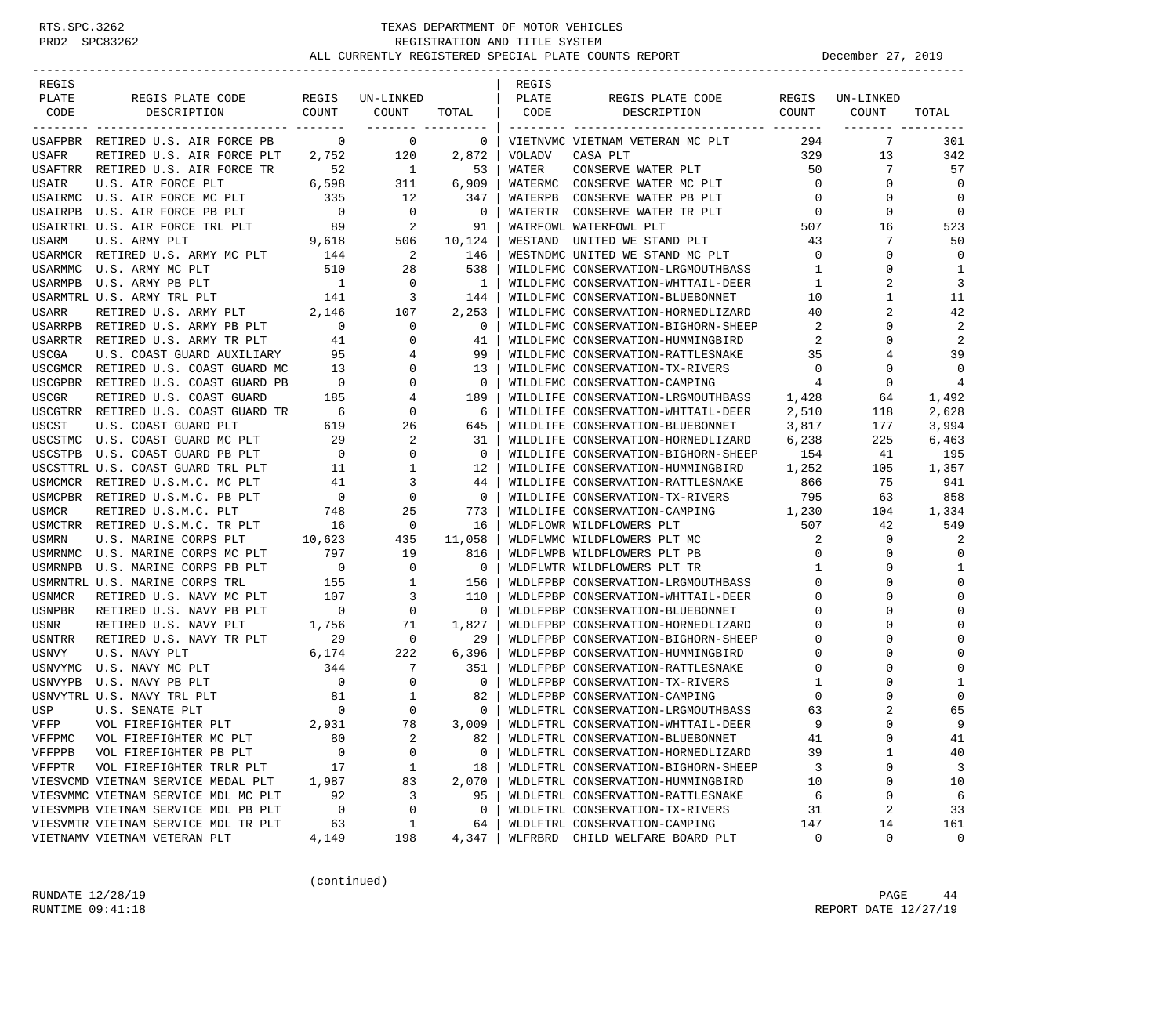RTS.SPC.3262
PRD2 SPC83262

# TEXAS DEPARTMENT OF MOTOR VEHICLES
## REGISTRATION AND TITLE SYSTEM
## ALL CURRENTLY REGISTERED SPECIAL PLATE COUNTS REPORT

December 27, 2019

| REGIS PLATE CODE | REGIS PLATE CODE DESCRIPTION | REGIS COUNT | UN-LINKED COUNT | TOTAL |
|---|---|---|---|---|
| USAFPBR | RETIRED U.S. AIR FORCE PB | 0 | 0 | 0 |
| USAFR | RETIRED U.S. AIR FORCE PLT | 2,752 | 120 | 2,872 |
| USAFTRR | RETIRED U.S. AIR FORCE TR | 52 | 1 | 53 |
| USAIR | U.S. AIR FORCE PLT | 6,598 | 311 | 6,909 |
| USAIRMC | U.S. AIR FORCE MC PLT | 335 | 12 | 347 |
| USAIRPB | U.S. AIR FORCE PB PLT | 0 | 0 | 0 |
| USAIRTRL | U.S. AIR FORCE TRL PLT | 89 | 2 | 91 |
| USARM | U.S. ARMY PLT | 9,618 | 506 | 10,124 |
| USARMCR | RETIRED U.S. ARMY MC PLT | 144 | 2 | 146 |
| USARMMC | U.S. ARMY MC PLT | 510 | 28 | 538 |
| USARMPB | U.S. ARMY PB PLT | 1 | 0 | 1 |
| USARMTRL | U.S. ARMY TRL PLT | 141 | 3 | 144 |
| USARR | RETIRED U.S. ARMY PLT | 2,146 | 107 | 2,253 |
| USARRPB | RETIRED U.S. ARMY PB PLT | 0 | 0 | 0 |
| USARRTR | RETIRED U.S. ARMY TR PLT | 41 | 0 | 41 |
| USCGA | U.S. COAST GUARD AUXILIARY | 95 | 4 | 99 |
| USCGMCR | RETIRED U.S. COAST GUARD MC | 13 | 0 | 13 |
| USCGPBR | RETIRED U.S. COAST GUARD PB | 0 | 0 | 0 |
| USCGR | RETIRED U.S. COAST GUARD | 185 | 4 | 189 |
| USCGTRR | RETIRED U.S. COAST GUARD TR | 6 | 0 | 6 |
| USCST | U.S. COAST GUARD PLT | 619 | 26 | 645 |
| USCSTMC | U.S. COAST GUARD MC PLT | 29 | 2 | 31 |
| USCSTPB | U.S. COAST GUARD PB PLT | 0 | 0 | 0 |
| USCSTTRL | U.S. COAST GUARD TRL PLT | 11 | 1 | 12 |
| USMCMCR | RETIRED U.S.M.C. MC PLT | 41 | 3 | 44 |
| USMCPBR | RETIRED U.S.M.C. PB PLT | 0 | 0 | 0 |
| USMCR | RETIRED U.S.M.C. PLT | 748 | 25 | 773 |
| USMCTRR | RETIRED U.S.M.C. TR PLT | 16 | 0 | 16 |
| USMRN | U.S. MARINE CORPS PLT | 10,623 | 435 | 11,058 |
| USMRNMC | U.S. MARINE CORPS MC PLT | 797 | 19 | 816 |
| USMRNPB | U.S. MARINE CORPS PB PLT | 0 | 0 | 0 |
| USMRNTRL | U.S. MARINE CORPS TRL | 155 | 1 | 156 |
| USNMCR | RETIRED U.S. NAVY MC PLT | 107 | 3 | 110 |
| USNPBR | RETIRED U.S. NAVY PB PLT | 0 | 0 | 0 |
| USNR | RETIRED U.S. NAVY PLT | 1,756 | 71 | 1,827 |
| USNTRR | RETIRED U.S. NAVY TR PLT | 29 | 0 | 29 |
| USNVY | U.S. NAVY PLT | 6,174 | 222 | 6,396 |
| USNVYMC | U.S. NAVY MC PLT | 344 | 7 | 351 |
| USNVYPB | U.S. NAVY PB PLT | 0 | 0 | 0 |
| USNVYTRL | U.S. NAVY TRL PLT | 81 | 1 | 82 |
| USP | U.S. SENATE PLT | 0 | 0 | 0 |
| VFFP | VOL FIREFIGHTER PLT | 2,931 | 78 | 3,009 |
| VFFPMC | VOL FIREFIGHTER MC PLT | 80 | 2 | 82 |
| VFFPPB | VOL FIREFIGHTER PB PLT | 0 | 0 | 0 |
| VFFPTR | VOL FIREFIGHTER TRLR PLT | 17 | 1 | 18 |
| VIESVCMD | VIETNAM SERVICE MEDAL PLT | 1,987 | 83 | 2,070 |
| VIESVMMC | VIETNAM SERVICE MDL MC PLT | 92 | 3 | 95 |
| VIESVMPB | VIETNAM SERVICE MDL PB PLT | 0 | 0 | 0 |
| VIESVMTR | VIETNAM SERVICE MDL TR PLT | 63 | 1 | 64 |
| VIETNAMV | VIETNAM VETERAN PLT | 4,149 | 198 | 4,347 |
| VIETNVMC | VIETNAM VETERAN MC PLT | 294 | 7 | 301 |
| VOLADV | CASA PLT | 329 | 13 | 342 |
| WATER | CONSERVE WATER PLT | 50 | 7 | 57 |
| WATERMC | CONSERVE WATER MC PLT | 0 | 0 | 0 |
| WATERPB | CONSERVE WATER PB PLT | 0 | 0 | 0 |
| WATERTR | CONSERVE WATER TR PLT | 0 | 0 | 0 |
| WATRFOWL | WATERFOWL PLT | 507 | 16 | 523 |
| WESTAND | UNITED WE STAND PLT | 43 | 7 | 50 |
| WESTNDMC | UNITED WE STAND MC PLT | 0 | 0 | 0 |
| WILDLFMC | CONSERVATION-LRGMOUTHBASS | 1 | 0 | 1 |
| WILDLFMC | CONSERVATION-WHTTAIL-DEER | 1 | 2 | 3 |
| WILDLFMC | CONSERVATION-BLUEBONNET | 10 | 1 | 11 |
| WILDLFMC | CONSERVATION-HORNEDLIZARD | 40 | 2 | 42 |
| WILDLFMC | CONSERVATION-BIGHORN-SHEEP | 2 | 0 | 2 |
| WILDLFMC | CONSERVATION-HUMMINGBIRD | 2 | 0 | 2 |
| WILDLFMC | CONSERVATION-RATTLESNAKE | 35 | 4 | 39 |
| WILDLFMC | CONSERVATION-TX-RIVERS | 0 | 0 | 0 |
| WILDLFMC | CONSERVATION-CAMPING | 4 | 0 | 4 |
| WILDLIFE | CONSERVATION-LRGMOUTHBASS | 1,428 | 64 | 1,492 |
| WILDLIFE | CONSERVATION-WHTTAIL-DEER | 2,510 | 118 | 2,628 |
| WILDLIFE | CONSERVATION-BLUEBONNET | 3,817 | 177 | 3,994 |
| WILDLIFE | CONSERVATION-HORNEDLIZARD | 6,238 | 225 | 6,463 |
| WILDLIFE | CONSERVATION-BIGHORN-SHEEP | 154 | 41 | 195 |
| WILDLIFE | CONSERVATION-HUMMINGBIRD | 1,252 | 105 | 1,357 |
| WILDLIFE | CONSERVATION-RATTLESNAKE | 866 | 75 | 941 |
| WILDLIFE | CONSERVATION-TX-RIVERS | 795 | 63 | 858 |
| WILDLIFE | CONSERVATION-CAMPING | 1,230 | 104 | 1,334 |
| WLDFLOWR | WILDFLOWERS PLT | 507 | 42 | 549 |
| WLDFLWMC | WILDFLOWERS PLT MC | 2 | 0 | 2 |
| WLDFLWPB | WILDFLOWERS PLT PB | 0 | 0 | 0 |
| WLDFLWTR | WILDFLOWERS PLT TR | 1 | 0 | 1 |
| WLDLFPBP | CONSERVATION-LRGMOUTHBASS | 0 | 0 | 0 |
| WLDLFPBP | CONSERVATION-WHTTAIL-DEER | 0 | 0 | 0 |
| WLDLFPBP | CONSERVATION-BLUEBONNET | 0 | 0 | 0 |
| WLDLFPBP | CONSERVATION-HORNEDLIZARD | 0 | 0 | 0 |
| WLDLFPBP | CONSERVATION-BIGHORN-SHEEP | 0 | 0 | 0 |
| WLDLFPBP | CONSERVATION-HUMMINGBIRD | 0 | 0 | 0 |
| WLDLFPBP | CONSERVATION-RATTLESNAKE | 0 | 0 | 0 |
| WLDLFPBP | CONSERVATION-TX-RIVERS | 1 | 0 | 1 |
| WLDLFPBP | CONSERVATION-CAMPING | 0 | 0 | 0 |
| WLDLFTRL | CONSERVATION-LRGMOUTHBASS | 63 | 2 | 65 |
| WLDLFTRL | CONSERVATION-WHTTAIL-DEER | 9 | 0 | 9 |
| WLDLFTRL | CONSERVATION-BLUEBONNET | 41 | 0 | 41 |
| WLDLFTRL | CONSERVATION-HORNEDLIZARD | 39 | 1 | 40 |
| WLDLFTRL | CONSERVATION-BIGHORN-SHEEP | 3 | 0 | 3 |
| WLDLFTRL | CONSERVATION-HUMMINGBIRD | 10 | 0 | 10 |
| WLDLFTRL | CONSERVATION-RATTLESNAKE | 6 | 0 | 6 |
| WLDLFTRL | CONSERVATION-TX-RIVERS | 31 | 2 | 33 |
| WLDLFTRL | CONSERVATION-CAMPING | 147 | 14 | 161 |
| WLFRBRD | CHILD WELFARE BOARD PLT | 0 | 0 | 0 |

(continued)

RUNDATE 12/28/19
RUNTIME 09:41:18

REPORT DATE 12/27/19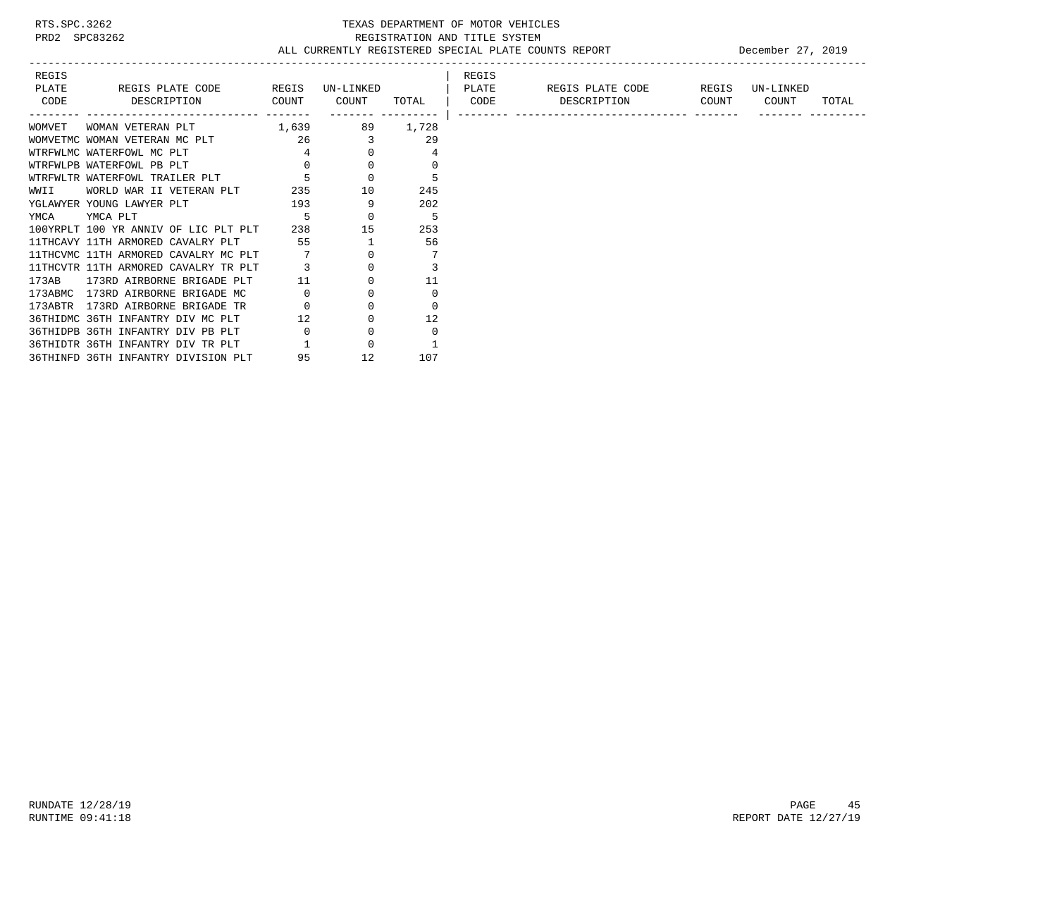TEXAS DEPARTMENT OF MOTOR VEHICLES
REGISTRATION AND TITLE SYSTEM
ALL CURRENTLY REGISTERED SPECIAL PLATE COUNTS REPORT — December 27, 2019

| REGIS PLATE CODE | REGIS PLATE CODE DESCRIPTION | REGIS COUNT | UN-LINKED COUNT | TOTAL |
|---|---|---|---|---|
| WOMVET | WOMAN VETERAN PLT | 1,639 | 89 | 1,728 |
| WOMVETMC | WOMAN VETERAN MC PLT | 26 | 3 | 29 |
| WTRFWLMC | WATERFOWL MC PLT | 4 | 0 | 4 |
| WTRFWLPB | WATERFOWL PB PLT | 0 | 0 | 0 |
| WTRFWLTR | WATERFOWL TRAILER PLT | 5 | 0 | 5 |
| WWII | WORLD WAR II VETERAN PLT | 235 | 10 | 245 |
| YGLAWYER | YOUNG LAWYER PLT | 193 | 9 | 202 |
| YMCA | YMCA PLT | 5 | 0 | 5 |
| 100YRPLT | 100 YR ANNIV OF LIC PLT PLT | 238 | 15 | 253 |
| 11THCAVY | 11TH ARMORED CAVALRY PLT | 55 | 1 | 56 |
| 11THCVMC | 11TH ARMORED CAVALRY MC PLT | 7 | 0 | 7 |
| 11THCVTR | 11TH ARMORED CAVALRY TR PLT | 3 | 0 | 3 |
| 173AB | 173RD AIRBORNE BRIGADE PLT | 11 | 0 | 11 |
| 173ABMC | 173RD AIRBORNE BRIGADE MC | 0 | 0 | 0 |
| 173ABTR | 173RD AIRBORNE BRIGADE TR | 0 | 0 | 0 |
| 36THIDMC | 36TH INFANTRY DIV MC PLT | 12 | 0 | 12 |
| 36THIDPB | 36TH INFANTRY DIV PB PLT | 0 | 0 | 0 |
| 36THIDTR | 36TH INFANTRY DIV TR PLT | 1 | 0 | 1 |
| 36THINFD | 36TH INFANTRY DIVISION PLT | 95 | 12 | 107 |

RUNDATE 12/28/19
RUNTIME 09:41:18
REPORT DATE 12/27/19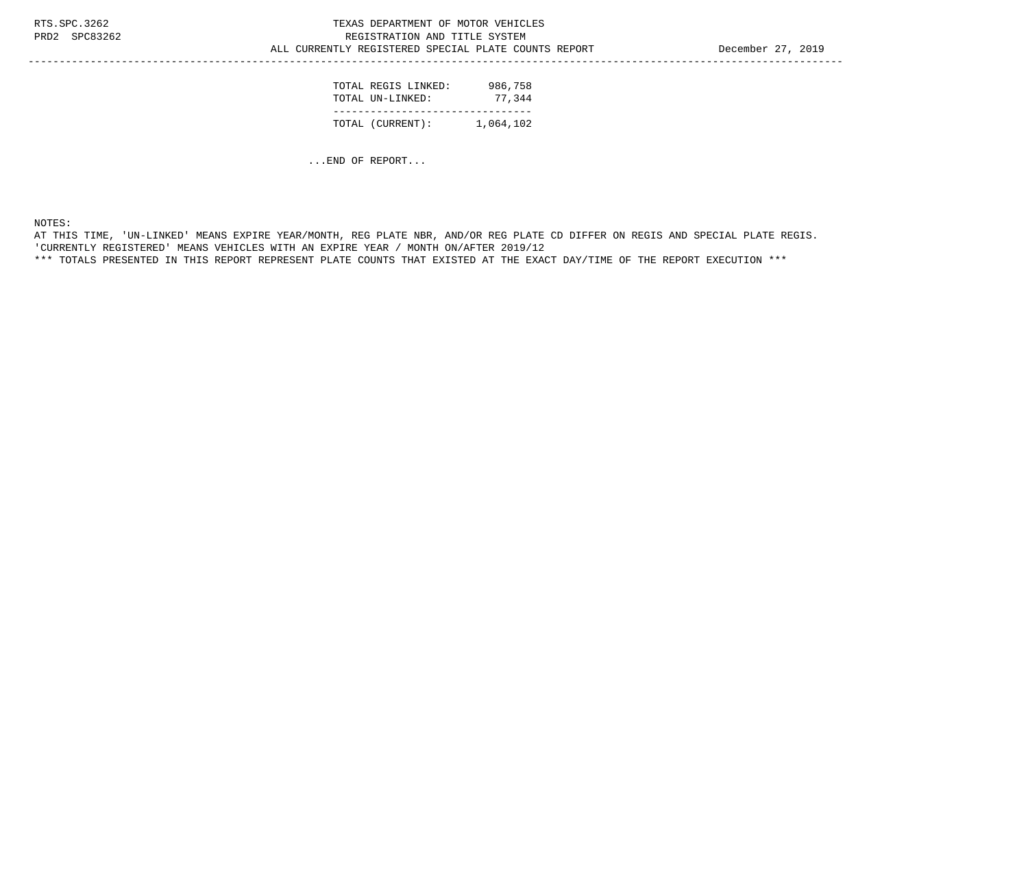RTS.SPC.3262 | TEXAS DEPARTMENT OF MOTOR VEHICLES
PRD2 SPC83262 | REGISTRATION AND TITLE SYSTEM

# ALL CURRENTLY REGISTERED SPECIAL PLATE COUNTS REPORT

December 27, 2019

| | |
|---|---|
| TOTAL REGIS LINKED: | 986,758 |
| TOTAL UN-LINKED: | 77,344 |
| TOTAL (CURRENT): | 1,064,102 |

...END OF REPORT...

NOTES:
AT THIS TIME, 'UN-LINKED' MEANS EXPIRE YEAR/MONTH, REG PLATE NBR, AND/OR REG PLATE CD DIFFER ON REGIS AND SPECIAL PLATE REGIS.
'CURRENTLY REGISTERED' MEANS VEHICLES WITH AN EXPIRE YEAR / MONTH ON/AFTER 2019/12
*** TOTALS PRESENTED IN THIS REPORT REPRESENT PLATE COUNTS THAT EXISTED AT THE EXACT DAY/TIME OF THE REPORT EXECUTION ***